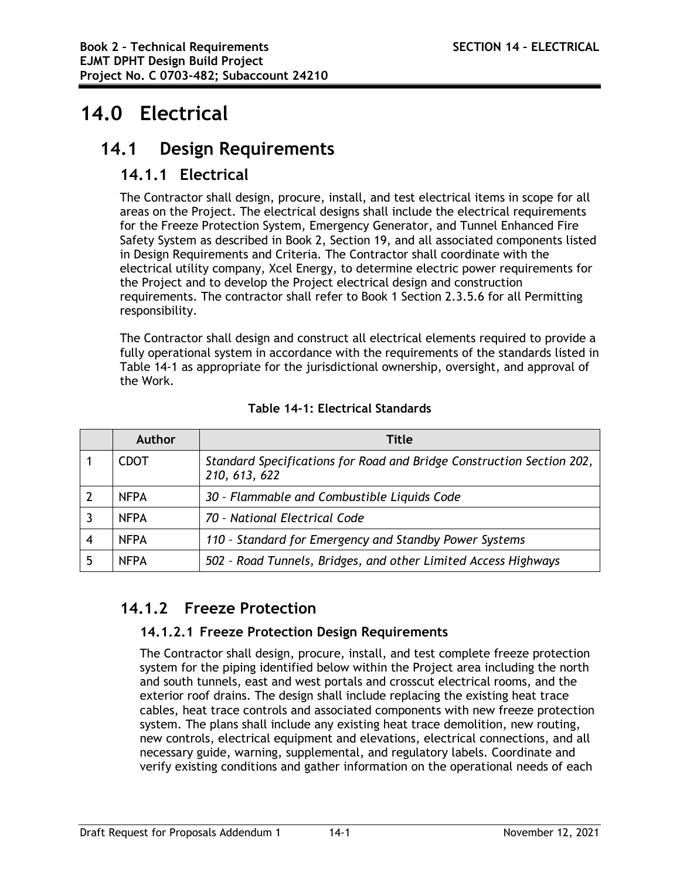# 14.0 Electrical

## 14.1 Design Requirements

### 14.1.1 Electrical

The Contractor shall design, procure, install, and test electrical items in scope for all areas on the Project. The electrical designs shall include the electrical requirements for the Freeze Protection System, Emergency Generator, and Tunnel Enhanced Fire Safety System as described in Book 2, Section 19, and all associated components listed in Design Requirements and Criteria. The Contractor shall coordinate with the electrical utility company, Xcel Energy, to determine electric power requirements for the Project and to develop the Project electrical design and construction requirements. The contractor shall refer to Book 1 Section 2.3.5.6 for all Permitting responsibility.

The Contractor shall design and construct all electrical elements required to provide a fully operational system in accordance with the requirements of the standards listed in Table 14-1 as appropriate for the jurisdictional ownership, oversight, and approval of the Work.

**Table 14-1: Electrical Standards**

| | Author | Title |
|---|---|---|
| 1 | CDOT | *Standard Specifications for Road and Bridge Construction Section 202, 210, 613, 622* |
| 2 | NFPA | *30 – Flammable and Combustible Liquids Code* |
| 3 | NFPA | *70 – National Electrical Code* |
| 4 | NFPA | *110 – Standard for Emergency and Standby Power Systems* |
| 5 | NFPA | *502 – Road Tunnels, Bridges, and other Limited Access Highways* |

### 14.1.2 Freeze Protection

#### 14.1.2.1 Freeze Protection Design Requirements

The Contractor shall design, procure, install, and test complete freeze protection system for the piping identified below within the Project area including the north and south tunnels, east and west portals and crosscut electrical rooms, and the exterior roof drains. The design shall include replacing the existing heat trace cables, heat trace controls and associated components with new freeze protection system. The plans shall include any existing heat trace demolition, new routing, new controls, electrical equipment and elevations, electrical connections, and all necessary guide, warning, supplemental, and regulatory labels. Coordinate and verify existing conditions and gather information on the operational needs of each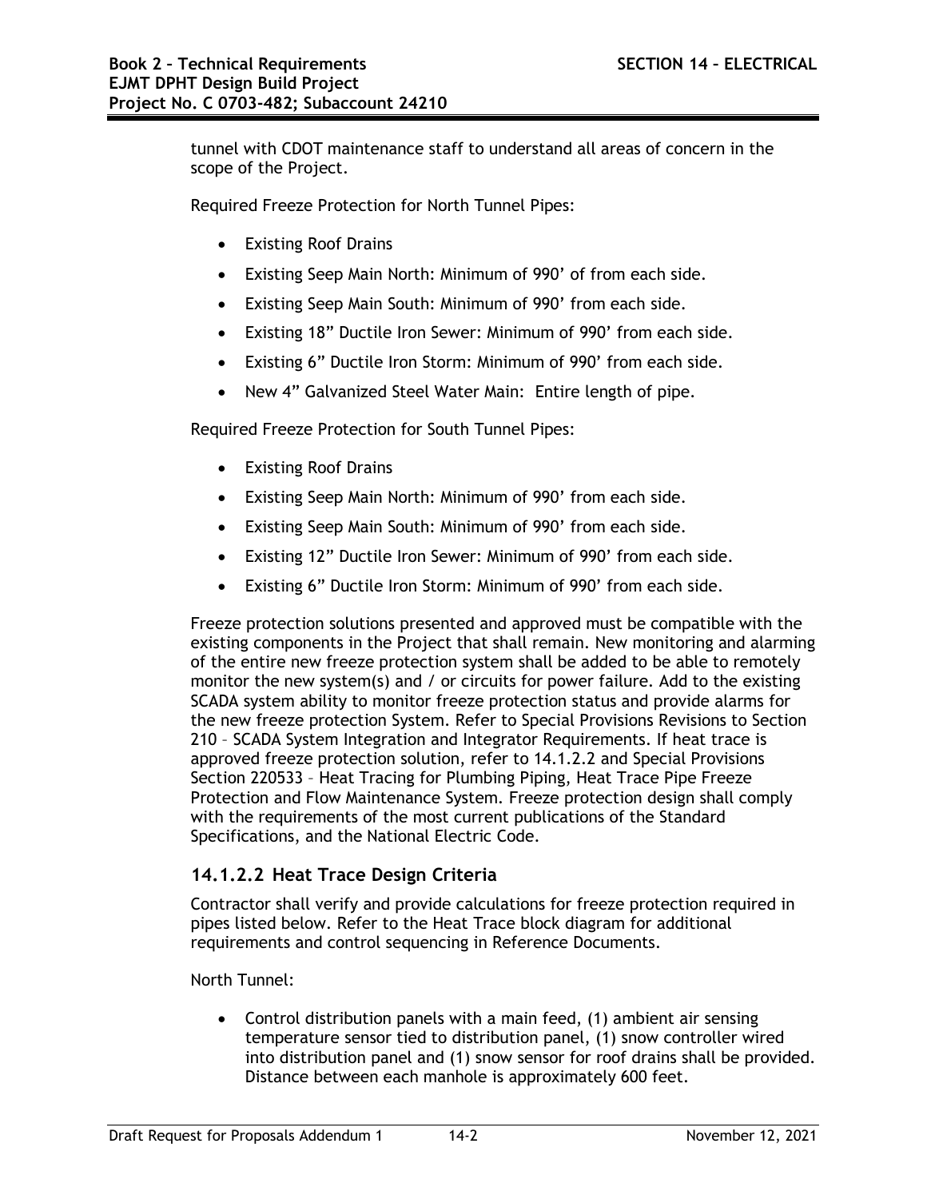tunnel with CDOT maintenance staff to understand all areas of concern in the scope of the Project.

Required Freeze Protection for North Tunnel Pipes:

- Existing Roof Drains
- Existing Seep Main North: Minimum of 990' of from each side.
- Existing Seep Main South: Minimum of 990' from each side.
- Existing 18" Ductile Iron Sewer: Minimum of 990' from each side.
- Existing 6" Ductile Iron Storm: Minimum of 990' from each side.
- New 4" Galvanized Steel Water Main: Entire length of pipe.

Required Freeze Protection for South Tunnel Pipes:

- Existing Roof Drains
- Existing Seep Main North: Minimum of 990' from each side.
- Existing Seep Main South: Minimum of 990' from each side.
- Existing 12" Ductile Iron Sewer: Minimum of 990' from each side.
- Existing 6" Ductile Iron Storm: Minimum of 990' from each side.

Freeze protection solutions presented and approved must be compatible with the existing components in the Project that shall remain. New monitoring and alarming of the entire new freeze protection system shall be added to be able to remotely monitor the new system(s) / or circuits for power failure. Add to the existing SCADA system ability to monitor freeze protection status and provide alarms for the new freeze protection System. Refer to Special Provisions Revisions to Section 210 – SCADA System Integration and Integrator Requirements. If heat trace is approved freeze protection solution, refer to 14.1.2.2 and Special Provisions Section 220533 – Heat Tracing for Plumbing Piping, Heat Trace Pipe Freeze Protection and Flow Maintenance System. Freeze protection design shall comply with the requirements of the most current publications of the Standard Specifications, and the National Electric Code.

### 14.1.2.2 Heat Trace Design Criteria

Contractor shall verify and provide calculations for freeze protection required in pipes listed below. Refer to the Heat Trace block diagram for additional requirements and control sequencing in Reference Documents.

North Tunnel:

- Control distribution panels with a main feed, (1) ambient air sensing temperature sensor tied to distribution panel, (1) snow controller wired into distribution panel and (1) snow sensor for roof drains shall be provided. Distance between each manhole is approximately 600 feet.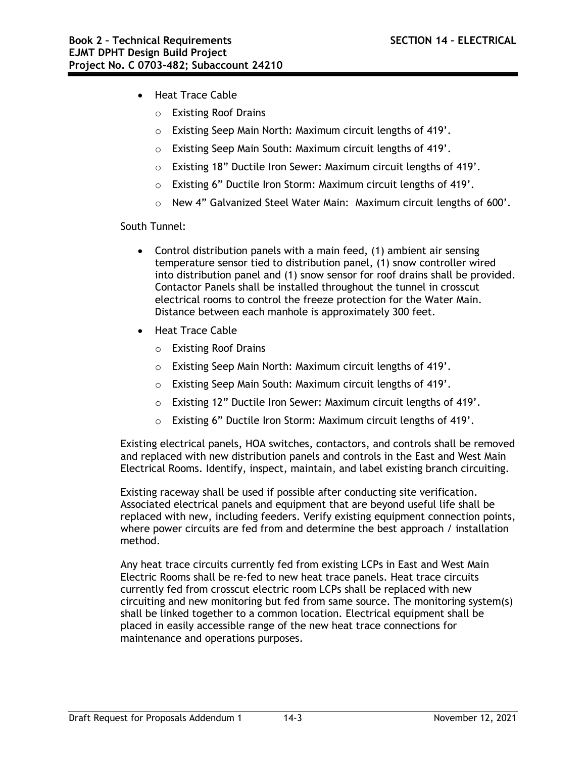- Heat Trace Cable
  - Existing Roof Drains
  - Existing Seep Main North: Maximum circuit lengths of 419'.
  - Existing Seep Main South: Maximum circuit lengths of 419'.
  - Existing 18" Ductile Iron Sewer: Maximum circuit lengths of 419'.
  - Existing 6" Ductile Iron Storm: Maximum circuit lengths of 419'.
  - New 4" Galvanized Steel Water Main: Maximum circuit lengths of 600'.

South Tunnel:

- Control distribution panels with a main feed, (1) ambient air sensing temperature sensor tied to distribution panel, (1) snow controller wired into distribution panel and (1) snow sensor for roof drains shall be provided. Contactor Panels shall be installed throughout the tunnel in crosscut electrical rooms to control the freeze protection for the Water Main. Distance between each manhole is approximately 300 feet.
- Heat Trace Cable
  - Existing Roof Drains
  - Existing Seep Main North: Maximum circuit lengths of 419'.
  - Existing Seep Main South: Maximum circuit lengths of 419'.
  - Existing 12" Ductile Iron Sewer: Maximum circuit lengths of 419'.
  - Existing 6" Ductile Iron Storm: Maximum circuit lengths of 419'.

Existing electrical panels, HOA switches, contactors, and controls shall be removed and replaced with new distribution panels and controls in the East and West Main Electrical Rooms. Identify, inspect, maintain, and label existing branch circuiting.

Existing raceway shall be used if possible after conducting site verification. Associated electrical panels and equipment that are beyond useful life shall be replaced with new, including feeders. Verify existing equipment connection points, where power circuits are fed from and determine the best approach / installation method.

Any heat trace circuits currently fed from existing LCPs in East and West Main Electric Rooms shall be re-fed to new heat trace panels. Heat trace circuits currently fed from crosscut electric room LCPs shall be replaced with new circuiting and new monitoring but fed from same source. The monitoring system(s) shall be linked together to a common location. Electrical equipment shall be placed in easily accessible range of the new heat trace connections for maintenance and operations purposes.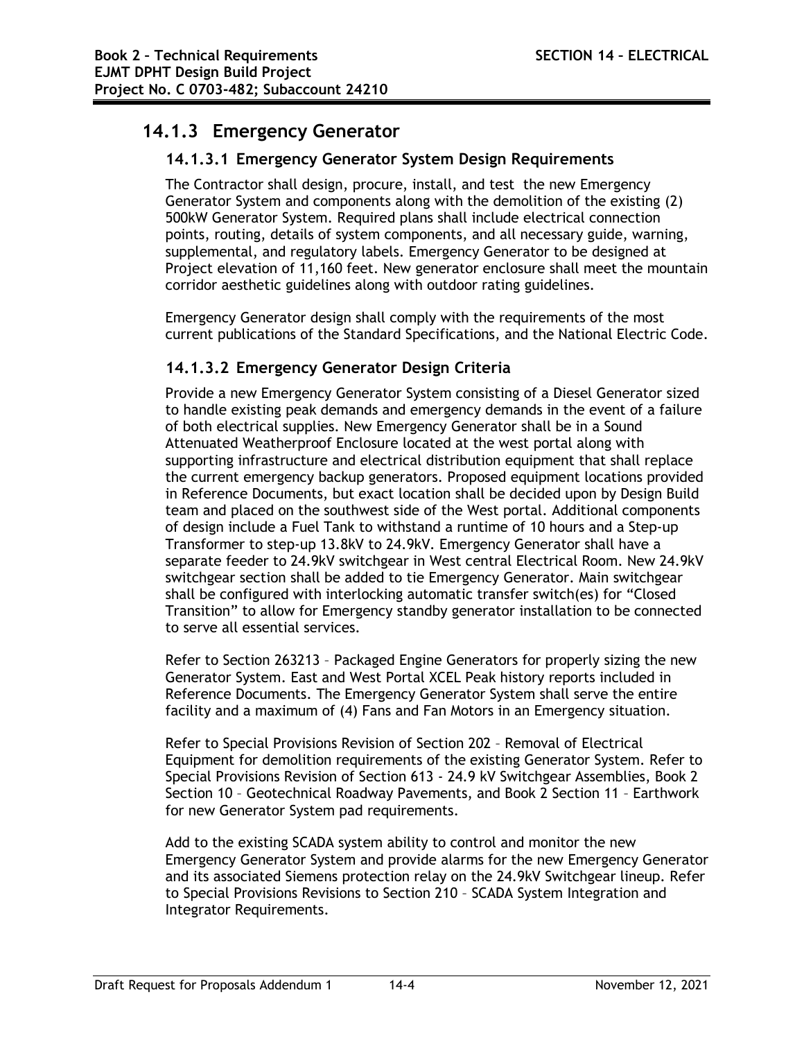## 14.1.3 Emergency Generator

### 14.1.3.1 Emergency Generator System Design Requirements

The Contractor shall design, procure, install, and test the new Emergency Generator System and components along with the demolition of the existing (2) 500kW Generator System. Required plans shall include electrical connection points, routing, details of system components, and all necessary guide, warning, supplemental, and regulatory labels. Emergency Generator to be designed at Project elevation of 11,160 feet. New generator enclosure shall meet the mountain corridor aesthetic guidelines along with outdoor rating guidelines.

Emergency Generator design shall comply with the requirements of the most current publications of the Standard Specifications, and the National Electric Code.

### 14.1.3.2 Emergency Generator Design Criteria

Provide a new Emergency Generator System consisting of a Diesel Generator sized to handle existing peak demands and emergency demands in the event of a failure of both electrical supplies. New Emergency Generator shall be in a Sound Attenuated Weatherproof Enclosure located at the west portal along with supporting infrastructure and electrical distribution equipment that shall replace the current emergency backup generators. Proposed equipment locations provided in Reference Documents, but exact location shall be decided upon by Design Build team and placed on the southwest side of the West portal. Additional components of design include a Fuel Tank to withstand a runtime of 10 hours and a Step-up Transformer to step-up 13.8kV to 24.9kV. Emergency Generator shall have a separate feeder to 24.9kV switchgear in West central Electrical Room. New 24.9kV switchgear section shall be added to tie Emergency Generator. Main switchgear shall be configured with interlocking automatic transfer switch(es) for "Closed Transition" to allow for Emergency standby generator installation to be connected to serve all essential services.

Refer to Section 263213 – Packaged Engine Generators for properly sizing the new Generator System. East and West Portal XCEL Peak history reports included in Reference Documents. The Emergency Generator System shall serve the entire facility and a maximum of (4) Fans and Fan Motors in an Emergency situation.

Refer to Special Provisions Revision of Section 202 – Removal of Electrical Equipment for demolition requirements of the existing Generator System. Refer to Special Provisions Revision of Section 613 - 24.9 kV Switchgear Assemblies, Book 2 Section 10 – Geotechnical Roadway Pavements, and Book 2 Section 11 – Earthwork for new Generator System pad requirements.

Add to the existing SCADA system ability to control and monitor the new Emergency Generator System and provide alarms for the new Emergency Generator and its associated Siemens protection relay on the 24.9kV Switchgear lineup. Refer to Special Provisions Revisions to Section 210 – SCADA System Integration and Integrator Requirements.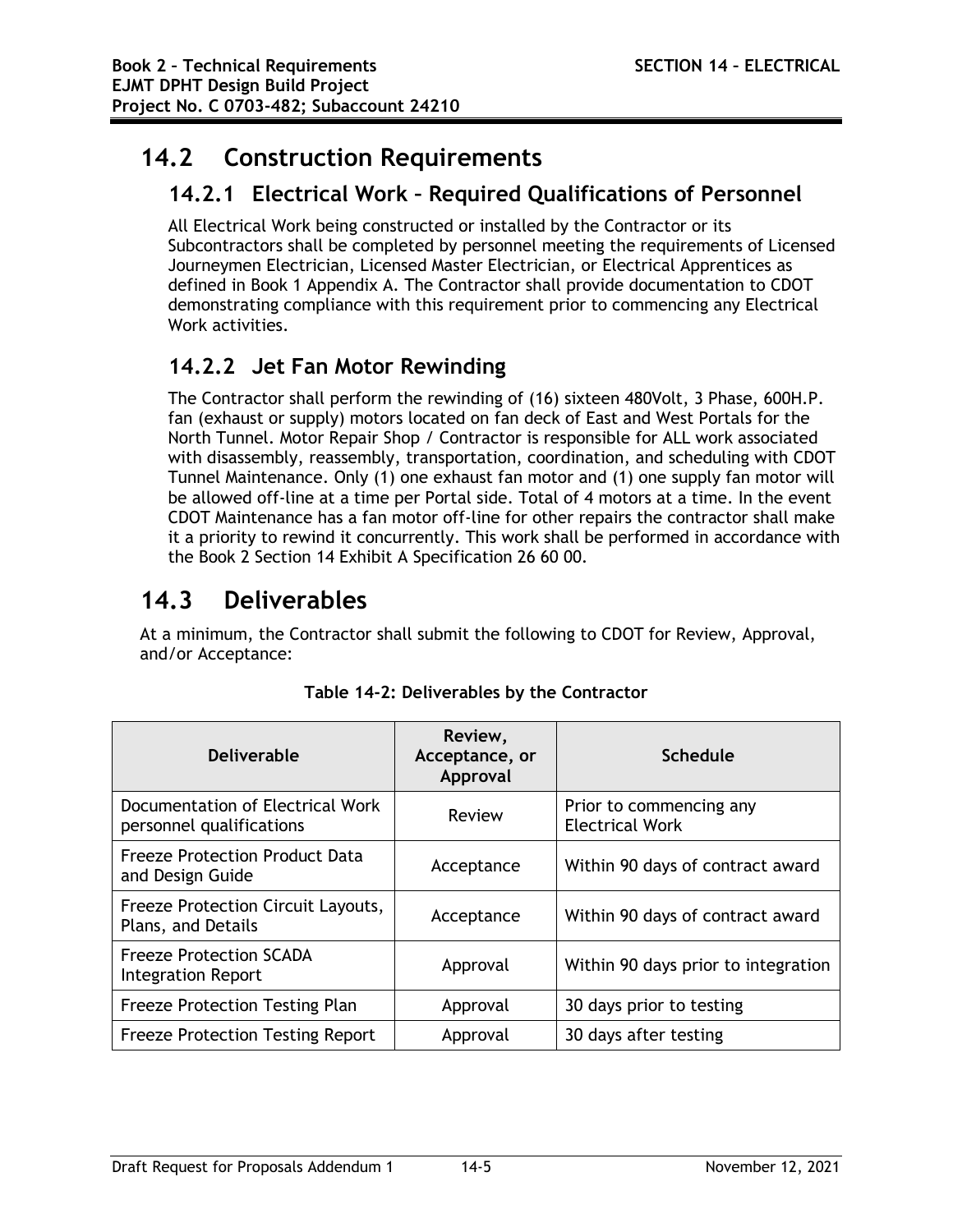# 14.2 Construction Requirements

## 14.2.1 Electrical Work – Required Qualifications of Personnel

All Electrical Work being constructed or installed by the Contractor or its Subcontractors shall be completed by personnel meeting the requirements of Licensed Journeymen Electrician, Licensed Master Electrician, or Electrical Apprentices as defined in Book 1 Appendix A. The Contractor shall provide documentation to CDOT demonstrating compliance with this requirement prior to commencing any Electrical Work activities.

## 14.2.2 Jet Fan Motor Rewinding

The Contractor shall perform the rewinding of (16) sixteen 480Volt, 3 Phase, 600H.P. fan (exhaust or supply) motors located on fan deck of East and West Portals for the North Tunnel. Motor Repair Shop / Contractor is responsible for ALL work associated with disassembly, reassembly, transportation, coordination, and scheduling with CDOT Tunnel Maintenance. Only (1) one exhaust fan motor and (1) one supply fan motor will be allowed off-line at a time per Portal side. Total of 4 motors at a time. In the event CDOT Maintenance has a fan motor off-line for other repairs the contractor shall make it a priority to rewind it concurrently. This work shall be performed in accordance with the Book 2 Section 14 Exhibit A Specification 26 60 00.

# 14.3 Deliverables

At a minimum, the Contractor shall submit the following to CDOT for Review, Approval, and/or Acceptance:

**Table 14-2: Deliverables by the Contractor**

| Deliverable | Review, Acceptance, or Approval | Schedule |
|---|---|---|
| Documentation of Electrical Work personnel qualifications | Review | Prior to commencing any Electrical Work |
| Freeze Protection Product Data and Design Guide | Acceptance | Within 90 days of contract award |
| Freeze Protection Circuit Layouts, Plans, and Details | Acceptance | Within 90 days of contract award |
| Freeze Protection SCADA Integration Report | Approval | Within 90 days prior to integration |
| Freeze Protection Testing Plan | Approval | 30 days prior to testing |
| Freeze Protection Testing Report | Approval | 30 days after testing |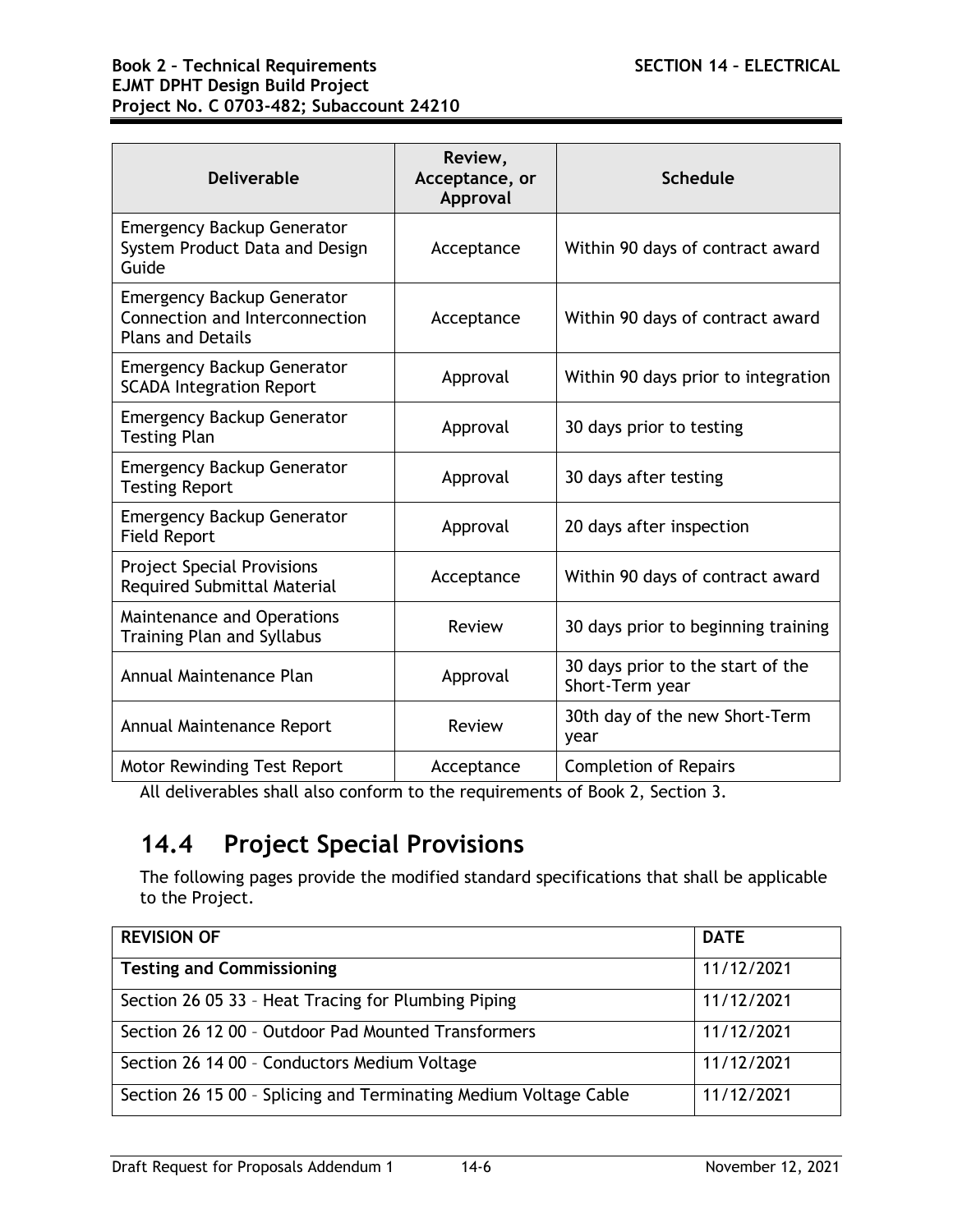| Deliverable | Review, Acceptance, or Approval | Schedule |
|---|---|---|
| Emergency Backup Generator System Product Data and Design Guide | Acceptance | Within 90 days of contract award |
| Emergency Backup Generator Connection and Interconnection Plans and Details | Acceptance | Within 90 days of contract award |
| Emergency Backup Generator SCADA Integration Report | Approval | Within 90 days prior to integration |
| Emergency Backup Generator Testing Plan | Approval | 30 days prior to testing |
| Emergency Backup Generator Testing Report | Approval | 30 days after testing |
| Emergency Backup Generator Field Report | Approval | 20 days after inspection |
| Project Special Provisions Required Submittal Material | Acceptance | Within 90 days of contract award |
| Maintenance and Operations Training Plan and Syllabus | Review | 30 days prior to beginning training |
| Annual Maintenance Plan | Approval | 30 days prior to the start of the Short-Term year |
| Annual Maintenance Report | Review | 30th day of the new Short-Term year |
| Motor Rewinding Test Report | Acceptance | Completion of Repairs |

All deliverables shall also conform to the requirements of Book 2, Section 3.

## 14.4 Project Special Provisions

The following pages provide the modified standard specifications that shall be applicable to the Project.

| REVISION OF | DATE |
|---|---|
| **Testing and Commissioning** | 11/12/2021 |
| Section 26 05 33 – Heat Tracing for Plumbing Piping | 11/12/2021 |
| Section 26 12 00 – Outdoor Pad Mounted Transformers | 11/12/2021 |
| Section 26 14 00 – Conductors Medium Voltage | 11/12/2021 |
| Section 26 15 00 – Splicing and Terminating Medium Voltage Cable | 11/12/2021 |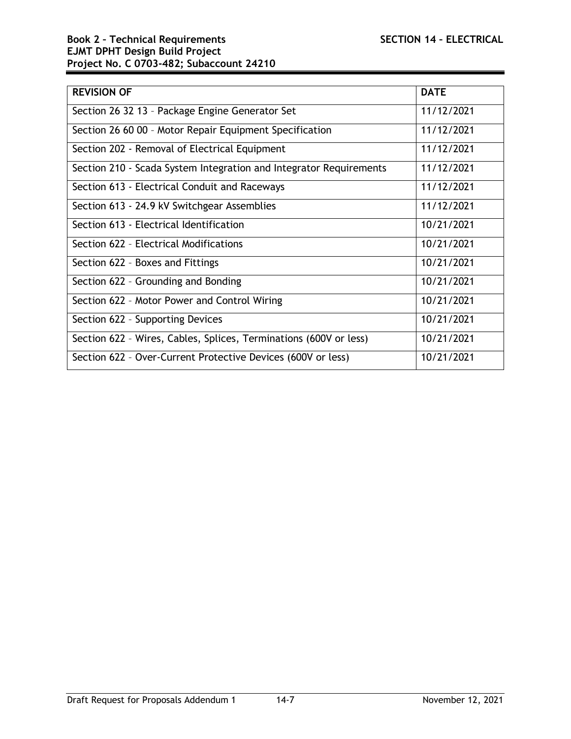| REVISION OF | DATE |
|---|---|
| Section 26 32 13 – Package Engine Generator Set | 11/12/2021 |
| Section 26 60 00 – Motor Repair Equipment Specification | 11/12/2021 |
| Section 202 - Removal of Electrical Equipment | 11/12/2021 |
| Section 210 - Scada System Integration and Integrator Requirements | 11/12/2021 |
| Section 613 - Electrical Conduit and Raceways | 11/12/2021 |
| Section 613 - 24.9 kV Switchgear Assemblies | 11/12/2021 |
| Section 613 - Electrical Identification | 10/21/2021 |
| Section 622 – Electrical Modifications | 10/21/2021 |
| Section 622 – Boxes and Fittings | 10/21/2021 |
| Section 622 – Grounding and Bonding | 10/21/2021 |
| Section 622 – Motor Power and Control Wiring | 10/21/2021 |
| Section 622 – Supporting Devices | 10/21/2021 |
| Section 622 – Wires, Cables, Splices, Terminations (600V or less) | 10/21/2021 |
| Section 622 – Over-Current Protective Devices (600V or less) | 10/21/2021 |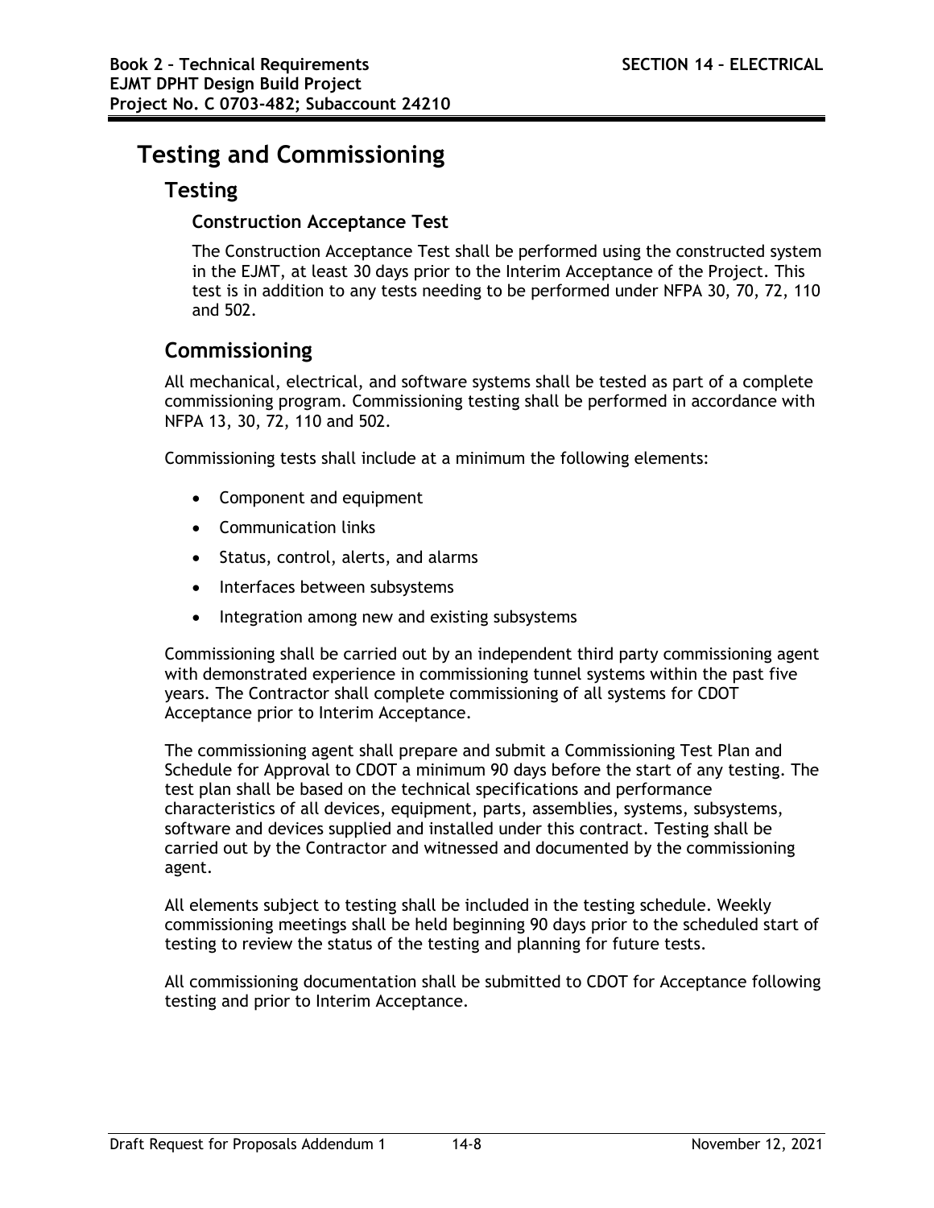# Testing and Commissioning

## Testing

### Construction Acceptance Test

The Construction Acceptance Test shall be performed using the constructed system in the EJMT, at least 30 days prior to the Interim Acceptance of the Project. This test is in addition to any tests needing to be performed under NFPA 30, 70, 72, 110 and 502.

## Commissioning

All mechanical, electrical, and software systems shall be tested as part of a complete commissioning program. Commissioning testing shall be performed in accordance with NFPA 13, 30, 72, 110 and 502.

Commissioning tests shall include at a minimum the following elements:

- Component and equipment
- Communication links
- Status, control, alerts, and alarms
- Interfaces between subsystems
- Integration among new and existing subsystems

Commissioning shall be carried out by an independent third party commissioning agent with demonstrated experience in commissioning tunnel systems within the past five years. The Contractor shall complete commissioning of all systems for CDOT Acceptance prior to Interim Acceptance.

The commissioning agent shall prepare and submit a Commissioning Test Plan and Schedule for Approval to CDOT a minimum 90 days before the start of any testing. The test plan shall be based on the technical specifications and performance characteristics of all devices, equipment, parts, assemblies, systems, subsystems, software and devices supplied and installed under this contract. Testing shall be carried out by the Contractor and witnessed and documented by the commissioning agent.

All elements subject to testing shall be included in the testing schedule. Weekly commissioning meetings shall be held beginning 90 days prior to the scheduled start of testing to review the status of the testing and planning for future tests.

All commissioning documentation shall be submitted to CDOT for Acceptance following testing and prior to Interim Acceptance.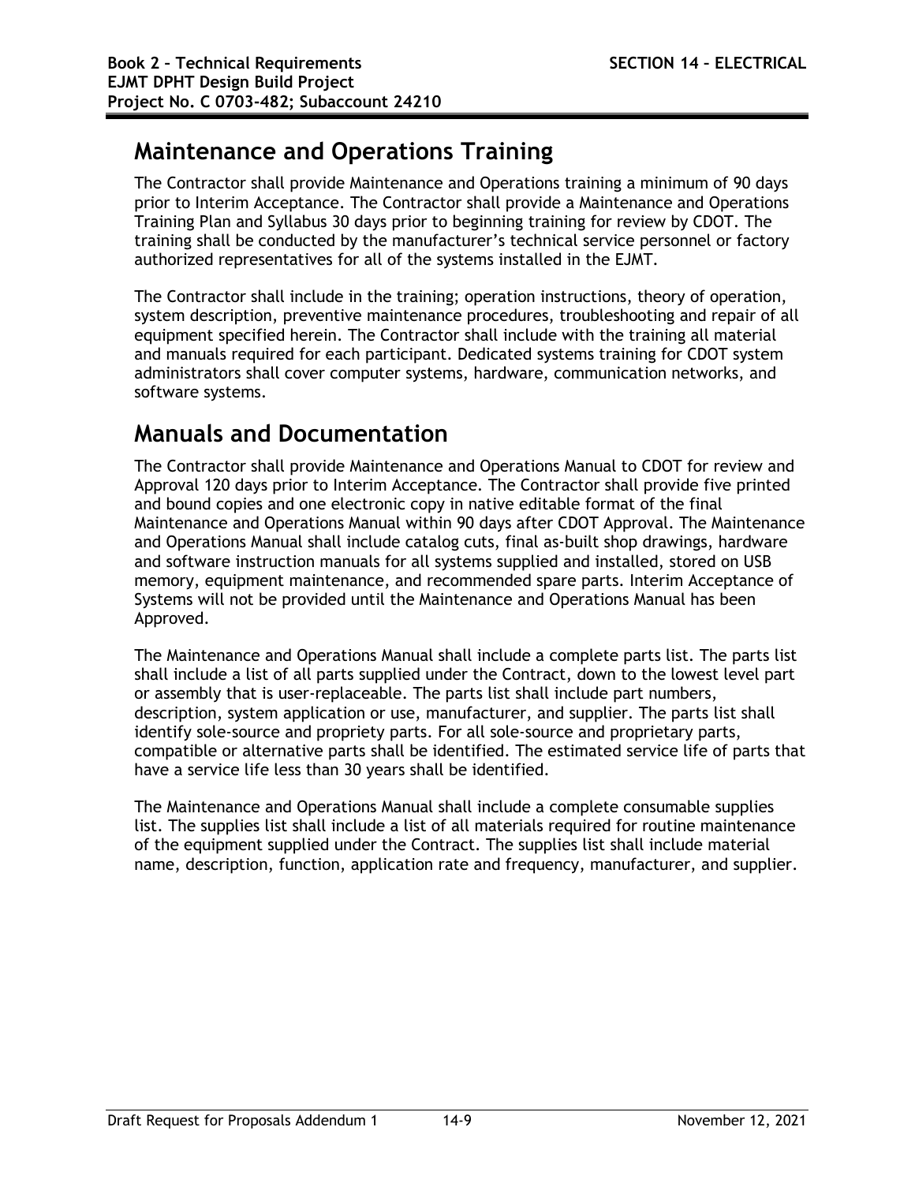## Maintenance and Operations Training

The Contractor shall provide Maintenance and Operations training a minimum of 90 days prior to Interim Acceptance. The Contractor shall provide a Maintenance and Operations Training Plan and Syllabus 30 days prior to beginning training for review by CDOT. The training shall be conducted by the manufacturer's technical service personnel or factory authorized representatives for all of the systems installed in the EJMT.

The Contractor shall include in the training; operation instructions, theory of operation, system description, preventive maintenance procedures, troubleshooting and repair of all equipment specified herein. The Contractor shall include with the training all material and manuals required for each participant. Dedicated systems training for CDOT system administrators shall cover computer systems, hardware, communication networks, and software systems.

## Manuals and Documentation

The Contractor shall provide Maintenance and Operations Manual to CDOT for review and Approval 120 days prior to Interim Acceptance. The Contractor shall provide five printed and bound copies and one electronic copy in native editable format of the final Maintenance and Operations Manual within 90 days after CDOT Approval. The Maintenance and Operations Manual shall include catalog cuts, final as-built shop drawings, hardware and software instruction manuals for all systems supplied and installed, stored on USB memory, equipment maintenance, and recommended spare parts. Interim Acceptance of Systems will not be provided until the Maintenance and Operations Manual has been Approved.

The Maintenance and Operations Manual shall include a complete parts list. The parts list shall include a list of all parts supplied under the Contract, down to the lowest level part or assembly that is user-replaceable. The parts list shall include part numbers, description, system application or use, manufacturer, and supplier. The parts list shall identify sole-source and propriety parts. For all sole-source and proprietary parts, compatible or alternative parts shall be identified. The estimated service life of parts that have a service life less than 30 years shall be identified.

The Maintenance and Operations Manual shall include a complete consumable supplies list. The supplies list shall include a list of all materials required for routine maintenance of the equipment supplied under the Contract. The supplies list shall include material name, description, function, application rate and frequency, manufacturer, and supplier.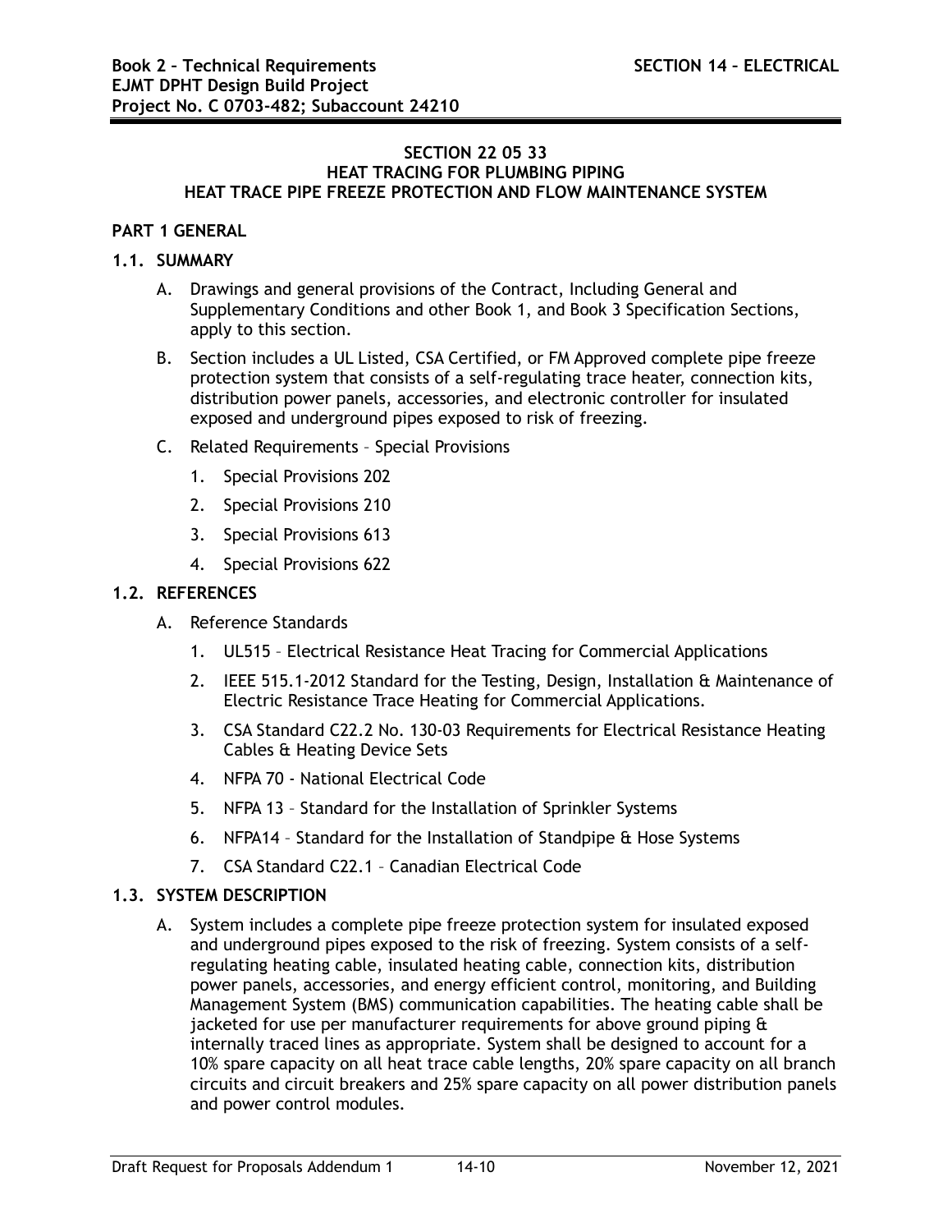## SECTION 22 05 33
## HEAT TRACING FOR PLUMBING PIPING
## HEAT TRACE PIPE FREEZE PROTECTION AND FLOW MAINTENANCE SYSTEM

### PART 1 GENERAL

#### 1.1. SUMMARY

A. Drawings and general provisions of the Contract, Including General and Supplementary Conditions and other Book 1, and Book 3 Specification Sections, apply to this section.

B. Section includes a UL Listed, CSA Certified, or FM Approved complete pipe freeze protection system that consists of a self-regulating trace heater, connection kits, distribution power panels, accessories, and electronic controller for insulated exposed and underground pipes exposed to risk of freezing.

C. Related Requirements – Special Provisions

1. Special Provisions 202
2. Special Provisions 210
3. Special Provisions 613
4. Special Provisions 622

#### 1.2. REFERENCES

A. Reference Standards

1. UL515 – Electrical Resistance Heat Tracing for Commercial Applications
2. IEEE 515.1-2012 Standard for the Testing, Design, Installation & Maintenance of Electric Resistance Trace Heating for Commercial Applications.
3. CSA Standard C22.2 No. 130-03 Requirements for Electrical Resistance Heating Cables & Heating Device Sets
4. NFPA 70 - National Electrical Code
5. NFPA 13 – Standard for the Installation of Sprinkler Systems
6. NFPA14 – Standard for the Installation of Standpipe & Hose Systems
7. CSA Standard C22.1 – Canadian Electrical Code

#### 1.3. SYSTEM DESCRIPTION

A. System includes a complete pipe freeze protection system for insulated exposed and underground pipes exposed to the risk of freezing. System consists of a self-regulating heating cable, insulated heating cable, connection kits, distribution power panels, accessories, and energy efficient control, monitoring, and Building Management System (BMS) communication capabilities. The heating cable shall be jacketed for use per manufacturer requirements for above ground piping & internally traced lines as appropriate. System shall be designed to account for a 10% spare capacity on all heat trace cable lengths, 20% spare capacity on all branch circuits and circuit breakers and 25% spare capacity on all power distribution panels and power control modules.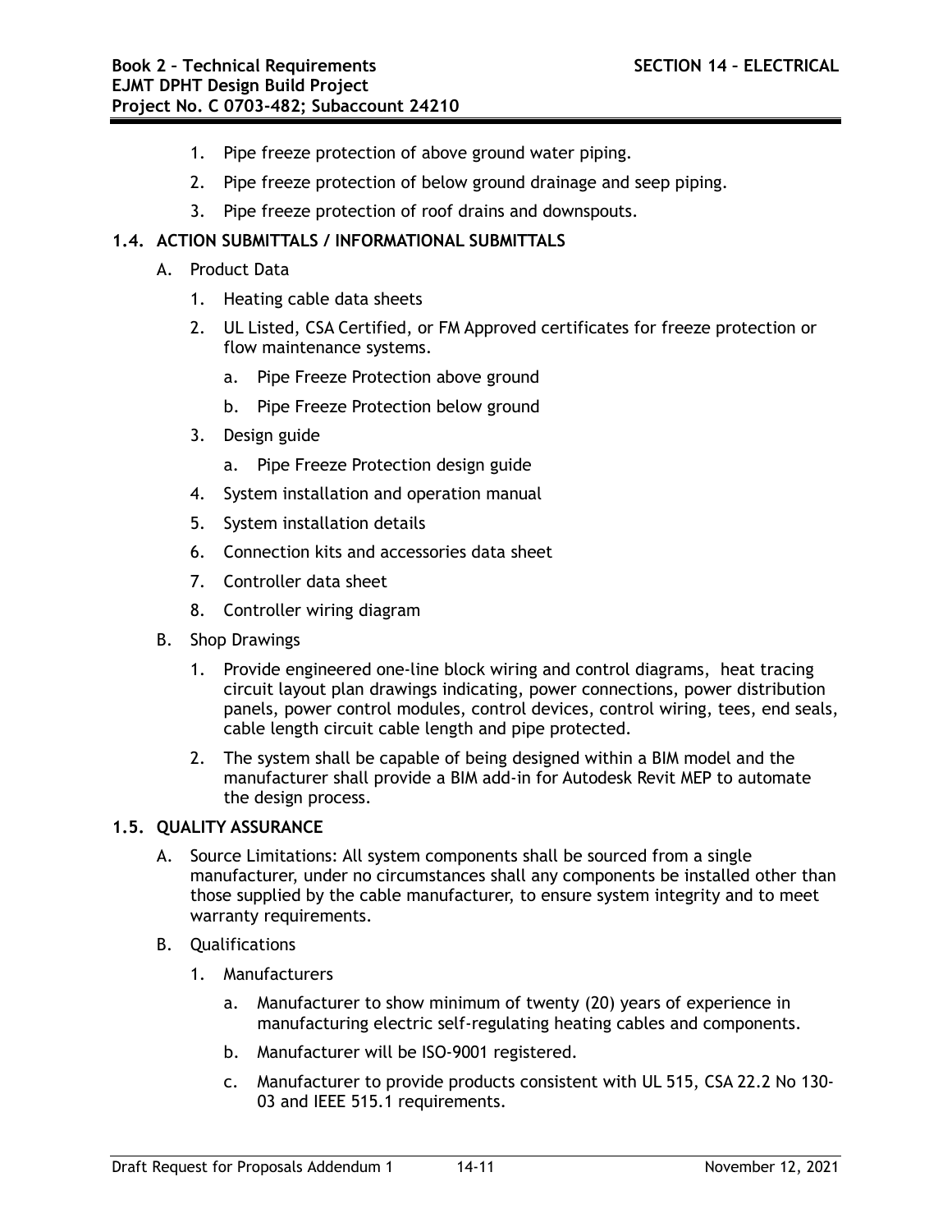1. Pipe freeze protection of above ground water piping.
2. Pipe freeze protection of below ground drainage and seep piping.
3. Pipe freeze protection of roof drains and downspouts.

### 1.4. ACTION SUBMITTALS / INFORMATIONAL SUBMITTALS

A. Product Data

1. Heating cable data sheets
2. UL Listed, CSA Certified, or FM Approved certificates for freeze protection or flow maintenance systems.
   a. Pipe Freeze Protection above ground
   b. Pipe Freeze Protection below ground
3. Design guide
   a. Pipe Freeze Protection design guide
4. System installation and operation manual
5. System installation details
6. Connection kits and accessories data sheet
7. Controller data sheet
8. Controller wiring diagram

B. Shop Drawings

1. Provide engineered one-line block wiring and control diagrams, heat tracing circuit layout plan drawings indicating, power connections, power distribution panels, power control modules, control devices, control wiring, tees, end seals, cable length circuit cable length and pipe protected.
2. The system shall be capable of being designed within a BIM model and the manufacturer shall provide a BIM add-in for Autodesk Revit MEP to automate the design process.

### 1.5. QUALITY ASSURANCE

A. Source Limitations: All system components shall be sourced from a single manufacturer, under no circumstances shall any components be installed other than those supplied by the cable manufacturer, to ensure system integrity and to meet warranty requirements.

B. Qualifications

1. Manufacturers
   a. Manufacturer to show minimum of twenty (20) years of experience in manufacturing electric self-regulating heating cables and components.
   b. Manufacturer will be ISO-9001 registered.
   c. Manufacturer to provide products consistent with UL 515, CSA 22.2 No 130-03 and IEEE 515.1 requirements.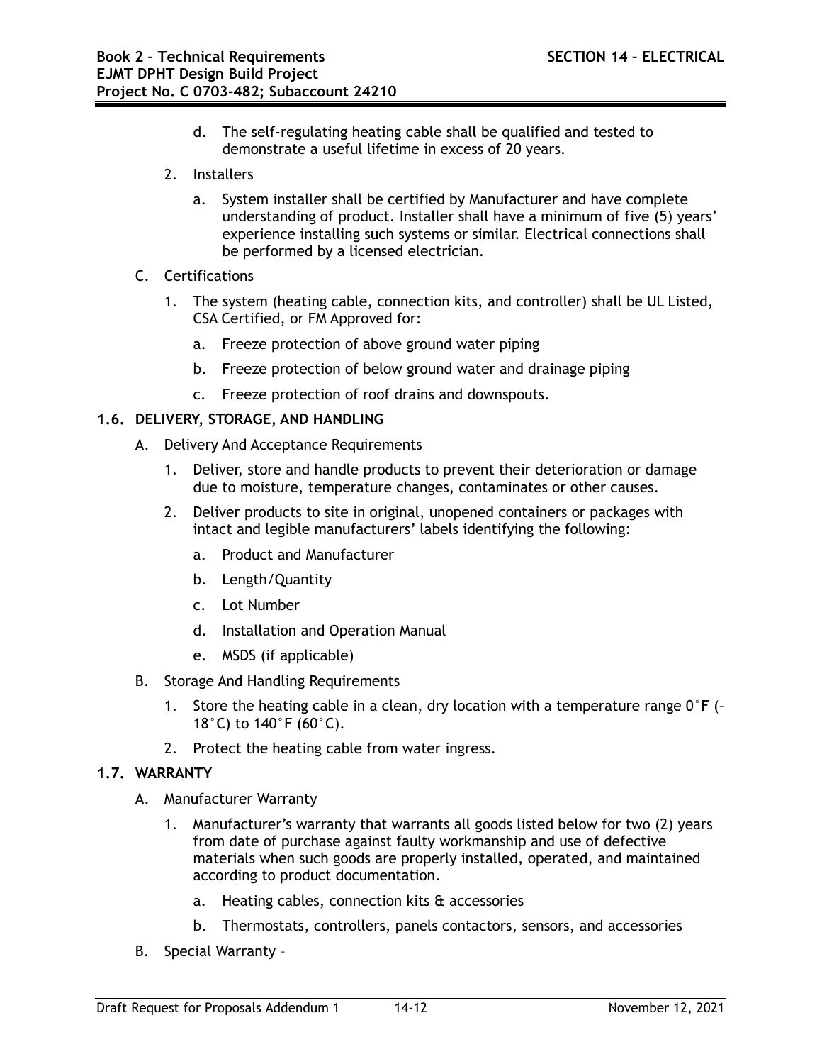d. The self-regulating heating cable shall be qualified and tested to demonstrate a useful lifetime in excess of 20 years.

2. Installers

   a. System installer shall be certified by Manufacturer and have complete understanding of product. Installer shall have a minimum of five (5) years' experience installing such systems or similar. Electrical connections shall be performed by a licensed electrician.

C. Certifications

1. The system (heating cable, connection kits, and controller) shall be UL Listed, CSA Certified, or FM Approved for:

   a. Freeze protection of above ground water piping

   b. Freeze protection of below ground water and drainage piping

   c. Freeze protection of roof drains and downspouts.

### 1.6. DELIVERY, STORAGE, AND HANDLING

A. Delivery And Acceptance Requirements

1. Deliver, store and handle products to prevent their deterioration or damage due to moisture, temperature changes, contaminates or other causes.

2. Deliver products to site in original, unopened containers or packages with intact and legible manufacturers' labels identifying the following:

   a. Product and Manufacturer

   b. Length/Quantity

   c. Lot Number

   d. Installation and Operation Manual

   e. MSDS (if applicable)

B. Storage And Handling Requirements

1. Store the heating cable in a clean, dry location with a temperature range 0°F (–18°C) to 140°F (60°C).

2. Protect the heating cable from water ingress.

### 1.7. WARRANTY

A. Manufacturer Warranty

1. Manufacturer's warranty that warrants all goods listed below for two (2) years from date of purchase against faulty workmanship and use of defective materials when such goods are properly installed, operated, and maintained according to product documentation.

   a. Heating cables, connection kits & accessories

   b. Thermostats, controllers, panels contactors, sensors, and accessories

B. Special Warranty –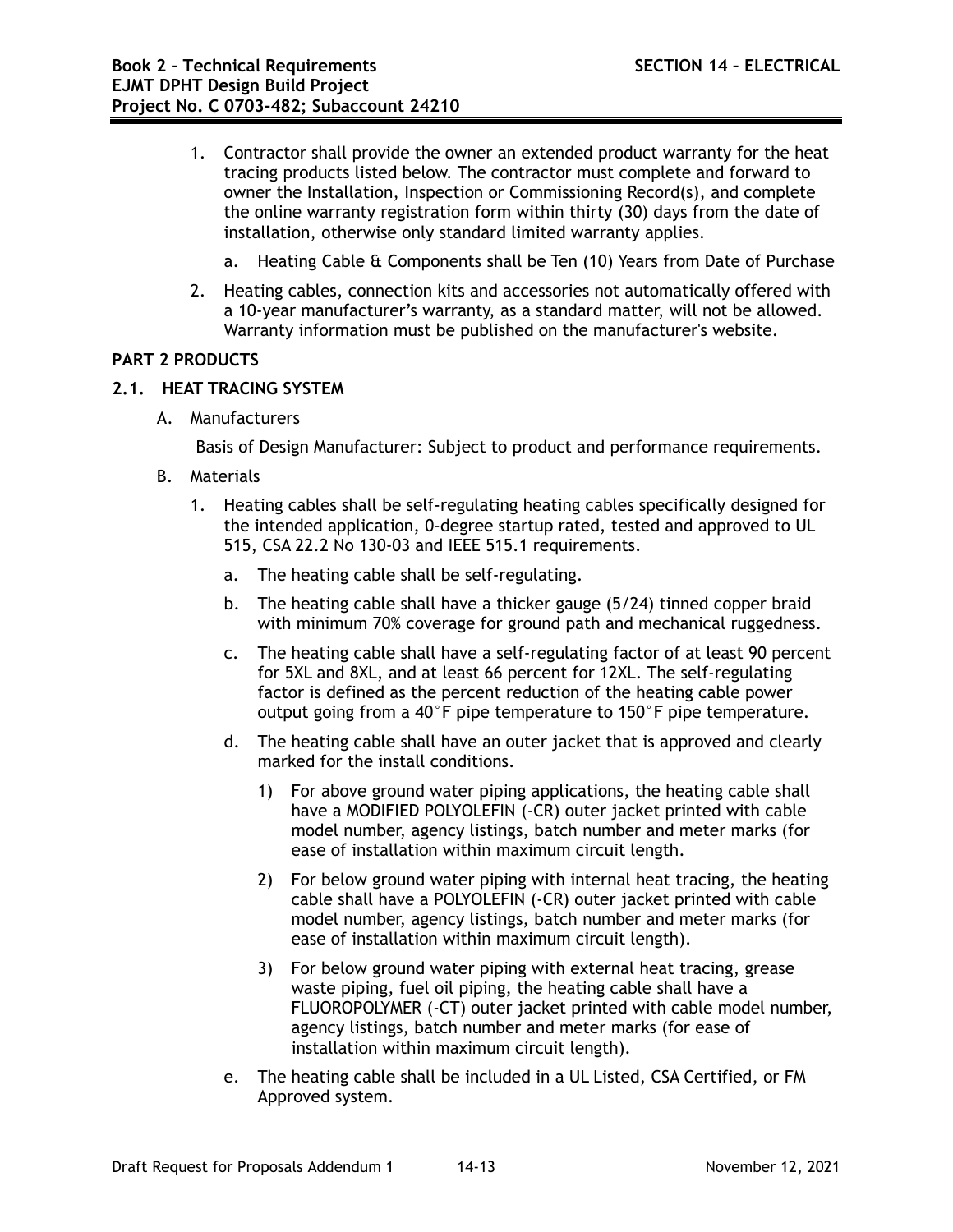1. Contractor shall provide the owner an extended product warranty for the heat tracing products listed below. The contractor must complete and forward to owner the Installation, Inspection or Commissioning Record(s), and complete the online warranty registration form within thirty (30) days from the date of installation, otherwise only standard limited warranty applies.
   a. Heating Cable & Components shall be Ten (10) Years from Date of Purchase
2. Heating cables, connection kits and accessories not automatically offered with a 10-year manufacturer's warranty, as a standard matter, will not be allowed. Warranty information must be published on the manufacturer's website.

## PART 2 PRODUCTS

### 2.1. HEAT TRACING SYSTEM

A. Manufacturers

Basis of Design Manufacturer: Subject to product and performance requirements.

B. Materials

1. Heating cables shall be self-regulating heating cables specifically designed for the intended application, 0-degree startup rated, tested and approved to UL 515, CSA 22.2 No 130-03 and IEEE 515.1 requirements.
   a. The heating cable shall be self-regulating.
   b. The heating cable shall have a thicker gauge (5/24) tinned copper braid with minimum 70% coverage for ground path and mechanical ruggedness.
   c. The heating cable shall have a self-regulating factor of at least 90 percent for 5XL and 8XL, and at least 66 percent for 12XL. The self-regulating factor is defined as the percent reduction of the heating cable power output going from a 40°F pipe temperature to 150°F pipe temperature.
   d. The heating cable shall have an outer jacket that is approved and clearly marked for the install conditions.
      1) For above ground water piping applications, the heating cable shall have a MODIFIED POLYOLEFIN (-CR) outer jacket printed with cable model number, agency listings, batch number and meter marks (for ease of installation within maximum circuit length.
      2) For below ground water piping with internal heat tracing, the heating cable shall have a POLYOLEFIN (-CR) outer jacket printed with cable model number, agency listings, batch number and meter marks (for ease of installation within maximum circuit length).
      3) For below ground water piping with external heat tracing, grease waste piping, fuel oil piping, the heating cable shall have a FLUOROPOLYMER (-CT) outer jacket printed with cable model number, agency listings, batch number and meter marks (for ease of installation within maximum circuit length).
   e. The heating cable shall be included in a UL Listed, CSA Certified, or FM Approved system.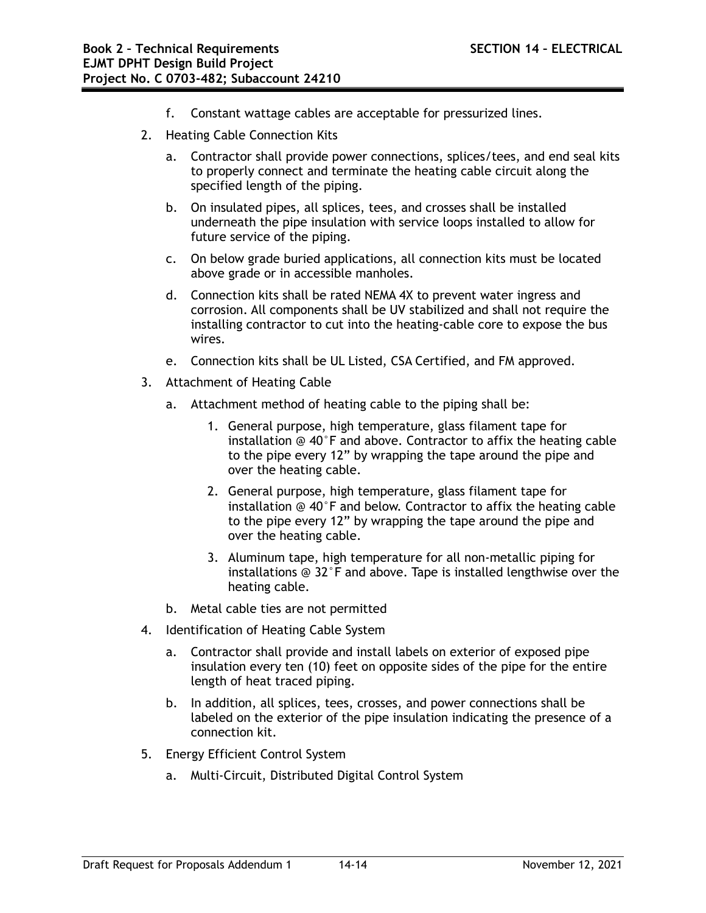f. Constant wattage cables are acceptable for pressurized lines.

2. Heating Cable Connection Kits

   a. Contractor shall provide power connections, splices/tees, and end seal kits to properly connect and terminate the heating cable circuit along the specified length of the piping.

   b. On insulated pipes, all splices, tees, and crosses shall be installed underneath the pipe insulation with service loops installed to allow for future service of the piping.

   c. On below grade buried applications, all connection kits must be located above grade or in accessible manholes.

   d. Connection kits shall be rated NEMA 4X to prevent water ingress and corrosion. All components shall be UV stabilized and shall not require the installing contractor to cut into the heating-cable core to expose the bus wires.

   e. Connection kits shall be UL Listed, CSA Certified, and FM approved.

3. Attachment of Heating Cable

   a. Attachment method of heating cable to the piping shall be:

      1. General purpose, high temperature, glass filament tape for installation @ 40˚F and above. Contractor to affix the heating cable to the pipe every 12" by wrapping the tape around the pipe and over the heating cable.

      2. General purpose, high temperature, glass filament tape for installation @ 40˚F and below. Contractor to affix the heating cable to the pipe every 12" by wrapping the tape around the pipe and over the heating cable.

      3. Aluminum tape, high temperature for all non-metallic piping for installations @ 32˚F and above. Tape is installed lengthwise over the heating cable.

   b. Metal cable ties are not permitted

4. Identification of Heating Cable System

   a. Contractor shall provide and install labels on exterior of exposed pipe insulation every ten (10) feet on opposite sides of the pipe for the entire length of heat traced piping.

   b. In addition, all splices, tees, crosses, and power connections shall be labeled on the exterior of the pipe insulation indicating the presence of a connection kit.

5. Energy Efficient Control System

   a. Multi-Circuit, Distributed Digital Control System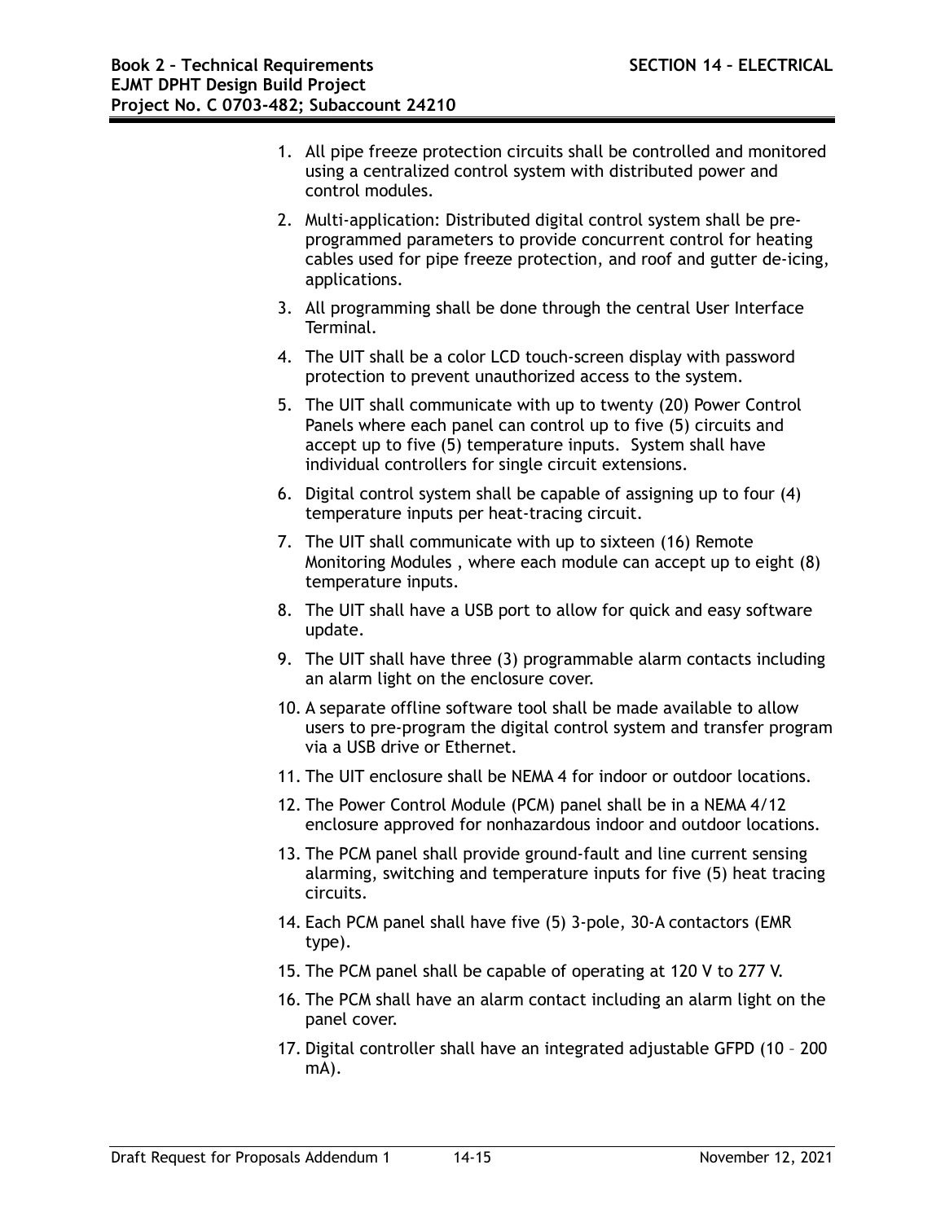1. All pipe freeze protection circuits shall be controlled and monitored using a centralized control system with distributed power and control modules.
2. Multi-application: Distributed digital control system shall be pre-programmed parameters to provide concurrent control for heating cables used for pipe freeze protection, and roof and gutter de-icing, applications.
3. All programming shall be done through the central User Interface Terminal.
4. The UIT shall be a color LCD touch-screen display with password protection to prevent unauthorized access to the system.
5. The UIT shall communicate with up to twenty (20) Power Control Panels where each panel can control up to five (5) circuits and accept up to five (5) temperature inputs. System shall have individual controllers for single circuit extensions.
6. Digital control system shall be capable of assigning up to four (4) temperature inputs per heat-tracing circuit.
7. The UIT shall communicate with up to sixteen (16) Remote Monitoring Modules , where each module can accept up to eight (8) temperature inputs.
8. The UIT shall have a USB port to allow for quick and easy software update.
9. The UIT shall have three (3) programmable alarm contacts including an alarm light on the enclosure cover.
10. A separate offline software tool shall be made available to allow users to pre-program the digital control system and transfer program via a USB drive or Ethernet.
11. The UIT enclosure shall be NEMA 4 for indoor or outdoor locations.
12. The Power Control Module (PCM) panel shall be in a NEMA 4/12 enclosure approved for nonhazardous indoor and outdoor locations.
13. The PCM panel shall provide ground-fault and line current sensing alarming, switching and temperature inputs for five (5) heat tracing circuits.
14. Each PCM panel shall have five (5) 3-pole, 30-A contactors (EMR type).
15. The PCM panel shall be capable of operating at 120 V to 277 V.
16. The PCM shall have an alarm contact including an alarm light on the panel cover.
17. Digital controller shall have an integrated adjustable GFPD (10 – 200 mA).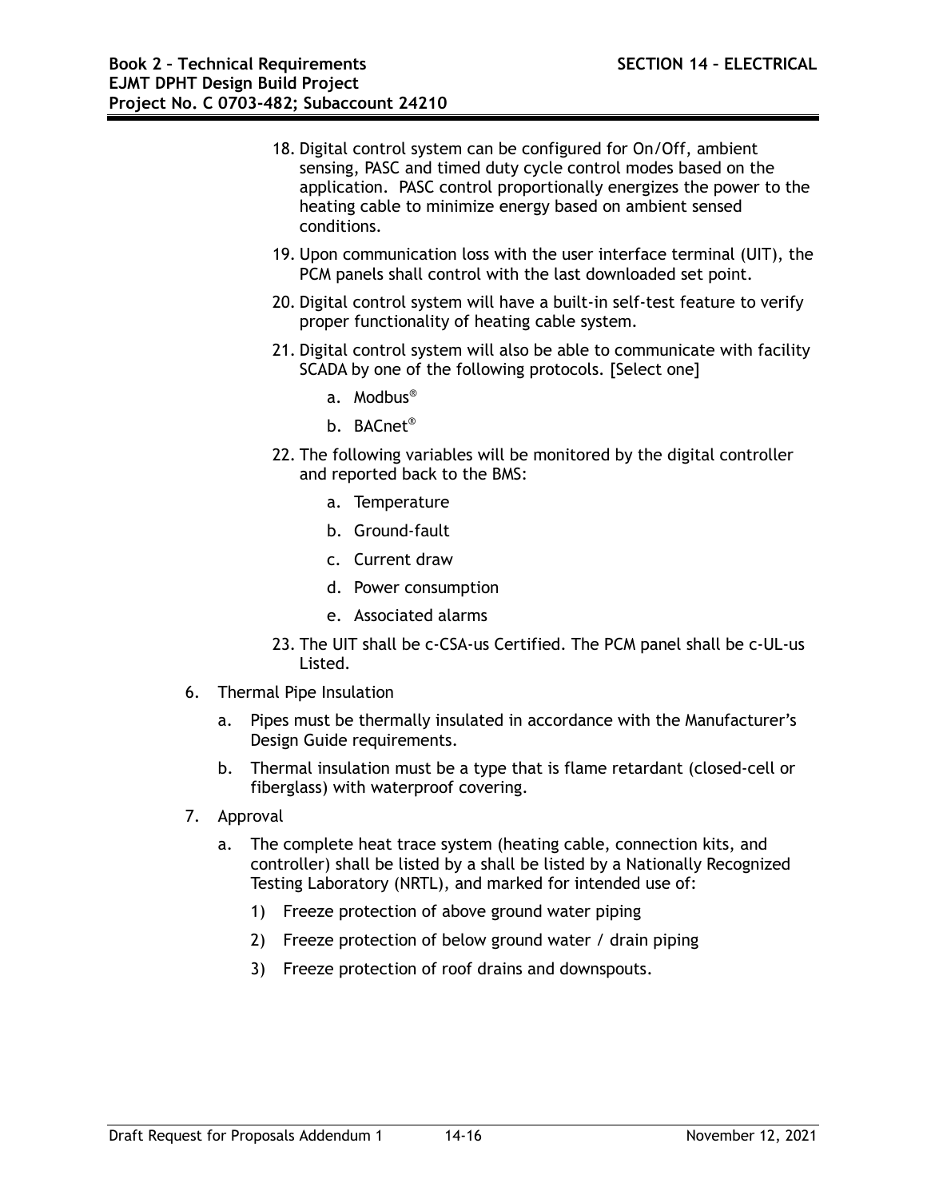18. Digital control system can be configured for On/Off, ambient sensing, PASC and timed duty cycle control modes based on the application. PASC control proportionally energizes the power to the heating cable to minimize energy based on ambient sensed conditions.

19. Upon communication loss with the user interface terminal (UIT), the PCM panels shall control with the last downloaded set point.

20. Digital control system will have a built-in self-test feature to verify proper functionality of heating cable system.

21. Digital control system will also be able to communicate with facility SCADA by one of the following protocols. [Select one]

    a. Modbus®

    b. BACnet®

22. The following variables will be monitored by the digital controller and reported back to the BMS:

    a. Temperature

    b. Ground-fault

    c. Current draw

    d. Power consumption

    e. Associated alarms

23. The UIT shall be c-CSA-us Certified. The PCM panel shall be c-UL-us Listed.

6. Thermal Pipe Insulation

   a. Pipes must be thermally insulated in accordance with the Manufacturer's Design Guide requirements.

   b. Thermal insulation must be a type that is flame retardant (closed-cell or fiberglass) with waterproof covering.

7. Approval

   a. The complete heat trace system (heating cable, connection kits, and controller) shall be listed by a shall be listed by a Nationally Recognized Testing Laboratory (NRTL), and marked for intended use of:

      1) Freeze protection of above ground water piping

      2) Freeze protection of below ground water / drain piping

      3) Freeze protection of roof drains and downspouts.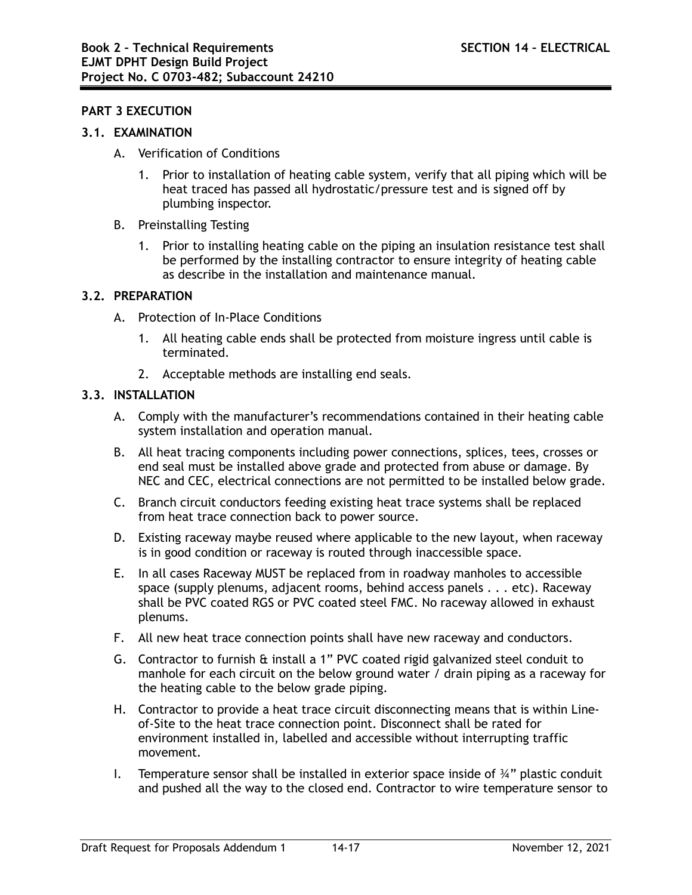## PART 3 EXECUTION

### 3.1. EXAMINATION

A. Verification of Conditions

1. Prior to installation of heating cable system, verify that all piping which will be heat traced has passed all hydrostatic/pressure test and is signed off by plumbing inspector.

B. Preinstalling Testing

1. Prior to installing heating cable on the piping an insulation resistance test shall be performed by the installing contractor to ensure integrity of heating cable as describe in the installation and maintenance manual.

### 3.2. PREPARATION

A. Protection of In-Place Conditions

1. All heating cable ends shall be protected from moisture ingress until cable is terminated.
2. Acceptable methods are installing end seals.

### 3.3. INSTALLATION

A. Comply with the manufacturer's recommendations contained in their heating cable system installation and operation manual.

B. All heat tracing components including power connections, splices, tees, crosses or end seal must be installed above grade and protected from abuse or damage. By NEC and CEC, electrical connections are not permitted to be installed below grade.

C. Branch circuit conductors feeding existing heat trace systems shall be replaced from heat trace connection back to power source.

D. Existing raceway maybe reused where applicable to the new layout, when raceway is in good condition or raceway is routed through inaccessible space.

E. In all cases Raceway MUST be replaced from in roadway manholes to accessible space (supply plenums, adjacent rooms, behind access panels . . . etc). Raceway shall be PVC coated RGS or PVC coated steel FMC. No raceway allowed in exhaust plenums.

F. All new heat trace connection points shall have new raceway and conductors.

G. Contractor to furnish & install a 1" PVC coated rigid galvanized steel conduit to manhole for each circuit on the below ground water / drain piping as a raceway for the heating cable to the below grade piping.

H. Contractor to provide a heat trace circuit disconnecting means that is within Line-of-Site to the heat trace connection point. Disconnect shall be rated for environment installed in, labelled and accessible without interrupting traffic movement.

I. Temperature sensor shall be installed in exterior space inside of ¾" plastic conduit and pushed all the way to the closed end. Contractor to wire temperature sensor to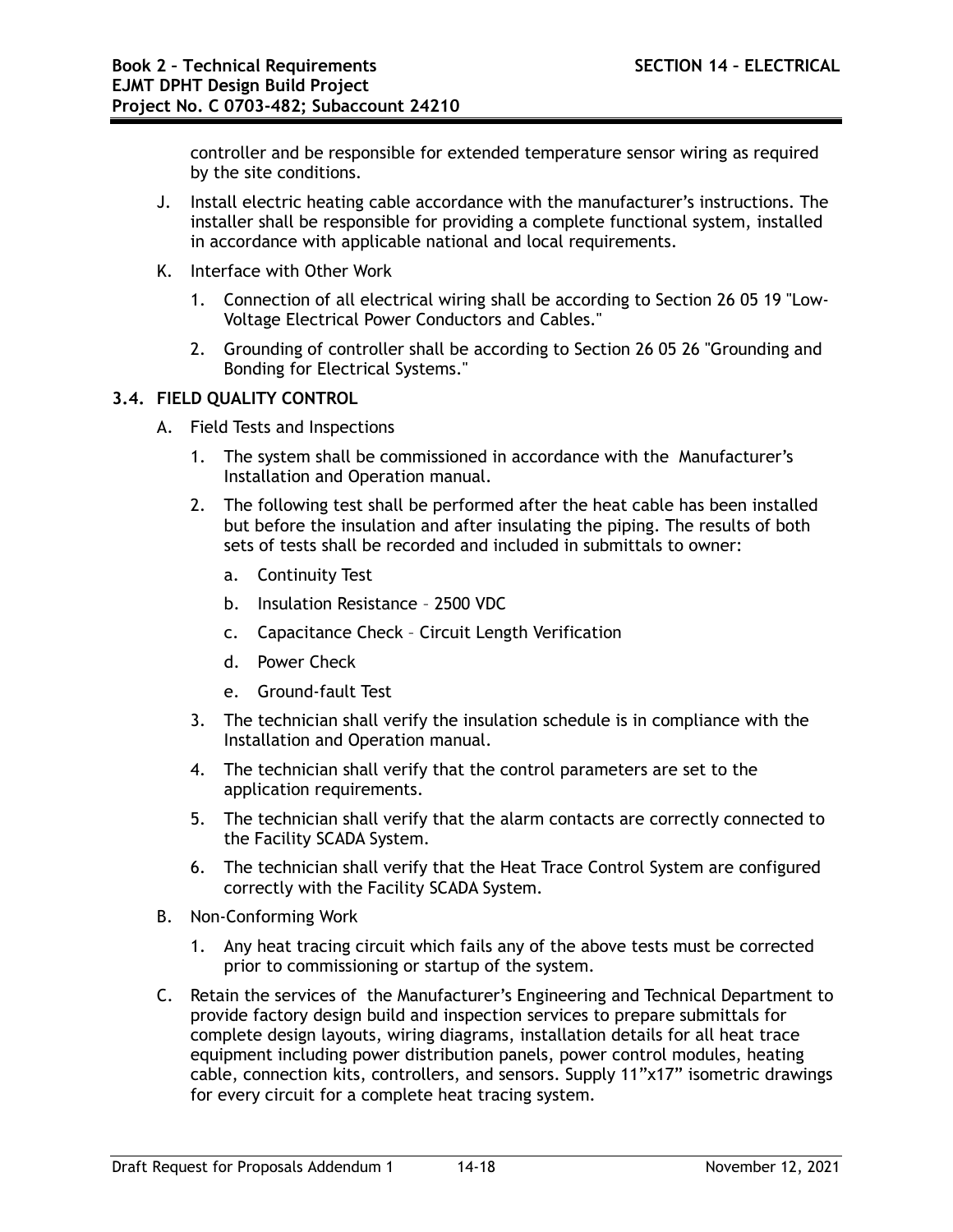controller and be responsible for extended temperature sensor wiring as required by the site conditions.

J. Install electric heating cable accordance with the manufacturer's instructions. The installer shall be responsible for providing a complete functional system, installed in accordance with applicable national and local requirements.

K. Interface with Other Work

1. Connection of all electrical wiring shall be according to Section 26 05 19 "Low-Voltage Electrical Power Conductors and Cables."

2. Grounding of controller shall be according to Section 26 05 26 "Grounding and Bonding for Electrical Systems."

### 3.4. FIELD QUALITY CONTROL

A. Field Tests and Inspections

1. The system shall be commissioned in accordance with the Manufacturer's Installation and Operation manual.

2. The following test shall be performed after the heat cable has been installed but before the insulation and after insulating the piping. The results of both sets of tests shall be recorded and included in submittals to owner:

   a. Continuity Test

   b. Insulation Resistance – 2500 VDC

   c. Capacitance Check – Circuit Length Verification

   d. Power Check

   e. Ground-fault Test

3. The technician shall verify the insulation schedule is in compliance with the Installation and Operation manual.

4. The technician shall verify that the control parameters are set to the application requirements.

5. The technician shall verify that the alarm contacts are correctly connected to the Facility SCADA System.

6. The technician shall verify that the Heat Trace Control System are configured correctly with the Facility SCADA System.

B. Non-Conforming Work

1. Any heat tracing circuit which fails any of the above tests must be corrected prior to commissioning or startup of the system.

C. Retain the services of the Manufacturer's Engineering and Technical Department to provide factory design build and inspection services to prepare submittals for complete design layouts, wiring diagrams, installation details for all heat trace equipment including power distribution panels, power control modules, heating cable, connection kits, controllers, and sensors. Supply 11"x17" isometric drawings for every circuit for a complete heat tracing system.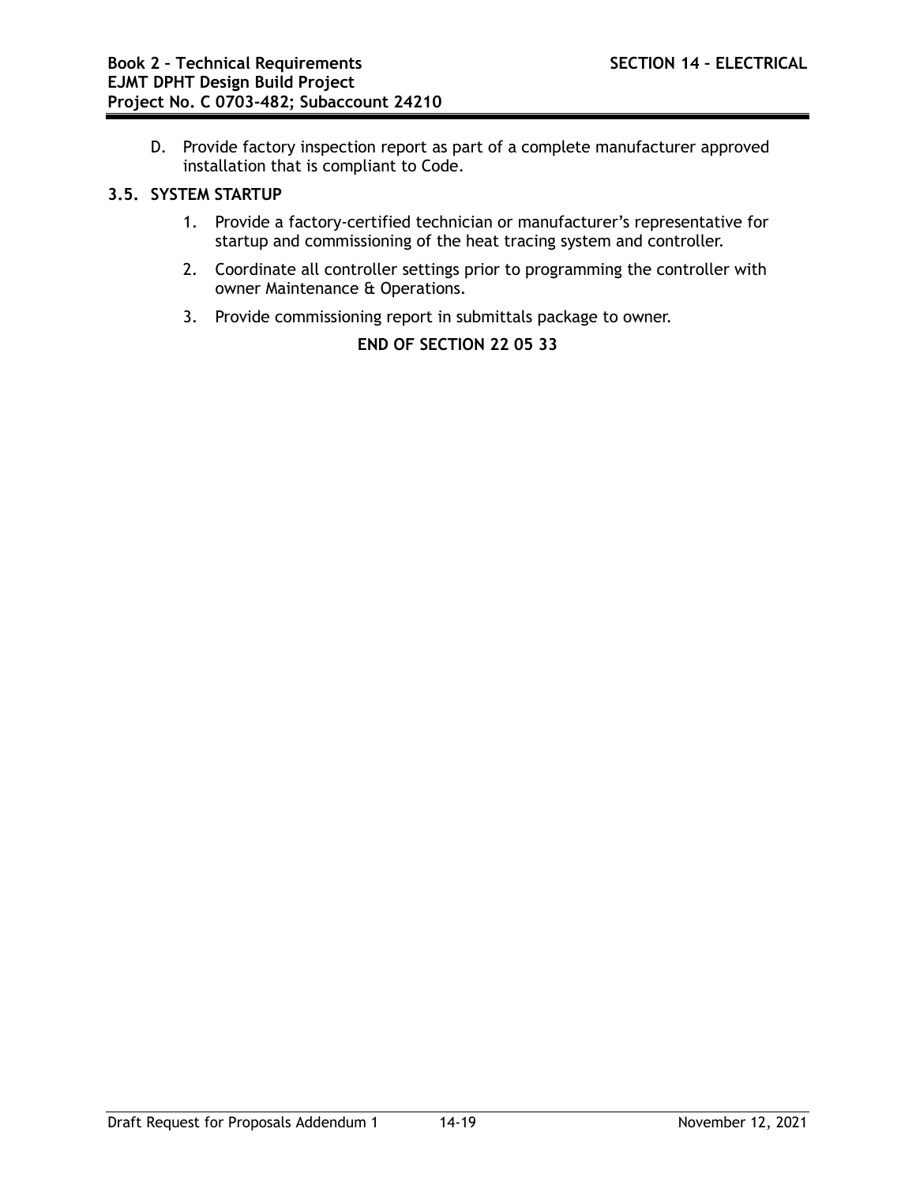D. Provide factory inspection report as part of a complete manufacturer approved installation that is compliant to Code.

### 3.5. SYSTEM STARTUP

1. Provide a factory-certified technician or manufacturer's representative for startup and commissioning of the heat tracing system and controller.
2. Coordinate all controller settings prior to programming the controller with owner Maintenance & Operations.
3. Provide commissioning report in submittals package to owner.

**END OF SECTION 22 05 33**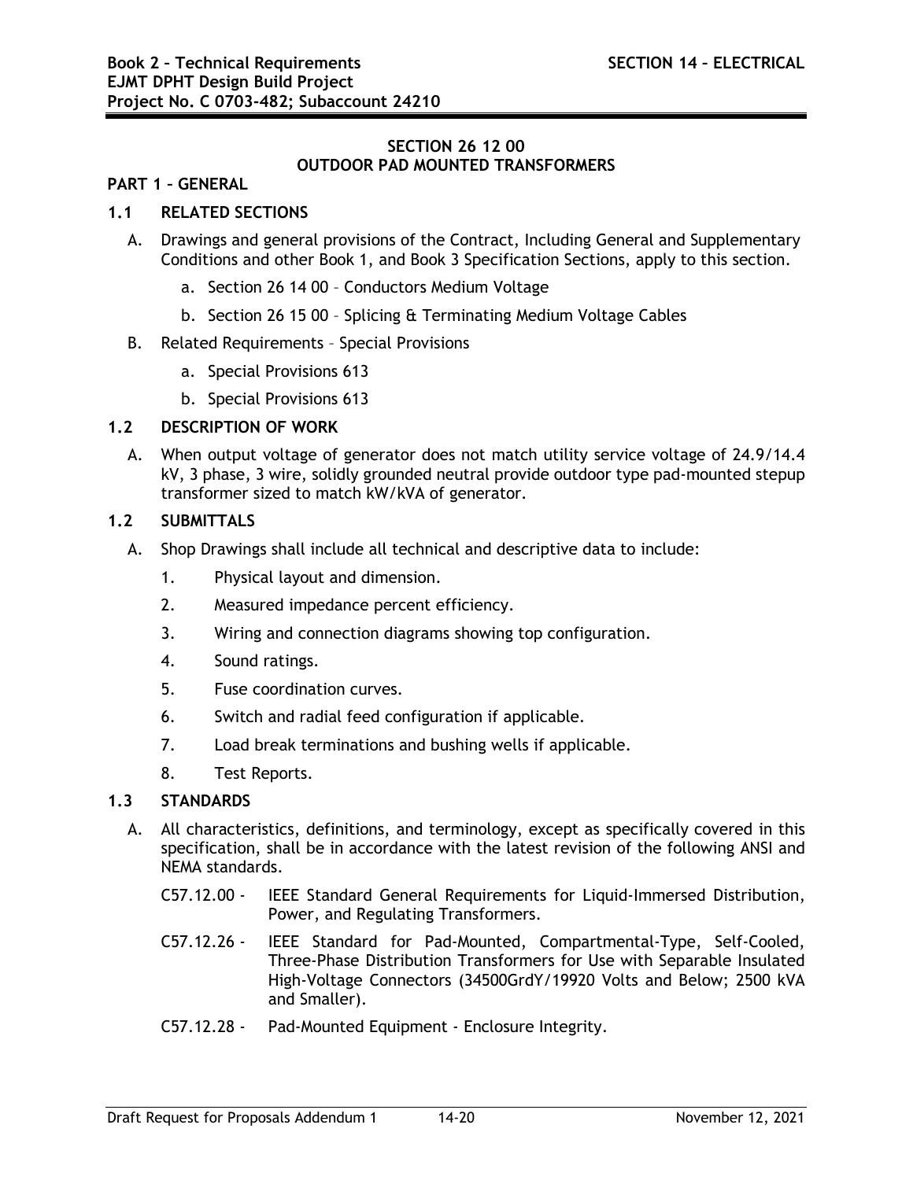## SECTION 26 12 00
## OUTDOOR PAD MOUNTED TRANSFORMERS

### PART 1 – GENERAL

### 1.1 RELATED SECTIONS

A. Drawings and general provisions of the Contract, Including General and Supplementary Conditions and other Book 1, and Book 3 Specification Sections, apply to this section.

   a. Section 26 14 00 – Conductors Medium Voltage

   b. Section 26 15 00 – Splicing & Terminating Medium Voltage Cables

B. Related Requirements – Special Provisions

   a. Special Provisions 613

   b. Special Provisions 613

### 1.2 DESCRIPTION OF WORK

A. When output voltage of generator does not match utility service voltage of 24.9/14.4 kV, 3 phase, 3 wire, solidly grounded neutral provide outdoor type pad-mounted stepup transformer sized to match kW/kVA of generator.

### 1.2 SUBMITTALS

A. Shop Drawings shall include all technical and descriptive data to include:

   1. Physical layout and dimension.
   2. Measured impedance percent efficiency.
   3. Wiring and connection diagrams showing top configuration.
   4. Sound ratings.
   5. Fuse coordination curves.
   6. Switch and radial feed configuration if applicable.
   7. Load break terminations and bushing wells if applicable.
   8. Test Reports.

### 1.3 STANDARDS

A. All characteristics, definitions, and terminology, except as specifically covered in this specification, shall be in accordance with the latest revision of the following ANSI and NEMA standards.

   C57.12.00 - IEEE Standard General Requirements for Liquid-Immersed Distribution, Power, and Regulating Transformers.

   C57.12.26 - IEEE Standard for Pad-Mounted, Compartmental-Type, Self-Cooled, Three-Phase Distribution Transformers for Use with Separable Insulated High-Voltage Connectors (34500GrdY/19920 Volts and Below; 2500 kVA and Smaller).

   C57.12.28 - Pad-Mounted Equipment - Enclosure Integrity.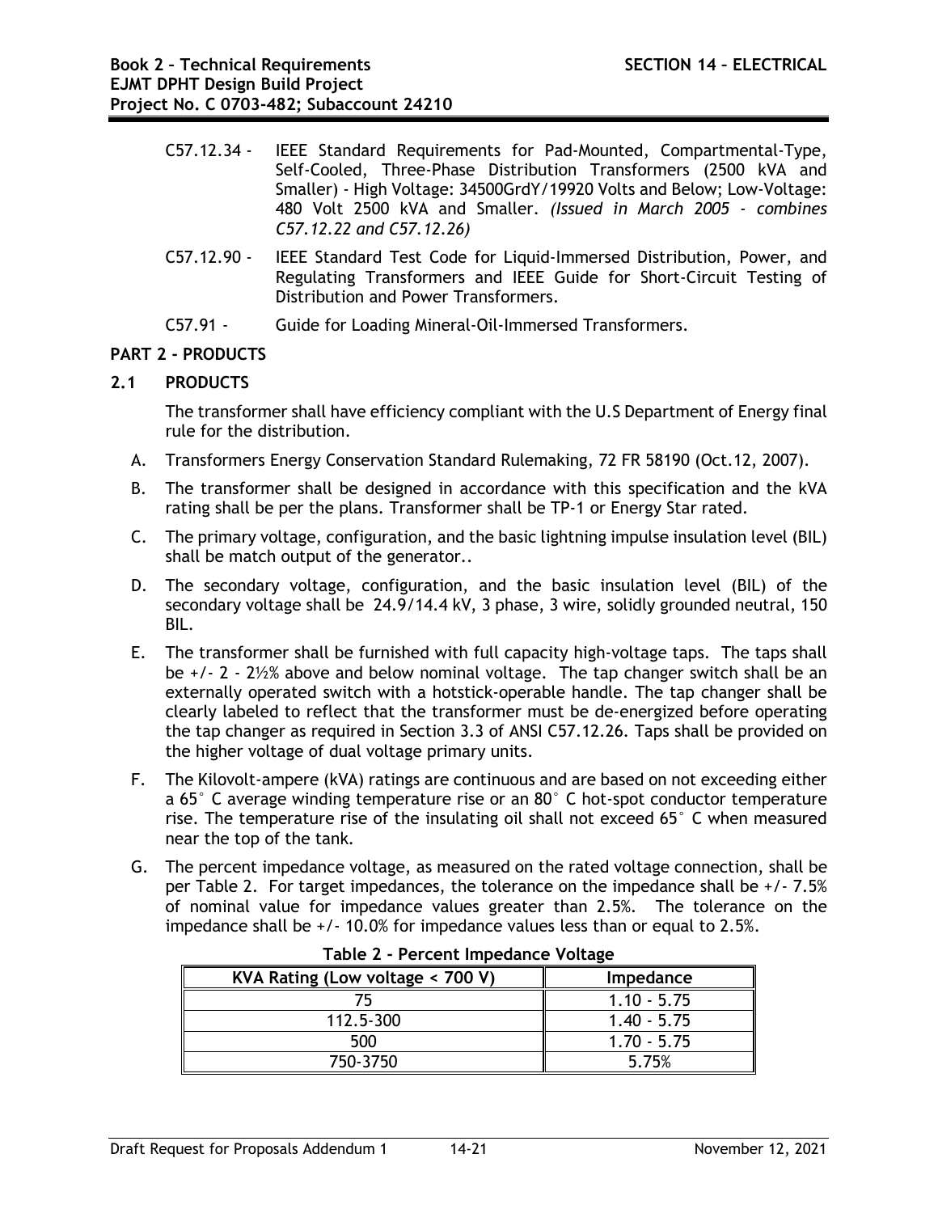C57.12.34 - IEEE Standard Requirements for Pad-Mounted, Compartmental-Type, Self-Cooled, Three-Phase Distribution Transformers (2500 kVA and Smaller) - High Voltage: 34500GrdY/19920 Volts and Below; Low-Voltage: 480 Volt 2500 kVA and Smaller. *(Issued in March 2005 - combines C57.12.22 and C57.12.26)*

C57.12.90 - IEEE Standard Test Code for Liquid-Immersed Distribution, Power, and Regulating Transformers and IEEE Guide for Short-Circuit Testing of Distribution and Power Transformers.

C57.91 - Guide for Loading Mineral-Oil-Immersed Transformers.

## PART 2 - PRODUCTS

### 2.1 PRODUCTS

The transformer shall have efficiency compliant with the U.S Department of Energy final rule for the distribution.

A. Transformers Energy Conservation Standard Rulemaking, 72 FR 58190 (Oct.12, 2007).

B. The transformer shall be designed in accordance with this specification and the kVA rating shall be per the plans. Transformer shall be TP-1 or Energy Star rated.

C. The primary voltage, configuration, and the basic lightning impulse insulation level (BIL) shall be match output of the generator..

D. The secondary voltage, configuration, and the basic insulation level (BIL) of the secondary voltage shall be 24.9/14.4 kV, 3 phase, 3 wire, solidly grounded neutral, 150 BIL.

E. The transformer shall be furnished with full capacity high-voltage taps. The taps shall be +/- 2 - 2½% above and below nominal voltage. The tap changer switch shall be an externally operated switch with a hotstick-operable handle. The tap changer shall be clearly labeled to reflect that the transformer must be de-energized before operating the tap changer as required in Section 3.3 of ANSI C57.12.26. Taps shall be provided on the higher voltage of dual voltage primary units.

F. The Kilovolt-ampere (kVA) ratings are continuous and are based on not exceeding either a 65° C average winding temperature rise or an 80° C hot-spot conductor temperature rise. The temperature rise of the insulating oil shall not exceed 65° C when measured near the top of the tank.

G. The percent impedance voltage, as measured on the rated voltage connection, shall be per Table 2. For target impedances, the tolerance on the impedance shall be +/- 7.5% of nominal value for impedance values greater than 2.5%. The tolerance on the impedance shall be +/- 10.0% for impedance values less than or equal to 2.5%.

**Table 2 - Percent Impedance Voltage**

| KVA Rating (Low voltage < 700 V) | Impedance |
|---|---|
| 75 | 1.10 - 5.75 |
| 112.5-300 | 1.40 - 5.75 |
| 500 | 1.70 - 5.75 |
| 750-3750 | 5.75% |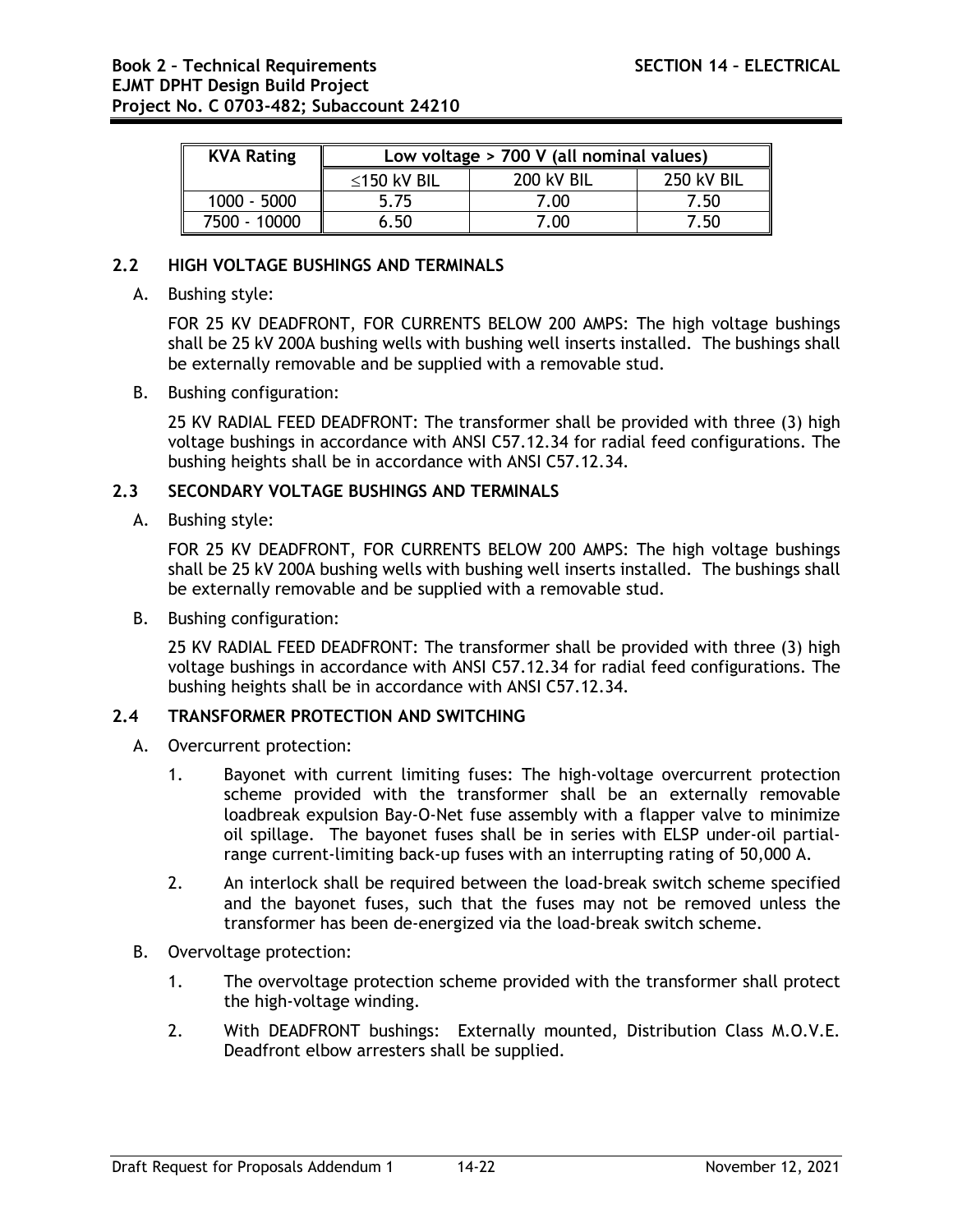| KVA Rating | Low voltage > 700 V (all nominal values) | | |
|---|---|---|---|
| | ≤150 kV BIL | 200 kV BIL | 250 kV BIL |
| 1000 - 5000 | 5.75 | 7.00 | 7.50 |
| 7500 - 10000 | 6.50 | 7.00 | 7.50 |

### 2.2 HIGH VOLTAGE BUSHINGS AND TERMINALS

A. Bushing style:

FOR 25 KV DEADFRONT, FOR CURRENTS BELOW 200 AMPS: The high voltage bushings shall be 25 kV 200A bushing wells with bushing well inserts installed. The bushings shall be externally removable and be supplied with a removable stud.

B. Bushing configuration:

25 KV RADIAL FEED DEADFRONT: The transformer shall be provided with three (3) high voltage bushings in accordance with ANSI C57.12.34 for radial feed configurations. The bushing heights shall be in accordance with ANSI C57.12.34.

### 2.3 SECONDARY VOLTAGE BUSHINGS AND TERMINALS

A. Bushing style:

FOR 25 KV DEADFRONT, FOR CURRENTS BELOW 200 AMPS: The high voltage bushings shall be 25 kV 200A bushing wells with bushing well inserts installed. The bushings shall be externally removable and be supplied with a removable stud.

B. Bushing configuration:

25 KV RADIAL FEED DEADFRONT: The transformer shall be provided with three (3) high voltage bushings in accordance with ANSI C57.12.34 for radial feed configurations. The bushing heights shall be in accordance with ANSI C57.12.34.

### 2.4 TRANSFORMER PROTECTION AND SWITCHING

A. Overcurrent protection:

1. Bayonet with current limiting fuses: The high-voltage overcurrent protection scheme provided with the transformer shall be an externally removable loadbreak expulsion Bay-O-Net fuse assembly with a flapper valve to minimize oil spillage. The bayonet fuses shall be in series with ELSP under-oil partial-range current-limiting back-up fuses with an interrupting rating of 50,000 A.
2. An interlock shall be required between the load-break switch scheme specified and the bayonet fuses, such that the fuses may not be removed unless the transformer has been de-energized via the load-break switch scheme.

B. Overvoltage protection:

1. The overvoltage protection scheme provided with the transformer shall protect the high-voltage winding.
2. With DEADFRONT bushings: Externally mounted, Distribution Class M.O.V.E. Deadfront elbow arresters shall be supplied.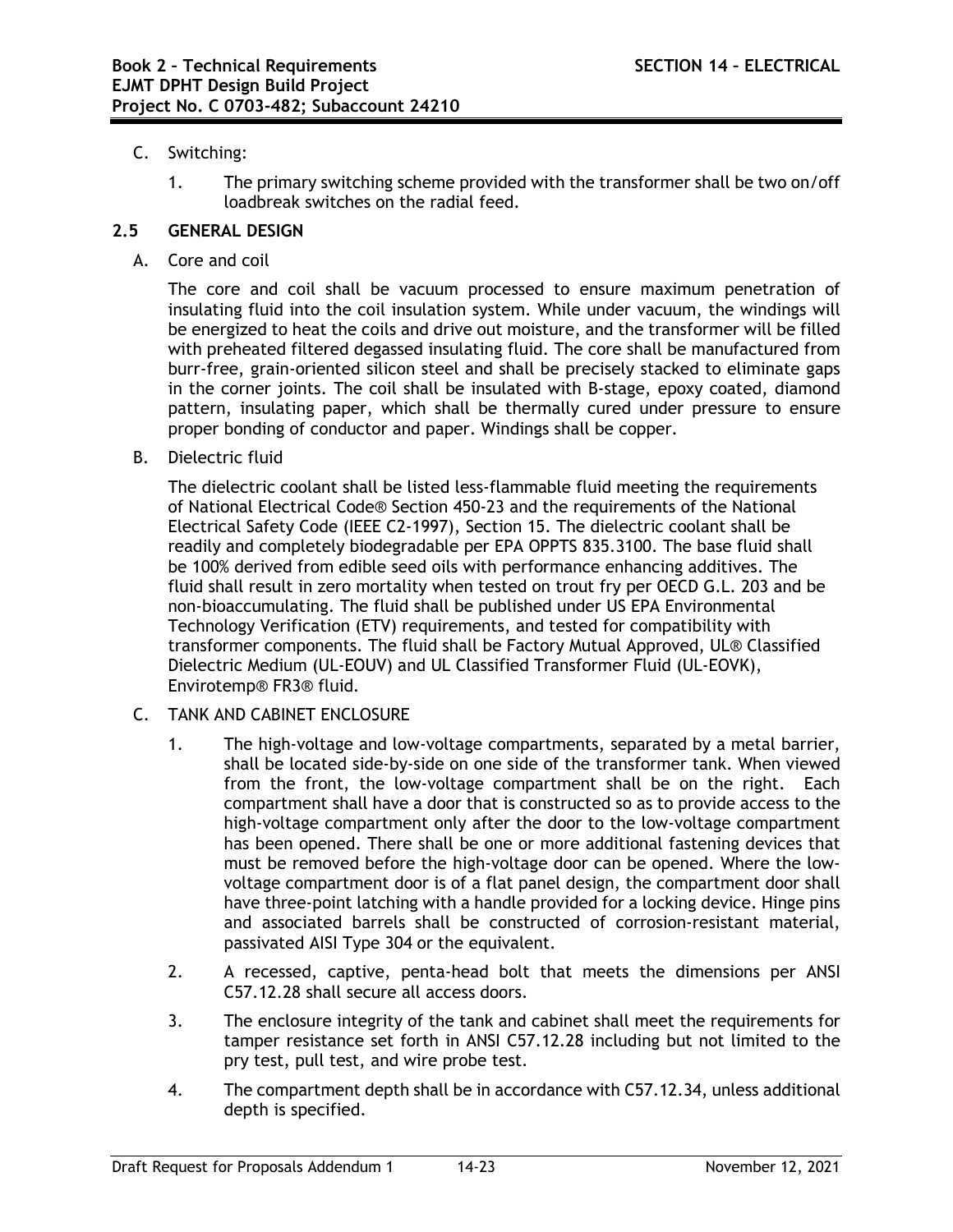C. Switching:

1. The primary switching scheme provided with the transformer shall be two on/off loadbreak switches on the radial feed.

## 2.5 GENERAL DESIGN

A. Core and coil

The core and coil shall be vacuum processed to ensure maximum penetration of insulating fluid into the coil insulation system. While under vacuum, the windings will be energized to heat the coils and drive out moisture, and the transformer will be filled with preheated filtered degassed insulating fluid. The core shall be manufactured from burr-free, grain-oriented silicon steel and shall be precisely stacked to eliminate gaps in the corner joints. The coil shall be insulated with B-stage, epoxy coated, diamond pattern, insulating paper, which shall be thermally cured under pressure to ensure proper bonding of conductor and paper. Windings shall be copper.

B. Dielectric fluid

The dielectric coolant shall be listed less-flammable fluid meeting the requirements of National Electrical Code® Section 450-23 and the requirements of the National Electrical Safety Code (IEEE C2-1997), Section 15. The dielectric coolant shall be readily and completely biodegradable per EPA OPPTS 835.3100. The base fluid shall be 100% derived from edible seed oils with performance enhancing additives. The fluid shall result in zero mortality when tested on trout fry per OECD G.L. 203 and be non-bioaccumulating. The fluid shall be published under US EPA Environmental Technology Verification (ETV) requirements, and tested for compatibility with transformer components. The fluid shall be Factory Mutual Approved, UL® Classified Dielectric Medium (UL-EOUV) and UL Classified Transformer Fluid (UL-EOVK), Envirotemp® FR3® fluid.

C. TANK AND CABINET ENCLOSURE

1. The high-voltage and low-voltage compartments, separated by a metal barrier, shall be located side-by-side on one side of the transformer tank. When viewed from the front, the low-voltage compartment shall be on the right. Each compartment shall have a door that is constructed so as to provide access to the high-voltage compartment only after the door to the low-voltage compartment has been opened. There shall be one or more additional fastening devices that must be removed before the high-voltage door can be opened. Where the low-voltage compartment door is of a flat panel design, the compartment door shall have three-point latching with a handle provided for a locking device. Hinge pins and associated barrels shall be constructed of corrosion-resistant material, passivated AISI Type 304 or the equivalent.

2. A recessed, captive, penta-head bolt that meets the dimensions per ANSI C57.12.28 shall secure all access doors.

3. The enclosure integrity of the tank and cabinet shall meet the requirements for tamper resistance set forth in ANSI C57.12.28 including but not limited to the pry test, pull test, and wire probe test.

4. The compartment depth shall be in accordance with C57.12.34, unless additional depth is specified.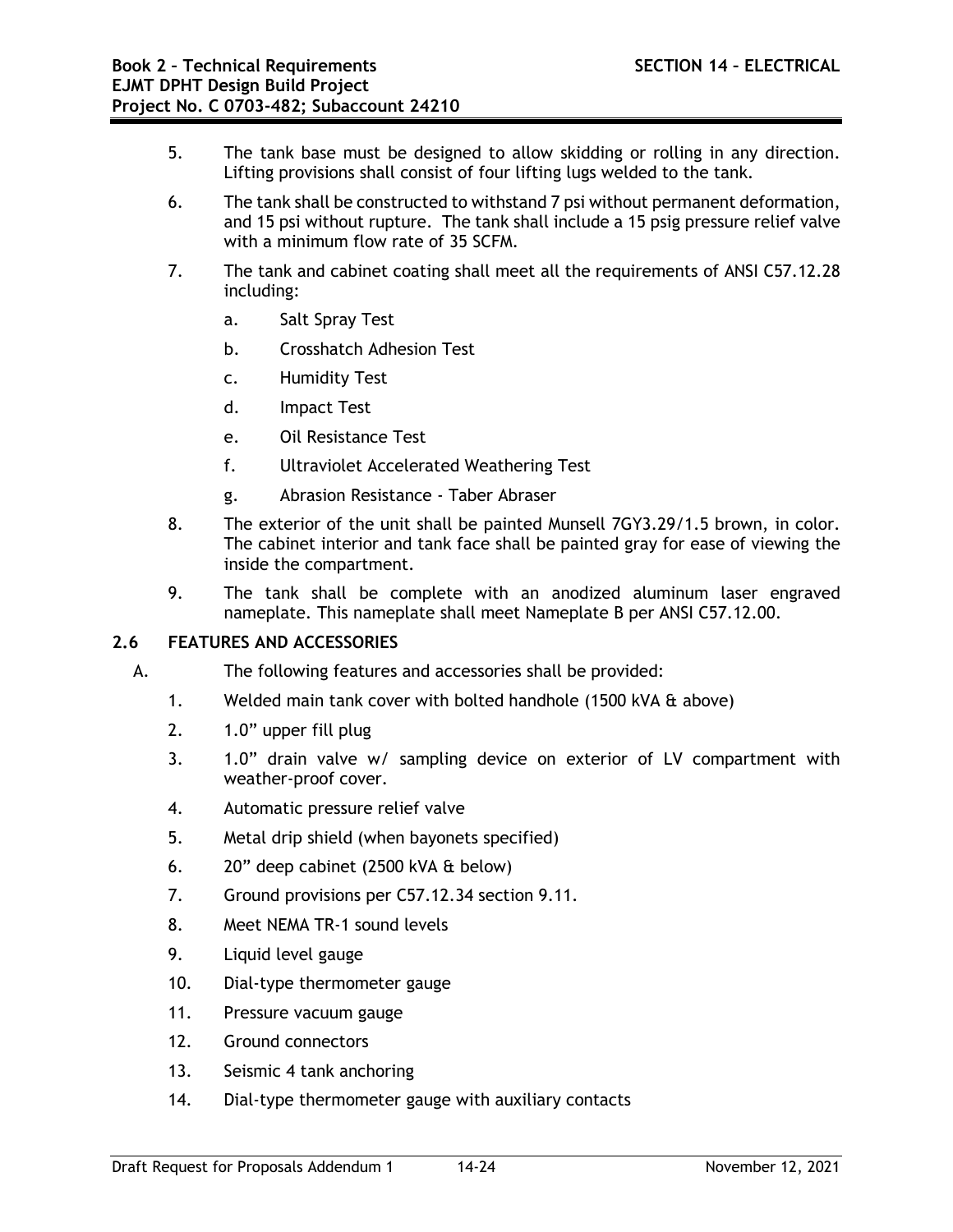5. The tank base must be designed to allow skidding or rolling in any direction. Lifting provisions shall consist of four lifting lugs welded to the tank.

6. The tank shall be constructed to withstand 7 psi without permanent deformation, and 15 psi without rupture. The tank shall include a 15 psig pressure relief valve with a minimum flow rate of 35 SCFM.

7. The tank and cabinet coating shall meet all the requirements of ANSI C57.12.28 including:

   a. Salt Spray Test

   b. Crosshatch Adhesion Test

   c. Humidity Test

   d. Impact Test

   e. Oil Resistance Test

   f. Ultraviolet Accelerated Weathering Test

   g. Abrasion Resistance - Taber Abraser

8. The exterior of the unit shall be painted Munsell 7GY3.29/1.5 brown, in color. The cabinet interior and tank face shall be painted gray for ease of viewing the inside the compartment.

9. The tank shall be complete with an anodized aluminum laser engraved nameplate. This nameplate shall meet Nameplate B per ANSI C57.12.00.

## 2.6 FEATURES AND ACCESSORIES

A. The following features and accessories shall be provided:

1. Welded main tank cover with bolted handhole (1500 kVA & above)
2. 1.0" upper fill plug
3. 1.0" drain valve w/ sampling device on exterior of LV compartment with weather-proof cover.
4. Automatic pressure relief valve
5. Metal drip shield (when bayonets specified)
6. 20" deep cabinet (2500 kVA & below)
7. Ground provisions per C57.12.34 section 9.11.
8. Meet NEMA TR-1 sound levels
9. Liquid level gauge
10. Dial-type thermometer gauge
11. Pressure vacuum gauge
12. Ground connectors
13. Seismic 4 tank anchoring
14. Dial-type thermometer gauge with auxiliary contacts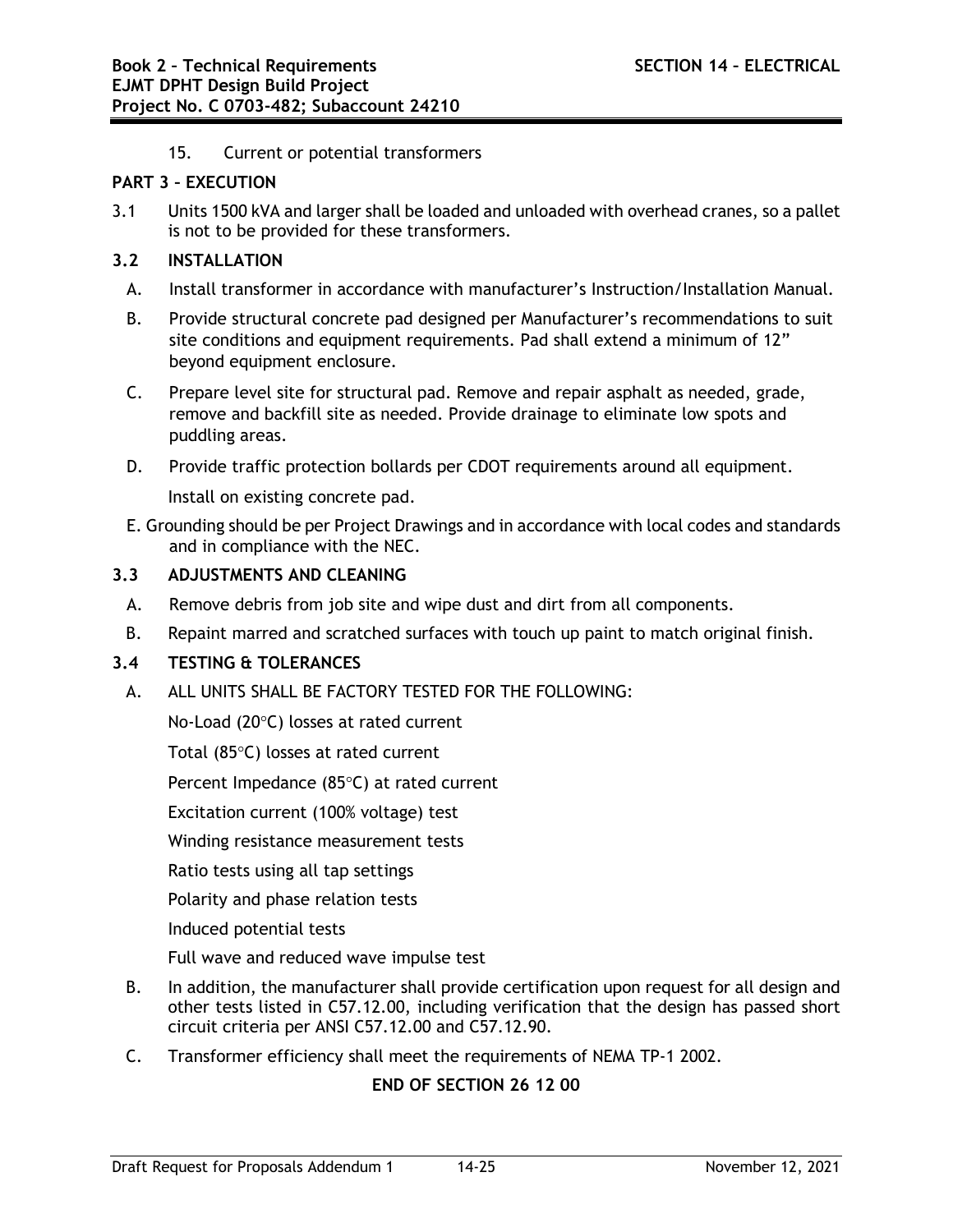15. Current or potential transformers

## PART 3 – EXECUTION

3.1 Units 1500 kVA and larger shall be loaded and unloaded with overhead cranes, so a pallet is not to be provided for these transformers.

### 3.2 INSTALLATION

A. Install transformer in accordance with manufacturer's Instruction/Installation Manual.

B. Provide structural concrete pad designed per Manufacturer's recommendations to suit site conditions and equipment requirements. Pad shall extend a minimum of 12" beyond equipment enclosure.

C. Prepare level site for structural pad. Remove and repair asphalt as needed, grade, remove and backfill site as needed. Provide drainage to eliminate low spots and puddling areas.

D. Provide traffic protection bollards per CDOT requirements around all equipment.

Install on existing concrete pad.

E. Grounding should be per Project Drawings and in accordance with local codes and standards and in compliance with the NEC.

### 3.3 ADJUSTMENTS AND CLEANING

A. Remove debris from job site and wipe dust and dirt from all components.

B. Repaint marred and scratched surfaces with touch up paint to match original finish.

### 3.4 TESTING & TOLERANCES

A. ALL UNITS SHALL BE FACTORY TESTED FOR THE FOLLOWING:

No-Load (20°C) losses at rated current

Total (85°C) losses at rated current

Percent Impedance (85°C) at rated current

Excitation current (100% voltage) test

Winding resistance measurement tests

Ratio tests using all tap settings

Polarity and phase relation tests

Induced potential tests

Full wave and reduced wave impulse test

B. In addition, the manufacturer shall provide certification upon request for all design and other tests listed in C57.12.00, including verification that the design has passed short circuit criteria per ANSI C57.12.00 and C57.12.90.

C. Transformer efficiency shall meet the requirements of NEMA TP-1 2002.

**END OF SECTION 26 12 00**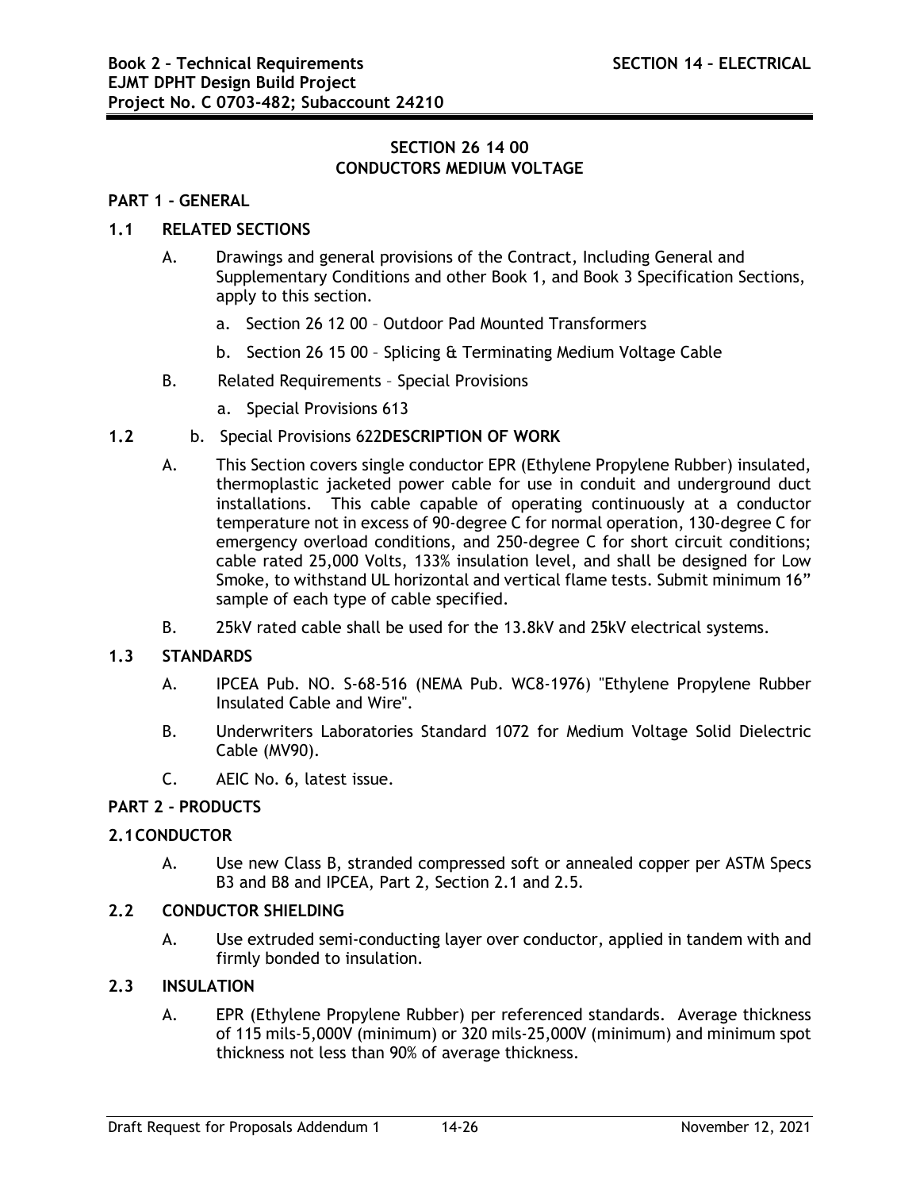## SECTION 26 14 00
## CONDUCTORS MEDIUM VOLTAGE

### PART 1 - GENERAL

### 1.1 RELATED SECTIONS

A. Drawings and general provisions of the Contract, Including General and Supplementary Conditions and other Book 1, and Book 3 Specification Sections, apply to this section.

   a. Section 26 12 00 – Outdoor Pad Mounted Transformers

   b. Section 26 15 00 – Splicing & Terminating Medium Voltage Cable

B. Related Requirements – Special Provisions

   a. Special Provisions 613

### 1.2 b. Special Provisions 622**DESCRIPTION OF WORK**

A. This Section covers single conductor EPR (Ethylene Propylene Rubber) insulated, thermoplastic jacketed power cable for use in conduit and underground duct installations. This cable capable of operating continuously at a conductor temperature not in excess of 90-degree C for normal operation, 130-degree C for emergency overload conditions, and 250-degree C for short circuit conditions; cable rated 25,000 Volts, 133% insulation level, and shall be designed for Low Smoke, to withstand UL horizontal and vertical flame tests. Submit minimum 16" sample of each type of cable specified.

B. 25kV rated cable shall be used for the 13.8kV and 25kV electrical systems.

### 1.3 STANDARDS

A. IPCEA Pub. NO. S-68-516 (NEMA Pub. WC8-1976) "Ethylene Propylene Rubber Insulated Cable and Wire".

B. Underwriters Laboratories Standard 1072 for Medium Voltage Solid Dielectric Cable (MV90).

C. AEIC No. 6, latest issue.

### PART 2 - PRODUCTS

### 2.1 CONDUCTOR

A. Use new Class B, stranded compressed soft or annealed copper per ASTM Specs B3 and B8 and IPCEA, Part 2, Section 2.1 and 2.5.

### 2.2 CONDUCTOR SHIELDING

A. Use extruded semi-conducting layer over conductor, applied in tandem with and firmly bonded to insulation.

### 2.3 INSULATION

A. EPR (Ethylene Propylene Rubber) per referenced standards. Average thickness of 115 mils-5,000V (minimum) or 320 mils-25,000V (minimum) and minimum spot thickness not less than 90% of average thickness.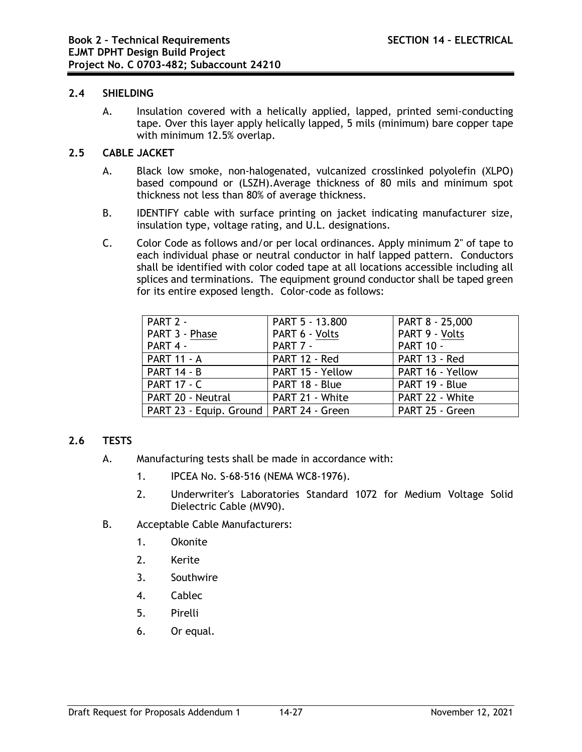## 2.4 SHIELDING

A. Insulation covered with a helically applied, lapped, printed semi-conducting tape. Over this layer apply helically lapped, 5 mils (minimum) bare copper tape with minimum 12.5% overlap.

## 2.5 CABLE JACKET

A. Black low smoke, non-halogenated, vulcanized crosslinked polyolefin (XLPO) based compound or (LSZH).Average thickness of 80 mils and minimum spot thickness not less than 80% of average thickness.

B. IDENTIFY cable with surface printing on jacket indicating manufacturer size, insulation type, voltage rating, and U.L. designations.

C. Color Code as follows and/or per local ordinances. Apply minimum 2" of tape to each individual phase or neutral conductor in half lapped pattern. Conductors shall be identified with color coded tape at all locations accessible including all splices and terminations. The equipment ground conductor shall be taped green for its entire exposed length. Color-code as follows:

| PART 2 -<br>PART 3 - Phase<br>PART 4 - | PART 5 - 13.800<br>PART 6 - Volts<br>PART 7 - | PART 8 - 25,000<br>PART 9 - Volts<br>PART 10 - |
|---|---|---|
| PART 11 - A | PART 12 - Red | PART 13 - Red |
| PART 14 - B | PART 15 - Yellow | PART 16 - Yellow |
| PART 17 - C | PART 18 - Blue | PART 19 - Blue |
| PART 20 - Neutral | PART 21 - White | PART 22 - White |
| PART 23 - Equip. Ground | PART 24 - Green | PART 25 - Green |

## 2.6 TESTS

A. Manufacturing tests shall be made in accordance with:

1. IPCEA No. S-68-516 (NEMA WC8-1976).
2. Underwriter's Laboratories Standard 1072 for Medium Voltage Solid Dielectric Cable (MV90).

B. Acceptable Cable Manufacturers:

1. Okonite
2. Kerite
3. Southwire
4. Cablec
5. Pirelli
6. Or equal.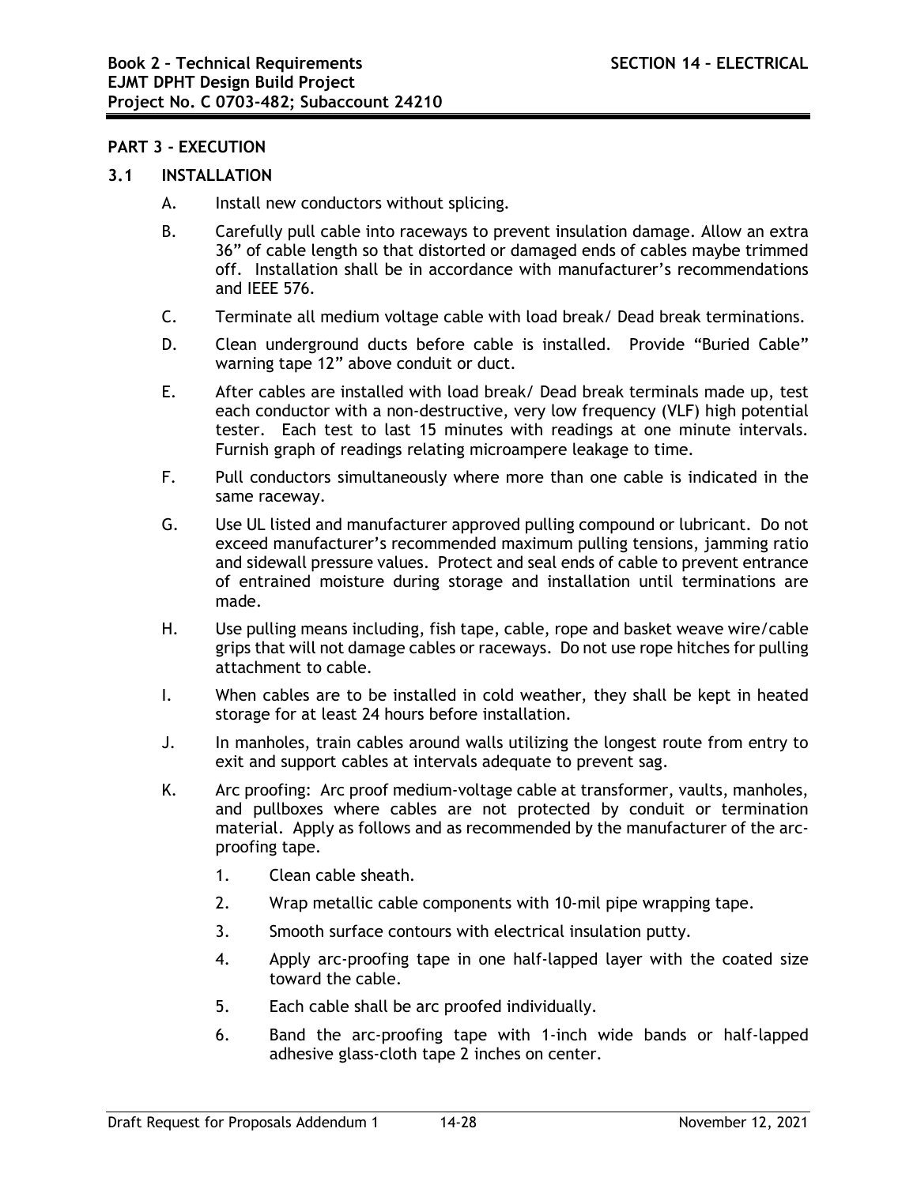## PART 3 - EXECUTION

### 3.1 INSTALLATION

A. Install new conductors without splicing.

B. Carefully pull cable into raceways to prevent insulation damage. Allow an extra 36" of cable length so that distorted or damaged ends of cables maybe trimmed off. Installation shall be in accordance with manufacturer's recommendations and IEEE 576.

C. Terminate all medium voltage cable with load break/ Dead break terminations.

D. Clean underground ducts before cable is installed. Provide "Buried Cable" warning tape 12" above conduit or duct.

E. After cables are installed with load break/ Dead break terminals made up, test each conductor with a non-destructive, very low frequency (VLF) high potential tester. Each test to last 15 minutes with readings at one minute intervals. Furnish graph of readings relating microampere leakage to time.

F. Pull conductors simultaneously where more than one cable is indicated in the same raceway.

G. Use UL listed and manufacturer approved pulling compound or lubricant. Do not exceed manufacturer's recommended maximum pulling tensions, jamming ratio and sidewall pressure values. Protect and seal ends of cable to prevent entrance of entrained moisture during storage and installation until terminations are made.

H. Use pulling means including, fish tape, cable, rope and basket weave wire/cable grips that will not damage cables or raceways. Do not use rope hitches for pulling attachment to cable.

I. When cables are to be installed in cold weather, they shall be kept in heated storage for at least 24 hours before installation.

J. In manholes, train cables around walls utilizing the longest route from entry to exit and support cables at intervals adequate to prevent sag.

K. Arc proofing: Arc proof medium-voltage cable at transformer, vaults, manholes, and pullboxes where cables are not protected by conduit or termination material. Apply as follows and as recommended by the manufacturer of the arc-proofing tape.

   1. Clean cable sheath.

   2. Wrap metallic cable components with 10-mil pipe wrapping tape.

   3. Smooth surface contours with electrical insulation putty.

   4. Apply arc-proofing tape in one half-lapped layer with the coated size toward the cable.

   5. Each cable shall be arc proofed individually.

   6. Band the arc-proofing tape with 1-inch wide bands or half-lapped adhesive glass-cloth tape 2 inches on center.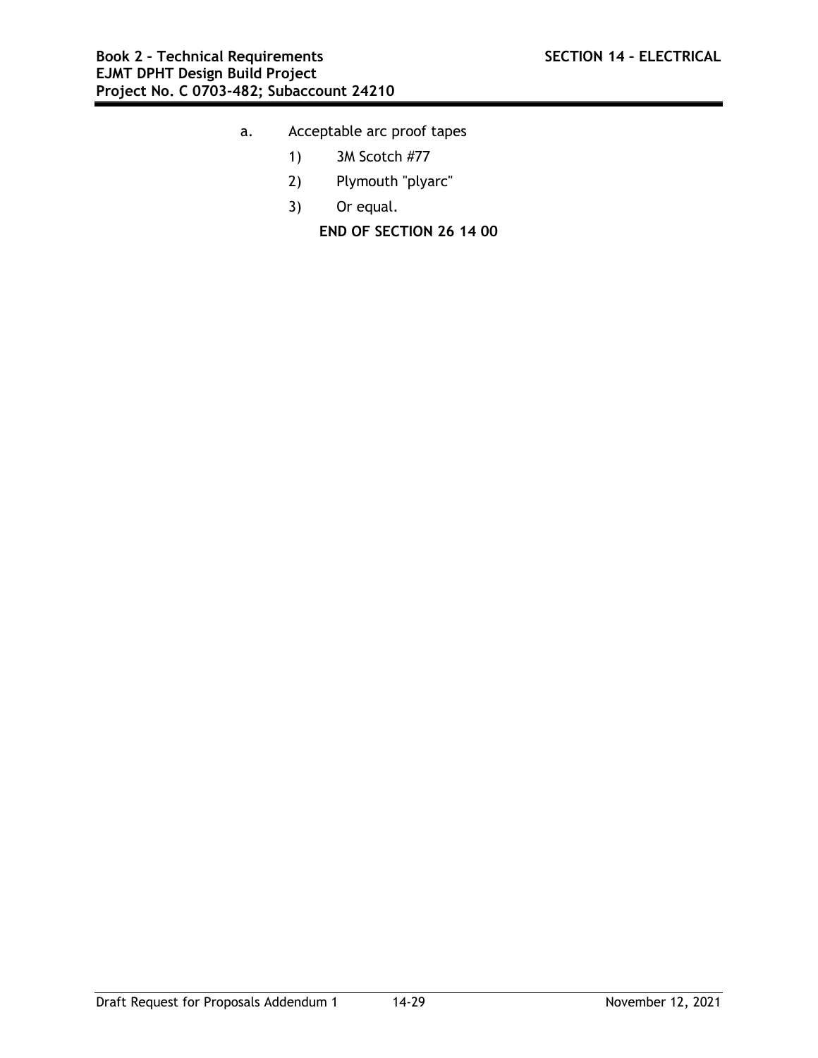a. Acceptable arc proof tapes

   1) 3M Scotch #77

   2) Plymouth "plyarc"

   3) Or equal.

**END OF SECTION 26 14 00**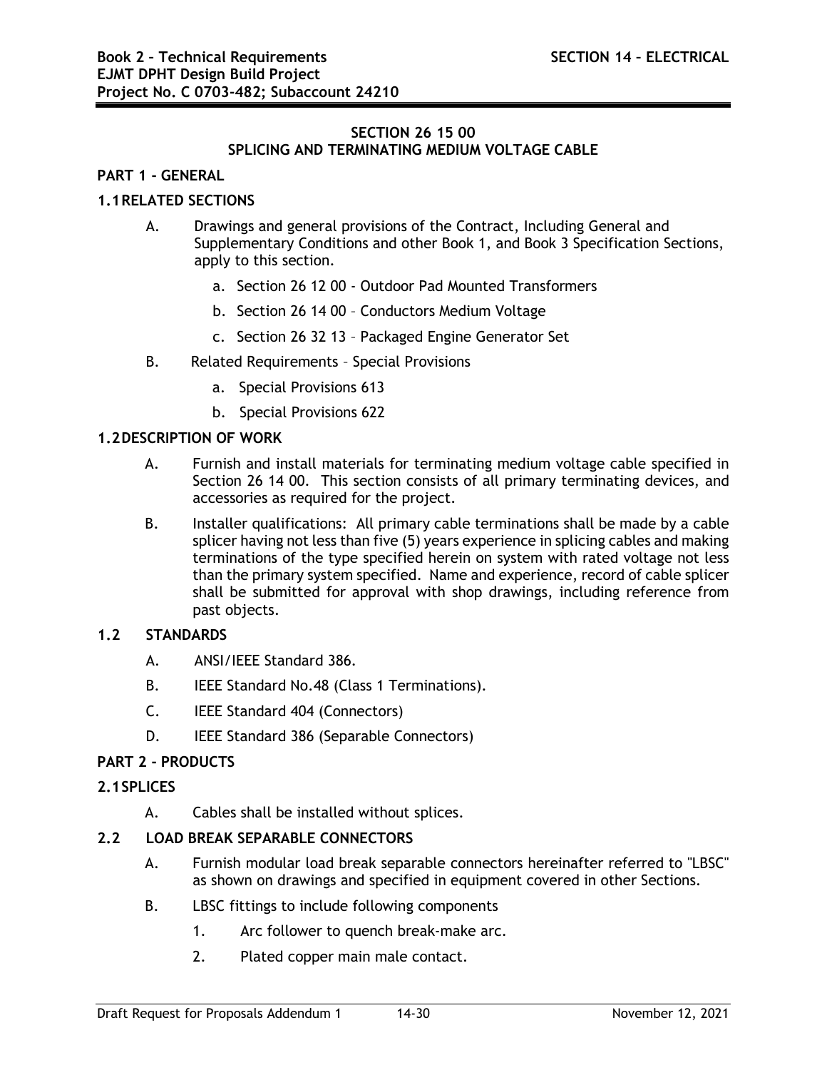## SECTION 26 15 00
## SPLICING AND TERMINATING MEDIUM VOLTAGE CABLE

### PART 1 - GENERAL

#### 1.1 RELATED SECTIONS

A. Drawings and general provisions of the Contract, Including General and Supplementary Conditions and other Book 1, and Book 3 Specification Sections, apply to this section.

   a. Section 26 12 00 - Outdoor Pad Mounted Transformers

   b. Section 26 14 00 – Conductors Medium Voltage

   c. Section 26 32 13 – Packaged Engine Generator Set

B. Related Requirements – Special Provisions

   a. Special Provisions 613

   b. Special Provisions 622

#### 1.2 DESCRIPTION OF WORK

A. Furnish and install materials for terminating medium voltage cable specified in Section 26 14 00. This section consists of all primary terminating devices, and accessories as required for the project.

B. Installer qualifications: All primary cable terminations shall be made by a cable splicer having not less than five (5) years experience in splicing cables and making terminations of the type specified herein on system with rated voltage not less than the primary system specified. Name and experience, record of cable splicer shall be submitted for approval with shop drawings, including reference from past objects.

#### 1.2 STANDARDS

A. ANSI/IEEE Standard 386.

B. IEEE Standard No.48 (Class 1 Terminations).

C. IEEE Standard 404 (Connectors)

D. IEEE Standard 386 (Separable Connectors)

### PART 2 - PRODUCTS

#### 2.1 SPLICES

A. Cables shall be installed without splices.

#### 2.2 LOAD BREAK SEPARABLE CONNECTORS

A. Furnish modular load break separable connectors hereinafter referred to "LBSC" as shown on drawings and specified in equipment covered in other Sections.

B. LBSC fittings to include following components

   1. Arc follower to quench break-make arc.

   2. Plated copper main male contact.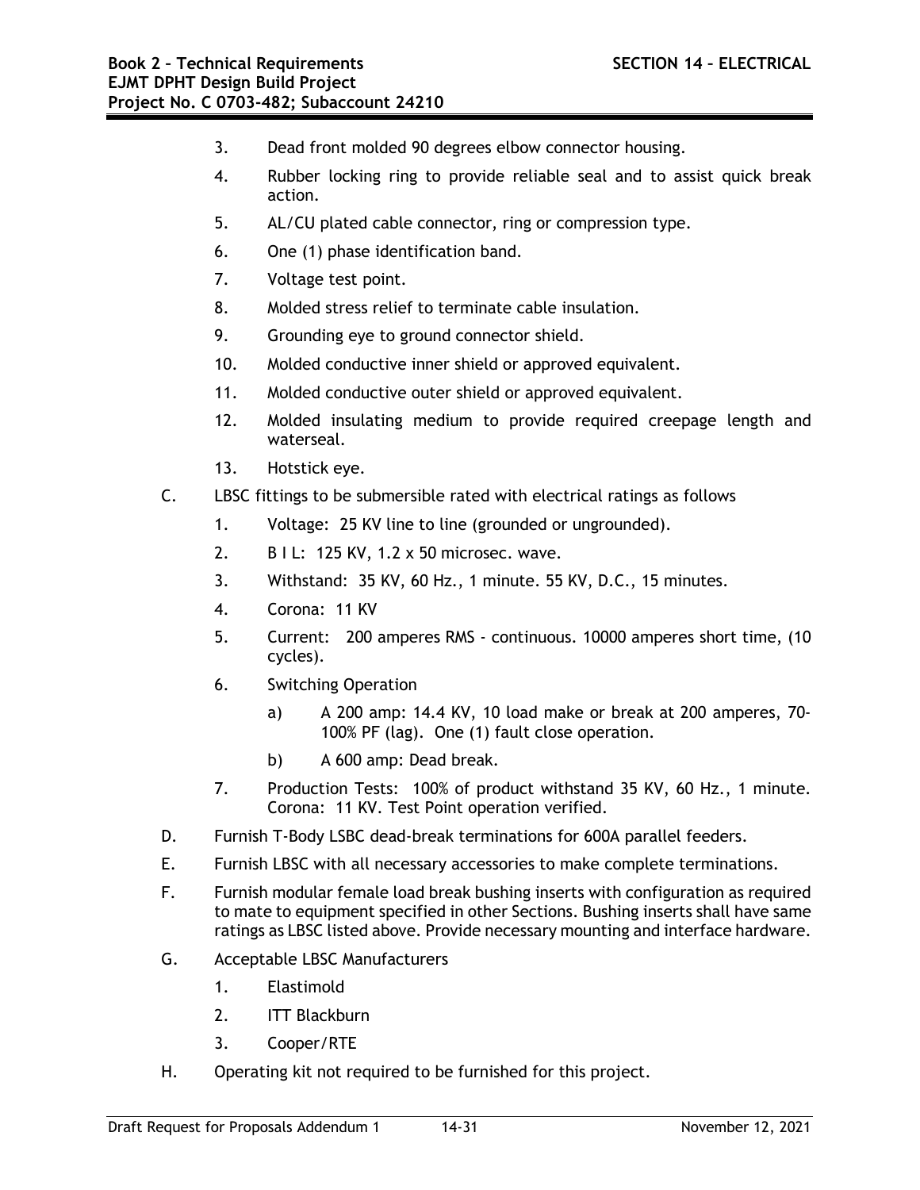3. Dead front molded 90 degrees elbow connector housing.
4. Rubber locking ring to provide reliable seal and to assist quick break action.
5. AL/CU plated cable connector, ring or compression type.
6. One (1) phase identification band.
7. Voltage test point.
8. Molded stress relief to terminate cable insulation.
9. Grounding eye to ground connector shield.
10. Molded conductive inner shield or approved equivalent.
11. Molded conductive outer shield or approved equivalent.
12. Molded insulating medium to provide required creepage length and waterseal.
13. Hotstick eye.

C. LBSC fittings to be submersible rated with electrical ratings as follows

1. Voltage: 25 KV line to line (grounded or ungrounded).
2. B I L: 125 KV, 1.2 x 50 microsec. wave.
3. Withstand: 35 KV, 60 Hz., 1 minute. 55 KV, D.C., 15 minutes.
4. Corona: 11 KV
5. Current: 200 amperes RMS - continuous. 10000 amperes short time, (10 cycles).
6. Switching Operation
   a) A 200 amp: 14.4 KV, 10 load make or break at 200 amperes, 70-100% PF (lag). One (1) fault close operation.
   b) A 600 amp: Dead break.
7. Production Tests: 100% of product withstand 35 KV, 60 Hz., 1 minute. Corona: 11 KV. Test Point operation verified.

D. Furnish T-Body LSBC dead-break terminations for 600A parallel feeders.

E. Furnish LBSC with all necessary accessories to make complete terminations.

F. Furnish modular female load break bushing inserts with configuration as required to mate to equipment specified in other Sections. Bushing inserts shall have same ratings as LBSC listed above. Provide necessary mounting and interface hardware.

G. Acceptable LBSC Manufacturers

1. Elastimold
2. ITT Blackburn
3. Cooper/RTE

H. Operating kit not required to be furnished for this project.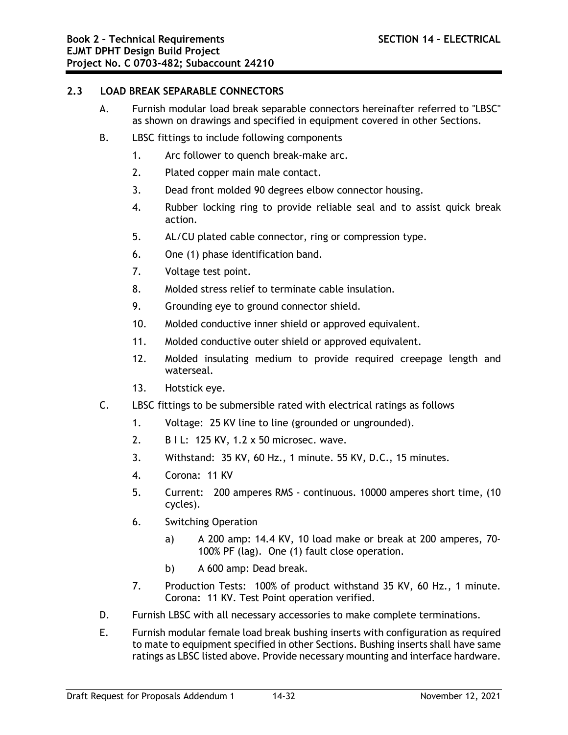## 2.3 LOAD BREAK SEPARABLE CONNECTORS

A. Furnish modular load break separable connectors hereinafter referred to "LBSC" as shown on drawings and specified in equipment covered in other Sections.

B. LBSC fittings to include following components

1. Arc follower to quench break-make arc.
2. Plated copper main male contact.
3. Dead front molded 90 degrees elbow connector housing.
4. Rubber locking ring to provide reliable seal and to assist quick break action.
5. AL/CU plated cable connector, ring or compression type.
6. One (1) phase identification band.
7. Voltage test point.
8. Molded stress relief to terminate cable insulation.
9. Grounding eye to ground connector shield.
10. Molded conductive inner shield or approved equivalent.
11. Molded conductive outer shield or approved equivalent.
12. Molded insulating medium to provide required creepage length and waterseal.
13. Hotstick eye.

C. LBSC fittings to be submersible rated with electrical ratings as follows

1. Voltage: 25 KV line to line (grounded or ungrounded).
2. B I L: 125 KV, 1.2 x 50 microsec. wave.
3. Withstand: 35 KV, 60 Hz., 1 minute. 55 KV, D.C., 15 minutes.
4. Corona: 11 KV
5. Current: 200 amperes RMS - continuous. 10000 amperes short time, (10 cycles).
6. Switching Operation
   a) A 200 amp: 14.4 KV, 10 load make or break at 200 amperes, 70-100% PF (lag). One (1) fault close operation.
   b) A 600 amp: Dead break.
7. Production Tests: 100% of product withstand 35 KV, 60 Hz., 1 minute. Corona: 11 KV. Test Point operation verified.

D. Furnish LBSC with all necessary accessories to make complete terminations.

E. Furnish modular female load break bushing inserts with configuration as required to mate to equipment specified in other Sections. Bushing inserts shall have same ratings as LBSC listed above. Provide necessary mounting and interface hardware.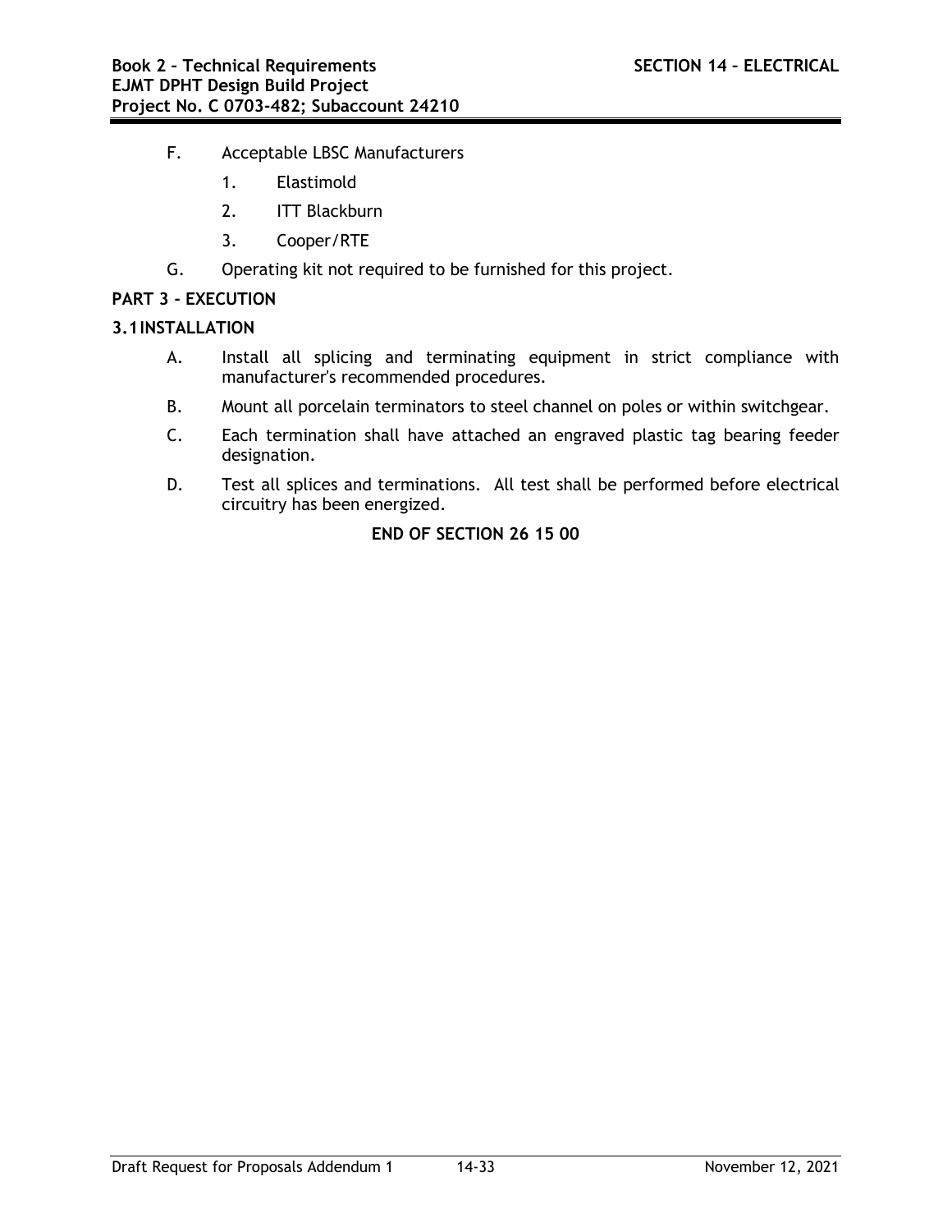F. Acceptable LBSC Manufacturers

   1. Elastimold

   2. ITT Blackburn

   3. Cooper/RTE

G. Operating kit not required to be furnished for this project.

## PART 3 - EXECUTION

### 3.1 INSTALLATION

A. Install all splicing and terminating equipment in strict compliance with manufacturer's recommended procedures.

B. Mount all porcelain terminators to steel channel on poles or within switchgear.

C. Each termination shall have attached an engraved plastic tag bearing feeder designation.

D. Test all splices and terminations. All test shall be performed before electrical circuitry has been energized.

**END OF SECTION 26 15 00**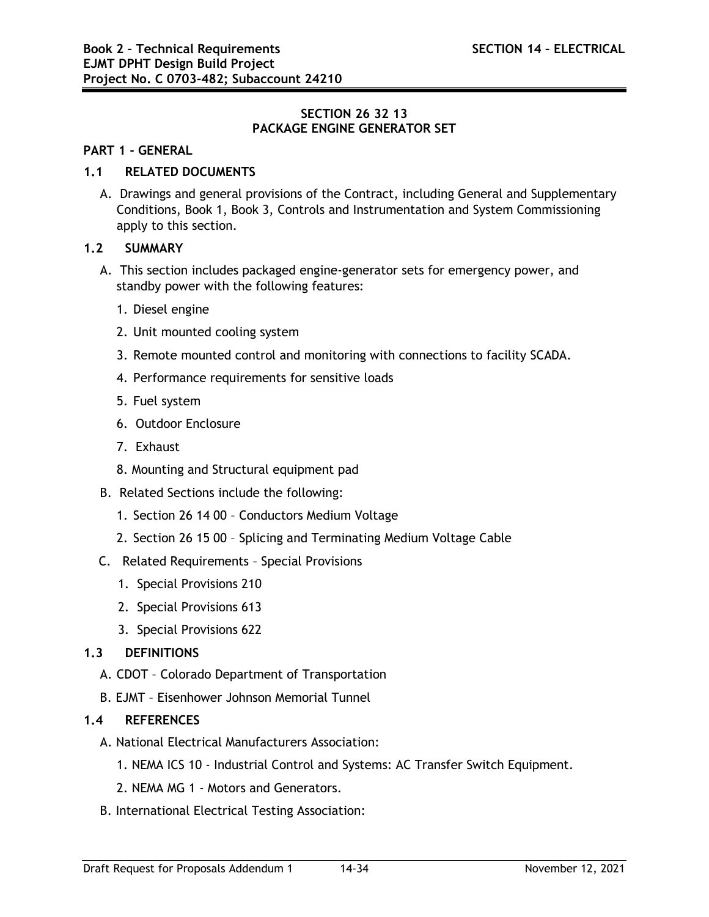## SECTION 26 32 13
## PACKAGE ENGINE GENERATOR SET

### PART 1 – GENERAL

#### 1.1 RELATED DOCUMENTS

A. Drawings and general provisions of the Contract, including General and Supplementary Conditions, Book 1, Book 3, Controls and Instrumentation and System Commissioning apply to this section.

#### 1.2 SUMMARY

A. This section includes packaged engine-generator sets for emergency power, and standby power with the following features:

1. Diesel engine
2. Unit mounted cooling system
3. Remote mounted control and monitoring with connections to facility SCADA.
4. Performance requirements for sensitive loads
5. Fuel system
6. Outdoor Enclosure
7. Exhaust
8. Mounting and Structural equipment pad

B. Related Sections include the following:

1. Section 26 14 00 – Conductors Medium Voltage
2. Section 26 15 00 – Splicing and Terminating Medium Voltage Cable

C. Related Requirements – Special Provisions

1. Special Provisions 210
2. Special Provisions 613
3. Special Provisions 622

#### 1.3 DEFINITIONS

A. CDOT – Colorado Department of Transportation

B. EJMT – Eisenhower Johnson Memorial Tunnel

#### 1.4 REFERENCES

A. National Electrical Manufacturers Association:

1. NEMA ICS 10 - Industrial Control and Systems: AC Transfer Switch Equipment.
2. NEMA MG 1 - Motors and Generators.

B. International Electrical Testing Association: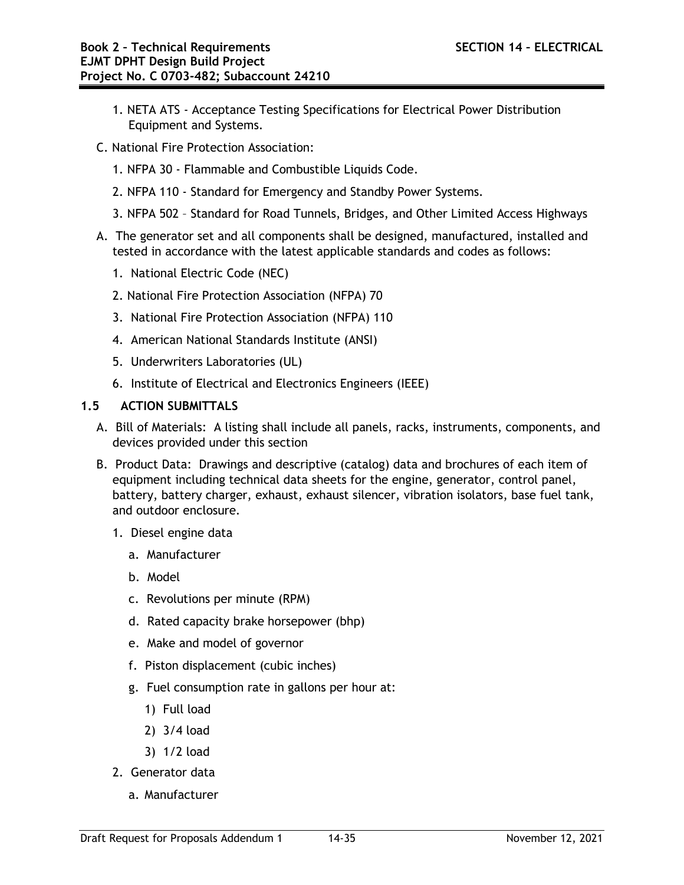1. NETA ATS - Acceptance Testing Specifications for Electrical Power Distribution Equipment and Systems.

C. National Fire Protection Association:

1. NFPA 30 - Flammable and Combustible Liquids Code.
2. NFPA 110 - Standard for Emergency and Standby Power Systems.
3. NFPA 502 – Standard for Road Tunnels, Bridges, and Other Limited Access Highways

A. The generator set and all components shall be designed, manufactured, installed and tested in accordance with the latest applicable standards and codes as follows:

1. National Electric Code (NEC)
2. National Fire Protection Association (NFPA) 70
3. National Fire Protection Association (NFPA) 110
4. American National Standards Institute (ANSI)
5. Underwriters Laboratories (UL)
6. Institute of Electrical and Electronics Engineers (IEEE)

## 1.5 ACTION SUBMITTALS

A. Bill of Materials: A listing shall include all panels, racks, instruments, components, and devices provided under this section

B. Product Data: Drawings and descriptive (catalog) data and brochures of each item of equipment including technical data sheets for the engine, generator, control panel, battery, battery charger, exhaust, exhaust silencer, vibration isolators, base fuel tank, and outdoor enclosure.

1. Diesel engine data
   a. Manufacturer
   b. Model
   c. Revolutions per minute (RPM)
   d. Rated capacity brake horsepower (bhp)
   e. Make and model of governor
   f. Piston displacement (cubic inches)
   g. Fuel consumption rate in gallons per hour at:
      1) Full load
      2) 3/4 load
      3) 1/2 load
2. Generator data
   a. Manufacturer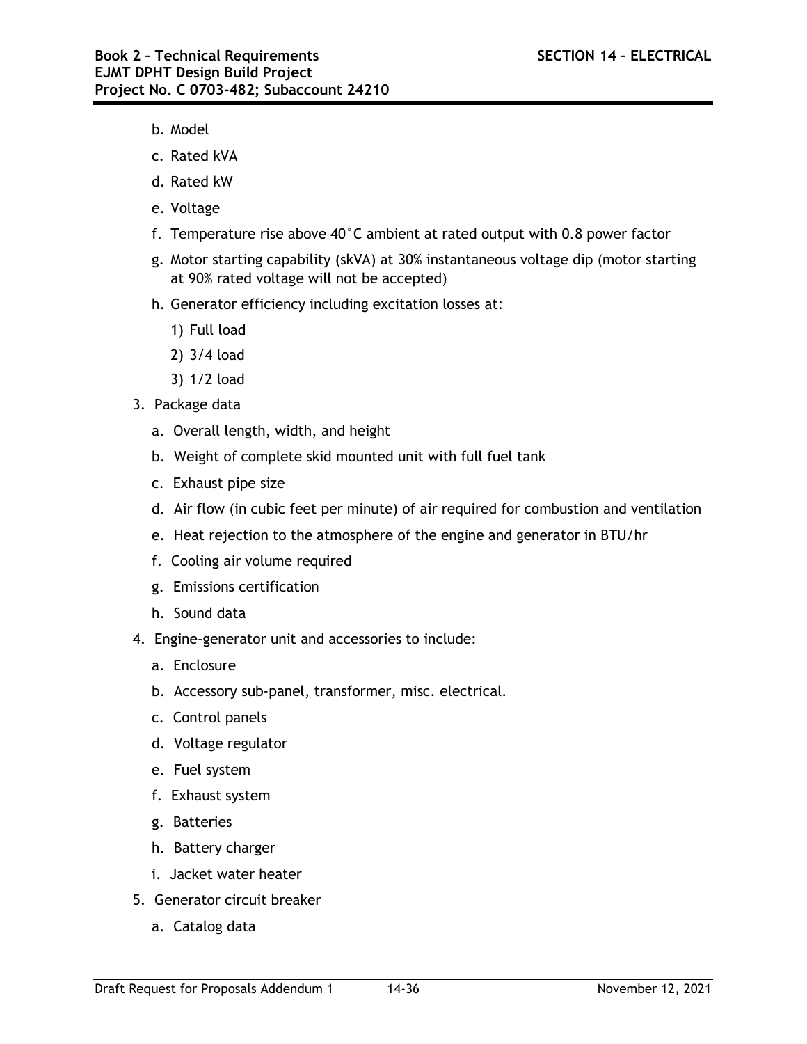b. Model

c. Rated kVA

d. Rated kW

e. Voltage

f. Temperature rise above 40°C ambient at rated output with 0.8 power factor

g. Motor starting capability (skVA) at 30% instantaneous voltage dip (motor starting at 90% rated voltage will not be accepted)

h. Generator efficiency including excitation losses at:

  1) Full load

  2) 3/4 load

  3) 1/2 load

3. Package data

  a. Overall length, width, and height

  b. Weight of complete skid mounted unit with full fuel tank

  c. Exhaust pipe size

  d. Air flow (in cubic feet per minute) of air required for combustion and ventilation

  e. Heat rejection to the atmosphere of the engine and generator in BTU/hr

  f. Cooling air volume required

  g. Emissions certification

  h. Sound data

4. Engine-generator unit and accessories to include:

  a. Enclosure

  b. Accessory sub-panel, transformer, misc. electrical.

  c. Control panels

  d. Voltage regulator

  e. Fuel system

  f. Exhaust system

  g. Batteries

  h. Battery charger

  i. Jacket water heater

5. Generator circuit breaker

  a. Catalog data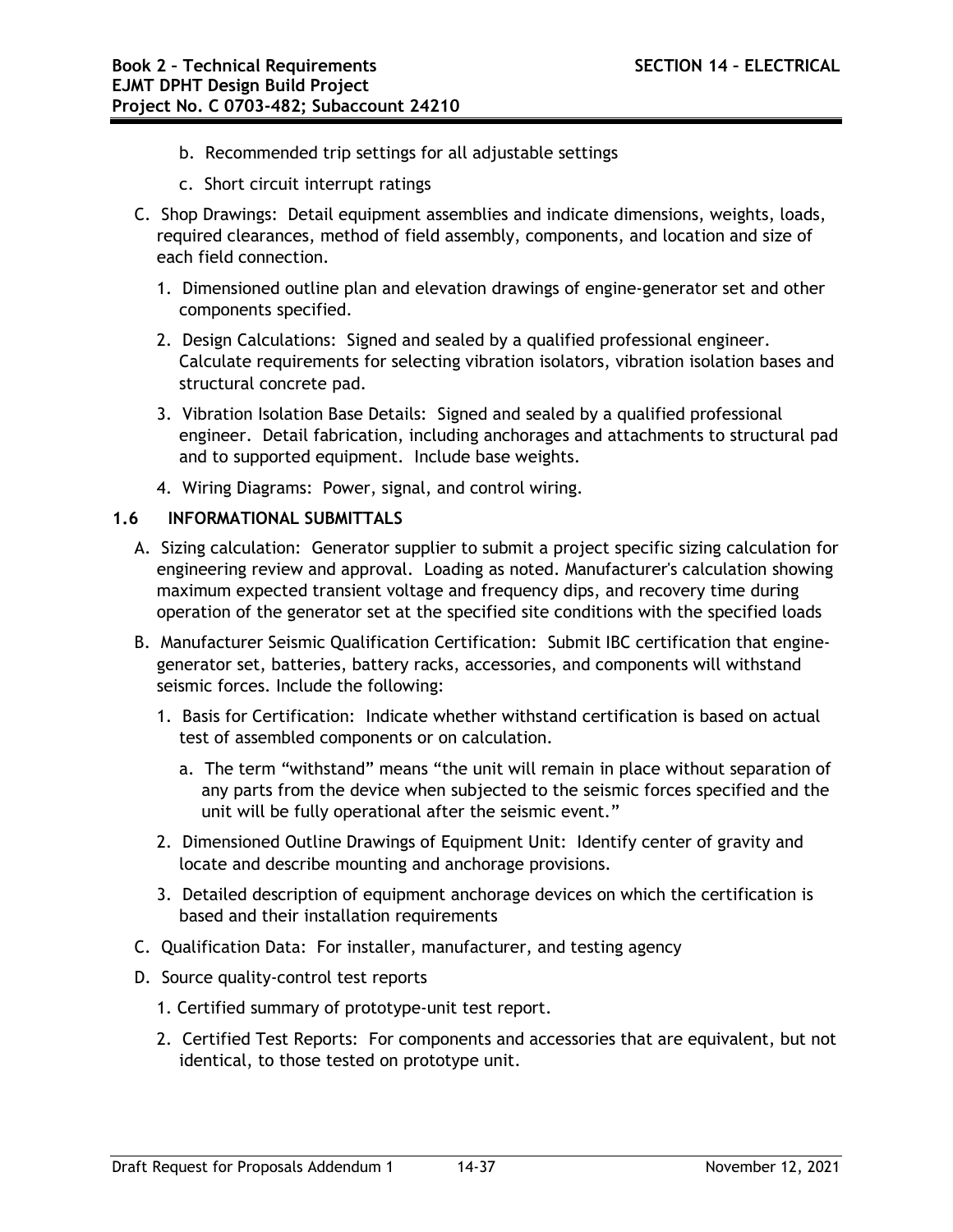b. Recommended trip settings for all adjustable settings

c. Short circuit interrupt ratings

C. Shop Drawings: Detail equipment assemblies and indicate dimensions, weights, loads, required clearances, method of field assembly, components, and location and size of each field connection.

1. Dimensioned outline plan and elevation drawings of engine-generator set and other components specified.

2. Design Calculations: Signed and sealed by a qualified professional engineer. Calculate requirements for selecting vibration isolators, vibration isolation bases and structural concrete pad.

3. Vibration Isolation Base Details: Signed and sealed by a qualified professional engineer. Detail fabrication, including anchorages and attachments to structural pad and to supported equipment. Include base weights.

4. Wiring Diagrams: Power, signal, and control wiring.

## 1.6 INFORMATIONAL SUBMITTALS

A. Sizing calculation: Generator supplier to submit a project specific sizing calculation for engineering review and approval. Loading as noted. Manufacturer's calculation showing maximum expected transient voltage and frequency dips, and recovery time during operation of the generator set at the specified site conditions with the specified loads

B. Manufacturer Seismic Qualification Certification: Submit IBC certification that engine-generator set, batteries, battery racks, accessories, and components will withstand seismic forces. Include the following:

1. Basis for Certification: Indicate whether withstand certification is based on actual test of assembled components or on calculation.

   a. The term “withstand” means “the unit will remain in place without separation of any parts from the device when subjected to the seismic forces specified and the unit will be fully operational after the seismic event.”

2. Dimensioned Outline Drawings of Equipment Unit: Identify center of gravity and locate and describe mounting and anchorage provisions.

3. Detailed description of equipment anchorage devices on which the certification is based and their installation requirements

C. Qualification Data: For installer, manufacturer, and testing agency

D. Source quality-control test reports

1. Certified summary of prototype-unit test report.

2. Certified Test Reports: For components and accessories that are equivalent, but not identical, to those tested on prototype unit.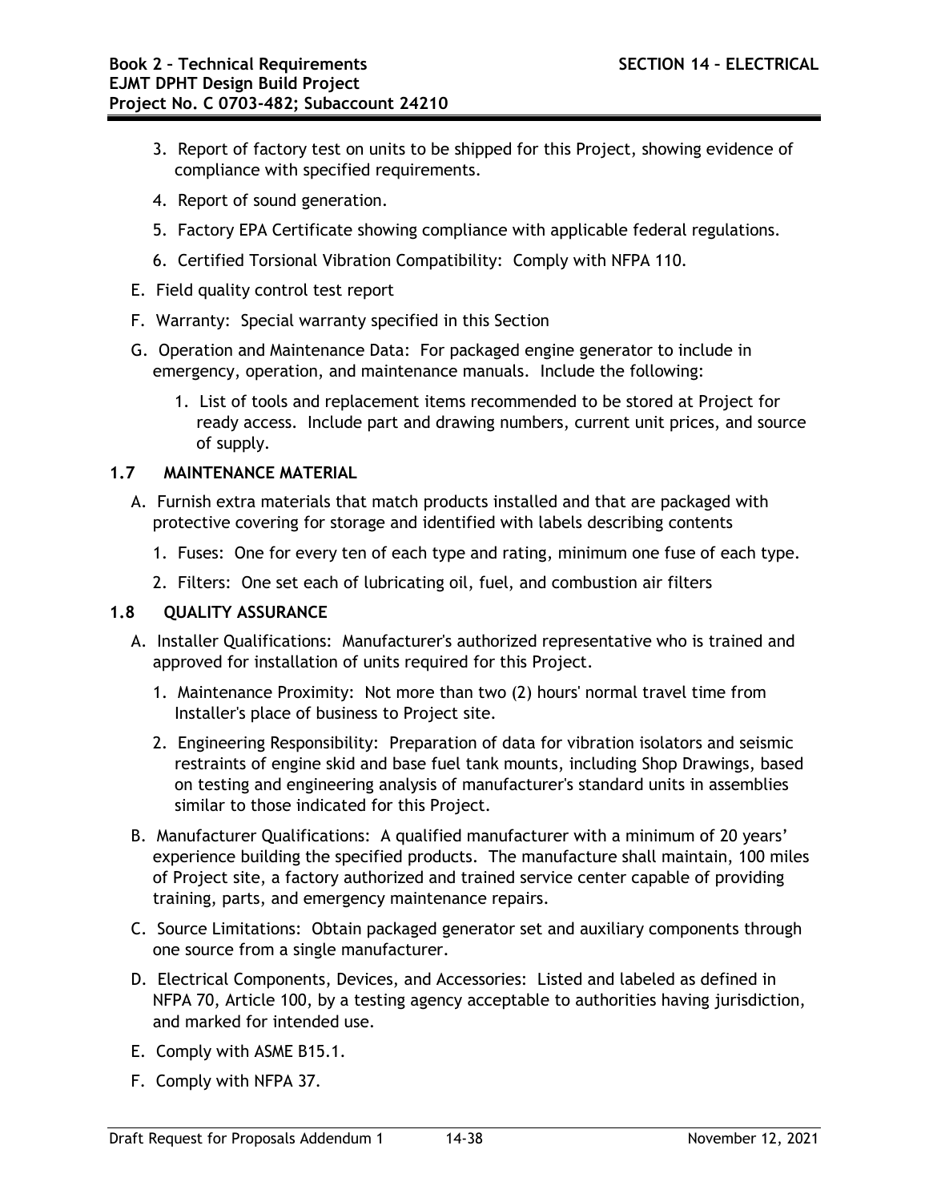3. Report of factory test on units to be shipped for this Project, showing evidence of compliance with specified requirements.
4. Report of sound generation.
5. Factory EPA Certificate showing compliance with applicable federal regulations.
6. Certified Torsional Vibration Compatibility: Comply with NFPA 110.

E. Field quality control test report

F. Warranty: Special warranty specified in this Section

G. Operation and Maintenance Data: For packaged engine generator to include in emergency, operation, and maintenance manuals. Include the following:

1. List of tools and replacement items recommended to be stored at Project for ready access. Include part and drawing numbers, current unit prices, and source of supply.

### 1.7 MAINTENANCE MATERIAL

A. Furnish extra materials that match products installed and that are packaged with protective covering for storage and identified with labels describing contents

1. Fuses: One for every ten of each type and rating, minimum one fuse of each type.
2. Filters: One set each of lubricating oil, fuel, and combustion air filters

### 1.8 QUALITY ASSURANCE

A. Installer Qualifications: Manufacturer's authorized representative who is trained and approved for installation of units required for this Project.

1. Maintenance Proximity: Not more than two (2) hours' normal travel time from Installer's place of business to Project site.
2. Engineering Responsibility: Preparation of data for vibration isolators and seismic restraints of engine skid and base fuel tank mounts, including Shop Drawings, based on testing and engineering analysis of manufacturer's standard units in assemblies similar to those indicated for this Project.

B. Manufacturer Qualifications: A qualified manufacturer with a minimum of 20 years' experience building the specified products. The manufacture shall maintain, 100 miles of Project site, a factory authorized and trained service center capable of providing training, parts, and emergency maintenance repairs.

C. Source Limitations: Obtain packaged generator set and auxiliary components through one source from a single manufacturer.

D. Electrical Components, Devices, and Accessories: Listed and labeled as defined in NFPA 70, Article 100, by a testing agency acceptable to authorities having jurisdiction, and marked for intended use.

E. Comply with ASME B15.1.

F. Comply with NFPA 37.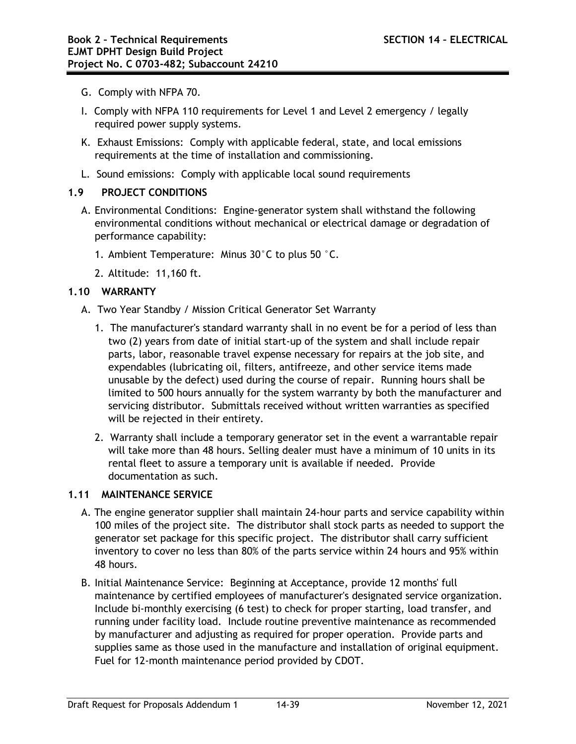G. Comply with NFPA 70.

I. Comply with NFPA 110 requirements for Level 1 and Level 2 emergency / legally required power supply systems.

K. Exhaust Emissions: Comply with applicable federal, state, and local emissions requirements at the time of installation and commissioning.

L. Sound emissions: Comply with applicable local sound requirements

## 1.9 PROJECT CONDITIONS

A. Environmental Conditions: Engine-generator system shall withstand the following environmental conditions without mechanical or electrical damage or degradation of performance capability:

1. Ambient Temperature: Minus 30°C to plus 50 °C.
2. Altitude: 11,160 ft.

## 1.10 WARRANTY

A. Two Year Standby / Mission Critical Generator Set Warranty

1. The manufacturer's standard warranty shall in no event be for a period of less than two (2) years from date of initial start-up of the system and shall include repair parts, labor, reasonable travel expense necessary for repairs at the job site, and expendables (lubricating oil, filters, antifreeze, and other service items made unusable by the defect) used during the course of repair. Running hours shall be limited to 500 hours annually for the system warranty by both the manufacturer and servicing distributor. Submittals received without written warranties as specified will be rejected in their entirety.
2. Warranty shall include a temporary generator set in the event a warrantable repair will take more than 48 hours. Selling dealer must have a minimum of 10 units in its rental fleet to assure a temporary unit is available if needed. Provide documentation as such.

## 1.11 MAINTENANCE SERVICE

A. The engine generator supplier shall maintain 24-hour parts and service capability within 100 miles of the project site. The distributor shall stock parts as needed to support the generator set package for this specific project. The distributor shall carry sufficient inventory to cover no less than 80% of the parts service within 24 hours and 95% within 48 hours.

B. Initial Maintenance Service: Beginning at Acceptance, provide 12 months' full maintenance by certified employees of manufacturer's designated service organization. Include bi-monthly exercising (6 test) to check for proper starting, load transfer, and running under facility load. Include routine preventive maintenance as recommended by manufacturer and adjusting as required for proper operation. Provide parts and supplies same as those used in the manufacture and installation of original equipment. Fuel for 12-month maintenance period provided by CDOT.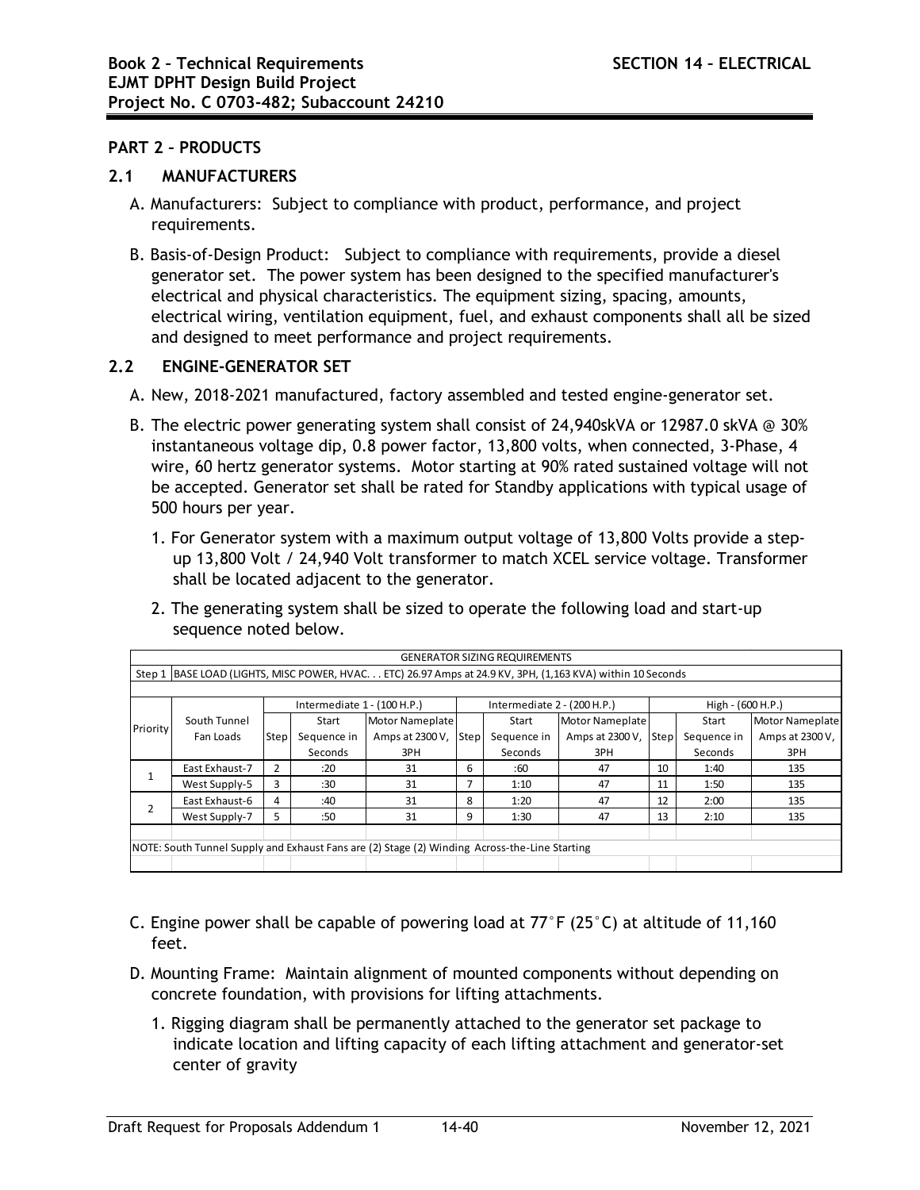## PART 2 – PRODUCTS

### 2.1 MANUFACTURERS

A. Manufacturers: Subject to compliance with product, performance, and project requirements.

B. Basis-of-Design Product: Subject to compliance with requirements, provide a diesel generator set. The power system has been designed to the specified manufacturer's electrical and physical characteristics. The equipment sizing, spacing, amounts, electrical wiring, ventilation equipment, fuel, and exhaust components shall all be sized and designed to meet performance and project requirements.

### 2.2 ENGINE-GENERATOR SET

A. New, 2018-2021 manufactured, factory assembled and tested engine-generator set.

B. The electric power generating system shall consist of 24,940skVA or 12987.0 skVA @ 30% instantaneous voltage dip, 0.8 power factor, 13,800 volts, when connected, 3-Phase, 4 wire, 60 hertz generator systems. Motor starting at 90% rated sustained voltage will not be accepted. Generator set shall be rated for Standby applications with typical usage of 500 hours per year.

1. For Generator system with a maximum output voltage of 13,800 Volts provide a step-up 13,800 Volt / 24,940 Volt transformer to match XCEL service voltage. Transformer shall be located adjacent to the generator.

2. The generating system shall be sized to operate the following load and start-up sequence noted below.

| GENERATOR SIZING REQUIREMENTS | | | | | | | | | | | |
|---|---|---|---|---|---|---|---|---|---|---|---|
| Step 1 | BASE LOAD (LIGHTS, MISC POWER, HVAC. . . ETC) 26.97 Amps at 24.9 KV, 3PH, (1,163 KVA) within 10 Seconds | | | | | | | | | | |
| | | Intermediate 1 - (100 H.P.) | | | Intermediate 2 - (200 H.P.) | | | High - (600 H.P.) | | | |
| Priority | South Tunnel Fan Loads | Step | Start Sequence in Seconds | Motor Nameplate Amps at 2300 V, 3PH | Step | Start Sequence in Seconds | Motor Nameplate Amps at 2300 V, 3PH | Step | Start Sequence in Seconds | Motor Nameplate Amps at 2300 V, 3PH | |
| 1 | East Exhaust-7 | 2 | :20 | 31 | 6 | :60 | 47 | 10 | 1:40 | 135 | |
| | West Supply-5 | 3 | :30 | 31 | 7 | 1:10 | 47 | 11 | 1:50 | 135 | |
| 2 | East Exhaust-6 | 4 | :40 | 31 | 8 | 1:20 | 47 | 12 | 2:00 | 135 | |
| | West Supply-7 | 5 | :50 | 31 | 9 | 1:30 | 47 | 13 | 2:10 | 135 | |
| NOTE: South Tunnel Supply and Exhaust Fans are (2) Stage (2) Winding Across-the-Line Starting | | | | | | | | | | | |

C. Engine power shall be capable of powering load at 77°F (25°C) at altitude of 11,160 feet.

D. Mounting Frame: Maintain alignment of mounted components without depending on concrete foundation, with provisions for lifting attachments.

1. Rigging diagram shall be permanently attached to the generator set package to indicate location and lifting capacity of each lifting attachment and generator-set center of gravity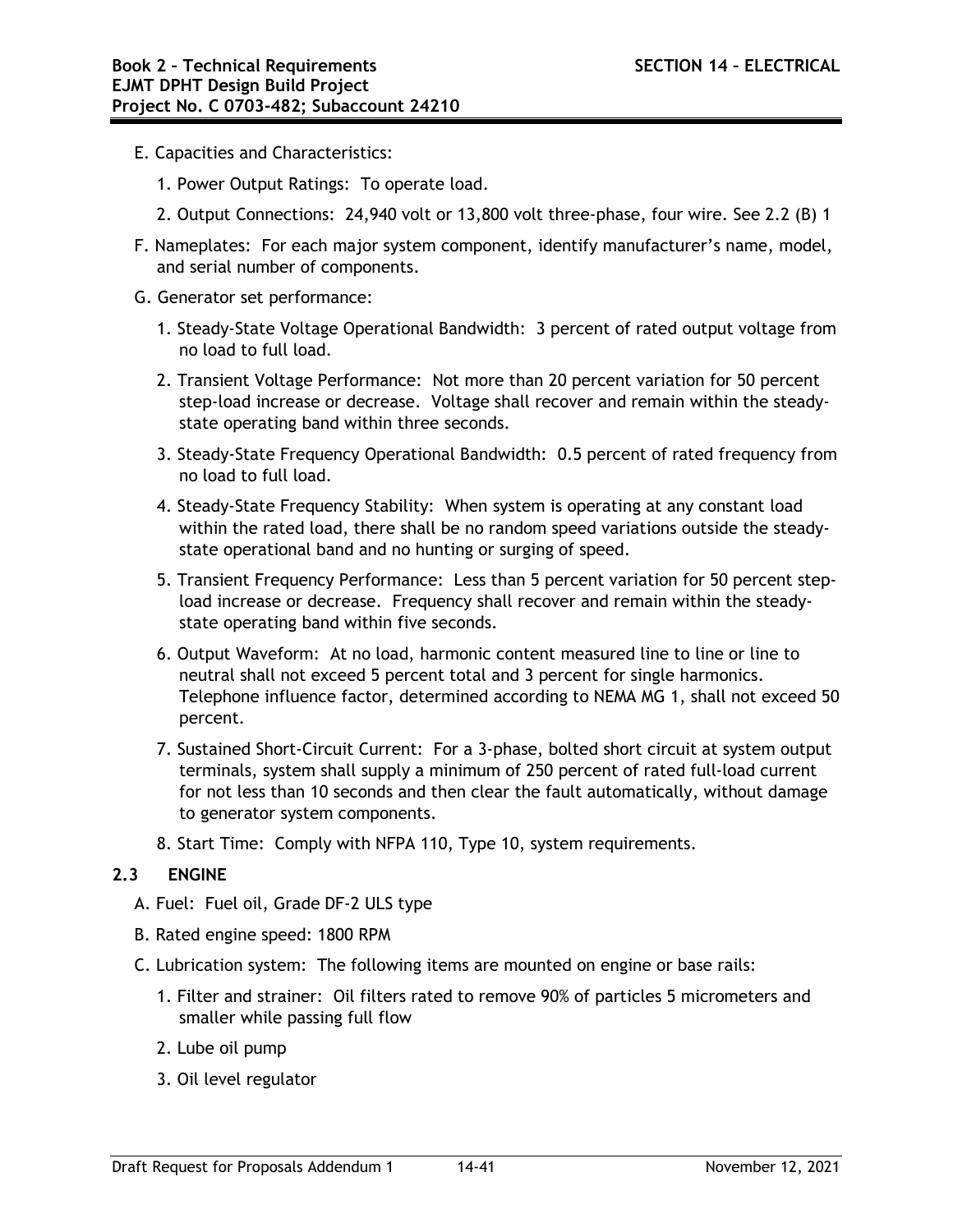E. Capacities and Characteristics:

   1. Power Output Ratings: To operate load.

   2. Output Connections: 24,940 volt or 13,800 volt three-phase, four wire. See 2.2 (B) 1

F. Nameplates: For each major system component, identify manufacturer's name, model, and serial number of components.

G. Generator set performance:

   1. Steady-State Voltage Operational Bandwidth: 3 percent of rated output voltage from no load to full load.

   2. Transient Voltage Performance: Not more than 20 percent variation for 50 percent step-load increase or decrease. Voltage shall recover and remain within the steady-state operating band within three seconds.

   3. Steady-State Frequency Operational Bandwidth: 0.5 percent of rated frequency from no load to full load.

   4. Steady-State Frequency Stability: When system is operating at any constant load within the rated load, there shall be no random speed variations outside the steady-state operational band and no hunting or surging of speed.

   5. Transient Frequency Performance: Less than 5 percent variation for 50 percent step-load increase or decrease. Frequency shall recover and remain within the steady-state operating band within five seconds.

   6. Output Waveform: At no load, harmonic content measured line to line or line to neutral shall not exceed 5 percent total and 3 percent for single harmonics. Telephone influence factor, determined according to NEMA MG 1, shall not exceed 50 percent.

   7. Sustained Short-Circuit Current: For a 3-phase, bolted short circuit at system output terminals, system shall supply a minimum of 250 percent of rated full-load current for not less than 10 seconds and then clear the fault automatically, without damage to generator system components.

   8. Start Time: Comply with NFPA 110, Type 10, system requirements.

## 2.3 ENGINE

A. Fuel: Fuel oil, Grade DF-2 ULS type

B. Rated engine speed: 1800 RPM

C. Lubrication system: The following items are mounted on engine or base rails:

   1. Filter and strainer: Oil filters rated to remove 90% of particles 5 micrometers and smaller while passing full flow

   2. Lube oil pump

   3. Oil level regulator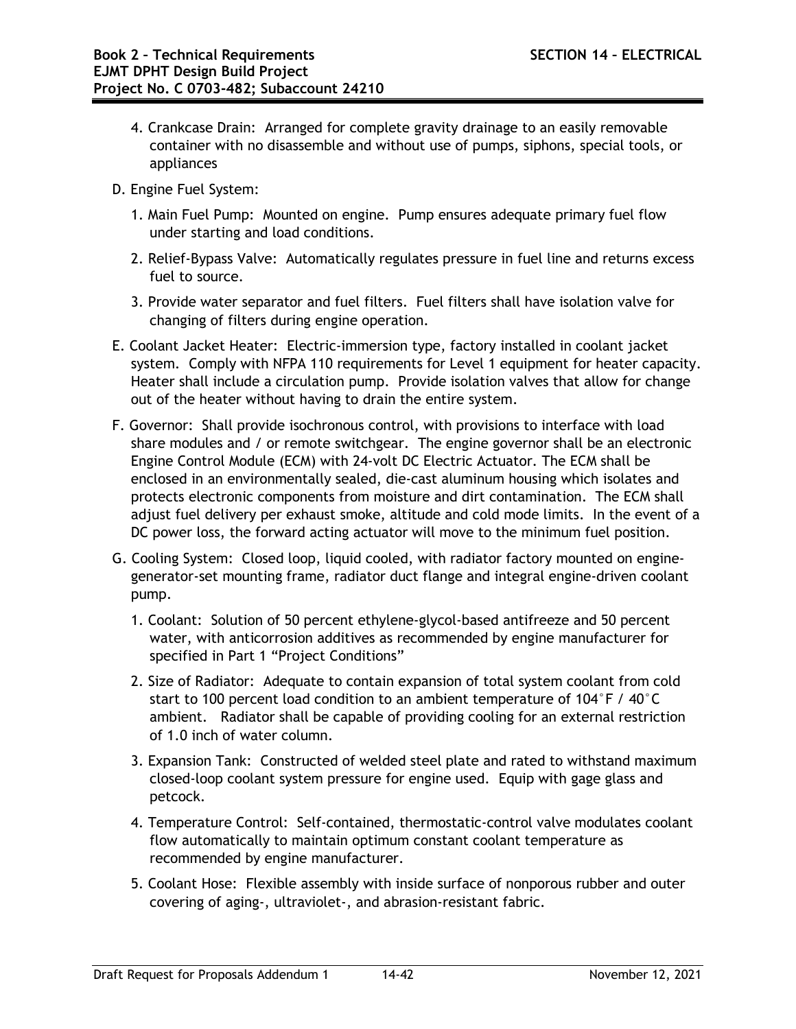4. Crankcase Drain: Arranged for complete gravity drainage to an easily removable container with no disassemble and without use of pumps, siphons, special tools, or appliances

D. Engine Fuel System:

1. Main Fuel Pump: Mounted on engine. Pump ensures adequate primary fuel flow under starting and load conditions.

2. Relief-Bypass Valve: Automatically regulates pressure in fuel line and returns excess fuel to source.

3. Provide water separator and fuel filters. Fuel filters shall have isolation valve for changing of filters during engine operation.

E. Coolant Jacket Heater: Electric-immersion type, factory installed in coolant jacket system. Comply with NFPA 110 requirements for Level 1 equipment for heater capacity. Heater shall include a circulation pump. Provide isolation valves that allow for change out of the heater without having to drain the entire system.

F. Governor: Shall provide isochronous control, with provisions to interface with load share modules and / or remote switchgear. The engine governor shall be an electronic Engine Control Module (ECM) with 24-volt DC Electric Actuator. The ECM shall be enclosed in an environmentally sealed, die-cast aluminum housing which isolates and protects electronic components from moisture and dirt contamination. The ECM shall adjust fuel delivery per exhaust smoke, altitude and cold mode limits. In the event of a DC power loss, the forward acting actuator will move to the minimum fuel position.

G. Cooling System: Closed loop, liquid cooled, with radiator factory mounted on engine-generator-set mounting frame, radiator duct flange and integral engine-driven coolant pump.

1. Coolant: Solution of 50 percent ethylene-glycol-based antifreeze and 50 percent water, with anticorrosion additives as recommended by engine manufacturer for specified in Part 1 "Project Conditions"

2. Size of Radiator: Adequate to contain expansion of total system coolant from cold start to 100 percent load condition to an ambient temperature of 104°F / 40°C ambient. Radiator shall be capable of providing cooling for an external restriction of 1.0 inch of water column.

3. Expansion Tank: Constructed of welded steel plate and rated to withstand maximum closed-loop coolant system pressure for engine used. Equip with gage glass and petcock.

4. Temperature Control: Self-contained, thermostatic-control valve modulates coolant flow automatically to maintain optimum constant coolant temperature as recommended by engine manufacturer.

5. Coolant Hose: Flexible assembly with inside surface of nonporous rubber and outer covering of aging-, ultraviolet-, and abrasion-resistant fabric.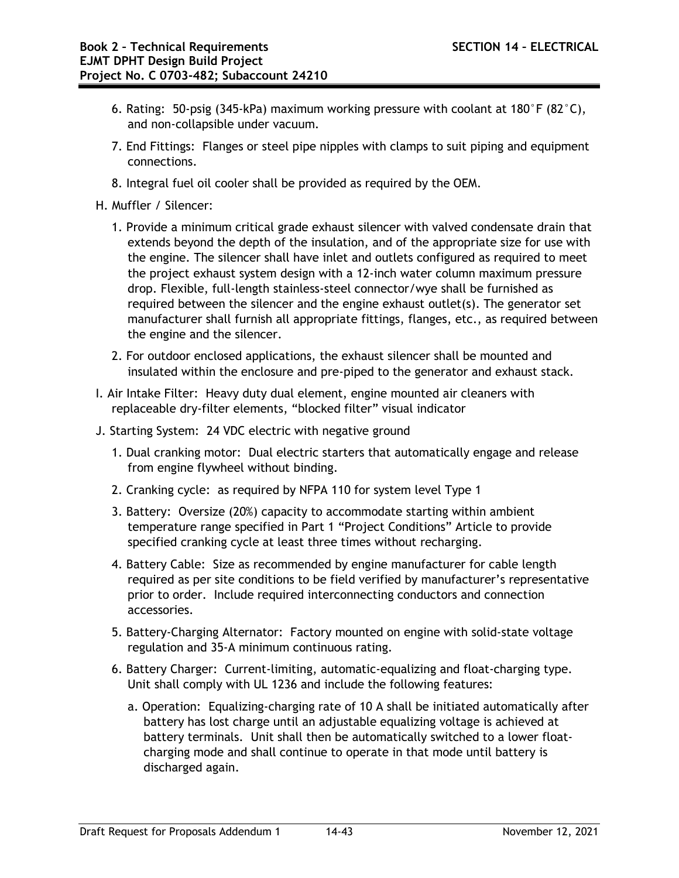6. Rating: 50-psig (345-kPa) maximum working pressure with coolant at 180°F (82°C), and non-collapsible under vacuum.

7. End Fittings: Flanges or steel pipe nipples with clamps to suit piping and equipment connections.

8. Integral fuel oil cooler shall be provided as required by the OEM.

H. Muffler / Silencer:

1. Provide a minimum critical grade exhaust silencer with valved condensate drain that extends beyond the depth of the insulation, and of the appropriate size for use with the engine. The silencer shall have inlet and outlets configured as required to meet the project exhaust system design with a 12-inch water column maximum pressure drop. Flexible, full-length stainless-steel connector/wye shall be furnished as required between the silencer and the engine exhaust outlet(s). The generator set manufacturer shall furnish all appropriate fittings, flanges, etc., as required between the engine and the silencer.

2. For outdoor enclosed applications, the exhaust silencer shall be mounted and insulated within the enclosure and pre-piped to the generator and exhaust stack.

I. Air Intake Filter: Heavy duty dual element, engine mounted air cleaners with replaceable dry-filter elements, "blocked filter" visual indicator

J. Starting System: 24 VDC electric with negative ground

1. Dual cranking motor: Dual electric starters that automatically engage and release from engine flywheel without binding.

2. Cranking cycle: as required by NFPA 110 for system level Type 1

3. Battery: Oversize (20%) capacity to accommodate starting within ambient temperature range specified in Part 1 "Project Conditions" Article to provide specified cranking cycle at least three times without recharging.

4. Battery Cable: Size as recommended by engine manufacturer for cable length required as per site conditions to be field verified by manufacturer's representative prior to order. Include required interconnecting conductors and connection accessories.

5. Battery-Charging Alternator: Factory mounted on engine with solid-state voltage regulation and 35-A minimum continuous rating.

6. Battery Charger: Current-limiting, automatic-equalizing and float-charging type. Unit shall comply with UL 1236 and include the following features:

   a. Operation: Equalizing-charging rate of 10 A shall be initiated automatically after battery has lost charge until an adjustable equalizing voltage is achieved at battery terminals. Unit shall then be automatically switched to a lower float-charging mode and shall continue to operate in that mode until battery is discharged again.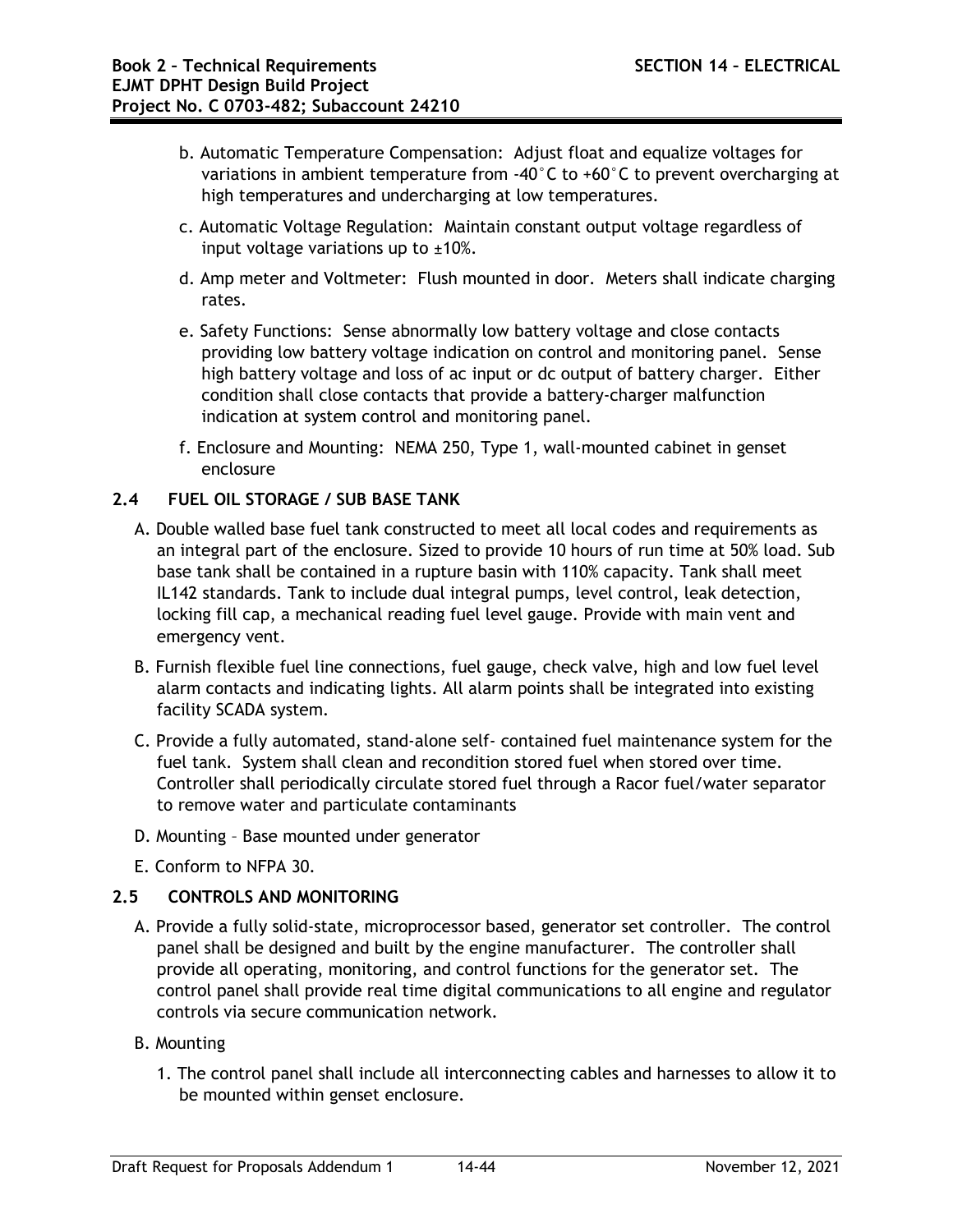b. Automatic Temperature Compensation: Adjust float and equalize voltages for variations in ambient temperature from -40°C to +60°C to prevent overcharging at high temperatures and undercharging at low temperatures.

c. Automatic Voltage Regulation: Maintain constant output voltage regardless of input voltage variations up to ±10%.

d. Amp meter and Voltmeter: Flush mounted in door. Meters shall indicate charging rates.

e. Safety Functions: Sense abnormally low battery voltage and close contacts providing low battery voltage indication on control and monitoring panel. Sense high battery voltage and loss of ac input or dc output of battery charger. Either condition shall close contacts that provide a battery-charger malfunction indication at system control and monitoring panel.

f. Enclosure and Mounting: NEMA 250, Type 1, wall-mounted cabinet in genset enclosure

## 2.4 FUEL OIL STORAGE / SUB BASE TANK

A. Double walled base fuel tank constructed to meet all local codes and requirements as an integral part of the enclosure. Sized to provide 10 hours of run time at 50% load. Sub base tank shall be contained in a rupture basin with 110% capacity. Tank shall meet IL142 standards. Tank to include dual integral pumps, level control, leak detection, locking fill cap, a mechanical reading fuel level gauge. Provide with main vent and emergency vent.

B. Furnish flexible fuel line connections, fuel gauge, check valve, high and low fuel level alarm contacts and indicating lights. All alarm points shall be integrated into existing facility SCADA system.

C. Provide a fully automated, stand-alone self- contained fuel maintenance system for the fuel tank. System shall clean and recondition stored fuel when stored over time. Controller shall periodically circulate stored fuel through a Racor fuel/water separator to remove water and particulate contaminants

D. Mounting – Base mounted under generator

E. Conform to NFPA 30.

## 2.5 CONTROLS AND MONITORING

A. Provide a fully solid-state, microprocessor based, generator set controller. The control panel shall be designed and built by the engine manufacturer. The controller shall provide all operating, monitoring, and control functions for the generator set. The control panel shall provide real time digital communications to all engine and regulator controls via secure communication network.

B. Mounting

1. The control panel shall include all interconnecting cables and harnesses to allow it to be mounted within genset enclosure.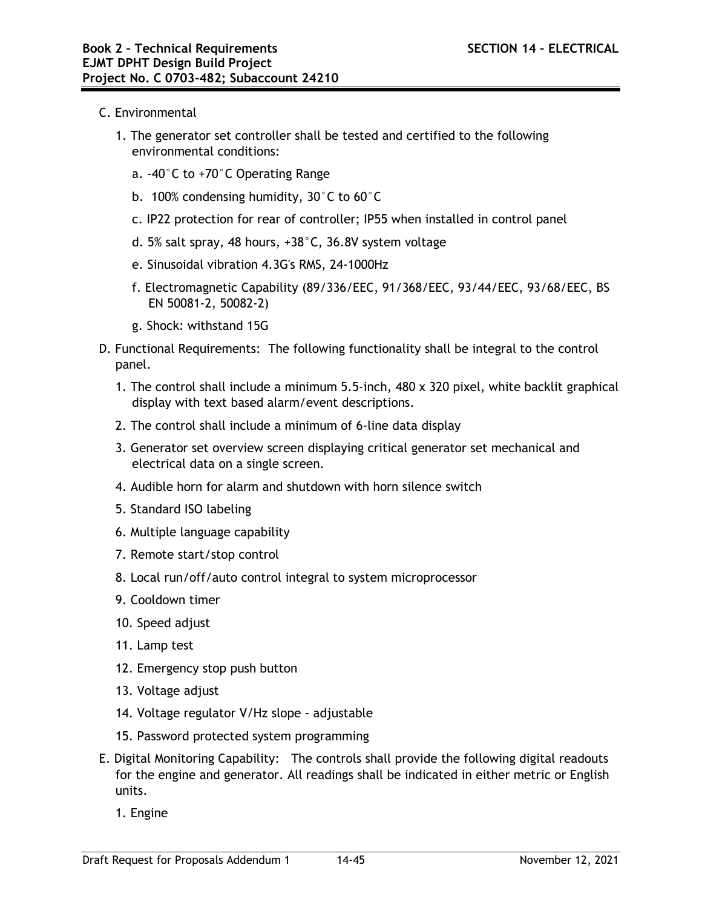C. Environmental

1. The generator set controller shall be tested and certified to the following environmental conditions:

   a. -40°C to +70°C Operating Range

   b. 100% condensing humidity, 30°C to 60°C

   c. IP22 protection for rear of controller; IP55 when installed in control panel

   d. 5% salt spray, 48 hours, +38°C, 36.8V system voltage

   e. Sinusoidal vibration 4.3G's RMS, 24-1000Hz

   f. Electromagnetic Capability (89/336/EEC, 91/368/EEC, 93/44/EEC, 93/68/EEC, BS EN 50081-2, 50082-2)

   g. Shock: withstand 15G

D. Functional Requirements: The following functionality shall be integral to the control panel.

1. The control shall include a minimum 5.5-inch, 480 x 320 pixel, white backlit graphical display with text based alarm/event descriptions.
2. The control shall include a minimum of 6-line data display
3. Generator set overview screen displaying critical generator set mechanical and electrical data on a single screen.
4. Audible horn for alarm and shutdown with horn silence switch
5. Standard ISO labeling
6. Multiple language capability
7. Remote start/stop control
8. Local run/off/auto control integral to system microprocessor
9. Cooldown timer
10. Speed adjust
11. Lamp test
12. Emergency stop push button
13. Voltage adjust
14. Voltage regulator V/Hz slope - adjustable
15. Password protected system programming

E. Digital Monitoring Capability: The controls shall provide the following digital readouts for the engine and generator. All readings shall be indicated in either metric or English units.

1. Engine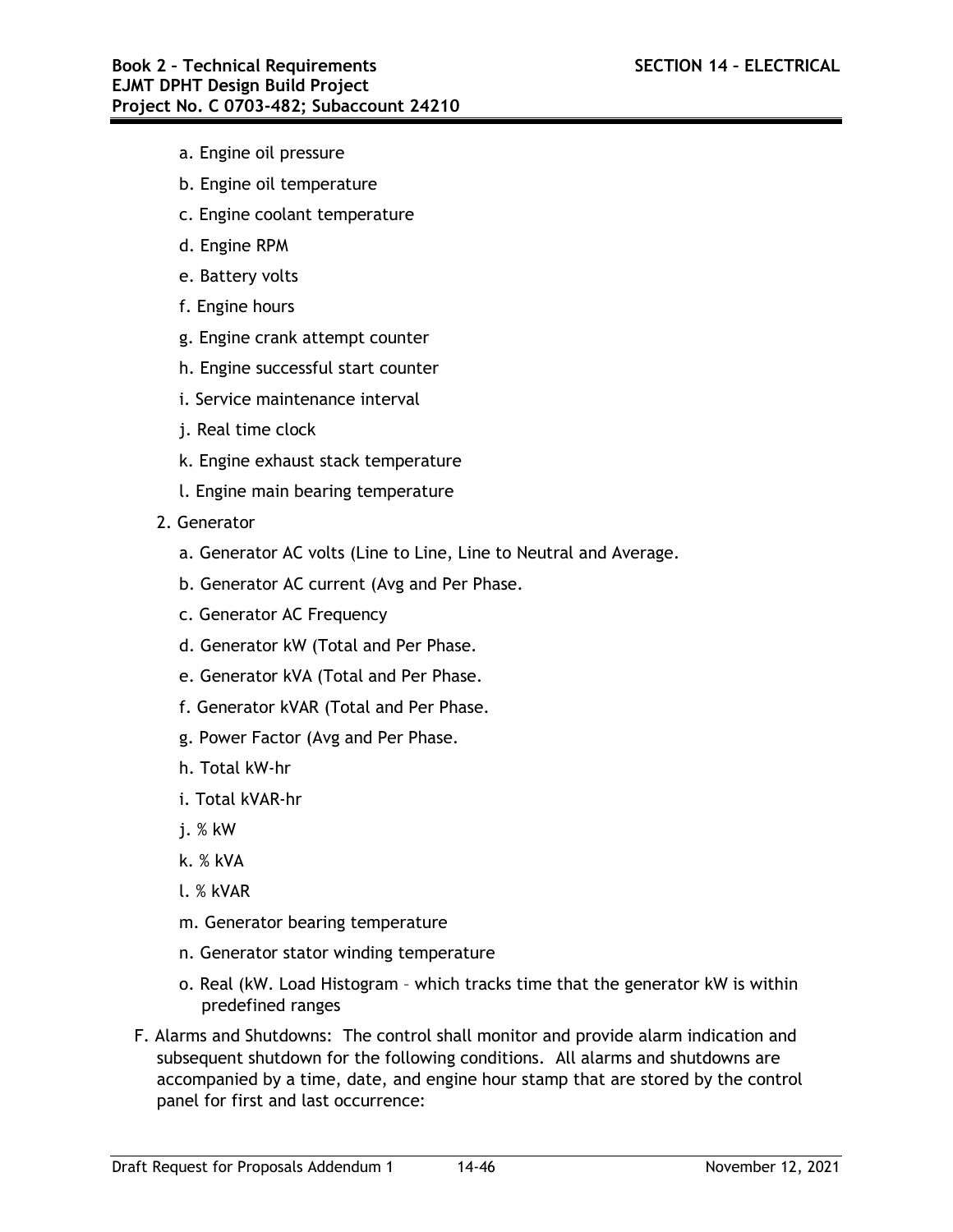a. Engine oil pressure

b. Engine oil temperature

c. Engine coolant temperature

d. Engine RPM

e. Battery volts

f. Engine hours

g. Engine crank attempt counter

h. Engine successful start counter

i. Service maintenance interval

j. Real time clock

k. Engine exhaust stack temperature

l. Engine main bearing temperature

2. Generator

a. Generator AC volts (Line to Line, Line to Neutral and Average.

b. Generator AC current (Avg and Per Phase.

c. Generator AC Frequency

d. Generator kW (Total and Per Phase.

e. Generator kVA (Total and Per Phase.

f. Generator kVAR (Total and Per Phase.

g. Power Factor (Avg and Per Phase.

h. Total kW-hr

i. Total kVAR-hr

j. % kW

k. % kVA

l. % kVAR

m. Generator bearing temperature

n. Generator stator winding temperature

o. Real (kW. Load Histogram – which tracks time that the generator kW is within predefined ranges

F. Alarms and Shutdowns: The control shall monitor and provide alarm indication and subsequent shutdown for the following conditions. All alarms and shutdowns are accompanied by a time, date, and engine hour stamp that are stored by the control panel for first and last occurrence: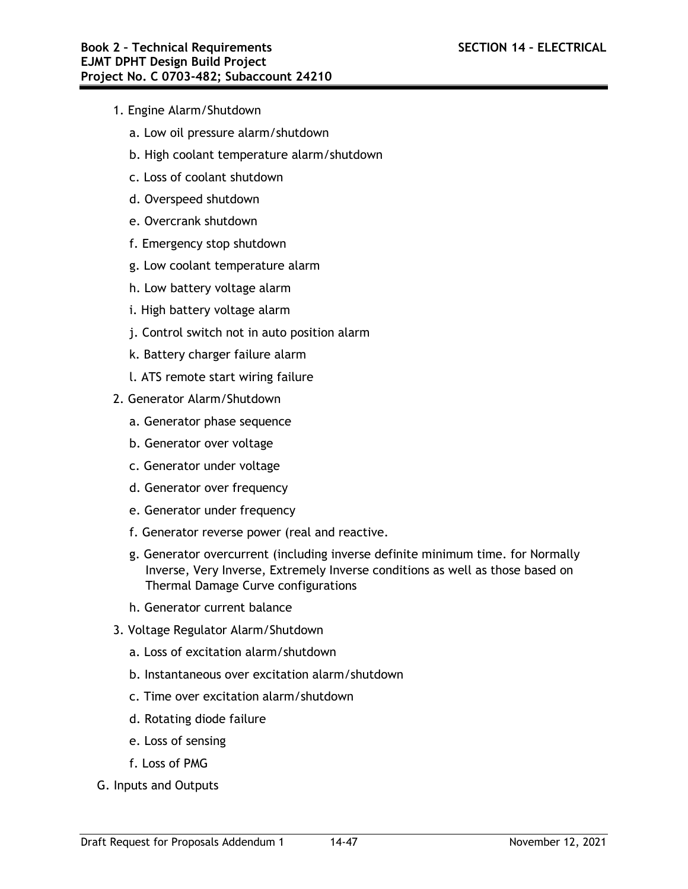1. Engine Alarm/Shutdown
   a. Low oil pressure alarm/shutdown
   b. High coolant temperature alarm/shutdown
   c. Loss of coolant shutdown
   d. Overspeed shutdown
   e. Overcrank shutdown
   f. Emergency stop shutdown
   g. Low coolant temperature alarm
   h. Low battery voltage alarm
   i. High battery voltage alarm
   j. Control switch not in auto position alarm
   k. Battery charger failure alarm
   l. ATS remote start wiring failure
2. Generator Alarm/Shutdown
   a. Generator phase sequence
   b. Generator over voltage
   c. Generator under voltage
   d. Generator over frequency
   e. Generator under frequency
   f. Generator reverse power (real and reactive.
   g. Generator overcurrent (including inverse definite minimum time. for Normally Inverse, Very Inverse, Extremely Inverse conditions as well as those based on Thermal Damage Curve configurations
   h. Generator current balance
3. Voltage Regulator Alarm/Shutdown
   a. Loss of excitation alarm/shutdown
   b. Instantaneous over excitation alarm/shutdown
   c. Time over excitation alarm/shutdown
   d. Rotating diode failure
   e. Loss of sensing
   f. Loss of PMG

G. Inputs and Outputs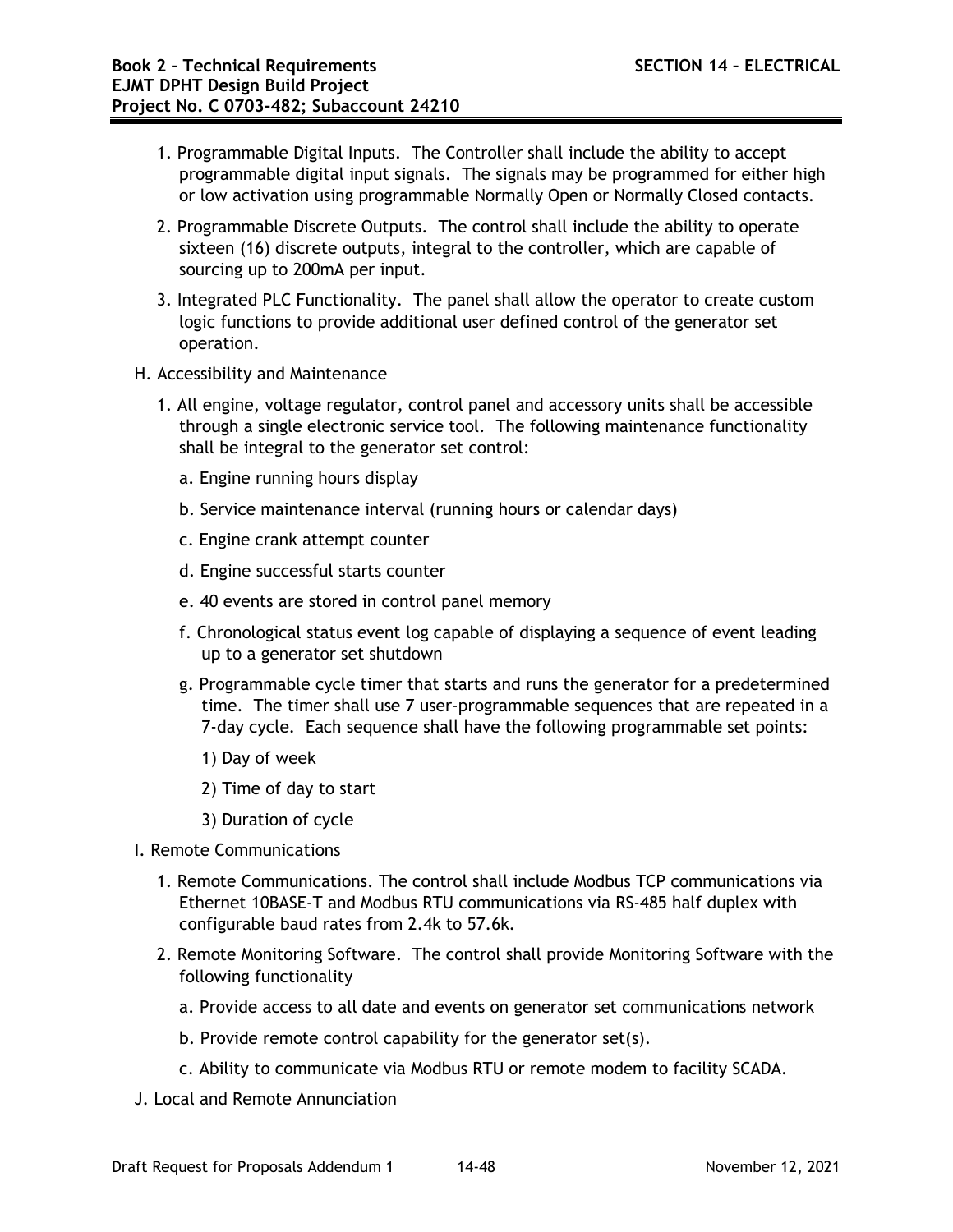1. Programmable Digital Inputs. The Controller shall include the ability to accept programmable digital input signals. The signals may be programmed for either high or low activation using programmable Normally Open or Normally Closed contacts.
2. Programmable Discrete Outputs. The control shall include the ability to operate sixteen (16) discrete outputs, integral to the controller, which are capable of sourcing up to 200mA per input.
3. Integrated PLC Functionality. The panel shall allow the operator to create custom logic functions to provide additional user defined control of the generator set operation.

H. Accessibility and Maintenance

1. All engine, voltage regulator, control panel and accessory units shall be accessible through a single electronic service tool. The following maintenance functionality shall be integral to the generator set control:
    a. Engine running hours display
    b. Service maintenance interval (running hours or calendar days)
    c. Engine crank attempt counter
    d. Engine successful starts counter
    e. 40 events are stored in control panel memory
    f. Chronological status event log capable of displaying a sequence of event leading up to a generator set shutdown
    g. Programmable cycle timer that starts and runs the generator for a predetermined time. The timer shall use 7 user-programmable sequences that are repeated in a 7-day cycle. Each sequence shall have the following programmable set points:
        1) Day of week
        2) Time of day to start
        3) Duration of cycle

I. Remote Communications

1. Remote Communications. The control shall include Modbus TCP communications via Ethernet 10BASE-T and Modbus RTU communications via RS-485 half duplex with configurable baud rates from 2.4k to 57.6k.
2. Remote Monitoring Software. The control shall provide Monitoring Software with the following functionality
    a. Provide access to all date and events on generator set communications network
    b. Provide remote control capability for the generator set(s).
    c. Ability to communicate via Modbus RTU or remote modem to facility SCADA.

J. Local and Remote Annunciation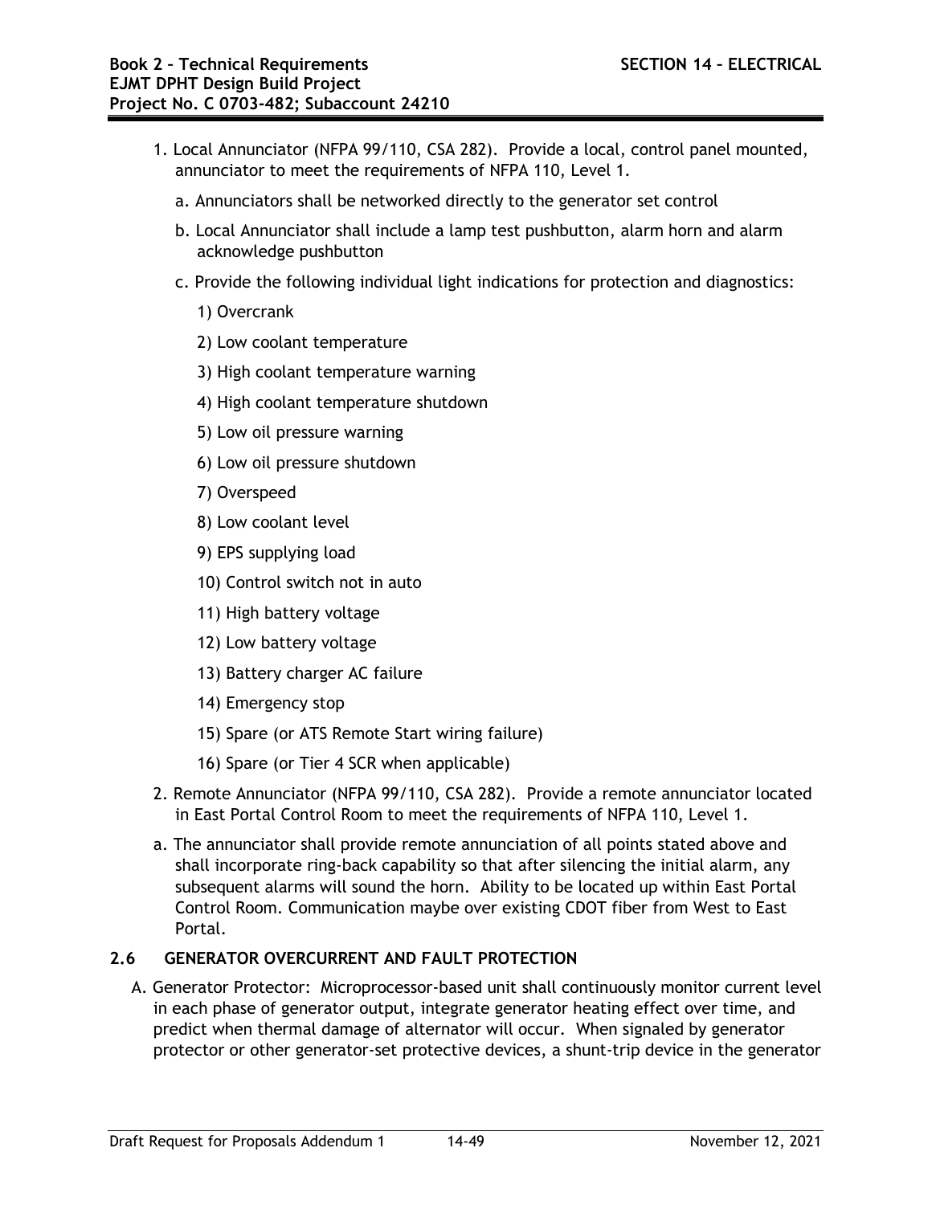1. Local Annunciator (NFPA 99/110, CSA 282). Provide a local, control panel mounted, annunciator to meet the requirements of NFPA 110, Level 1.
   a. Annunciators shall be networked directly to the generator set control
   b. Local Annunciator shall include a lamp test pushbutton, alarm horn and alarm acknowledge pushbutton
   c. Provide the following individual light indications for protection and diagnostics:
      1) Overcrank
      2) Low coolant temperature
      3) High coolant temperature warning
      4) High coolant temperature shutdown
      5) Low oil pressure warning
      6) Low oil pressure shutdown
      7) Overspeed
      8) Low coolant level
      9) EPS supplying load
      10) Control switch not in auto
      11) High battery voltage
      12) Low battery voltage
      13) Battery charger AC failure
      14) Emergency stop
      15) Spare (or ATS Remote Start wiring failure)
      16) Spare (or Tier 4 SCR when applicable)
2. Remote Annunciator (NFPA 99/110, CSA 282). Provide a remote annunciator located in East Portal Control Room to meet the requirements of NFPA 110, Level 1.
   a. The annunciator shall provide remote annunciation of all points stated above and shall incorporate ring-back capability so that after silencing the initial alarm, any subsequent alarms will sound the horn. Ability to be located up within East Portal Control Room. Communication maybe over existing CDOT fiber from West to East Portal.

## 2.6 GENERATOR OVERCURRENT AND FAULT PROTECTION

A. Generator Protector: Microprocessor-based unit shall continuously monitor current level in each phase of generator output, integrate generator heating effect over time, and predict when thermal damage of alternator will occur. When signaled by generator protector or other generator-set protective devices, a shunt-trip device in the generator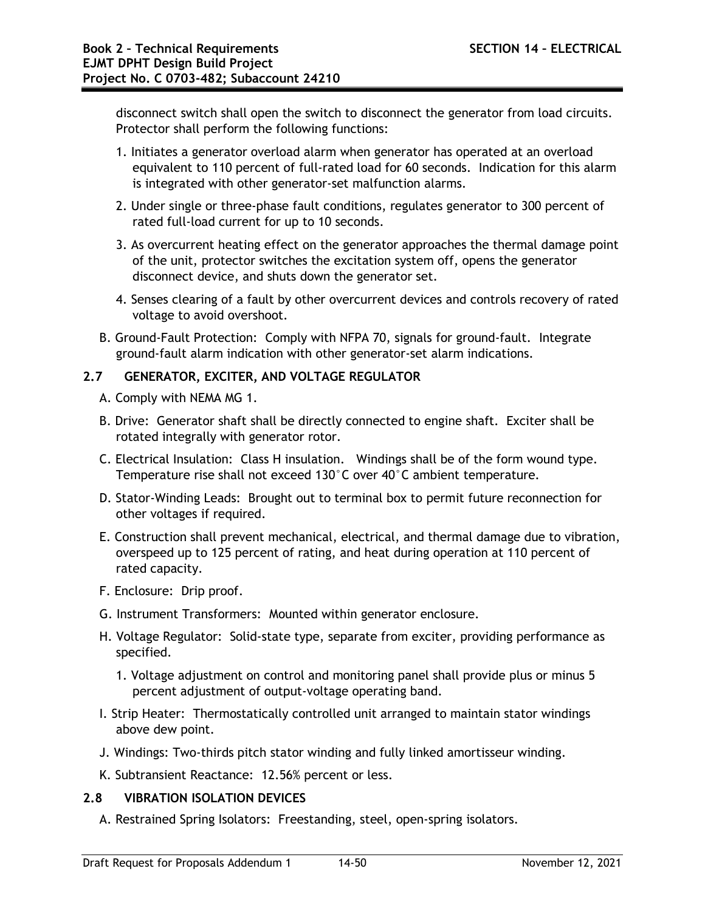disconnect switch shall open the switch to disconnect the generator from load circuits. Protector shall perform the following functions:

1. Initiates a generator overload alarm when generator has operated at an overload equivalent to 110 percent of full-rated load for 60 seconds. Indication for this alarm is integrated with other generator-set malfunction alarms.
2. Under single or three-phase fault conditions, regulates generator to 300 percent of rated full-load current for up to 10 seconds.
3. As overcurrent heating effect on the generator approaches the thermal damage point of the unit, protector switches the excitation system off, opens the generator disconnect device, and shuts down the generator set.
4. Senses clearing of a fault by other overcurrent devices and controls recovery of rated voltage to avoid overshoot.

B. Ground-Fault Protection: Comply with NFPA 70, signals for ground-fault. Integrate ground-fault alarm indication with other generator-set alarm indications.

## 2.7 GENERATOR, EXCITER, AND VOLTAGE REGULATOR

A. Comply with NEMA MG 1.

B. Drive: Generator shaft shall be directly connected to engine shaft. Exciter shall be rotated integrally with generator rotor.

C. Electrical Insulation: Class H insulation. Windings shall be of the form wound type. Temperature rise shall not exceed 130°C over 40°C ambient temperature.

D. Stator-Winding Leads: Brought out to terminal box to permit future reconnection for other voltages if required.

E. Construction shall prevent mechanical, electrical, and thermal damage due to vibration, overspeed up to 125 percent of rating, and heat during operation at 110 percent of rated capacity.

F. Enclosure: Drip proof.

G. Instrument Transformers: Mounted within generator enclosure.

H. Voltage Regulator: Solid-state type, separate from exciter, providing performance as specified.

1. Voltage adjustment on control and monitoring panel shall provide plus or minus 5 percent adjustment of output-voltage operating band.

I. Strip Heater: Thermostatically controlled unit arranged to maintain stator windings above dew point.

J. Windings: Two-thirds pitch stator winding and fully linked amortisseur winding.

K. Subtransient Reactance: 12.56% percent or less.

## 2.8 VIBRATION ISOLATION DEVICES

A. Restrained Spring Isolators: Freestanding, steel, open-spring isolators.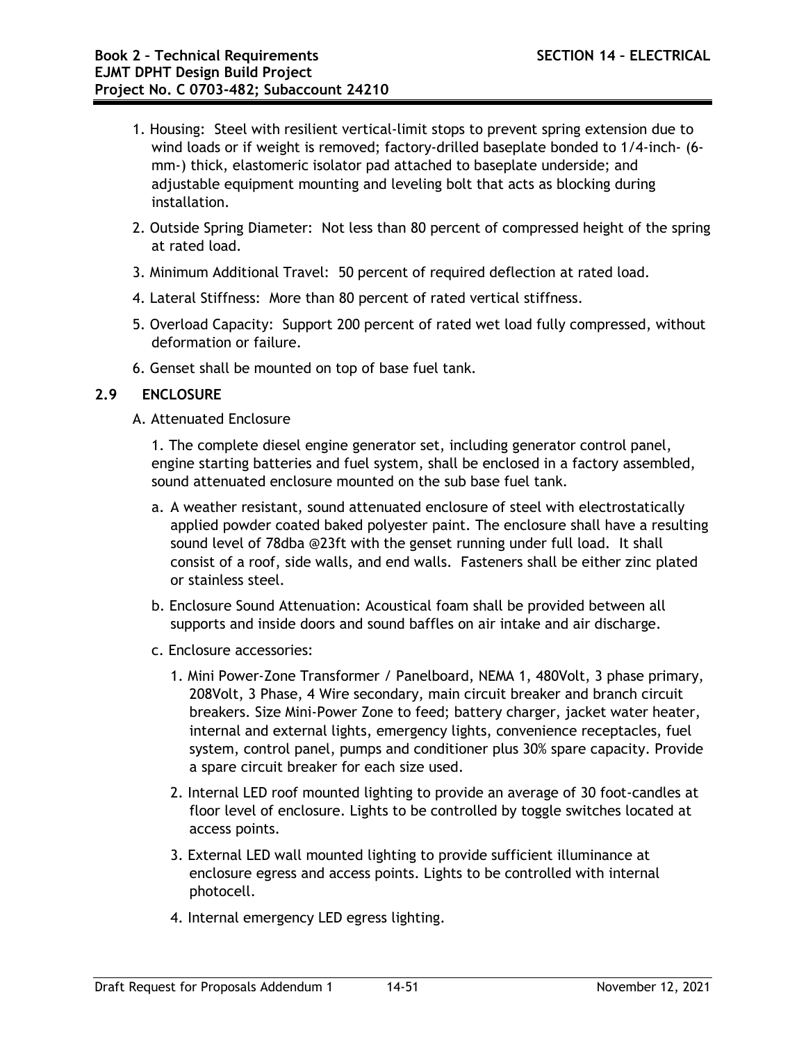1. Housing: Steel with resilient vertical-limit stops to prevent spring extension due to wind loads or if weight is removed; factory-drilled baseplate bonded to 1/4-inch- (6-mm-) thick, elastomeric isolator pad attached to baseplate underside; and adjustable equipment mounting and leveling bolt that acts as blocking during installation.
2. Outside Spring Diameter: Not less than 80 percent of compressed height of the spring at rated load.
3. Minimum Additional Travel: 50 percent of required deflection at rated load.
4. Lateral Stiffness: More than 80 percent of rated vertical stiffness.
5. Overload Capacity: Support 200 percent of rated wet load fully compressed, without deformation or failure.
6. Genset shall be mounted on top of base fuel tank.

## 2.9 ENCLOSURE

A. Attenuated Enclosure

1. The complete diesel engine generator set, including generator control panel, engine starting batteries and fuel system, shall be enclosed in a factory assembled, sound attenuated enclosure mounted on the sub base fuel tank.

   a. A weather resistant, sound attenuated enclosure of steel with electrostatically applied powder coated baked polyester paint. The enclosure shall have a resulting sound level of 78dba @23ft with the genset running under full load. It shall consist of a roof, side walls, and end walls. Fasteners shall be either zinc plated or stainless steel.

   b. Enclosure Sound Attenuation: Acoustical foam shall be provided between all supports and inside doors and sound baffles on air intake and air discharge.

   c. Enclosure accessories:

      1. Mini Power-Zone Transformer / Panelboard, NEMA 1, 480Volt, 3 phase primary, 208Volt, 3 Phase, 4 Wire secondary, main circuit breaker and branch circuit breakers. Size Mini-Power Zone to feed; battery charger, jacket water heater, internal and external lights, emergency lights, convenience receptacles, fuel system, control panel, pumps and conditioner plus 30% spare capacity. Provide a spare circuit breaker for each size used.
      2. Internal LED roof mounted lighting to provide an average of 30 foot-candles at floor level of enclosure. Lights to be controlled by toggle switches located at access points.
      3. External LED wall mounted lighting to provide sufficient illuminance at enclosure egress and access points. Lights to be controlled with internal photocell.
      4. Internal emergency LED egress lighting.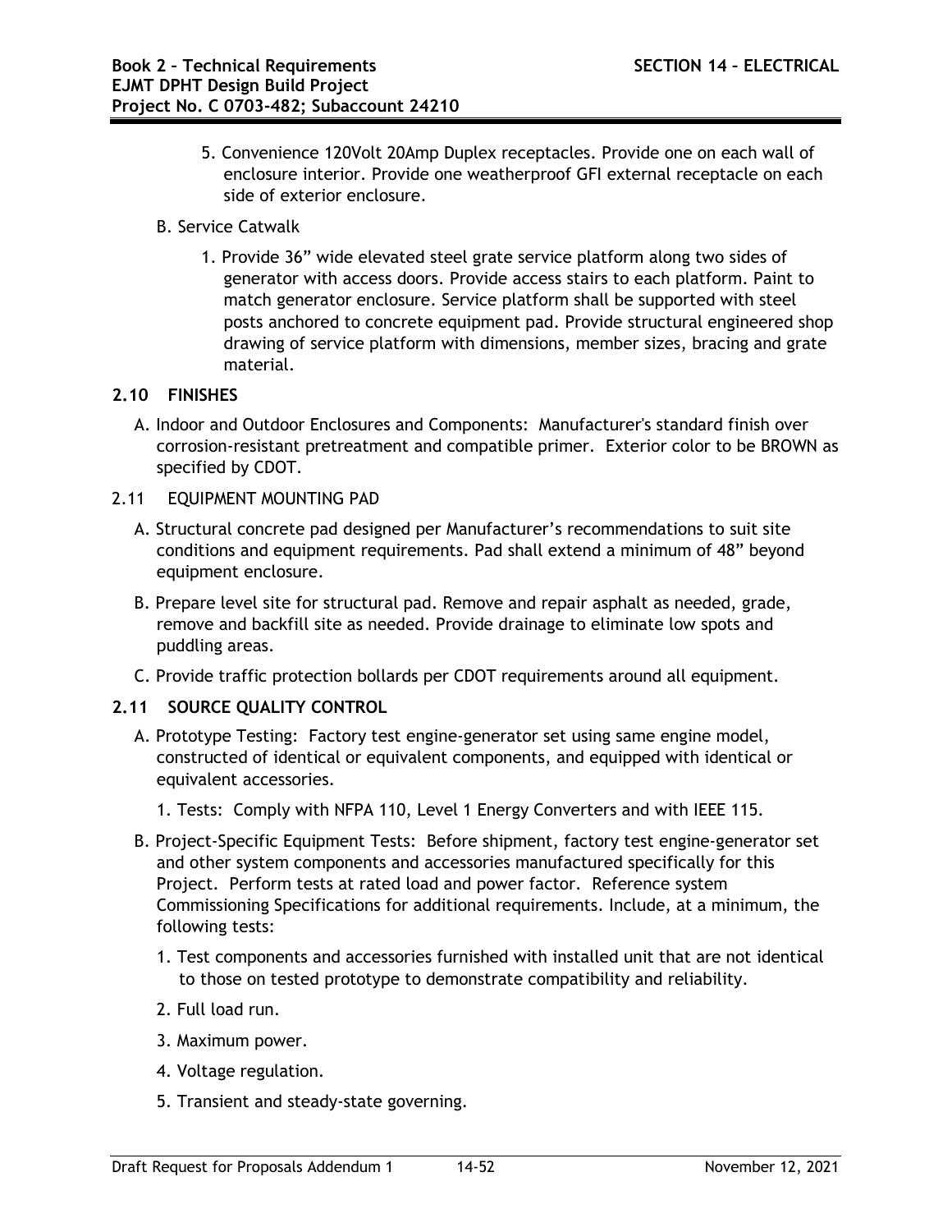5. Convenience 120Volt 20Amp Duplex receptacles. Provide one on each wall of enclosure interior. Provide one weatherproof GFI external receptacle on each side of exterior enclosure.

B. Service Catwalk

1. Provide 36" wide elevated steel grate service platform along two sides of generator with access doors. Provide access stairs to each platform. Paint to match generator enclosure. Service platform shall be supported with steel posts anchored to concrete equipment pad. Provide structural engineered shop drawing of service platform with dimensions, member sizes, bracing and grate material.

### 2.10 FINISHES

A. Indoor and Outdoor Enclosures and Components: Manufacturer's standard finish over corrosion-resistant pretreatment and compatible primer. Exterior color to be BROWN as specified by CDOT.

### 2.11 EQUIPMENT MOUNTING PAD

A. Structural concrete pad designed per Manufacturer's recommendations to suit site conditions and equipment requirements. Pad shall extend a minimum of 48" beyond equipment enclosure.

B. Prepare level site for structural pad. Remove and repair asphalt as needed, grade, remove and backfill site as needed. Provide drainage to eliminate low spots and puddling areas.

C. Provide traffic protection bollards per CDOT requirements around all equipment.

### 2.11 SOURCE QUALITY CONTROL

A. Prototype Testing: Factory test engine-generator set using same engine model, constructed of identical or equivalent components, and equipped with identical or equivalent accessories.

1. Tests: Comply with NFPA 110, Level 1 Energy Converters and with IEEE 115.

B. Project-Specific Equipment Tests: Before shipment, factory test engine-generator set and other system components and accessories manufactured specifically for this Project. Perform tests at rated load and power factor. Reference system Commissioning Specifications for additional requirements. Include, at a minimum, the following tests:

1. Test components and accessories furnished with installed unit that are not identical to those on tested prototype to demonstrate compatibility and reliability.
2. Full load run.
3. Maximum power.
4. Voltage regulation.
5. Transient and steady-state governing.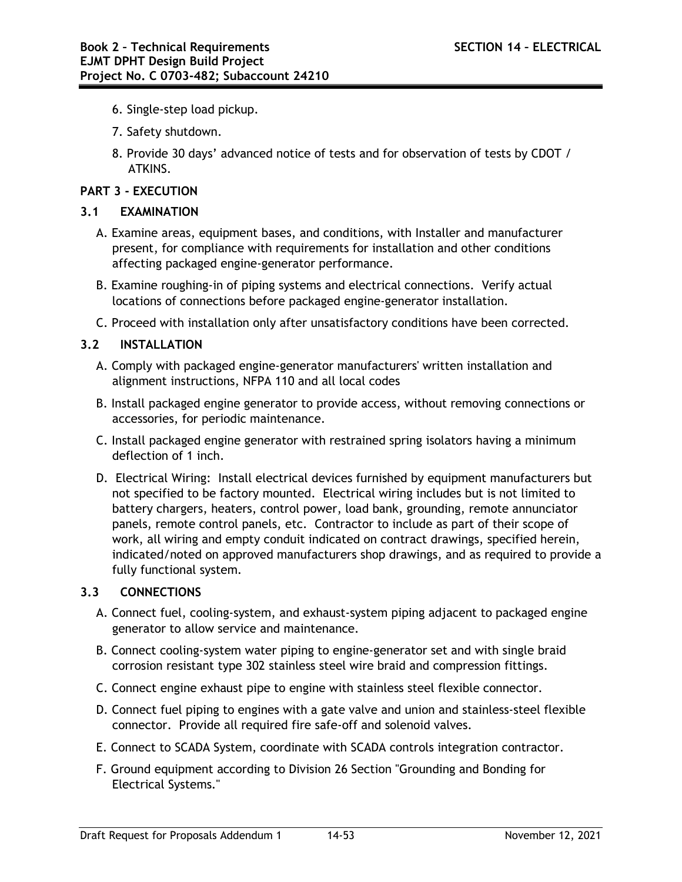6. Single-step load pickup.
7. Safety shutdown.
8. Provide 30 days' advanced notice of tests and for observation of tests by CDOT / ATKINS.

## PART 3 - EXECUTION

### 3.1 EXAMINATION

A. Examine areas, equipment bases, and conditions, with Installer and manufacturer present, for compliance with requirements for installation and other conditions affecting packaged engine-generator performance.

B. Examine roughing-in of piping systems and electrical connections. Verify actual locations of connections before packaged engine-generator installation.

C. Proceed with installation only after unsatisfactory conditions have been corrected.

### 3.2 INSTALLATION

A. Comply with packaged engine-generator manufacturers' written installation and alignment instructions, NFPA 110 and all local codes

B. Install packaged engine generator to provide access, without removing connections or accessories, for periodic maintenance.

C. Install packaged engine generator with restrained spring isolators having a minimum deflection of 1 inch.

D. Electrical Wiring: Install electrical devices furnished by equipment manufacturers but not specified to be factory mounted. Electrical wiring includes but is not limited to battery chargers, heaters, control power, load bank, grounding, remote annunciator panels, remote control panels, etc. Contractor to include as part of their scope of work, all wiring and empty conduit indicated on contract drawings, specified herein, indicated/noted on approved manufacturers shop drawings, and as required to provide a fully functional system.

### 3.3 CONNECTIONS

A. Connect fuel, cooling-system, and exhaust-system piping adjacent to packaged engine generator to allow service and maintenance.

B. Connect cooling-system water piping to engine-generator set and with single braid corrosion resistant type 302 stainless steel wire braid and compression fittings.

C. Connect engine exhaust pipe to engine with stainless steel flexible connector.

D. Connect fuel piping to engines with a gate valve and union and stainless-steel flexible connector. Provide all required fire safe-off and solenoid valves.

E. Connect to SCADA System, coordinate with SCADA controls integration contractor.

F. Ground equipment according to Division 26 Section "Grounding and Bonding for Electrical Systems."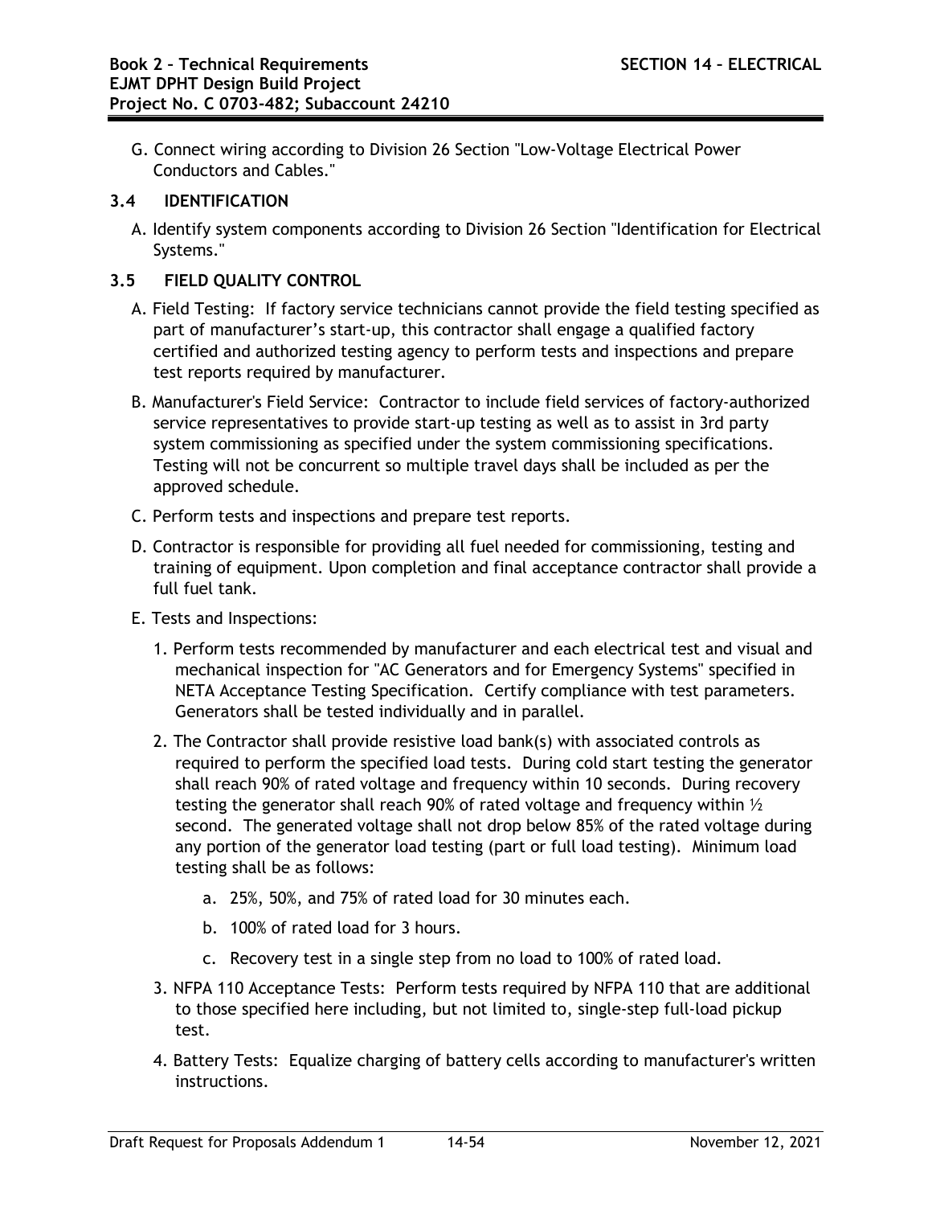G. Connect wiring according to Division 26 Section "Low-Voltage Electrical Power Conductors and Cables."

### 3.4 IDENTIFICATION

A. Identify system components according to Division 26 Section "Identification for Electrical Systems."

### 3.5 FIELD QUALITY CONTROL

A. Field Testing: If factory service technicians cannot provide the field testing specified as part of manufacturer's start-up, this contractor shall engage a qualified factory certified and authorized testing agency to perform tests and inspections and prepare test reports required by manufacturer.

B. Manufacturer's Field Service: Contractor to include field services of factory-authorized service representatives to provide start-up testing as well as to assist in 3rd party system commissioning as specified under the system commissioning specifications. Testing will not be concurrent so multiple travel days shall be included as per the approved schedule.

C. Perform tests and inspections and prepare test reports.

D. Contractor is responsible for providing all fuel needed for commissioning, testing and training of equipment. Upon completion and final acceptance contractor shall provide a full fuel tank.

E. Tests and Inspections:

1. Perform tests recommended by manufacturer and each electrical test and visual and mechanical inspection for "AC Generators and for Emergency Systems" specified in NETA Acceptance Testing Specification. Certify compliance with test parameters. Generators shall be tested individually and in parallel.

2. The Contractor shall provide resistive load bank(s) with associated controls as required to perform the specified load tests. During cold start testing the generator shall reach 90% of rated voltage and frequency within 10 seconds. During recovery testing the generator shall reach 90% of rated voltage and frequency within ½ second. The generated voltage shall not drop below 85% of the rated voltage during any portion of the generator load testing (part or full load testing). Minimum load testing shall be as follows:

   a. 25%, 50%, and 75% of rated load for 30 minutes each.

   b. 100% of rated load for 3 hours.

   c. Recovery test in a single step from no load to 100% of rated load.

3. NFPA 110 Acceptance Tests: Perform tests required by NFPA 110 that are additional to those specified here including, but not limited to, single-step full-load pickup test.

4. Battery Tests: Equalize charging of battery cells according to manufacturer's written instructions.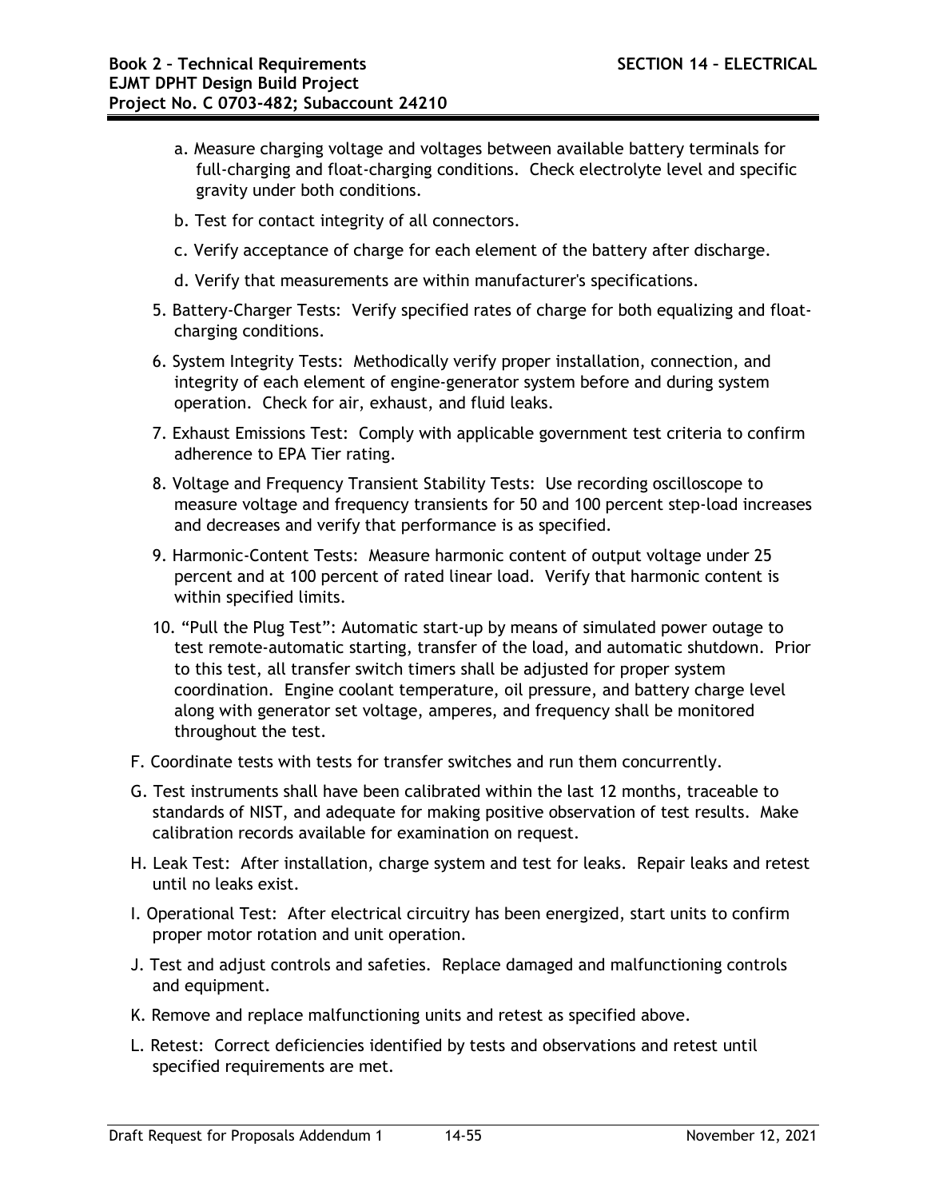a. Measure charging voltage and voltages between available battery terminals for full-charging and float-charging conditions. Check electrolyte level and specific gravity under both conditions.

b. Test for contact integrity of all connectors.

c. Verify acceptance of charge for each element of the battery after discharge.

d. Verify that measurements are within manufacturer's specifications.

5. Battery-Charger Tests: Verify specified rates of charge for both equalizing and float-charging conditions.

6. System Integrity Tests: Methodically verify proper installation, connection, and integrity of each element of engine-generator system before and during system operation. Check for air, exhaust, and fluid leaks.

7. Exhaust Emissions Test: Comply with applicable government test criteria to confirm adherence to EPA Tier rating.

8. Voltage and Frequency Transient Stability Tests: Use recording oscilloscope to measure voltage and frequency transients for 50 and 100 percent step-load increases and decreases and verify that performance is as specified.

9. Harmonic-Content Tests: Measure harmonic content of output voltage under 25 percent and at 100 percent of rated linear load. Verify that harmonic content is within specified limits.

10. "Pull the Plug Test": Automatic start-up by means of simulated power outage to test remote-automatic starting, transfer of the load, and automatic shutdown. Prior to this test, all transfer switch timers shall be adjusted for proper system coordination. Engine coolant temperature, oil pressure, and battery charge level along with generator set voltage, amperes, and frequency shall be monitored throughout the test.

F. Coordinate tests with tests for transfer switches and run them concurrently.

G. Test instruments shall have been calibrated within the last 12 months, traceable to standards of NIST, and adequate for making positive observation of test results. Make calibration records available for examination on request.

H. Leak Test: After installation, charge system and test for leaks. Repair leaks and retest until no leaks exist.

I. Operational Test: After electrical circuitry has been energized, start units to confirm proper motor rotation and unit operation.

J. Test and adjust controls and safeties. Replace damaged and malfunctioning controls and equipment.

K. Remove and replace malfunctioning units and retest as specified above.

L. Retest: Correct deficiencies identified by tests and observations and retest until specified requirements are met.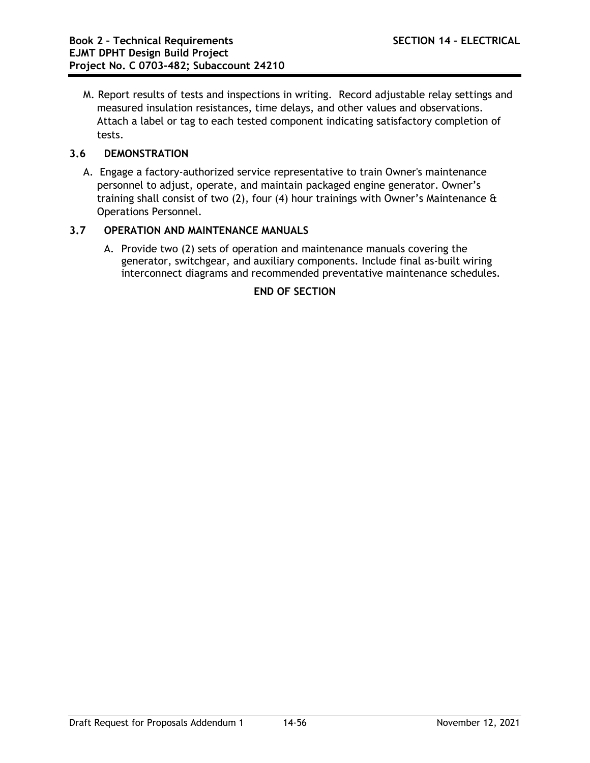M. Report results of tests and inspections in writing. Record adjustable relay settings and measured insulation resistances, time delays, and other values and observations. Attach a label or tag to each tested component indicating satisfactory completion of tests.

### 3.6 DEMONSTRATION

A. Engage a factory-authorized service representative to train Owner's maintenance personnel to adjust, operate, and maintain packaged engine generator. Owner's training shall consist of two (2), four (4) hour trainings with Owner's Maintenance & Operations Personnel.

### 3.7 OPERATION AND MAINTENANCE MANUALS

A. Provide two (2) sets of operation and maintenance manuals covering the generator, switchgear, and auxiliary components. Include final as-built wiring interconnect diagrams and recommended preventative maintenance schedules.

**END OF SECTION**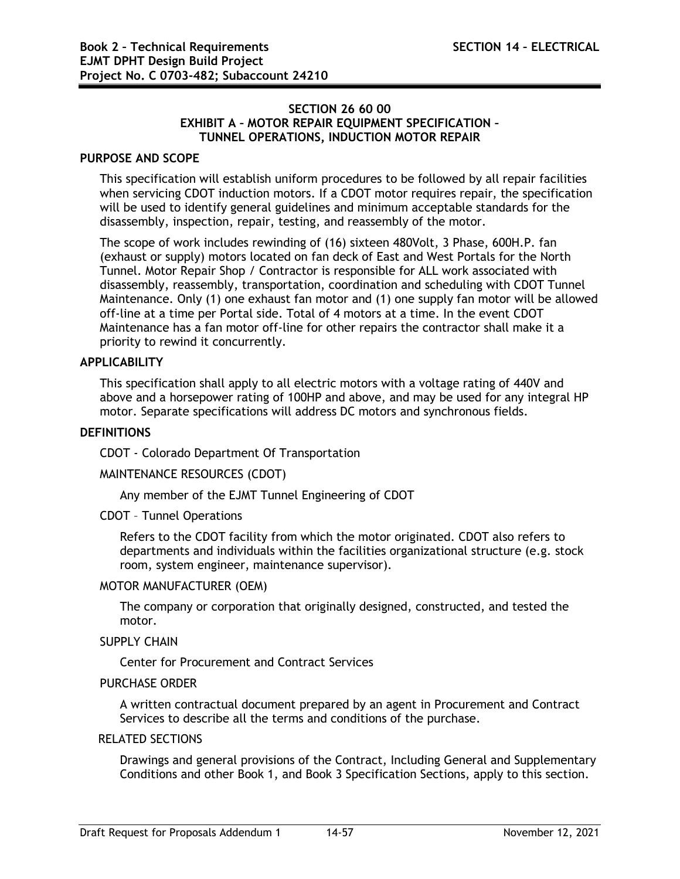# SECTION 26 60 00
## EXHIBIT A – MOTOR REPAIR EQUIPMENT SPECIFICATION – TUNNEL OPERATIONS, INDUCTION MOTOR REPAIR

### PURPOSE AND SCOPE

This specification will establish uniform procedures to be followed by all repair facilities when servicing CDOT induction motors. If a CDOT motor requires repair, the specification will be used to identify general guidelines and minimum acceptable standards for the disassembly, inspection, repair, testing, and reassembly of the motor.

The scope of work includes rewinding of (16) sixteen 480Volt, 3 Phase, 600H.P. fan (exhaust or supply) motors located on fan deck of East and West Portals for the North Tunnel. Motor Repair Shop / Contractor is responsible for ALL work associated with disassembly, reassembly, transportation, coordination and scheduling with CDOT Tunnel Maintenance. Only (1) one exhaust fan motor and (1) one supply fan motor will be allowed off-line at a time per Portal side. Total of 4 motors at a time. In the event CDOT Maintenance has a fan motor off-line for other repairs the contractor shall make it a priority to rewind it concurrently.

### APPLICABILITY

This specification shall apply to all electric motors with a voltage rating of 440V and above and a horsepower rating of 100HP and above, and may be used for any integral HP motor. Separate specifications will address DC motors and synchronous fields.

### DEFINITIONS

CDOT - Colorado Department Of Transportation

MAINTENANCE RESOURCES (CDOT)

Any member of the EJMT Tunnel Engineering of CDOT

CDOT – Tunnel Operations

Refers to the CDOT facility from which the motor originated. CDOT also refers to departments and individuals within the facilities organizational structure (e.g. stock room, system engineer, maintenance supervisor).

MOTOR MANUFACTURER (OEM)

The company or corporation that originally designed, constructed, and tested the motor.

SUPPLY CHAIN

Center for Procurement and Contract Services

PURCHASE ORDER

A written contractual document prepared by an agent in Procurement and Contract Services to describe all the terms and conditions of the purchase.

RELATED SECTIONS

Drawings and general provisions of the Contract, Including General and Supplementary Conditions and other Book 1, and Book 3 Specification Sections, apply to this section.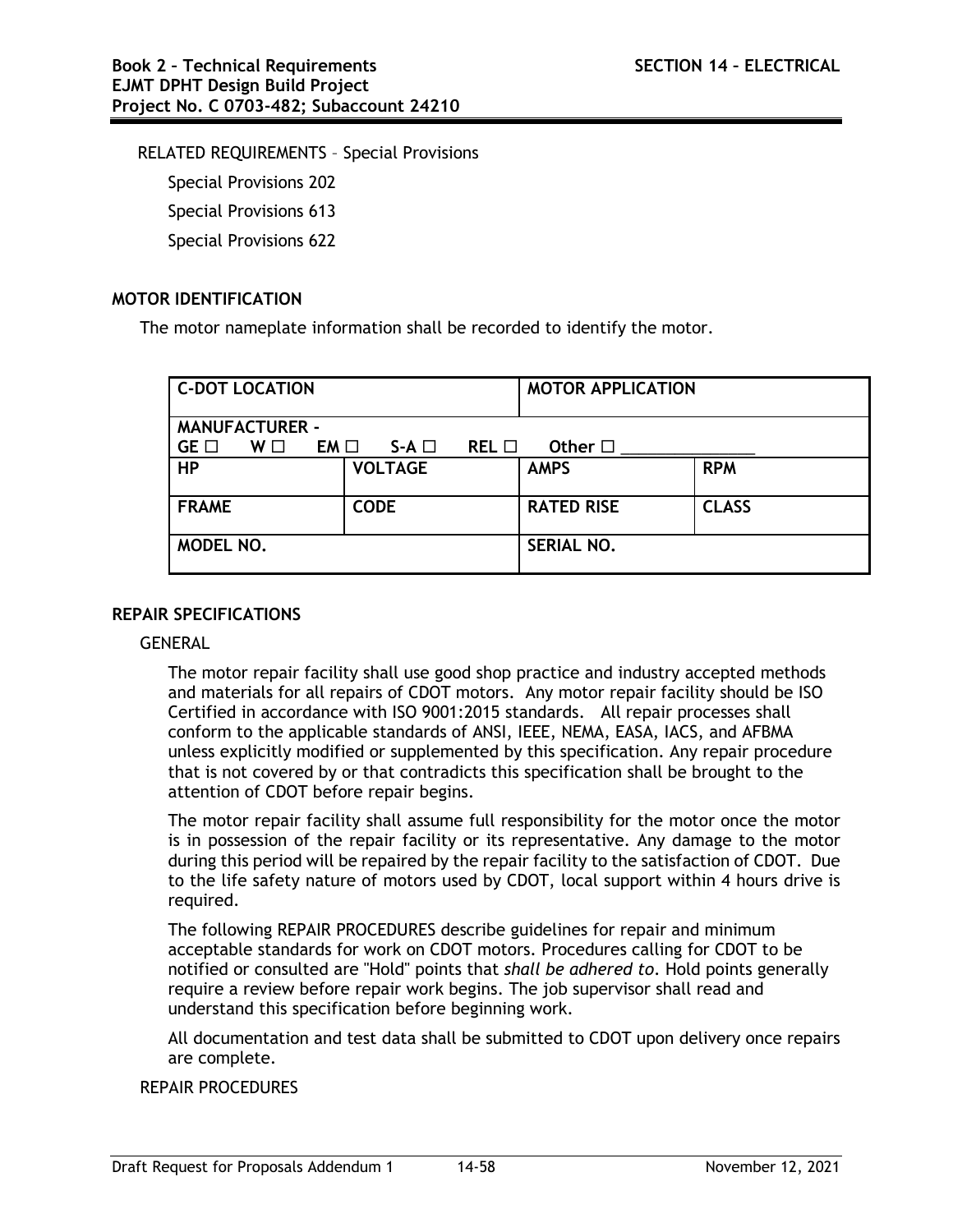RELATED REQUIREMENTS – Special Provisions

Special Provisions 202

Special Provisions 613

Special Provisions 622

## MOTOR IDENTIFICATION

The motor nameplate information shall be recorded to identify the motor.

| **C-DOT LOCATION** | | **MOTOR APPLICATION** | |
|---|---|---|---|
| **MANUFACTURER -**<br>**GE ☐ W ☐ EM ☐ S-A ☐ REL ☐ Other ☐ \_\_\_\_\_\_\_\_\_\_\_\_\_\_** | | | |
| **HP** | **VOLTAGE** | **AMPS** | **RPM** |
| **FRAME** | **CODE** | **RATED RISE** | **CLASS** |
| **MODEL NO.** | | **SERIAL NO.** | |

## REPAIR SPECIFICATIONS

GENERAL

The motor repair facility shall use good shop practice and industry accepted methods and materials for all repairs of CDOT motors. Any motor repair facility should be ISO Certified in accordance with ISO 9001:2015 standards. All repair processes shall conform to the applicable standards of ANSI, IEEE, NEMA, EASA, IACS, and AFBMA unless explicitly modified or supplemented by this specification. Any repair procedure that is not covered by or that contradicts this specification shall be brought to the attention of CDOT before repair begins.

The motor repair facility shall assume full responsibility for the motor once the motor is in possession of the repair facility or its representative. Any damage to the motor during this period will be repaired by the repair facility to the satisfaction of CDOT. Due to the life safety nature of motors used by CDOT, local support within 4 hours drive is required.

The following REPAIR PROCEDURES describe guidelines for repair and minimum acceptable standards for work on CDOT motors. Procedures calling for CDOT to be notified or consulted are "Hold" points that *shall be adhered to*. Hold points generally require a review before repair work begins. The job supervisor shall read and understand this specification before beginning work.

All documentation and test data shall be submitted to CDOT upon delivery once repairs are complete.

REPAIR PROCEDURES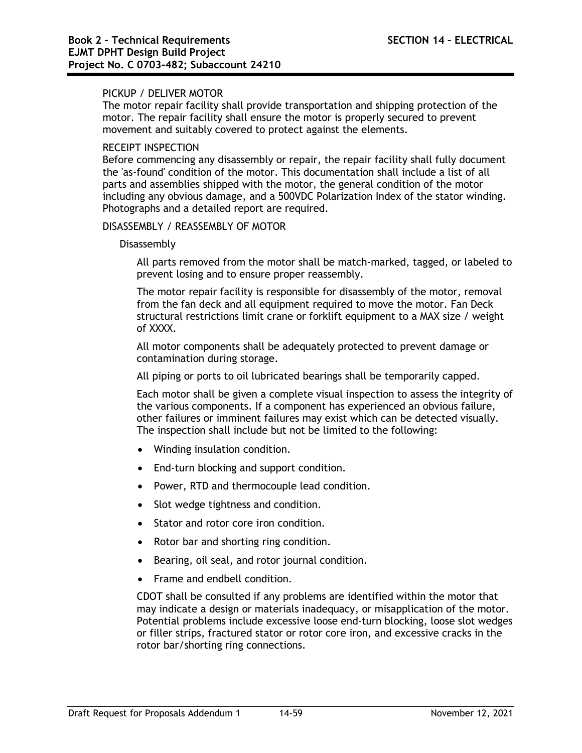PICKUP / DELIVER MOTOR

The motor repair facility shall provide transportation and shipping protection of the motor. The repair facility shall ensure the motor is properly secured to prevent movement and suitably covered to protect against the elements.

RECEIPT INSPECTION

Before commencing any disassembly or repair, the repair facility shall fully document the 'as-found' condition of the motor. This documentation shall include a list of all parts and assemblies shipped with the motor, the general condition of the motor including any obvious damage, and a 500VDC Polarization Index of the stator winding. Photographs and a detailed report are required.

DISASSEMBLY / REASSEMBLY OF MOTOR

Disassembly

All parts removed from the motor shall be match-marked, tagged, or labeled to prevent losing and to ensure proper reassembly.

The motor repair facility is responsible for disassembly of the motor, removal from the fan deck and all equipment required to move the motor. Fan Deck structural restrictions limit crane or forklift equipment to a MAX size / weight of XXXX.

All motor components shall be adequately protected to prevent damage or contamination during storage.

All piping or ports to oil lubricated bearings shall be temporarily capped.

Each motor shall be given a complete visual inspection to assess the integrity of the various components. If a component has experienced an obvious failure, other failures or imminent failures may exist which can be detected visually. The inspection shall include but not be limited to the following:

- Winding insulation condition.
- End-turn blocking and support condition.
- Power, RTD and thermocouple lead condition.
- Slot wedge tightness and condition.
- Stator and rotor core iron condition.
- Rotor bar and shorting ring condition.
- Bearing, oil seal, and rotor journal condition.
- Frame and endbell condition.

CDOT shall be consulted if any problems are identified within the motor that may indicate a design or materials inadequacy, or misapplication of the motor. Potential problems include excessive loose end-turn blocking, loose slot wedges or filler strips, fractured stator or rotor core iron, and excessive cracks in the rotor bar/shorting ring connections.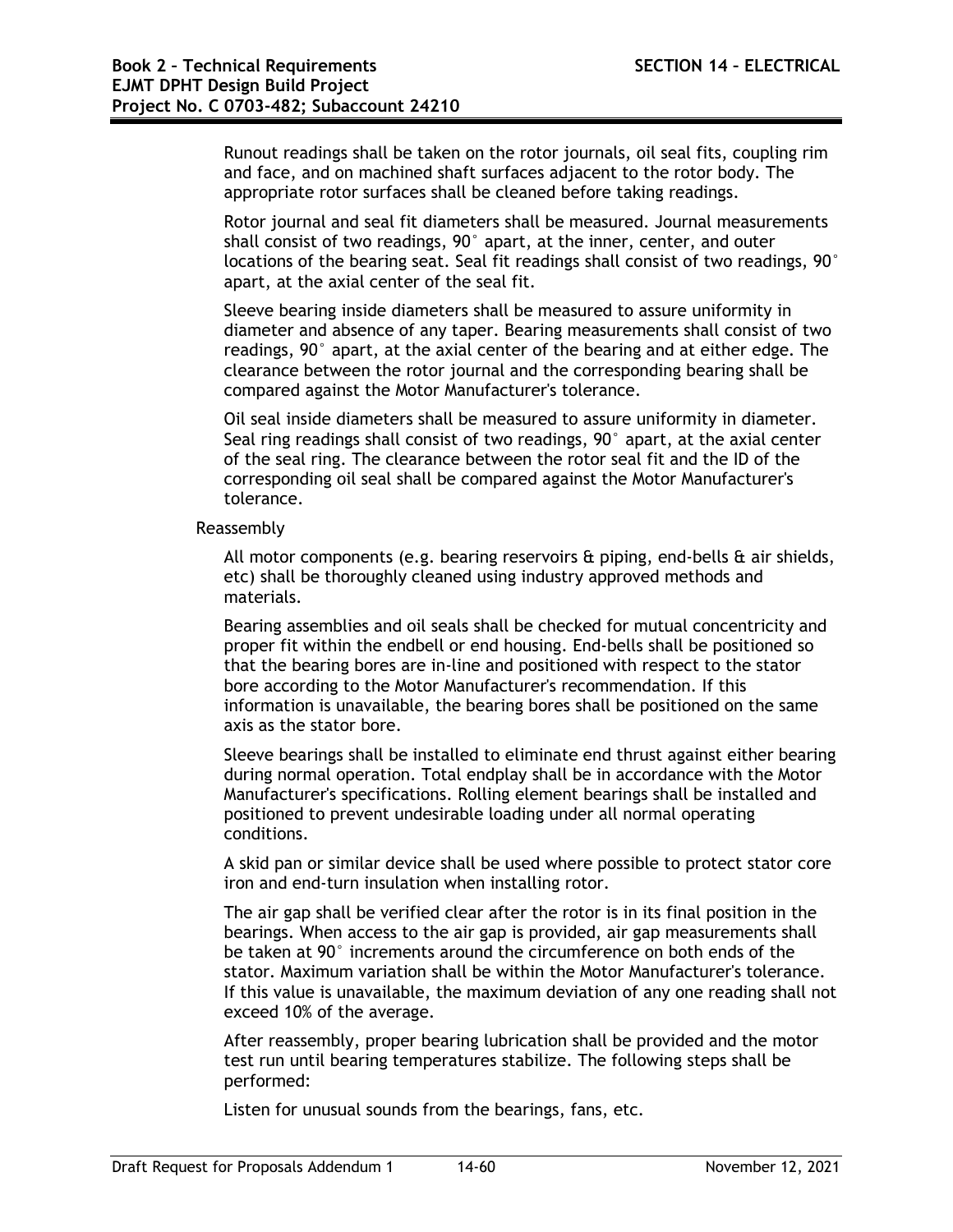Runout readings shall be taken on the rotor journals, oil seal fits, coupling rim and face, and on machined shaft surfaces adjacent to the rotor body. The appropriate rotor surfaces shall be cleaned before taking readings.

Rotor journal and seal fit diameters shall be measured. Journal measurements shall consist of two readings, 90° apart, at the inner, center, and outer locations of the bearing seat. Seal fit readings shall consist of two readings, 90° apart, at the axial center of the seal fit.

Sleeve bearing inside diameters shall be measured to assure uniformity in diameter and absence of any taper. Bearing measurements shall consist of two readings, 90° apart, at the axial center of the bearing and at either edge. The clearance between the rotor journal and the corresponding bearing shall be compared against the Motor Manufacturer's tolerance.

Oil seal inside diameters shall be measured to assure uniformity in diameter. Seal ring readings shall consist of two readings, 90° apart, at the axial center of the seal ring. The clearance between the rotor seal fit and the ID of the corresponding oil seal shall be compared against the Motor Manufacturer's tolerance.

Reassembly

All motor components (e.g. bearing reservoirs & piping, end-bells & air shields, etc) shall be thoroughly cleaned using industry approved methods and materials.

Bearing assemblies and oil seals shall be checked for mutual concentricity and proper fit within the endbell or end housing. End-bells shall be positioned so that the bearing bores are in-line and positioned with respect to the stator bore according to the Motor Manufacturer's recommendation. If this information is unavailable, the bearing bores shall be positioned on the same axis as the stator bore.

Sleeve bearings shall be installed to eliminate end thrust against either bearing during normal operation. Total endplay shall be in accordance with the Motor Manufacturer's specifications. Rolling element bearings shall be installed and positioned to prevent undesirable loading under all normal operating conditions.

A skid pan or similar device shall be used where possible to protect stator core iron and end-turn insulation when installing rotor.

The air gap shall be verified clear after the rotor is in its final position in the bearings. When access to the air gap is provided, air gap measurements shall be taken at 90° increments around the circumference on both ends of the stator. Maximum variation shall be within the Motor Manufacturer's tolerance. If this value is unavailable, the maximum deviation of any one reading shall not exceed 10% of the average.

After reassembly, proper bearing lubrication shall be provided and the motor test run until bearing temperatures stabilize. The following steps shall be performed:

Listen for unusual sounds from the bearings, fans, etc.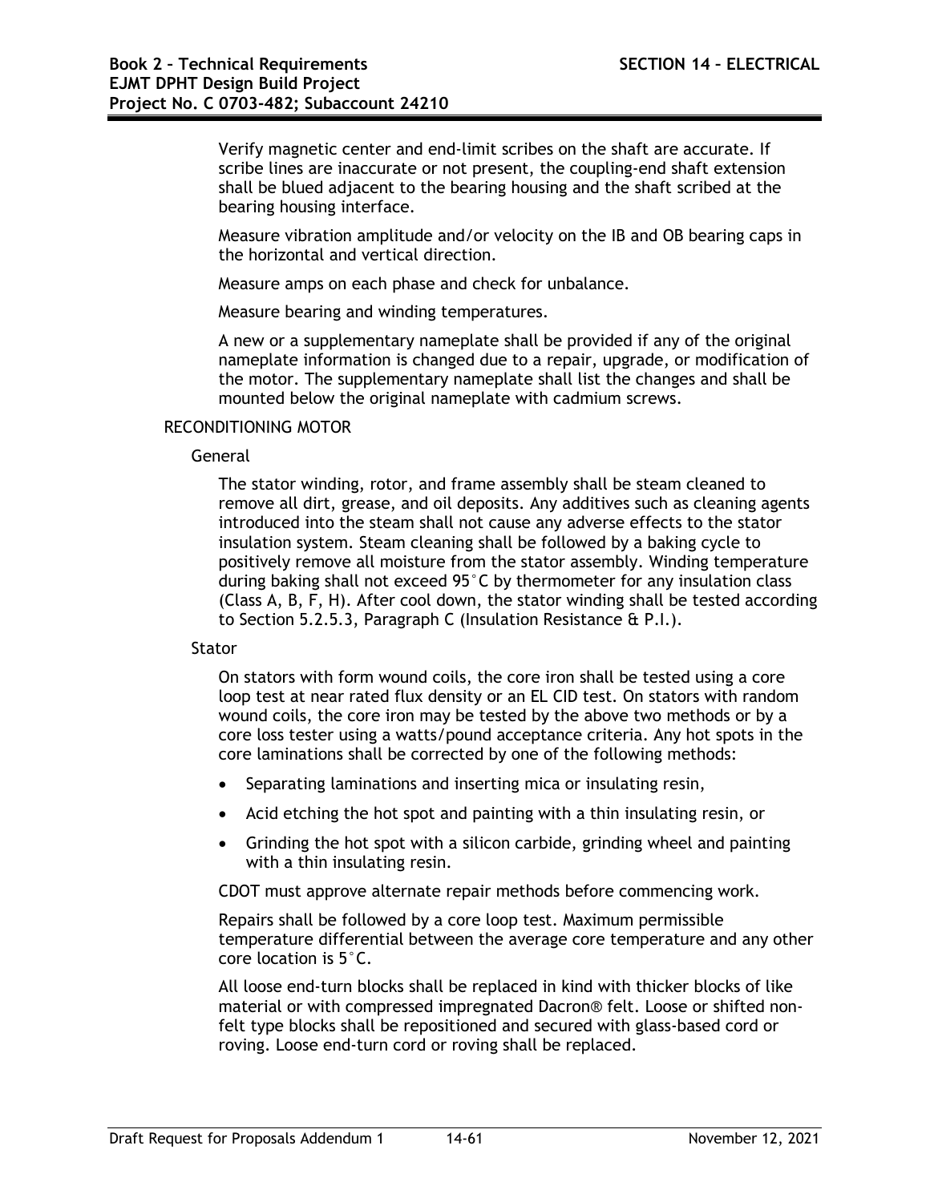Verify magnetic center and end-limit scribes on the shaft are accurate. If scribe lines are inaccurate or not present, the coupling-end shaft extension shall be blued adjacent to the bearing housing and the shaft scribed at the bearing housing interface.

Measure vibration amplitude and/or velocity on the IB and OB bearing caps in the horizontal and vertical direction.

Measure amps on each phase and check for unbalance.

Measure bearing and winding temperatures.

A new or a supplementary nameplate shall be provided if any of the original nameplate information is changed due to a repair, upgrade, or modification of the motor. The supplementary nameplate shall list the changes and shall be mounted below the original nameplate with cadmium screws.

RECONDITIONING MOTOR

General

The stator winding, rotor, and frame assembly shall be steam cleaned to remove all dirt, grease, and oil deposits. Any additives such as cleaning agents introduced into the steam shall not cause any adverse effects to the stator insulation system. Steam cleaning shall be followed by a baking cycle to positively remove all moisture from the stator assembly. Winding temperature during baking shall not exceed 95°C by thermometer for any insulation class (Class A, B, F, H). After cool down, the stator winding shall be tested according to Section 5.2.5.3, Paragraph C (Insulation Resistance & P.I.).

Stator

On stators with form wound coils, the core iron shall be tested using a core loop test at near rated flux density or an EL CID test. On stators with random wound coils, the core iron may be tested by the above two methods or by a core loss tester using a watts/pound acceptance criteria. Any hot spots in the core laminations shall be corrected by one of the following methods:

- Separating laminations and inserting mica or insulating resin,
- Acid etching the hot spot and painting with a thin insulating resin, or
- Grinding the hot spot with a silicon carbide, grinding wheel and painting with a thin insulating resin.

CDOT must approve alternate repair methods before commencing work.

Repairs shall be followed by a core loop test. Maximum permissible temperature differential between the average core temperature and any other core location is 5°C.

All loose end-turn blocks shall be replaced in kind with thicker blocks of like material or with compressed impregnated Dacron® felt. Loose or shifted non-felt type blocks shall be repositioned and secured with glass-based cord or roving. Loose end-turn cord or roving shall be replaced.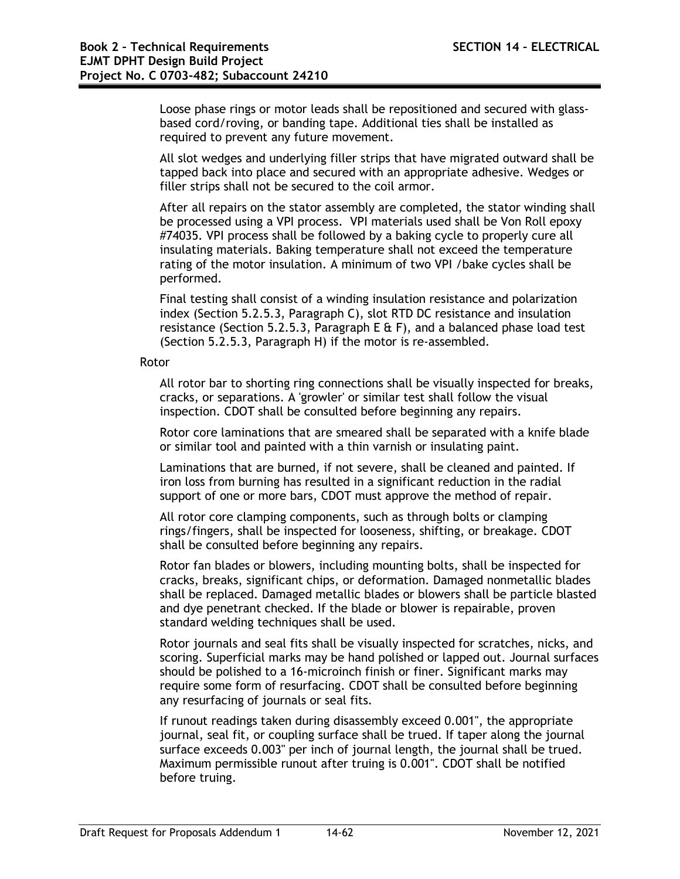Loose phase rings or motor leads shall be repositioned and secured with glass-based cord/roving, or banding tape. Additional ties shall be installed as required to prevent any future movement.

All slot wedges and underlying filler strips that have migrated outward shall be tapped back into place and secured with an appropriate adhesive. Wedges or filler strips shall not be secured to the coil armor.

After all repairs on the stator assembly are completed, the stator winding shall be processed using a VPI process. VPI materials used shall be Von Roll epoxy #74035. VPI process shall be followed by a baking cycle to properly cure all insulating materials. Baking temperature shall not exceed the temperature rating of the motor insulation. A minimum of two VPI /bake cycles shall be performed.

Final testing shall consist of a winding insulation resistance and polarization index (Section 5.2.5.3, Paragraph C), slot RTD DC resistance and insulation resistance (Section 5.2.5.3, Paragraph E & F), and a balanced phase load test (Section 5.2.5.3, Paragraph H) if the motor is re-assembled.

Rotor

All rotor bar to shorting ring connections shall be visually inspected for breaks, cracks, or separations. A 'growler' or similar test shall follow the visual inspection. CDOT shall be consulted before beginning any repairs.

Rotor core laminations that are smeared shall be separated with a knife blade or similar tool and painted with a thin varnish or insulating paint.

Laminations that are burned, if not severe, shall be cleaned and painted. If iron loss from burning has resulted in a significant reduction in the radial support of one or more bars, CDOT must approve the method of repair.

All rotor core clamping components, such as through bolts or clamping rings/fingers, shall be inspected for looseness, shifting, or breakage. CDOT shall be consulted before beginning any repairs.

Rotor fan blades or blowers, including mounting bolts, shall be inspected for cracks, breaks, significant chips, or deformation. Damaged nonmetallic blades shall be replaced. Damaged metallic blades or blowers shall be particle blasted and dye penetrant checked. If the blade or blower is repairable, proven standard welding techniques shall be used.

Rotor journals and seal fits shall be visually inspected for scratches, nicks, and scoring. Superficial marks may be hand polished or lapped out. Journal surfaces should be polished to a 16-microinch finish or finer. Significant marks may require some form of resurfacing. CDOT shall be consulted before beginning any resurfacing of journals or seal fits.

If runout readings taken during disassembly exceed 0.001", the appropriate journal, seal fit, or coupling surface shall be trued. If taper along the journal surface exceeds 0.003" per inch of journal length, the journal shall be trued. Maximum permissible runout after truing is 0.001". CDOT shall be notified before truing.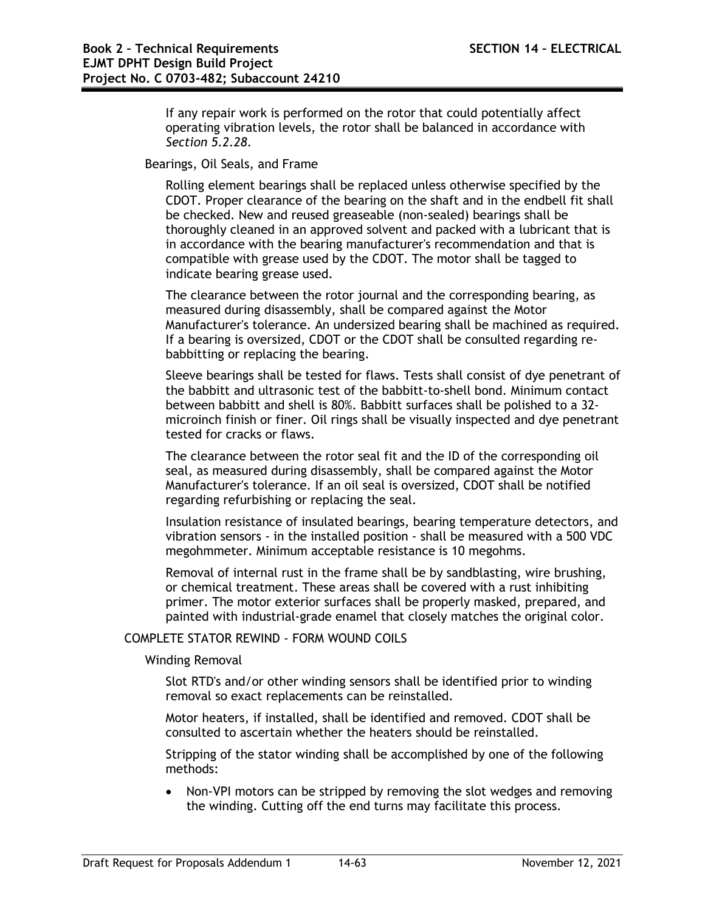If any repair work is performed on the rotor that could potentially affect operating vibration levels, the rotor shall be balanced in accordance with *Section 5.2.28*.

Bearings, Oil Seals, and Frame

Rolling element bearings shall be replaced unless otherwise specified by the CDOT. Proper clearance of the bearing on the shaft and in the endbell fit shall be checked. New and reused greaseable (non-sealed) bearings shall be thoroughly cleaned in an approved solvent and packed with a lubricant that is in accordance with the bearing manufacturer's recommendation and that is compatible with grease used by the CDOT. The motor shall be tagged to indicate bearing grease used.

The clearance between the rotor journal and the corresponding bearing, as measured during disassembly, shall be compared against the Motor Manufacturer's tolerance. An undersized bearing shall be machined as required. If a bearing is oversized, CDOT or the CDOT shall be consulted regarding re-babbitting or replacing the bearing.

Sleeve bearings shall be tested for flaws. Tests shall consist of dye penetrant of the babbitt and ultrasonic test of the babbitt-to-shell bond. Minimum contact between babbitt and shell is 80%. Babbitt surfaces shall be polished to a 32-microinch finish or finer. Oil rings shall be visually inspected and dye penetrant tested for cracks or flaws.

The clearance between the rotor seal fit and the ID of the corresponding oil seal, as measured during disassembly, shall be compared against the Motor Manufacturer's tolerance. If an oil seal is oversized, CDOT shall be notified regarding refurbishing or replacing the seal.

Insulation resistance of insulated bearings, bearing temperature detectors, and vibration sensors - in the installed position - shall be measured with a 500 VDC megohmmeter. Minimum acceptable resistance is 10 megohms.

Removal of internal rust in the frame shall be by sandblasting, wire brushing, or chemical treatment. These areas shall be covered with a rust inhibiting primer. The motor exterior surfaces shall be properly masked, prepared, and painted with industrial-grade enamel that closely matches the original color.

COMPLETE STATOR REWIND - FORM WOUND COILS

Winding Removal

Slot RTD's and/or other winding sensors shall be identified prior to winding removal so exact replacements can be reinstalled.

Motor heaters, if installed, shall be identified and removed. CDOT shall be consulted to ascertain whether the heaters should be reinstalled.

Stripping of the stator winding shall be accomplished by one of the following methods:

- Non-VPI motors can be stripped by removing the slot wedges and removing the winding. Cutting off the end turns may facilitate this process.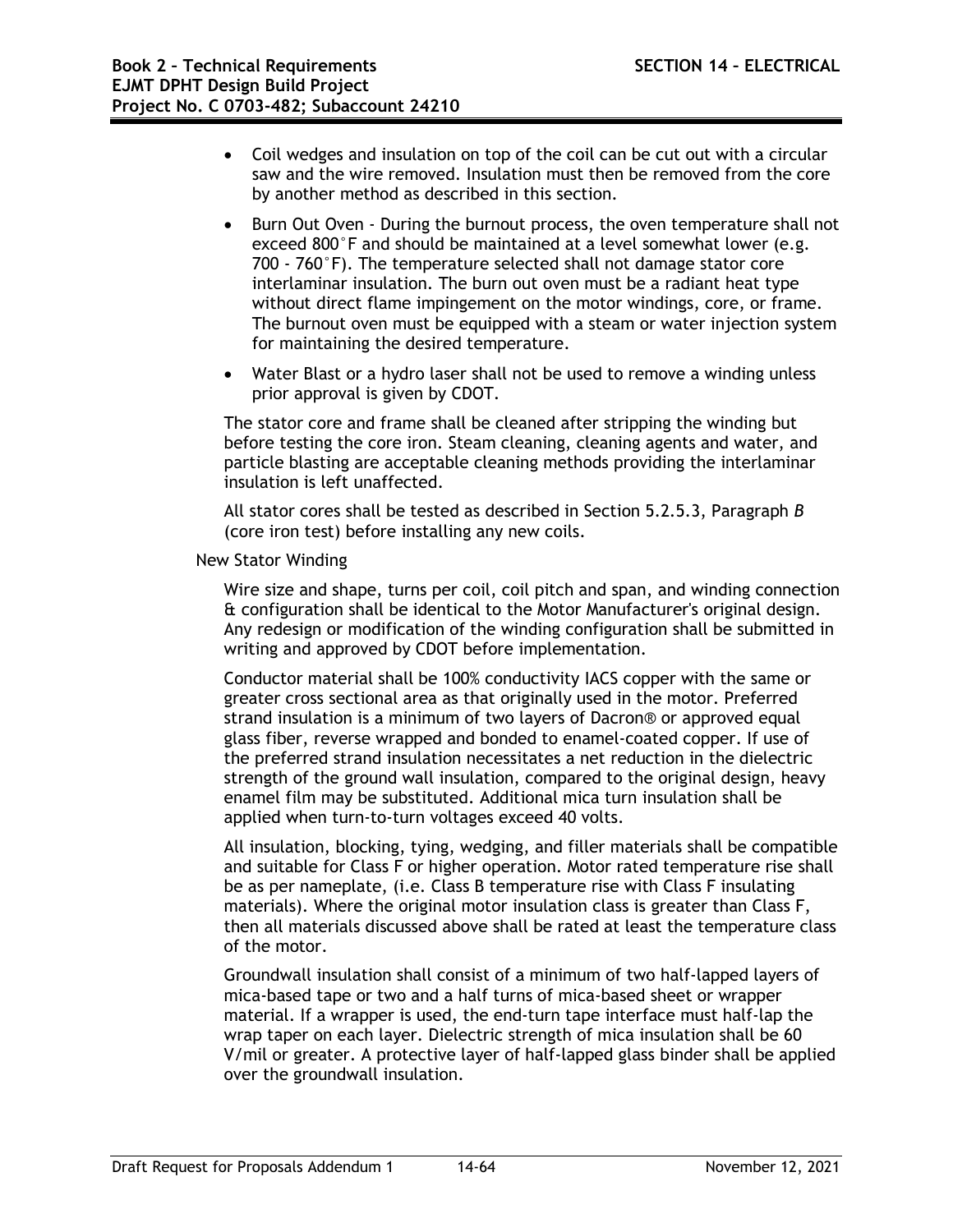- Coil wedges and insulation on top of the coil can be cut out with a circular saw and the wire removed. Insulation must then be removed from the core by another method as described in this section.
- Burn Out Oven - During the burnout process, the oven temperature shall not exceed 800°F and should be maintained at a level somewhat lower (e.g. 700 - 760°F). The temperature selected shall not damage stator core interlaminar insulation. The burn out oven must be a radiant heat type without direct flame impingement on the motor windings, core, or frame. The burnout oven must be equipped with a steam or water injection system for maintaining the desired temperature.
- Water Blast or a hydro laser shall not be used to remove a winding unless prior approval is given by CDOT.

The stator core and frame shall be cleaned after stripping the winding but before testing the core iron. Steam cleaning, cleaning agents and water, and particle blasting are acceptable cleaning methods providing the interlaminar insulation is left unaffected.

All stator cores shall be tested as described in Section 5.2.5.3, Paragraph *B* (core iron test) before installing any new coils.

New Stator Winding

Wire size and shape, turns per coil, coil pitch and span, and winding connection & configuration shall be identical to the Motor Manufacturer's original design. Any redesign or modification of the winding configuration shall be submitted in writing and approved by CDOT before implementation.

Conductor material shall be 100% conductivity IACS copper with the same or greater cross sectional area as that originally used in the motor. Preferred strand insulation is a minimum of two layers of Dacron® or approved equal glass fiber, reverse wrapped and bonded to enamel-coated copper. If use of the preferred strand insulation necessitates a net reduction in the dielectric strength of the ground wall insulation, compared to the original design, heavy enamel film may be substituted. Additional mica turn insulation shall be applied when turn-to-turn voltages exceed 40 volts.

All insulation, blocking, tying, wedging, and filler materials shall be compatible and suitable for Class F or higher operation. Motor rated temperature rise shall be as per nameplate, (i.e. Class B temperature rise with Class F insulating materials). Where the original motor insulation class is greater than Class F, then all materials discussed above shall be rated at least the temperature class of the motor.

Groundwall insulation shall consist of a minimum of two half-lapped layers of mica-based tape or two and a half turns of mica-based sheet or wrapper material. If a wrapper is used, the end-turn tape interface must half-lap the wrap taper on each layer. Dielectric strength of mica insulation shall be 60 V/mil or greater. A protective layer of half-lapped glass binder shall be applied over the groundwall insulation.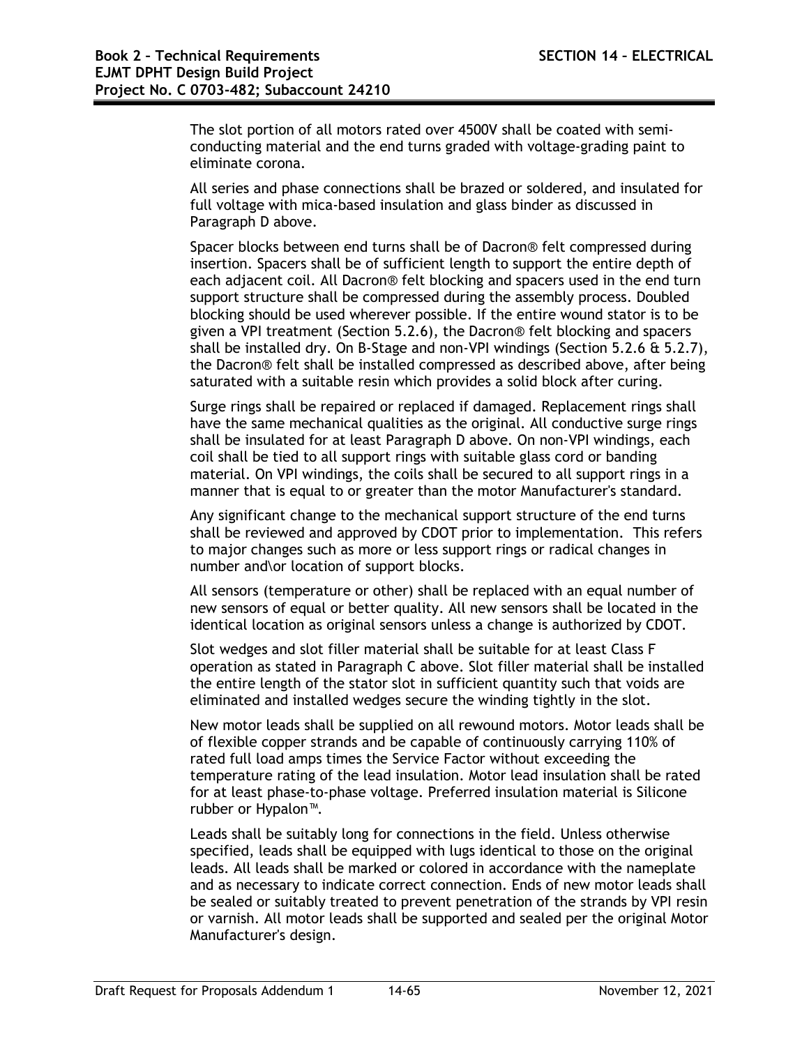The slot portion of all motors rated over 4500V shall be coated with semi-conducting material and the end turns graded with voltage-grading paint to eliminate corona.

All series and phase connections shall be brazed or soldered, and insulated for full voltage with mica-based insulation and glass binder as discussed in Paragraph D above.

Spacer blocks between end turns shall be of Dacron® felt compressed during insertion. Spacers shall be of sufficient length to support the entire depth of each adjacent coil. All Dacron® felt blocking and spacers used in the end turn support structure shall be compressed during the assembly process. Doubled blocking should be used wherever possible. If the entire wound stator is to be given a VPI treatment (Section 5.2.6), the Dacron® felt blocking and spacers shall be installed dry. On B-Stage and non-VPI windings (Section 5.2.6 & 5.2.7), the Dacron® felt shall be installed compressed as described above, after being saturated with a suitable resin which provides a solid block after curing.

Surge rings shall be repaired or replaced if damaged. Replacement rings shall have the same mechanical qualities as the original. All conductive surge rings shall be insulated for at least Paragraph D above. On non-VPI windings, each coil shall be tied to all support rings with suitable glass cord or banding material. On VPI windings, the coils shall be secured to all support rings in a manner that is equal to or greater than the motor Manufacturer's standard.

Any significant change to the mechanical support structure of the end turns shall be reviewed and approved by CDOT prior to implementation. This refers to major changes such as more or less support rings or radical changes in number and\or location of support blocks.

All sensors (temperature or other) shall be replaced with an equal number of new sensors of equal or better quality. All new sensors shall be located in the identical location as original sensors unless a change is authorized by CDOT.

Slot wedges and slot filler material shall be suitable for at least Class F operation as stated in Paragraph C above. Slot filler material shall be installed the entire length of the stator slot in sufficient quantity such that voids are eliminated and installed wedges secure the winding tightly in the slot.

New motor leads shall be supplied on all rewound motors. Motor leads shall be of flexible copper strands and be capable of continuously carrying 110% of rated full load amps times the Service Factor without exceeding the temperature rating of the lead insulation. Motor lead insulation shall be rated for at least phase-to-phase voltage. Preferred insulation material is Silicone rubber or Hypalon™.

Leads shall be suitably long for connections in the field. Unless otherwise specified, leads shall be equipped with lugs identical to those on the original leads. All leads shall be marked or colored in accordance with the nameplate and as necessary to indicate correct connection. Ends of new motor leads shall be sealed or suitably treated to prevent penetration of the strands by VPI resin or varnish. All motor leads shall be supported and sealed per the original Motor Manufacturer's design.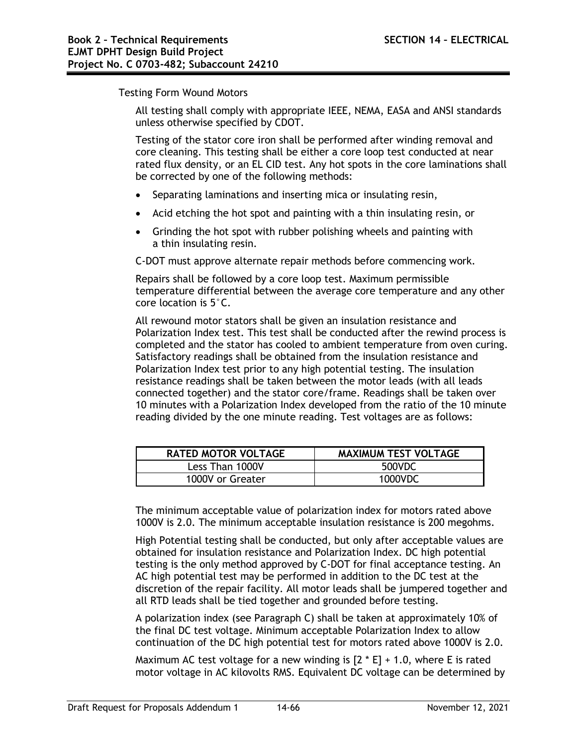Testing Form Wound Motors

All testing shall comply with appropriate IEEE, NEMA, EASA and ANSI standards unless otherwise specified by CDOT.

Testing of the stator core iron shall be performed after winding removal and core cleaning. This testing shall be either a core loop test conducted at near rated flux density, or an EL CID test. Any hot spots in the core laminations shall be corrected by one of the following methods:

- Separating laminations and inserting mica or insulating resin,
- Acid etching the hot spot and painting with a thin insulating resin, or
- Grinding the hot spot with rubber polishing wheels and painting with a thin insulating resin.

C-DOT must approve alternate repair methods before commencing work.

Repairs shall be followed by a core loop test. Maximum permissible temperature differential between the average core temperature and any other core location is 5°C.

All rewound motor stators shall be given an insulation resistance and Polarization Index test. This test shall be conducted after the rewind process is completed and the stator has cooled to ambient temperature from oven curing. Satisfactory readings shall be obtained from the insulation resistance and Polarization Index test prior to any high potential testing. The insulation resistance readings shall be taken between the motor leads (with all leads connected together) and the stator core/frame. Readings shall be taken over 10 minutes with a Polarization Index developed from the ratio of the 10 minute reading divided by the one minute reading. Test voltages are as follows:

| RATED MOTOR VOLTAGE | MAXIMUM TEST VOLTAGE |
|---|---|
| Less Than 1000V | 500VDC |
| 1000V or Greater | 1000VDC |

The minimum acceptable value of polarization index for motors rated above 1000V is 2.0. The minimum acceptable insulation resistance is 200 megohms.

High Potential testing shall be conducted, but only after acceptable values are obtained for insulation resistance and Polarization Index. DC high potential testing is the only method approved by C-DOT for final acceptance testing. An AC high potential test may be performed in addition to the DC test at the discretion of the repair facility. All motor leads shall be jumpered together and all RTD leads shall be tied together and grounded before testing.

A polarization index (see Paragraph C) shall be taken at approximately 10% of the final DC test voltage. Minimum acceptable Polarization Index to allow continuation of the DC high potential test for motors rated above 1000V is 2.0.

Maximum AC test voltage for a new winding is $[2 * E] + 1.0$, where E is rated motor voltage in AC kilovolts RMS. Equivalent DC voltage can be determined by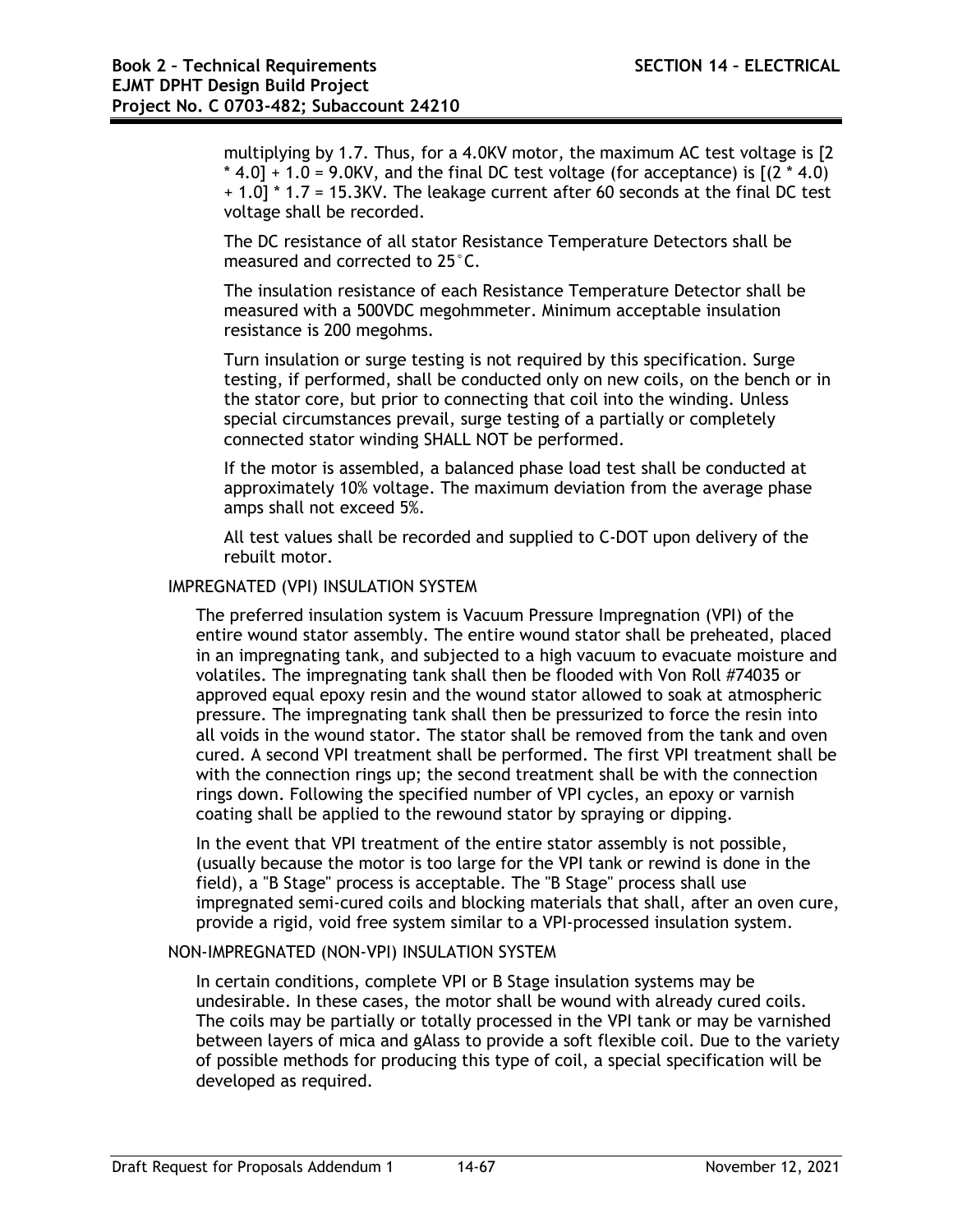multiplying by 1.7. Thus, for a 4.0KV motor, the maximum AC test voltage is [2 * 4.0] + 1.0 = 9.0KV, and the final DC test voltage (for acceptance) is [(2 * 4.0) + 1.0] * 1.7 = 15.3KV. The leakage current after 60 seconds at the final DC test voltage shall be recorded.

The DC resistance of all stator Resistance Temperature Detectors shall be measured and corrected to 25°C.

The insulation resistance of each Resistance Temperature Detector shall be measured with a 500VDC megohmmeter. Minimum acceptable insulation resistance is 200 megohms.

Turn insulation or surge testing is not required by this specification. Surge testing, if performed, shall be conducted only on new coils, on the bench or in the stator core, but prior to connecting that coil into the winding. Unless special circumstances prevail, surge testing of a partially or completely connected stator winding SHALL NOT be performed.

If the motor is assembled, a balanced phase load test shall be conducted at approximately 10% voltage. The maximum deviation from the average phase amps shall not exceed 5%.

All test values shall be recorded and supplied to C-DOT upon delivery of the rebuilt motor.

IMPREGNATED (VPI) INSULATION SYSTEM

The preferred insulation system is Vacuum Pressure Impregnation (VPI) of the entire wound stator assembly. The entire wound stator shall be preheated, placed in an impregnating tank, and subjected to a high vacuum to evacuate moisture and volatiles. The impregnating tank shall then be flooded with Von Roll #74035 or approved equal epoxy resin and the wound stator allowed to soak at atmospheric pressure. The impregnating tank shall then be pressurized to force the resin into all voids in the wound stator. The stator shall be removed from the tank and oven cured. A second VPI treatment shall be performed. The first VPI treatment shall be with the connection rings up; the second treatment shall be with the connection rings down. Following the specified number of VPI cycles, an epoxy or varnish coating shall be applied to the rewound stator by spraying or dipping.

In the event that VPI treatment of the entire stator assembly is not possible, (usually because the motor is too large for the VPI tank or rewind is done in the field), a "B Stage" process is acceptable. The "B Stage" process shall use impregnated semi-cured coils and blocking materials that shall, after an oven cure, provide a rigid, void free system similar to a VPI-processed insulation system.

NON-IMPREGNATED (NON-VPI) INSULATION SYSTEM

In certain conditions, complete VPI or B Stage insulation systems may be undesirable. In these cases, the motor shall be wound with already cured coils. The coils may be partially or totally processed in the VPI tank or may be varnished between layers of mica and gAlass to provide a soft flexible coil. Due to the variety of possible methods for producing this type of coil, a special specification will be developed as required.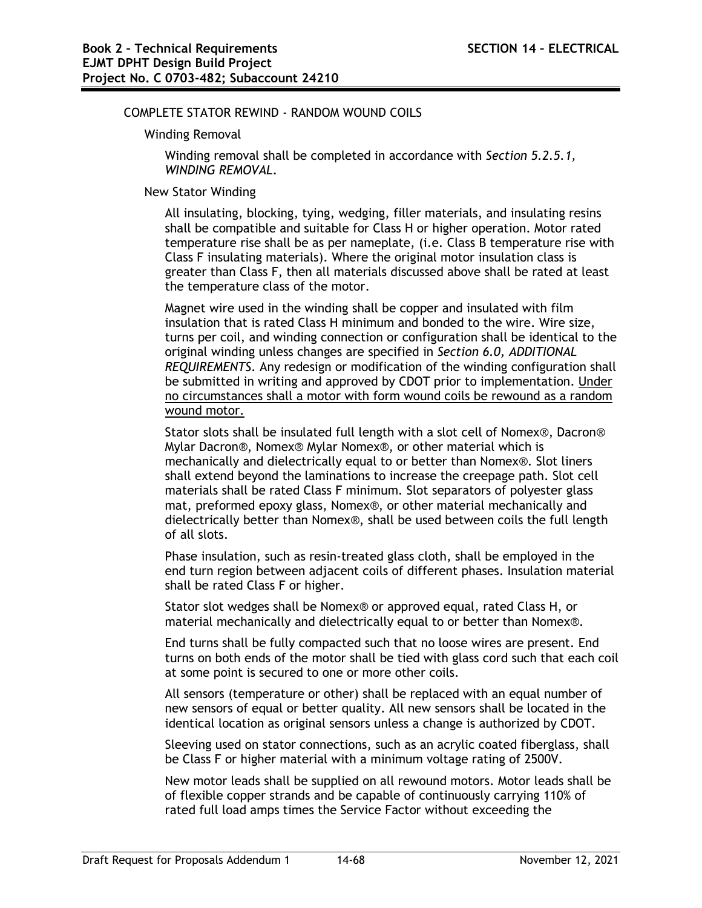COMPLETE STATOR REWIND - RANDOM WOUND COILS

Winding Removal

Winding removal shall be completed in accordance with *Section 5.2.5.1, WINDING REMOVAL*.

New Stator Winding

All insulating, blocking, tying, wedging, filler materials, and insulating resins shall be compatible and suitable for Class H or higher operation. Motor rated temperature rise shall be as per nameplate, (i.e. Class B temperature rise with Class F insulating materials). Where the original motor insulation class is greater than Class F, then all materials discussed above shall be rated at least the temperature class of the motor.

Magnet wire used in the winding shall be copper and insulated with film insulation that is rated Class H minimum and bonded to the wire. Wire size, turns per coil, and winding connection or configuration shall be identical to the original winding unless changes are specified in *Section 6.0, ADDITIONAL REQUIREMENTS*. Any redesign or modification of the winding configuration shall be submitted in writing and approved by CDOT prior to implementation. <u>Under no circumstances shall a motor with form wound coils be rewound as a random wound motor.</u>

Stator slots shall be insulated full length with a slot cell of Nomex®, Dacron® Mylar Dacron®, Nomex® Mylar Nomex®, or other material which is mechanically and dielectrically equal to or better than Nomex®. Slot liners shall extend beyond the laminations to increase the creepage path. Slot cell materials shall be rated Class F minimum. Slot separators of polyester glass mat, preformed epoxy glass, Nomex®, or other material mechanically and dielectrically better than Nomex®, shall be used between coils the full length of all slots.

Phase insulation, such as resin-treated glass cloth, shall be employed in the end turn region between adjacent coils of different phases. Insulation material shall be rated Class F or higher.

Stator slot wedges shall be Nomex® or approved equal, rated Class H, or material mechanically and dielectrically equal to or better than Nomex®.

End turns shall be fully compacted such that no loose wires are present. End turns on both ends of the motor shall be tied with glass cord such that each coil at some point is secured to one or more other coils.

All sensors (temperature or other) shall be replaced with an equal number of new sensors of equal or better quality. All new sensors shall be located in the identical location as original sensors unless a change is authorized by CDOT.

Sleeving used on stator connections, such as an acrylic coated fiberglass, shall be Class F or higher material with a minimum voltage rating of 2500V.

New motor leads shall be supplied on all rewound motors. Motor leads shall be of flexible copper strands and be capable of continuously carrying 110% of rated full load amps times the Service Factor without exceeding the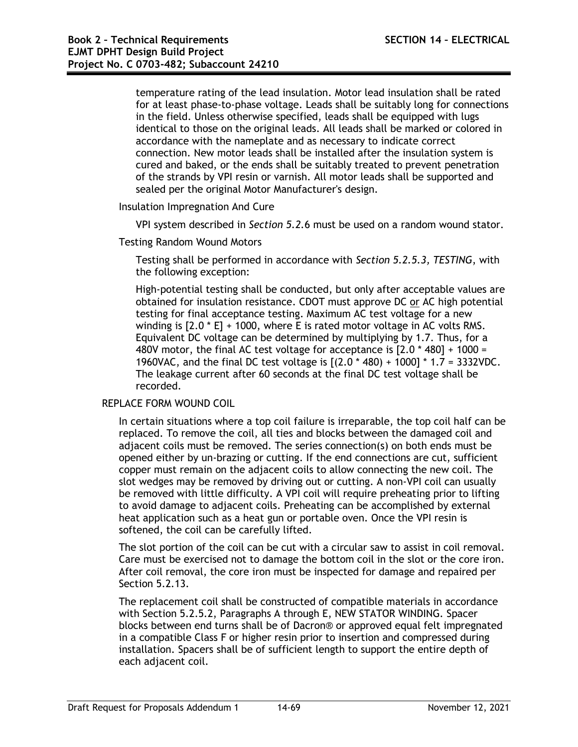temperature rating of the lead insulation. Motor lead insulation shall be rated for at least phase-to-phase voltage. Leads shall be suitably long for connections in the field. Unless otherwise specified, leads shall be equipped with lugs identical to those on the original leads. All leads shall be marked or colored in accordance with the nameplate and as necessary to indicate correct connection. New motor leads shall be installed after the insulation system is cured and baked, or the ends shall be suitably treated to prevent penetration of the strands by VPI resin or varnish. All motor leads shall be supported and sealed per the original Motor Manufacturer's design.

Insulation Impregnation And Cure

VPI system described in *Section 5.2.*6 must be used on a random wound stator.

Testing Random Wound Motors

Testing shall be performed in accordance with *Section 5.2.5.3, TESTING*, with the following exception:

High-potential testing shall be conducted, but only after acceptable values are obtained for insulation resistance. CDOT must approve DC <u>or</u> AC high potential testing for final acceptance testing. Maximum AC test voltage for a new winding is [2.0 * E] + 1000, where E is rated motor voltage in AC volts RMS. Equivalent DC voltage can be determined by multiplying by 1.7. Thus, for a 480V motor, the final AC test voltage for acceptance is [2.0 * 480] + 1000 = 1960VAC, and the final DC test voltage is [(2.0 * 480) + 1000] * 1.7 = 3332VDC. The leakage current after 60 seconds at the final DC test voltage shall be recorded.

REPLACE FORM WOUND COIL

In certain situations where a top coil failure is irreparable, the top coil half can be replaced. To remove the coil, all ties and blocks between the damaged coil and adjacent coils must be removed. The series connection(s) on both ends must be opened either by un-brazing or cutting. If the end connections are cut, sufficient copper must remain on the adjacent coils to allow connecting the new coil. The slot wedges may be removed by driving out or cutting. A non-VPI coil can usually be removed with little difficulty. A VPI coil will require preheating prior to lifting to avoid damage to adjacent coils. Preheating can be accomplished by external heat application such as a heat gun or portable oven. Once the VPI resin is softened, the coil can be carefully lifted.

The slot portion of the coil can be cut with a circular saw to assist in coil removal. Care must be exercised not to damage the bottom coil in the slot or the core iron. After coil removal, the core iron must be inspected for damage and repaired per Section 5.2.13.

The replacement coil shall be constructed of compatible materials in accordance with Section 5.2.5.2, Paragraphs A through E, NEW STATOR WINDING. Spacer blocks between end turns shall be of Dacron® or approved equal felt impregnated in a compatible Class F or higher resin prior to insertion and compressed during installation. Spacers shall be of sufficient length to support the entire depth of each adjacent coil.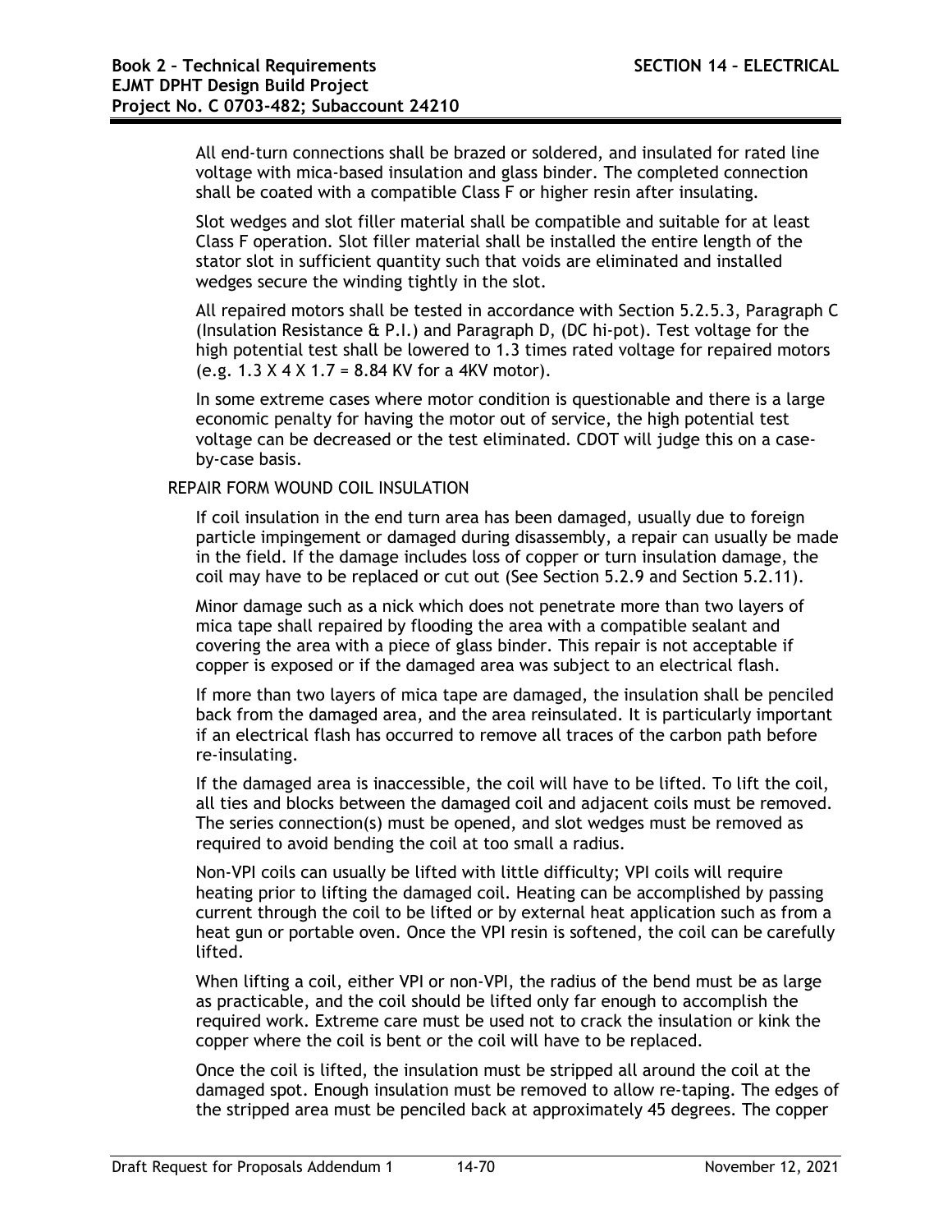All end-turn connections shall be brazed or soldered, and insulated for rated line voltage with mica-based insulation and glass binder. The completed connection shall be coated with a compatible Class F or higher resin after insulating.

Slot wedges and slot filler material shall be compatible and suitable for at least Class F operation. Slot filler material shall be installed the entire length of the stator slot in sufficient quantity such that voids are eliminated and installed wedges secure the winding tightly in the slot.

All repaired motors shall be tested in accordance with Section 5.2.5.3, Paragraph C (Insulation Resistance & P.I.) and Paragraph D, (DC hi-pot). Test voltage for the high potential test shall be lowered to 1.3 times rated voltage for repaired motors (e.g. 1.3 X 4 X 1.7 = 8.84 KV for a 4KV motor).

In some extreme cases where motor condition is questionable and there is a large economic penalty for having the motor out of service, the high potential test voltage can be decreased or the test eliminated. CDOT will judge this on a case-by-case basis.

REPAIR FORM WOUND COIL INSULATION

If coil insulation in the end turn area has been damaged, usually due to foreign particle impingement or damaged during disassembly, a repair can usually be made in the field. If the damage includes loss of copper or turn insulation damage, the coil may have to be replaced or cut out (See Section 5.2.9 and Section 5.2.11).

Minor damage such as a nick which does not penetrate more than two layers of mica tape shall repaired by flooding the area with a compatible sealant and covering the area with a piece of glass binder. This repair is not acceptable if copper is exposed or if the damaged area was subject to an electrical flash.

If more than two layers of mica tape are damaged, the insulation shall be penciled back from the damaged area, and the area reinsulated. It is particularly important if an electrical flash has occurred to remove all traces of the carbon path before re-insulating.

If the damaged area is inaccessible, the coil will have to be lifted. To lift the coil, all ties and blocks between the damaged coil and adjacent coils must be removed. The series connection(s) must be opened, and slot wedges must be removed as required to avoid bending the coil at too small a radius.

Non-VPI coils can usually be lifted with little difficulty; VPI coils will require heating prior to lifting the damaged coil. Heating can be accomplished by passing current through the coil to be lifted or by external heat application such as from a heat gun or portable oven. Once the VPI resin is softened, the coil can be carefully lifted.

When lifting a coil, either VPI or non-VPI, the radius of the bend must be as large as practicable, and the coil should be lifted only far enough to accomplish the required work. Extreme care must be used not to crack the insulation or kink the copper where the coil is bent or the coil will have to be replaced.

Once the coil is lifted, the insulation must be stripped all around the coil at the damaged spot. Enough insulation must be removed to allow re-taping. The edges of the stripped area must be penciled back at approximately 45 degrees. The copper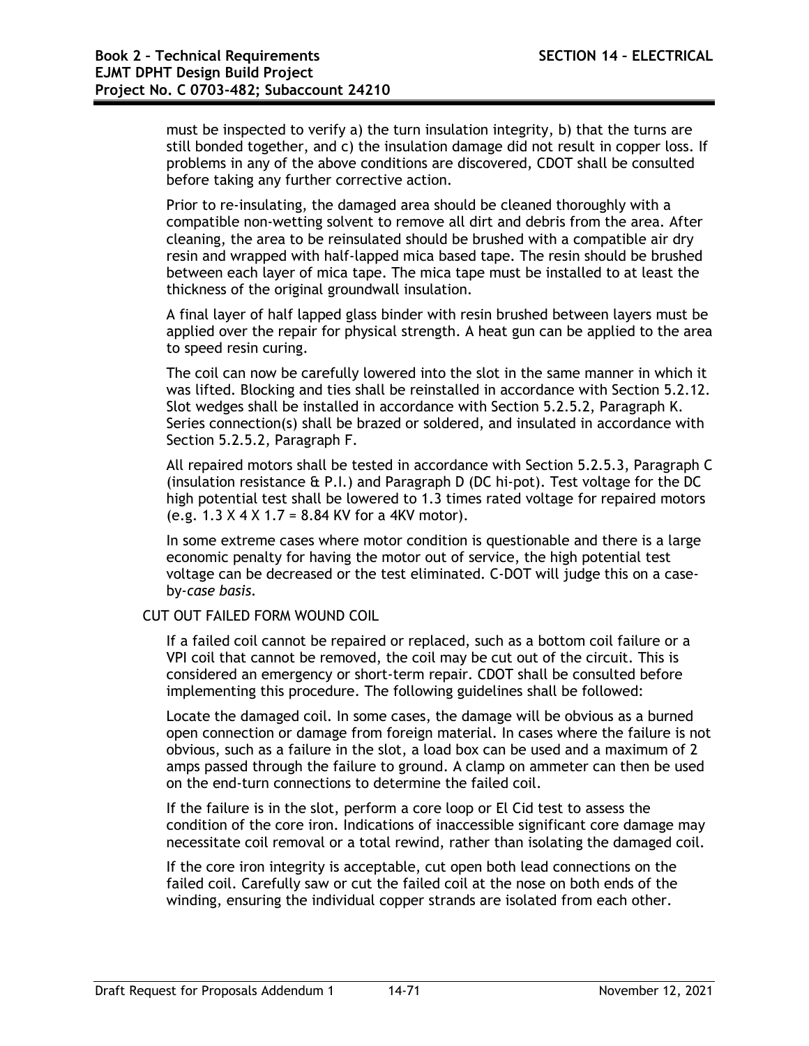must be inspected to verify a) the turn insulation integrity, b) that the turns are still bonded together, and c) the insulation damage did not result in copper loss. If problems in any of the above conditions are discovered, CDOT shall be consulted before taking any further corrective action.

Prior to re-insulating, the damaged area should be cleaned thoroughly with a compatible non-wetting solvent to remove all dirt and debris from the area. After cleaning, the area to be reinsulated should be brushed with a compatible air dry resin and wrapped with half-lapped mica based tape. The resin should be brushed between each layer of mica tape. The mica tape must be installed to at least the thickness of the original groundwall insulation.

A final layer of half lapped glass binder with resin brushed between layers must be applied over the repair for physical strength. A heat gun can be applied to the area to speed resin curing.

The coil can now be carefully lowered into the slot in the same manner in which it was lifted. Blocking and ties shall be reinstalled in accordance with Section 5.2.12. Slot wedges shall be installed in accordance with Section 5.2.5.2, Paragraph K. Series connection(s) shall be brazed or soldered, and insulated in accordance with Section 5.2.5.2, Paragraph F.

All repaired motors shall be tested in accordance with Section 5.2.5.3, Paragraph C (insulation resistance & P.I.) and Paragraph D (DC hi-pot). Test voltage for the DC high potential test shall be lowered to 1.3 times rated voltage for repaired motors (e.g. 1.3 X 4 X 1.7 = 8.84 KV for a 4KV motor).

In some extreme cases where motor condition is questionable and there is a large economic penalty for having the motor out of service, the high potential test voltage can be decreased or the test eliminated. C-DOT will judge this on a case-by-*case basis*.

CUT OUT FAILED FORM WOUND COIL

If a failed coil cannot be repaired or replaced, such as a bottom coil failure or a VPI coil that cannot be removed, the coil may be cut out of the circuit. This is considered an emergency or short-term repair. CDOT shall be consulted before implementing this procedure. The following guidelines shall be followed:

Locate the damaged coil. In some cases, the damage will be obvious as a burned open connection or damage from foreign material. In cases where the failure is not obvious, such as a failure in the slot, a load box can be used and a maximum of 2 amps passed through the failure to ground. A clamp on ammeter can then be used on the end-turn connections to determine the failed coil.

If the failure is in the slot, perform a core loop or El Cid test to assess the condition of the core iron. Indications of inaccessible significant core damage may necessitate coil removal or a total rewind, rather than isolating the damaged coil.

If the core iron integrity is acceptable, cut open both lead connections on the failed coil. Carefully saw or cut the failed coil at the nose on both ends of the winding, ensuring the individual copper strands are isolated from each other.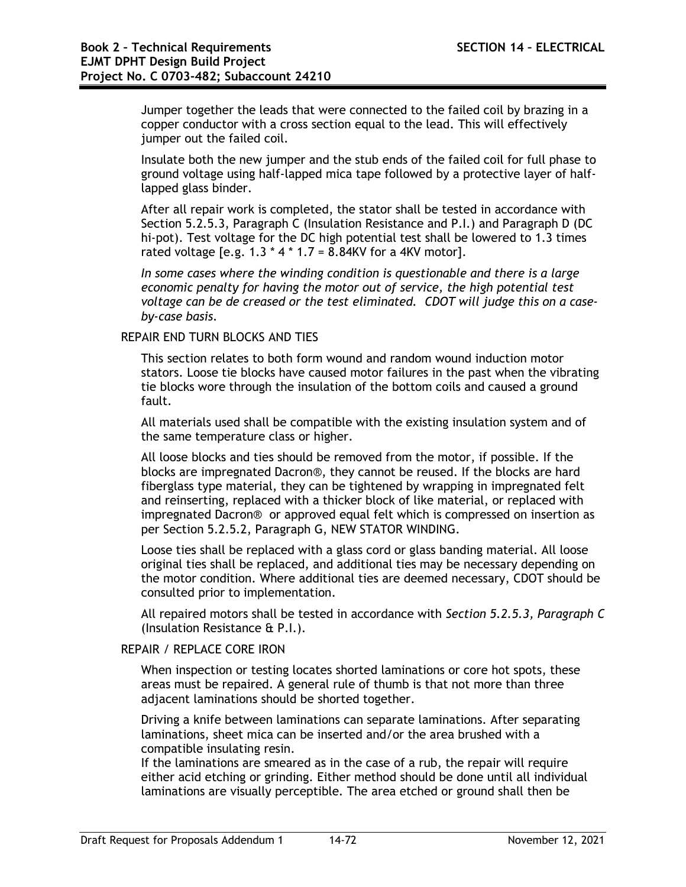Jumper together the leads that were connected to the failed coil by brazing in a copper conductor with a cross section equal to the lead. This will effectively jumper out the failed coil.

Insulate both the new jumper and the stub ends of the failed coil for full phase to ground voltage using half-lapped mica tape followed by a protective layer of half-lapped glass binder.

After all repair work is completed, the stator shall be tested in accordance with Section 5.2.5.3, Paragraph C (Insulation Resistance and P.I.) and Paragraph D (DC hi-pot). Test voltage for the DC high potential test shall be lowered to 1.3 times rated voltage [e.g. 1.3 * 4 * 1.7 = 8.84KV for a 4KV motor].

*In some cases where the winding condition is questionable and there is a large economic penalty for having the motor out of service, the high potential test voltage can be de creased or the test eliminated. CDOT will judge this on a case-by-case basis.*

REPAIR END TURN BLOCKS AND TIES

This section relates to both form wound and random wound induction motor stators. Loose tie blocks have caused motor failures in the past when the vibrating tie blocks wore through the insulation of the bottom coils and caused a ground fault.

All materials used shall be compatible with the existing insulation system and of the same temperature class or higher.

All loose blocks and ties should be removed from the motor, if possible. If the blocks are impregnated Dacron®, they cannot be reused. If the blocks are hard fiberglass type material, they can be tightened by wrapping in impregnated felt and reinserting, replaced with a thicker block of like material, or replaced with impregnated Dacron® or approved equal felt which is compressed on insertion as per Section 5.2.5.2, Paragraph G, NEW STATOR WINDING.

Loose ties shall be replaced with a glass cord or glass banding material. All loose original ties shall be replaced, and additional ties may be necessary depending on the motor condition. Where additional ties are deemed necessary, CDOT should be consulted prior to implementation.

All repaired motors shall be tested in accordance with *Section 5.2.5.3, Paragraph C* (Insulation Resistance & P.I.).

REPAIR / REPLACE CORE IRON

When inspection or testing locates shorted laminations or core hot spots, these areas must be repaired. A general rule of thumb is that not more than three adjacent laminations should be shorted together.

Driving a knife between laminations can separate laminations. After separating laminations, sheet mica can be inserted and/or the area brushed with a compatible insulating resin.

If the laminations are smeared as in the case of a rub, the repair will require either acid etching or grinding. Either method should be done until all individual laminations are visually perceptible. The area etched or ground shall then be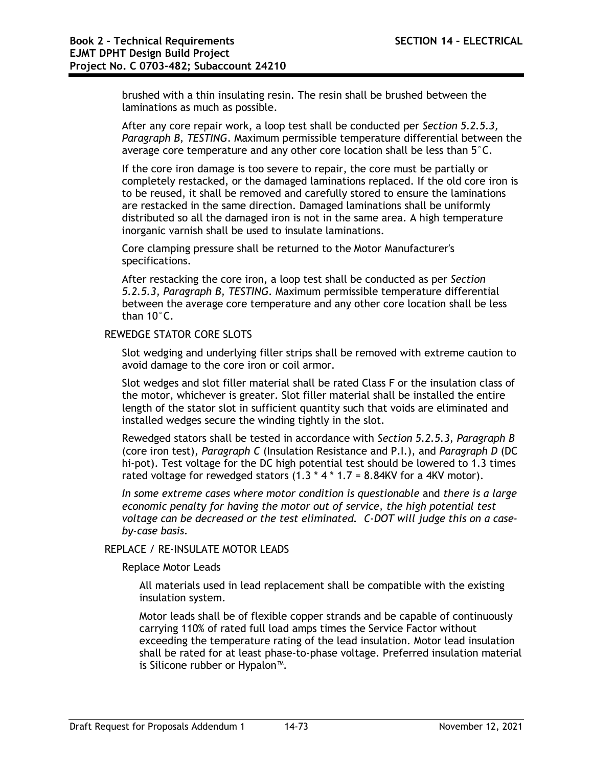brushed with a thin insulating resin. The resin shall be brushed between the laminations as much as possible.

After any core repair work, a loop test shall be conducted per *Section 5.2.5.3, Paragraph B, TESTING*. Maximum permissible temperature differential between the average core temperature and any other core location shall be less than 5°C.

If the core iron damage is too severe to repair, the core must be partially or completely restacked, or the damaged laminations replaced. If the old core iron is to be reused, it shall be removed and carefully stored to ensure the laminations are restacked in the same direction. Damaged laminations shall be uniformly distributed so all the damaged iron is not in the same area. A high temperature inorganic varnish shall be used to insulate laminations.

Core clamping pressure shall be returned to the Motor Manufacturer's specifications.

After restacking the core iron, a loop test shall be conducted as per *Section 5.2.5.3, Paragraph B, TESTING*. Maximum permissible temperature differential between the average core temperature and any other core location shall be less than 10°C.

REWEDGE STATOR CORE SLOTS

Slot wedging and underlying filler strips shall be removed with extreme caution to avoid damage to the core iron or coil armor.

Slot wedges and slot filler material shall be rated Class F or the insulation class of the motor, whichever is greater. Slot filler material shall be installed the entire length of the stator slot in sufficient quantity such that voids are eliminated and installed wedges secure the winding tightly in the slot.

Rewedged stators shall be tested in accordance with *Section 5.2.5.3, Paragraph B* (core iron test), *Paragraph C* (Insulation Resistance and P.I.), and *Paragraph D* (DC hi-pot). Test voltage for the DC high potential test should be lowered to 1.3 times rated voltage for rewedged stators (1.3 * 4 * 1.7 = 8.84KV for a 4KV motor).

*In some extreme cases where motor condition is questionable* and *there is a large economic penalty for having the motor out of service, the high potential test voltage can be decreased or the test eliminated. C-DOT will judge this on a case-by-case basis.*

REPLACE / RE-INSULATE MOTOR LEADS

Replace Motor Leads

All materials used in lead replacement shall be compatible with the existing insulation system.

Motor leads shall be of flexible copper strands and be capable of continuously carrying 110% of rated full load amps times the Service Factor without exceeding the temperature rating of the lead insulation. Motor lead insulation shall be rated for at least phase-to-phase voltage. Preferred insulation material is Silicone rubber or Hypalon™.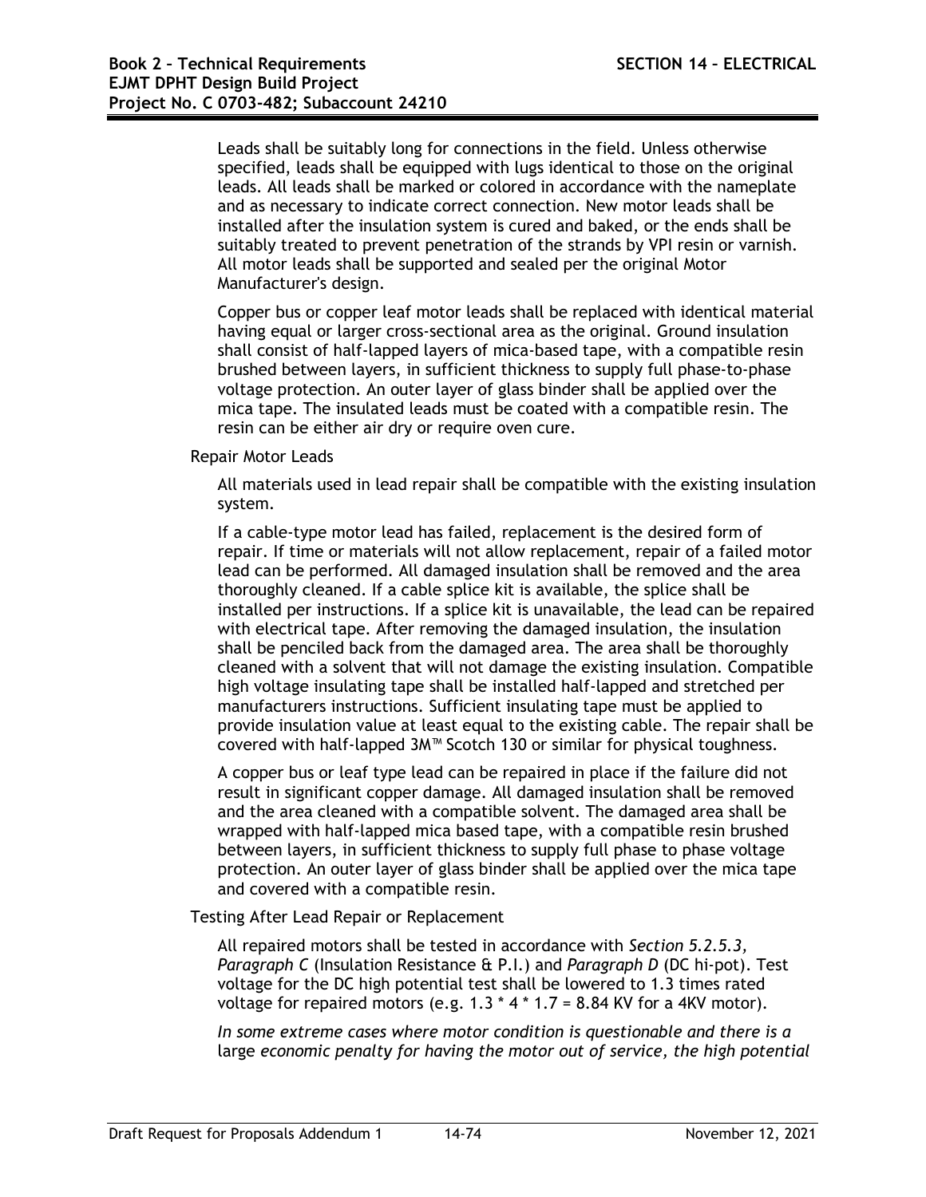Leads shall be suitably long for connections in the field. Unless otherwise specified, leads shall be equipped with lugs identical to those on the original leads. All leads shall be marked or colored in accordance with the nameplate and as necessary to indicate correct connection. New motor leads shall be installed after the insulation system is cured and baked, or the ends shall be suitably treated to prevent penetration of the strands by VPI resin or varnish. All motor leads shall be supported and sealed per the original Motor Manufacturer's design.

Copper bus or copper leaf motor leads shall be replaced with identical material having equal or larger cross-sectional area as the original. Ground insulation shall consist of half-lapped layers of mica-based tape, with a compatible resin brushed between layers, in sufficient thickness to supply full phase-to-phase voltage protection. An outer layer of glass binder shall be applied over the mica tape. The insulated leads must be coated with a compatible resin. The resin can be either air dry or require oven cure.

Repair Motor Leads

All materials used in lead repair shall be compatible with the existing insulation system.

If a cable-type motor lead has failed, replacement is the desired form of repair. If time or materials will not allow replacement, repair of a failed motor lead can be performed. All damaged insulation shall be removed and the area thoroughly cleaned. If a cable splice kit is available, the splice shall be installed per instructions. If a splice kit is unavailable, the lead can be repaired with electrical tape. After removing the damaged insulation, the insulation shall be penciled back from the damaged area. The area shall be thoroughly cleaned with a solvent that will not damage the existing insulation. Compatible high voltage insulating tape shall be installed half-lapped and stretched per manufacturers instructions. Sufficient insulating tape must be applied to provide insulation value at least equal to the existing cable. The repair shall be covered with half-lapped 3M™ Scotch 130 or similar for physical toughness.

A copper bus or leaf type lead can be repaired in place if the failure did not result in significant copper damage. All damaged insulation shall be removed and the area cleaned with a compatible solvent. The damaged area shall be wrapped with half-lapped mica based tape, with a compatible resin brushed between layers, in sufficient thickness to supply full phase to phase voltage protection. An outer layer of glass binder shall be applied over the mica tape and covered with a compatible resin.

Testing After Lead Repair or Replacement

All repaired motors shall be tested in accordance with *Section 5.2.5.3, Paragraph C* (Insulation Resistance & P.I.) and *Paragraph D* (DC hi-pot). Test voltage for the DC high potential test shall be lowered to 1.3 times rated voltage for repaired motors (e.g. 1.3 * 4 * 1.7 = 8.84 KV for a 4KV motor).

*In some extreme cases where motor condition is questionable and there is a* large *economic penalty for having the motor out of service, the high potential*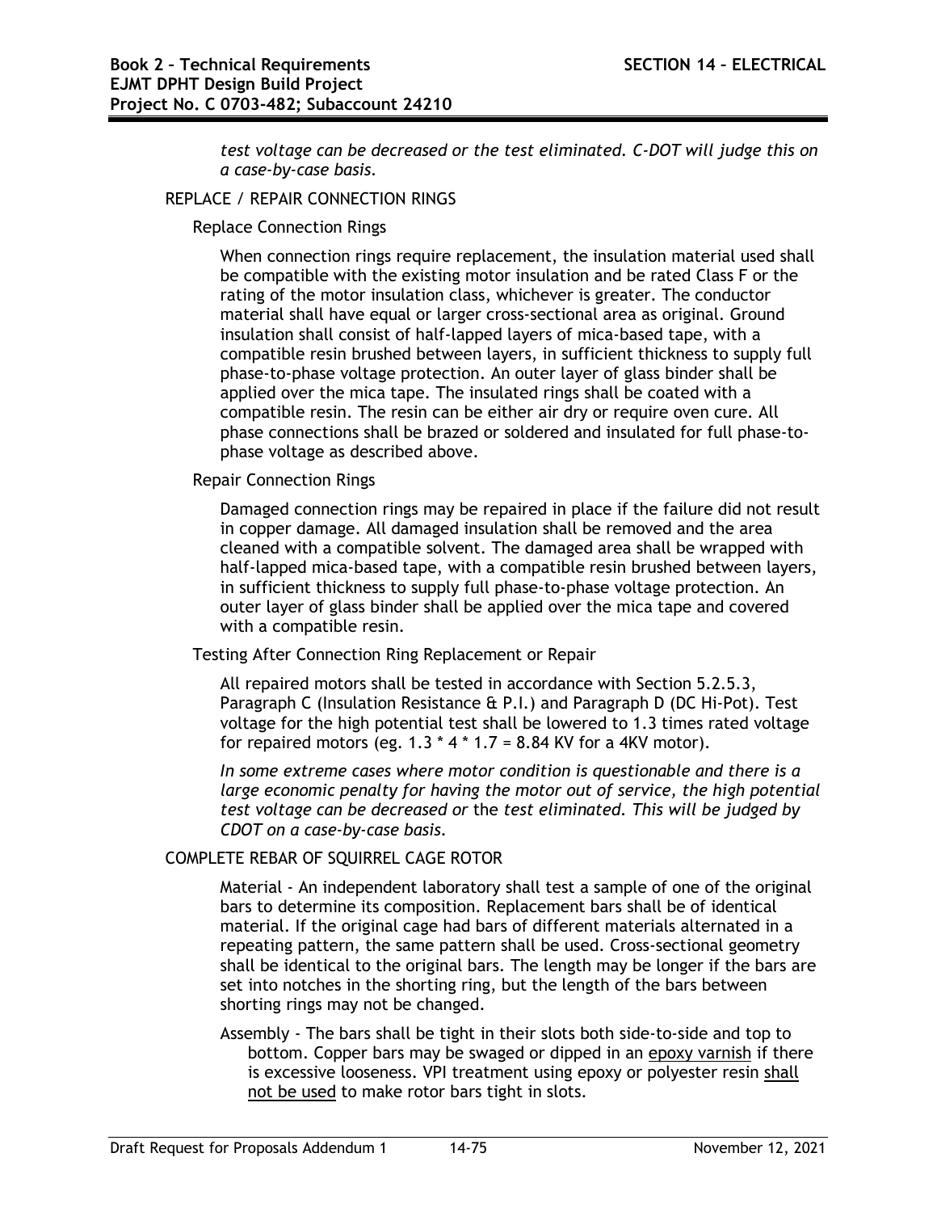*test voltage can be decreased or the test eliminated. C-DOT will judge this on a case-by-case basis.*

REPLACE / REPAIR CONNECTION RINGS

Replace Connection Rings

When connection rings require replacement, the insulation material used shall be compatible with the existing motor insulation and be rated Class F or the rating of the motor insulation class, whichever is greater. The conductor material shall have equal or larger cross-sectional area as original. Ground insulation shall consist of half-lapped layers of mica-based tape, with a compatible resin brushed between layers, in sufficient thickness to supply full phase-to-phase voltage protection. An outer layer of glass binder shall be applied over the mica tape. The insulated rings shall be coated with a compatible resin. The resin can be either air dry or require oven cure. All phase connections shall be brazed or soldered and insulated for full phase-to-phase voltage as described above.

Repair Connection Rings

Damaged connection rings may be repaired in place if the failure did not result in copper damage. All damaged insulation shall be removed and the area cleaned with a compatible solvent. The damaged area shall be wrapped with half-lapped mica-based tape, with a compatible resin brushed between layers, in sufficient thickness to supply full phase-to-phase voltage protection. An outer layer of glass binder shall be applied over the mica tape and covered with a compatible resin.

Testing After Connection Ring Replacement or Repair

All repaired motors shall be tested in accordance with Section 5.2.5.3, Paragraph C (Insulation Resistance & P.I.) and Paragraph D (DC Hi-Pot). Test voltage for the high potential test shall be lowered to 1.3 times rated voltage for repaired motors (eg. 1.3 * 4 * 1.7 = 8.84 KV for a 4KV motor).

*In some extreme cases where motor condition is questionable and there is a large economic penalty for having the motor out of service, the high potential test voltage can be decreased or* the *test eliminated. This will be judged by CDOT on a case-by-case basis.*

COMPLETE REBAR OF SQUIRREL CAGE ROTOR

Material - An independent laboratory shall test a sample of one of the original bars to determine its composition. Replacement bars shall be of identical material. If the original cage had bars of different materials alternated in a repeating pattern, the same pattern shall be used. Cross-sectional geometry shall be identical to the original bars. The length may be longer if the bars are set into notches in the shorting ring, but the length of the bars between shorting rings may not be changed.

Assembly - The bars shall be tight in their slots both side-to-side and top to bottom. Copper bars may be swaged or dipped in an <u>epoxy varnish</u> if there is excessive looseness. VPI treatment using epoxy or polyester resin <u>shall not be used</u> to make rotor bars tight in slots.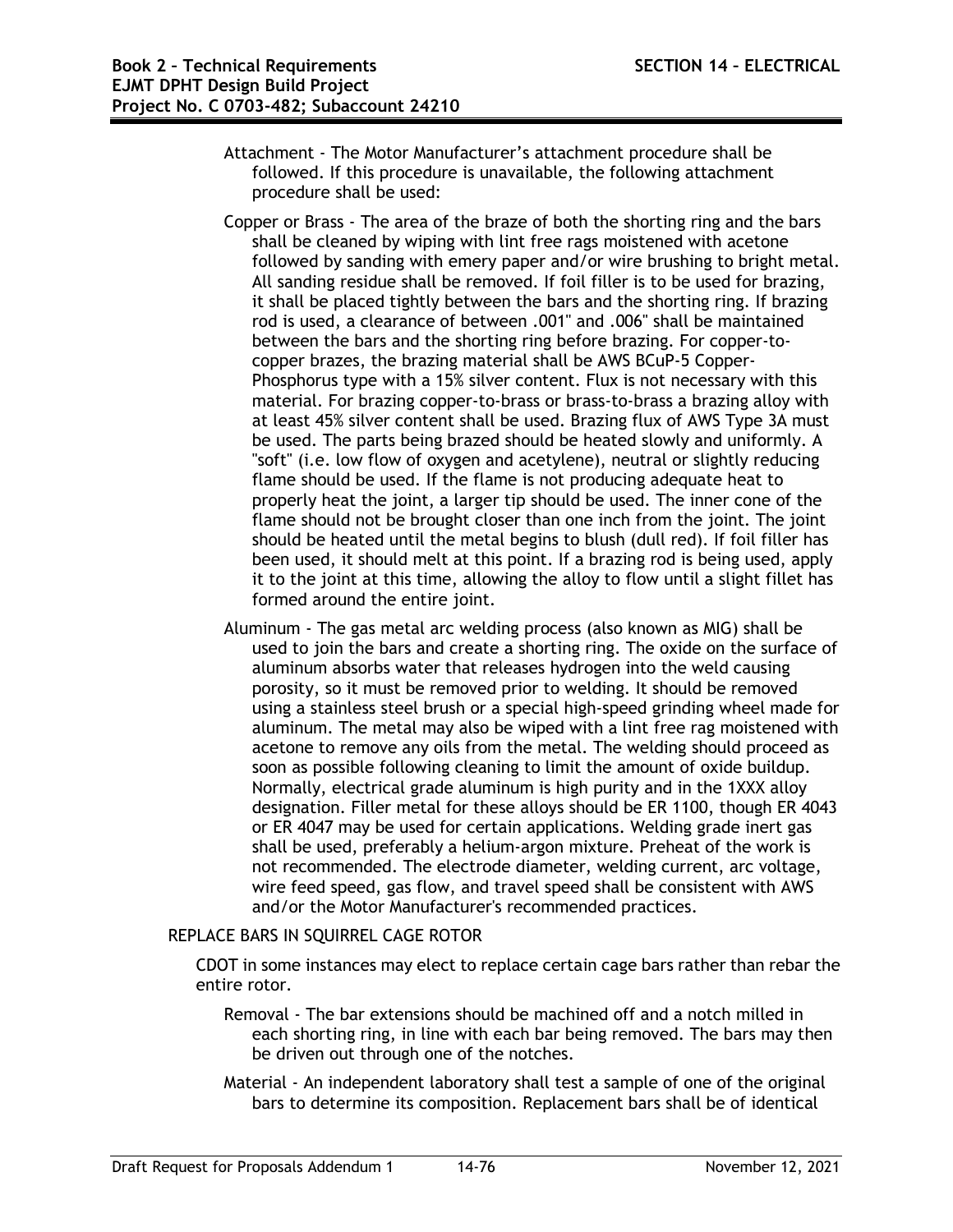Attachment - The Motor Manufacturer's attachment procedure shall be followed. If this procedure is unavailable, the following attachment procedure shall be used:

Copper or Brass - The area of the braze of both the shorting ring and the bars shall be cleaned by wiping with lint free rags moistened with acetone followed by sanding with emery paper and/or wire brushing to bright metal. All sanding residue shall be removed. If foil filler is to be used for brazing, it shall be placed tightly between the bars and the shorting ring. If brazing rod is used, a clearance of between .001" and .006" shall be maintained between the bars and the shorting ring before brazing. For copper-to-copper brazes, the brazing material shall be AWS BCuP-5 Copper-Phosphorus type with a 15% silver content. Flux is not necessary with this material. For brazing copper-to-brass or brass-to-brass a brazing alloy with at least 45% silver content shall be used. Brazing flux of AWS Type 3A must be used. The parts being brazed should be heated slowly and uniformly. A "soft" (i.e. low flow of oxygen and acetylene), neutral or slightly reducing flame should be used. If the flame is not producing adequate heat to properly heat the joint, a larger tip should be used. The inner cone of the flame should not be brought closer than one inch from the joint. The joint should be heated until the metal begins to blush (dull red). If foil filler has been used, it should melt at this point. If a brazing rod is being used, apply it to the joint at this time, allowing the alloy to flow until a slight fillet has formed around the entire joint.

Aluminum - The gas metal arc welding process (also known as MIG) shall be used to join the bars and create a shorting ring. The oxide on the surface of aluminum absorbs water that releases hydrogen into the weld causing porosity, so it must be removed prior to welding. It should be removed using a stainless steel brush or a special high-speed grinding wheel made for aluminum. The metal may also be wiped with a lint free rag moistened with acetone to remove any oils from the metal. The welding should proceed as soon as possible following cleaning to limit the amount of oxide buildup. Normally, electrical grade aluminum is high purity and in the 1XXX alloy designation. Filler metal for these alloys should be ER 1100, though ER 4043 or ER 4047 may be used for certain applications. Welding grade inert gas shall be used, preferably a helium-argon mixture. Preheat of the work is not recommended. The electrode diameter, welding current, arc voltage, wire feed speed, gas flow, and travel speed shall be consistent with AWS and/or the Motor Manufacturer's recommended practices.

REPLACE BARS IN SQUIRREL CAGE ROTOR

CDOT in some instances may elect to replace certain cage bars rather than rebar the entire rotor.

Removal - The bar extensions should be machined off and a notch milled in each shorting ring, in line with each bar being removed. The bars may then be driven out through one of the notches.

Material - An independent laboratory shall test a sample of one of the original bars to determine its composition. Replacement bars shall be of identical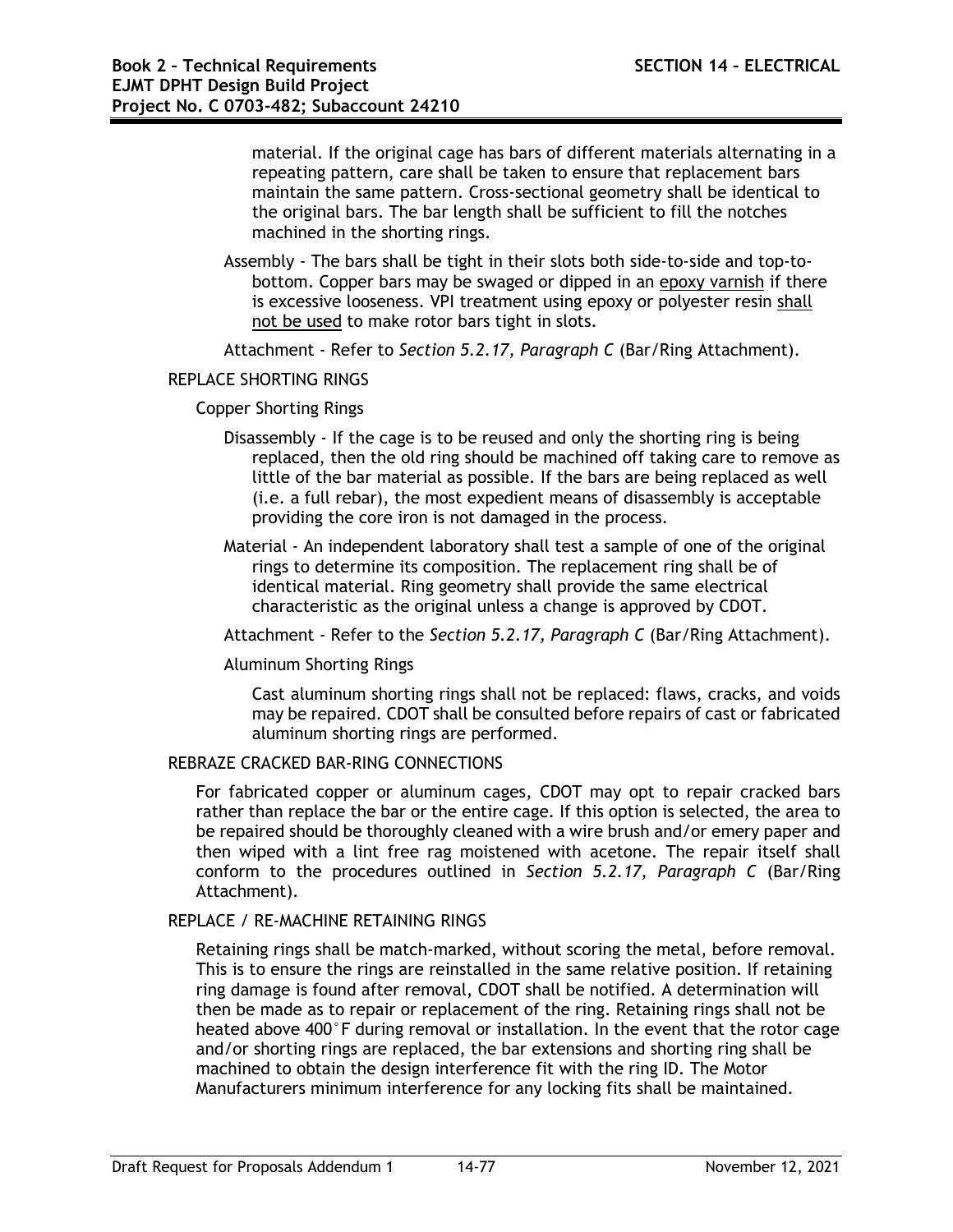material. If the original cage has bars of different materials alternating in a repeating pattern, care shall be taken to ensure that replacement bars maintain the same pattern. Cross-sectional geometry shall be identical to the original bars. The bar length shall be sufficient to fill the notches machined in the shorting rings.

Assembly - The bars shall be tight in their slots both side-to-side and top-to-bottom. Copper bars may be swaged or dipped in an <u>epoxy varnish</u> if there is excessive looseness. VPI treatment using epoxy or polyester resin <u>shall not be used</u> to make rotor bars tight in slots.

Attachment - Refer to *Section 5.2.17, Paragraph C* (Bar/Ring Attachment).

REPLACE SHORTING RINGS

Copper Shorting Rings

Disassembly - If the cage is to be reused and only the shorting ring is being replaced, then the old ring should be machined off taking care to remove as little of the bar material as possible. If the bars are being replaced as well (i.e. a full rebar), the most expedient means of disassembly is acceptable providing the core iron is not damaged in the process.

Material - An independent laboratory shall test a sample of one of the original rings to determine its composition. The replacement ring shall be of identical material. Ring geometry shall provide the same electrical characteristic as the original unless a change is approved by CDOT.

Attachment - Refer to the *Section 5.2.17, Paragraph C* (Bar/Ring Attachment).

Aluminum Shorting Rings

Cast aluminum shorting rings shall not be replaced: flaws, cracks, and voids may be repaired. CDOT shall be consulted before repairs of cast or fabricated aluminum shorting rings are performed.

REBRAZE CRACKED BAR-RING CONNECTIONS

For fabricated copper or aluminum cages, CDOT may opt to repair cracked bars rather than replace the bar or the entire cage. If this option is selected, the area to be repaired should be thoroughly cleaned with a wire brush and/or emery paper and then wiped with a lint free rag moistened with acetone. The repair itself shall conform to the procedures outlined in *Section 5.2.17, Paragraph C* (Bar/Ring Attachment).

REPLACE / RE-MACHINE RETAINING RINGS

Retaining rings shall be match-marked, without scoring the metal, before removal. This is to ensure the rings are reinstalled in the same relative position. If retaining ring damage is found after removal, CDOT shall be notified. A determination will then be made as to repair or replacement of the ring. Retaining rings shall not be heated above 400°F during removal or installation. In the event that the rotor cage and/or shorting rings are replaced, the bar extensions and shorting ring shall be machined to obtain the design interference fit with the ring ID. The Motor Manufacturers minimum interference for any locking fits shall be maintained.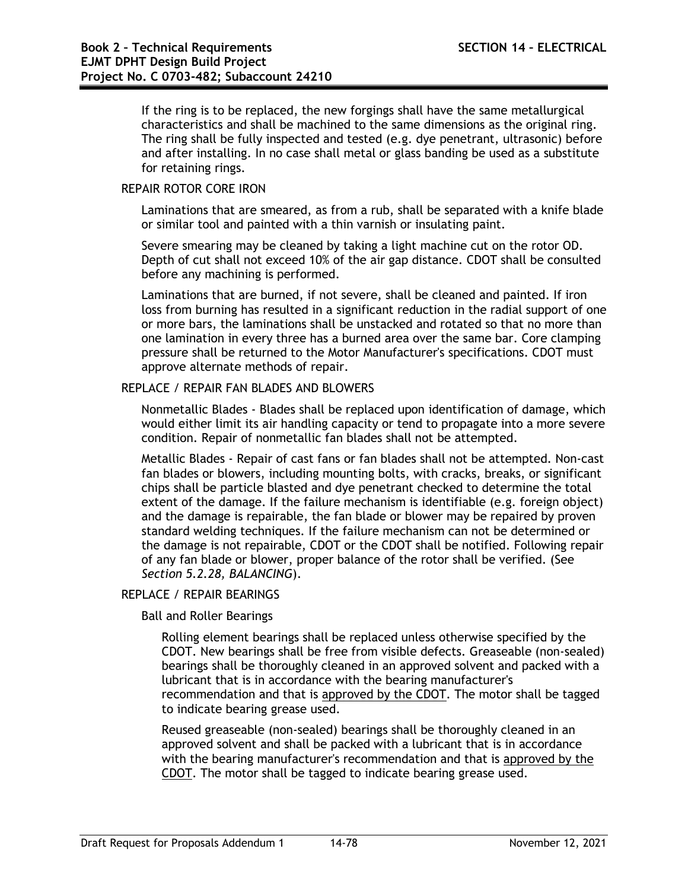If the ring is to be replaced, the new forgings shall have the same metallurgical characteristics and shall be machined to the same dimensions as the original ring. The ring shall be fully inspected and tested (e.g. dye penetrant, ultrasonic) before and after installing. In no case shall metal or glass banding be used as a substitute for retaining rings.

REPAIR ROTOR CORE IRON

Laminations that are smeared, as from a rub, shall be separated with a knife blade or similar tool and painted with a thin varnish or insulating paint.

Severe smearing may be cleaned by taking a light machine cut on the rotor OD. Depth of cut shall not exceed 10% of the air gap distance. CDOT shall be consulted before any machining is performed.

Laminations that are burned, if not severe, shall be cleaned and painted. If iron loss from burning has resulted in a significant reduction in the radial support of one or more bars, the laminations shall be unstacked and rotated so that no more than one lamination in every three has a burned area over the same bar. Core clamping pressure shall be returned to the Motor Manufacturer's specifications. CDOT must approve alternate methods of repair.

REPLACE / REPAIR FAN BLADES AND BLOWERS

Nonmetallic Blades - Blades shall be replaced upon identification of damage, which would either limit its air handling capacity or tend to propagate into a more severe condition. Repair of nonmetallic fan blades shall not be attempted.

Metallic Blades - Repair of cast fans or fan blades shall not be attempted. Non-cast fan blades or blowers, including mounting bolts, with cracks, breaks, or significant chips shall be particle blasted and dye penetrant checked to determine the total extent of the damage. If the failure mechanism is identifiable (e.g. foreign object) and the damage is repairable, the fan blade or blower may be repaired by proven standard welding techniques. If the failure mechanism can not be determined or the damage is not repairable, CDOT or the CDOT shall be notified. Following repair of any fan blade or blower, proper balance of the rotor shall be verified. (See *Section 5.2.28, BALANCING*).

REPLACE / REPAIR BEARINGS

Ball and Roller Bearings

Rolling element bearings shall be replaced unless otherwise specified by the CDOT. New bearings shall be free from visible defects. Greaseable (non-sealed) bearings shall be thoroughly cleaned in an approved solvent and packed with a lubricant that is in accordance with the bearing manufacturer's recommendation and that is approved by the CDOT. The motor shall be tagged to indicate bearing grease used.

Reused greaseable (non-sealed) bearings shall be thoroughly cleaned in an approved solvent and shall be packed with a lubricant that is in accordance with the bearing manufacturer's recommendation and that is approved by the CDOT. The motor shall be tagged to indicate bearing grease used.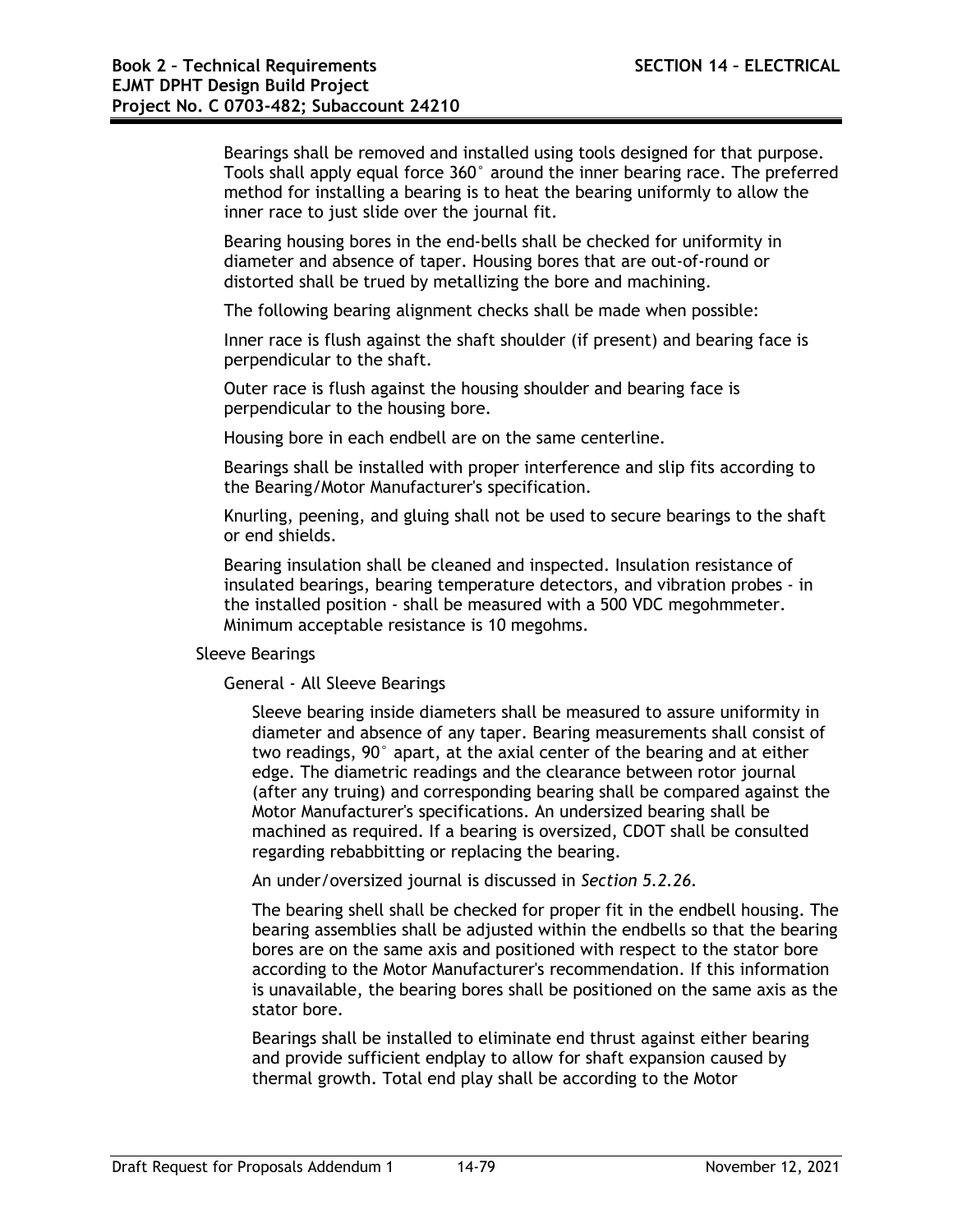Bearings shall be removed and installed using tools designed for that purpose. Tools shall apply equal force 360° around the inner bearing race. The preferred method for installing a bearing is to heat the bearing uniformly to allow the inner race to just slide over the journal fit.

Bearing housing bores in the end-bells shall be checked for uniformity in diameter and absence of taper. Housing bores that are out-of-round or distorted shall be trued by metallizing the bore and machining.

The following bearing alignment checks shall be made when possible:

Inner race is flush against the shaft shoulder (if present) and bearing face is perpendicular to the shaft.

Outer race is flush against the housing shoulder and bearing face is perpendicular to the housing bore.

Housing bore in each endbell are on the same centerline.

Bearings shall be installed with proper interference and slip fits according to the Bearing/Motor Manufacturer's specification.

Knurling, peening, and gluing shall not be used to secure bearings to the shaft or end shields.

Bearing insulation shall be cleaned and inspected. Insulation resistance of insulated bearings, bearing temperature detectors, and vibration probes - in the installed position - shall be measured with a 500 VDC megohmmeter. Minimum acceptable resistance is 10 megohms.

Sleeve Bearings

General - All Sleeve Bearings

Sleeve bearing inside diameters shall be measured to assure uniformity in diameter and absence of any taper. Bearing measurements shall consist of two readings, 90° apart, at the axial center of the bearing and at either edge. The diametric readings and the clearance between rotor journal (after any truing) and corresponding bearing shall be compared against the Motor Manufacturer's specifications. An undersized bearing shall be machined as required. If a bearing is oversized, CDOT shall be consulted regarding rebabbitting or replacing the bearing.

An under/oversized journal is discussed in *Section 5.2.26*.

The bearing shell shall be checked for proper fit in the endbell housing. The bearing assemblies shall be adjusted within the endbells so that the bearing bores are on the same axis and positioned with respect to the stator bore according to the Motor Manufacturer's recommendation. If this information is unavailable, the bearing bores shall be positioned on the same axis as the stator bore.

Bearings shall be installed to eliminate end thrust against either bearing and provide sufficient endplay to allow for shaft expansion caused by thermal growth. Total end play shall be according to the Motor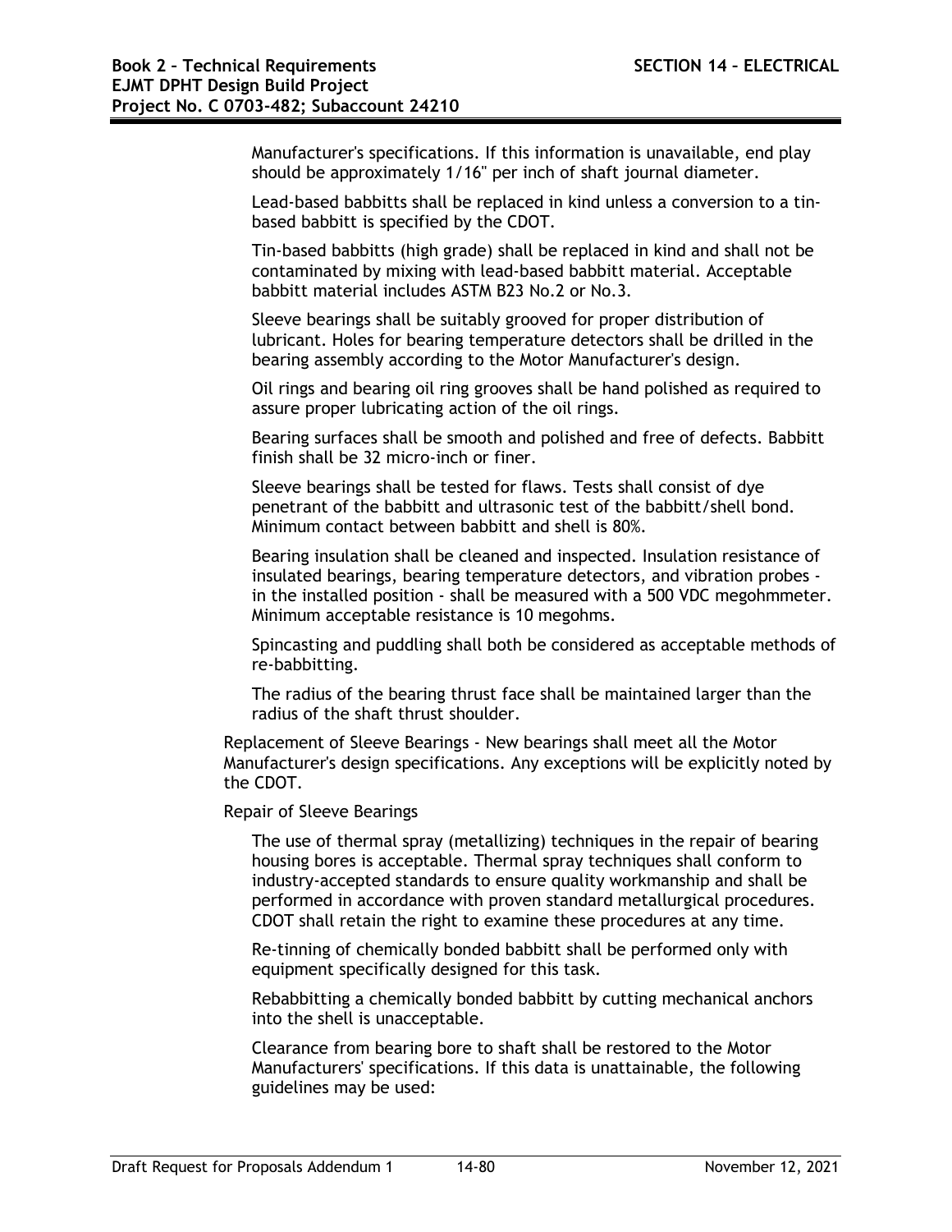Manufacturer's specifications. If this information is unavailable, end play should be approximately 1/16" per inch of shaft journal diameter.

Lead-based babbitts shall be replaced in kind unless a conversion to a tin-based babbitt is specified by the CDOT.

Tin-based babbitts (high grade) shall be replaced in kind and shall not be contaminated by mixing with lead-based babbitt material. Acceptable babbitt material includes ASTM B23 No.2 or No.3.

Sleeve bearings shall be suitably grooved for proper distribution of lubricant. Holes for bearing temperature detectors shall be drilled in the bearing assembly according to the Motor Manufacturer's design.

Oil rings and bearing oil ring grooves shall be hand polished as required to assure proper lubricating action of the oil rings.

Bearing surfaces shall be smooth and polished and free of defects. Babbitt finish shall be 32 micro-inch or finer.

Sleeve bearings shall be tested for flaws. Tests shall consist of dye penetrant of the babbitt and ultrasonic test of the babbitt/shell bond. Minimum contact between babbitt and shell is 80%.

Bearing insulation shall be cleaned and inspected. Insulation resistance of insulated bearings, bearing temperature detectors, and vibration probes - in the installed position - shall be measured with a 500 VDC megohmmeter. Minimum acceptable resistance is 10 megohms.

Spincasting and puddling shall both be considered as acceptable methods of re-babbitting.

The radius of the bearing thrust face shall be maintained larger than the radius of the shaft thrust shoulder.

Replacement of Sleeve Bearings - New bearings shall meet all the Motor Manufacturer's design specifications. Any exceptions will be explicitly noted by the CDOT.

Repair of Sleeve Bearings

The use of thermal spray (metallizing) techniques in the repair of bearing housing bores is acceptable. Thermal spray techniques shall conform to industry-accepted standards to ensure quality workmanship and shall be performed in accordance with proven standard metallurgical procedures. CDOT shall retain the right to examine these procedures at any time.

Re-tinning of chemically bonded babbitt shall be performed only with equipment specifically designed for this task.

Rebabbitting a chemically bonded babbitt by cutting mechanical anchors into the shell is unacceptable.

Clearance from bearing bore to shaft shall be restored to the Motor Manufacturers' specifications. If this data is unattainable, the following guidelines may be used: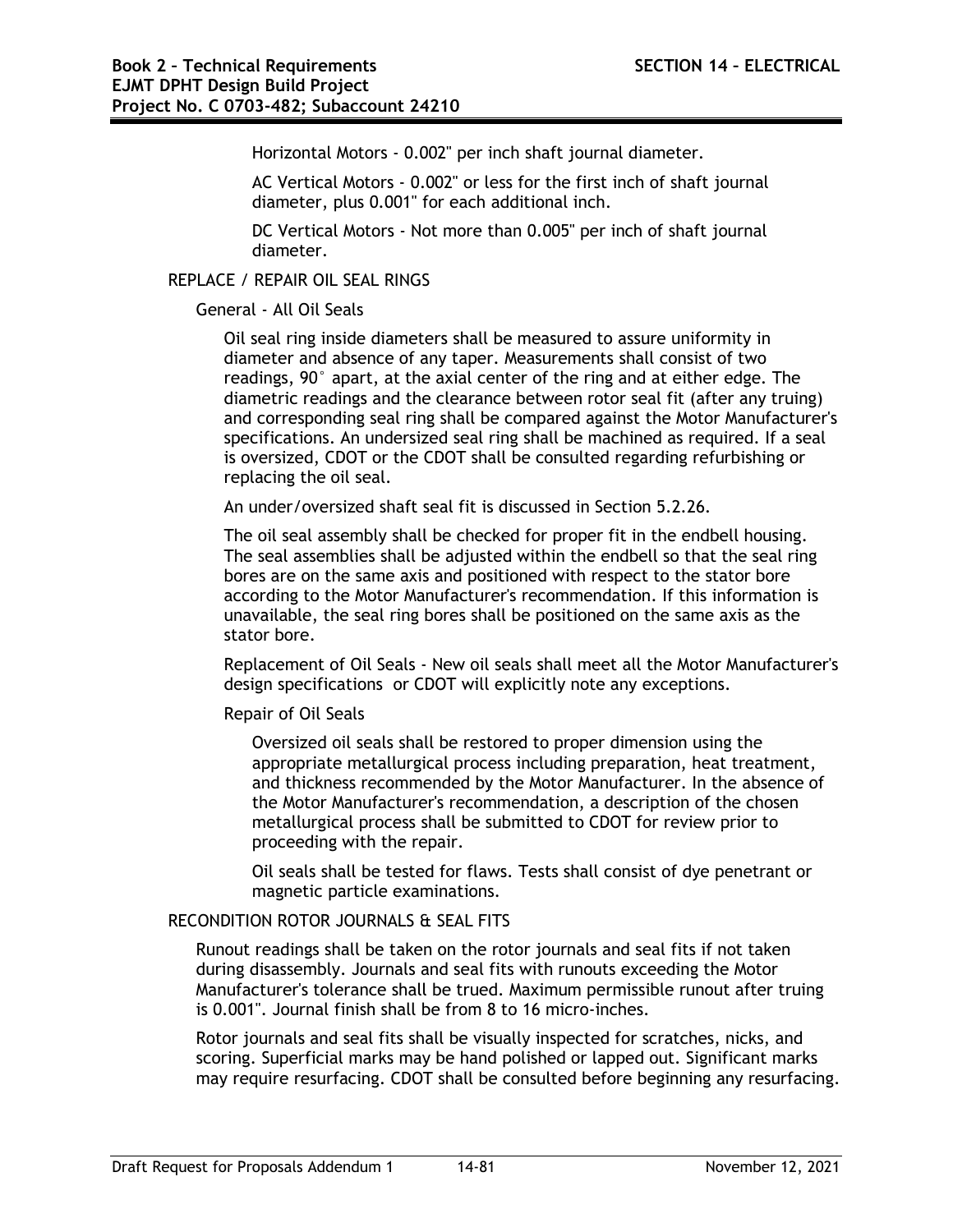Horizontal Motors - 0.002" per inch shaft journal diameter.

AC Vertical Motors - 0.002" or less for the first inch of shaft journal diameter, plus 0.001" for each additional inch.

DC Vertical Motors - Not more than 0.005" per inch of shaft journal diameter.

REPLACE / REPAIR OIL SEAL RINGS

General - All Oil Seals

Oil seal ring inside diameters shall be measured to assure uniformity in diameter and absence of any taper. Measurements shall consist of two readings, 90° apart, at the axial center of the ring and at either edge. The diametric readings and the clearance between rotor seal fit (after any truing) and corresponding seal ring shall be compared against the Motor Manufacturer's specifications. An undersized seal ring shall be machined as required. If a seal is oversized, CDOT or the CDOT shall be consulted regarding refurbishing or replacing the oil seal.

An under/oversized shaft seal fit is discussed in Section 5.2.26.

The oil seal assembly shall be checked for proper fit in the endbell housing. The seal assemblies shall be adjusted within the endbell so that the seal ring bores are on the same axis and positioned with respect to the stator bore according to the Motor Manufacturer's recommendation. If this information is unavailable, the seal ring bores shall be positioned on the same axis as the stator bore.

Replacement of Oil Seals - New oil seals shall meet all the Motor Manufacturer's design specifications or CDOT will explicitly note any exceptions.

Repair of Oil Seals

Oversized oil seals shall be restored to proper dimension using the appropriate metallurgical process including preparation, heat treatment, and thickness recommended by the Motor Manufacturer. In the absence of the Motor Manufacturer's recommendation, a description of the chosen metallurgical process shall be submitted to CDOT for review prior to proceeding with the repair.

Oil seals shall be tested for flaws. Tests shall consist of dye penetrant or magnetic particle examinations.

RECONDITION ROTOR JOURNALS & SEAL FITS

Runout readings shall be taken on the rotor journals and seal fits if not taken during disassembly. Journals and seal fits with runouts exceeding the Motor Manufacturer's tolerance shall be trued. Maximum permissible runout after truing is 0.001". Journal finish shall be from 8 to 16 micro-inches.

Rotor journals and seal fits shall be visually inspected for scratches, nicks, and scoring. Superficial marks may be hand polished or lapped out. Significant marks may require resurfacing. CDOT shall be consulted before beginning any resurfacing.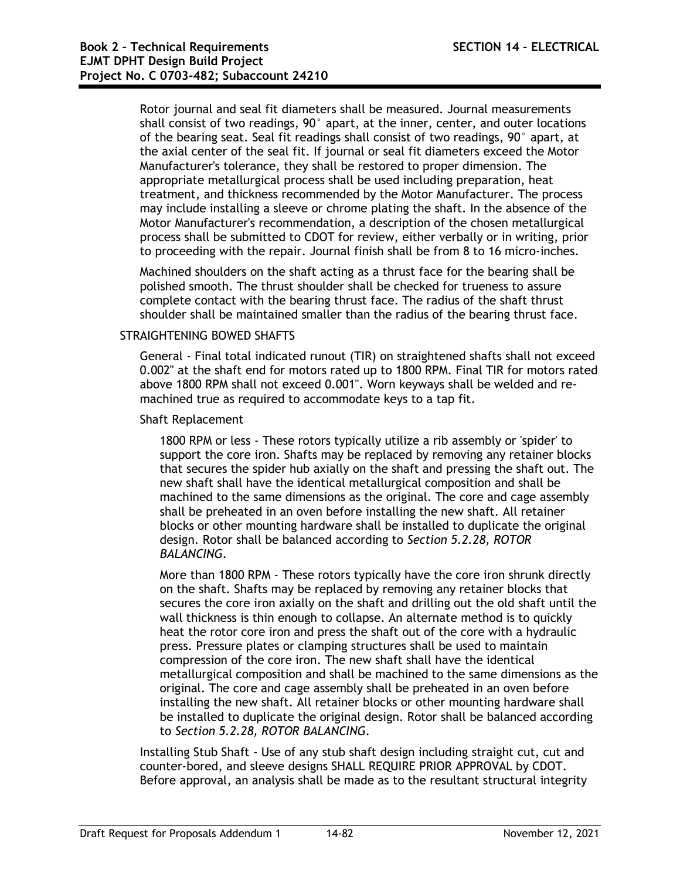Rotor journal and seal fit diameters shall be measured. Journal measurements shall consist of two readings, 90° apart, at the inner, center, and outer locations of the bearing seat. Seal fit readings shall consist of two readings, 90° apart, at the axial center of the seal fit. If journal or seal fit diameters exceed the Motor Manufacturer's tolerance, they shall be restored to proper dimension. The appropriate metallurgical process shall be used including preparation, heat treatment, and thickness recommended by the Motor Manufacturer. The process may include installing a sleeve or chrome plating the shaft. In the absence of the Motor Manufacturer's recommendation, a description of the chosen metallurgical process shall be submitted to CDOT for review, either verbally or in writing, prior to proceeding with the repair. Journal finish shall be from 8 to 16 micro-inches.

Machined shoulders on the shaft acting as a thrust face for the bearing shall be polished smooth. The thrust shoulder shall be checked for trueness to assure complete contact with the bearing thrust face. The radius of the shaft thrust shoulder shall be maintained smaller than the radius of the bearing thrust face.

STRAIGHTENING BOWED SHAFTS

General - Final total indicated runout (TIR) on straightened shafts shall not exceed 0.002" at the shaft end for motors rated up to 1800 RPM. Final TIR for motors rated above 1800 RPM shall not exceed 0.001". Worn keyways shall be welded and re-machined true as required to accommodate keys to a tap fit.

Shaft Replacement

1800 RPM or less - These rotors typically utilize a rib assembly or 'spider' to support the core iron. Shafts may be replaced by removing any retainer blocks that secures the spider hub axially on the shaft and pressing the shaft out. The new shaft shall have the identical metallurgical composition and shall be machined to the same dimensions as the original. The core and cage assembly shall be preheated in an oven before installing the new shaft. All retainer blocks or other mounting hardware shall be installed to duplicate the original design. Rotor shall be balanced according to *Section 5.2.28, ROTOR BALANCING*.

More than 1800 RPM - These rotors typically have the core iron shrunk directly on the shaft. Shafts may be replaced by removing any retainer blocks that secures the core iron axially on the shaft and drilling out the old shaft until the wall thickness is thin enough to collapse. An alternate method is to quickly heat the rotor core iron and press the shaft out of the core with a hydraulic press. Pressure plates or clamping structures shall be used to maintain compression of the core iron. The new shaft shall have the identical metallurgical composition and shall be machined to the same dimensions as the original. The core and cage assembly shall be preheated in an oven before installing the new shaft. All retainer blocks or other mounting hardware shall be installed to duplicate the original design. Rotor shall be balanced according to *Section 5.2.28, ROTOR BALANCING*.

Installing Stub Shaft - Use of any stub shaft design including straight cut, cut and counter-bored, and sleeve designs SHALL REQUIRE PRIOR APPROVAL by CDOT. Before approval, an analysis shall be made as to the resultant structural integrity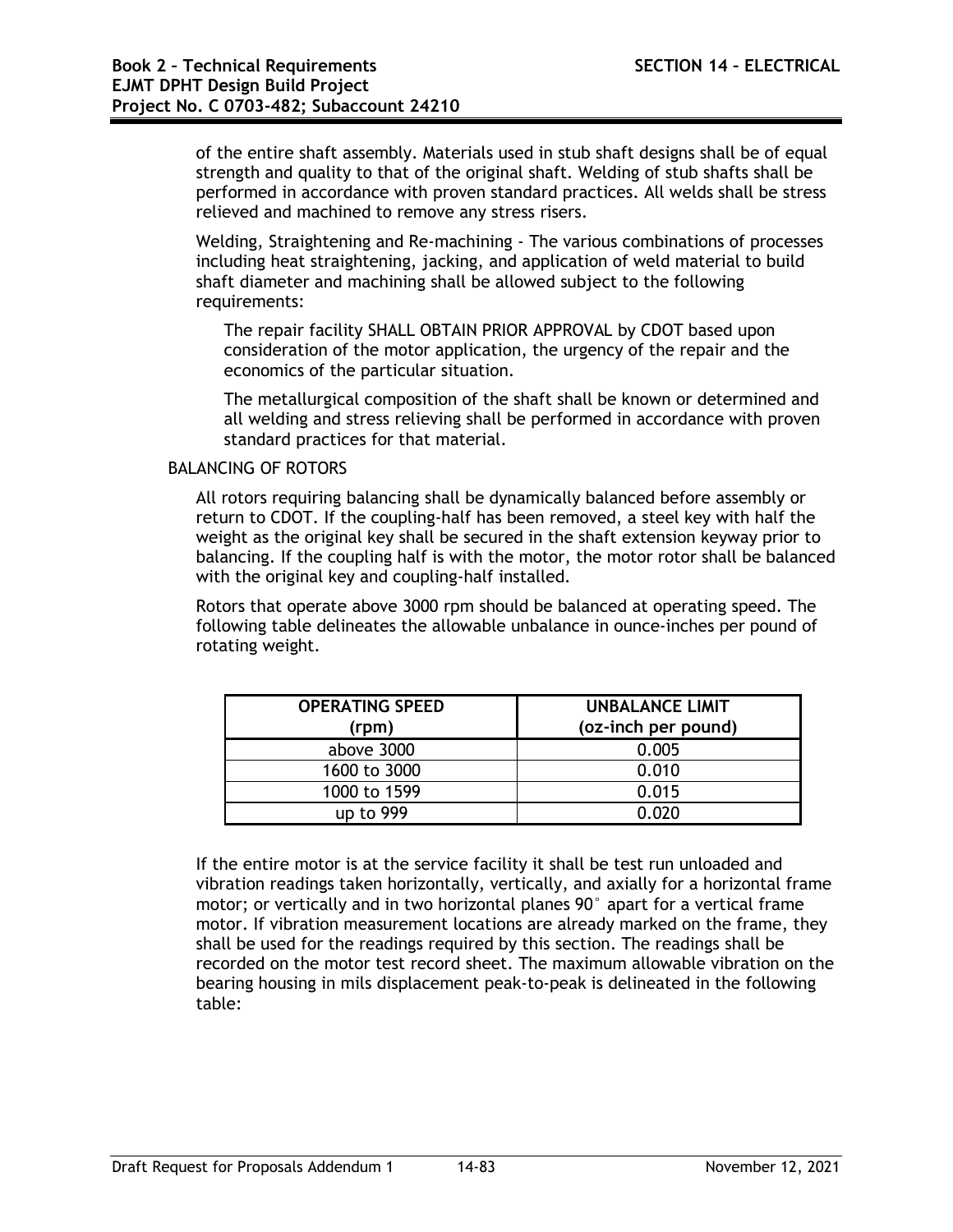of the entire shaft assembly. Materials used in stub shaft designs shall be of equal strength and quality to that of the original shaft. Welding of stub shafts shall be performed in accordance with proven standard practices. All welds shall be stress relieved and machined to remove any stress risers.

Welding, Straightening and Re-machining - The various combinations of processes including heat straightening, jacking, and application of weld material to build shaft diameter and machining shall be allowed subject to the following requirements:

The repair facility SHALL OBTAIN PRIOR APPROVAL by CDOT based upon consideration of the motor application, the urgency of the repair and the economics of the particular situation.

The metallurgical composition of the shaft shall be known or determined and all welding and stress relieving shall be performed in accordance with proven standard practices for that material.

BALANCING OF ROTORS

All rotors requiring balancing shall be dynamically balanced before assembly or return to CDOT. If the coupling-half has been removed, a steel key with half the weight as the original key shall be secured in the shaft extension keyway prior to balancing. If the coupling half is with the motor, the motor rotor shall be balanced with the original key and coupling-half installed.

Rotors that operate above 3000 rpm should be balanced at operating speed. The following table delineates the allowable unbalance in ounce-inches per pound of rotating weight.

| OPERATING SPEED (rpm) | UNBALANCE LIMIT (oz-inch per pound) |
|---|---|
| above 3000 | 0.005 |
| 1600 to 3000 | 0.010 |
| 1000 to 1599 | 0.015 |
| up to 999 | 0.020 |

If the entire motor is at the service facility it shall be test run unloaded and vibration readings taken horizontally, vertically, and axially for a horizontal frame motor; or vertically and in two horizontal planes 90° apart for a vertical frame motor. If vibration measurement locations are already marked on the frame, they shall be used for the readings required by this section. The readings shall be recorded on the motor test record sheet. The maximum allowable vibration on the bearing housing in mils displacement peak-to-peak is delineated in the following table: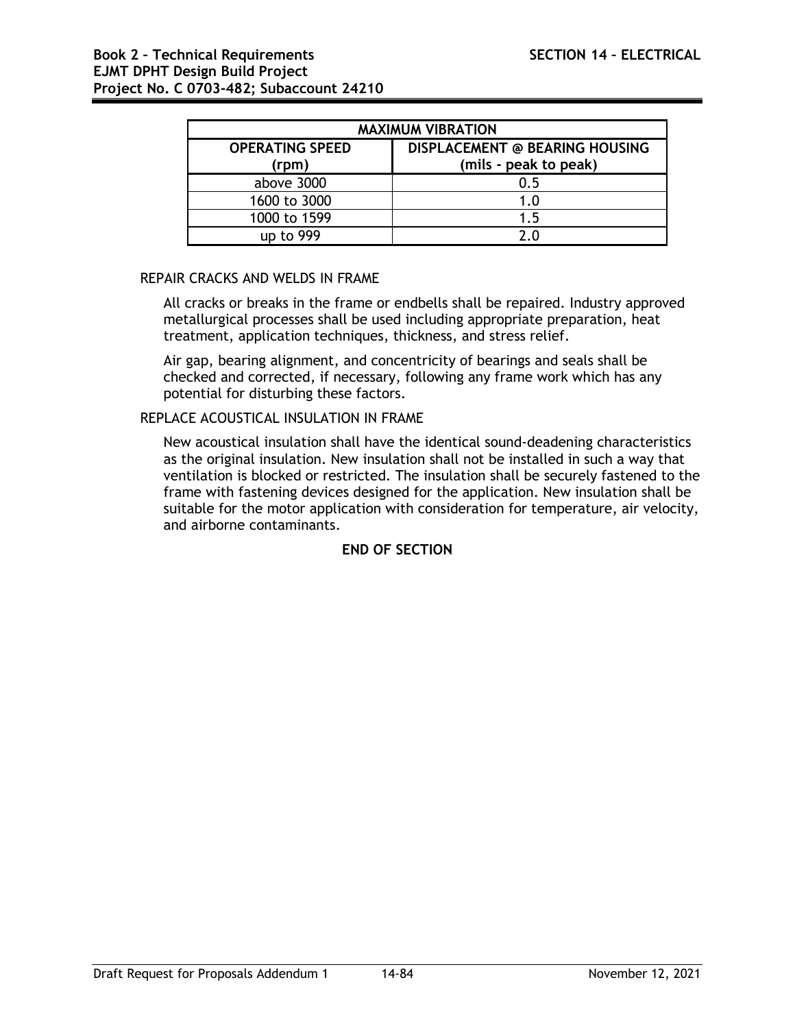| MAXIMUM VIBRATION | |
|---|---|
| **OPERATING SPEED (rpm)** | **DISPLACEMENT @ BEARING HOUSING (mils - peak to peak)** |
| above 3000 | 0.5 |
| 1600 to 3000 | 1.0 |
| 1000 to 1599 | 1.5 |
| up to 999 | 2.0 |

REPAIR CRACKS AND WELDS IN FRAME

All cracks or breaks in the frame or endbells shall be repaired. Industry approved metallurgical processes shall be used including appropriate preparation, heat treatment, application techniques, thickness, and stress relief.

Air gap, bearing alignment, and concentricity of bearings and seals shall be checked and corrected, if necessary, following any frame work which has any potential for disturbing these factors.

REPLACE ACOUSTICAL INSULATION IN FRAME

New acoustical insulation shall have the identical sound-deadening characteristics as the original insulation. New insulation shall not be installed in such a way that ventilation is blocked or restricted. The insulation shall be securely fastened to the frame with fastening devices designed for the application. New insulation shall be suitable for the motor application with consideration for temperature, air velocity, and airborne contaminants.

**END OF SECTION**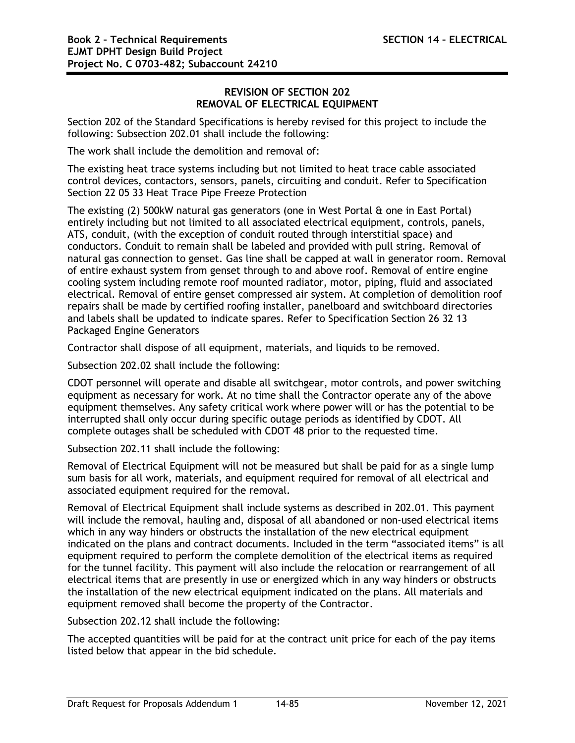## REVISION OF SECTION 202
## REMOVAL OF ELECTRICAL EQUIPMENT

Section 202 of the Standard Specifications is hereby revised for this project to include the following: Subsection 202.01 shall include the following:

The work shall include the demolition and removal of:

The existing heat trace systems including but not limited to heat trace cable associated control devices, contactors, sensors, panels, circuiting and conduit. Refer to Specification Section 22 05 33 Heat Trace Pipe Freeze Protection

The existing (2) 500kW natural gas generators (one in West Portal & one in East Portal) entirely including but not limited to all associated electrical equipment, controls, panels, ATS, conduit, (with the exception of conduit routed through interstitial space) and conductors. Conduit to remain shall be labeled and provided with pull string. Removal of natural gas connection to genset. Gas line shall be capped at wall in generator room. Removal of entire exhaust system from genset through to and above roof. Removal of entire engine cooling system including remote roof mounted radiator, motor, piping, fluid and associated electrical. Removal of entire genset compressed air system. At completion of demolition roof repairs shall be made by certified roofing installer, panelboard and switchboard directories and labels shall be updated to indicate spares. Refer to Specification Section 26 32 13 Packaged Engine Generators

Contractor shall dispose of all equipment, materials, and liquids to be removed.

Subsection 202.02 shall include the following:

CDOT personnel will operate and disable all switchgear, motor controls, and power switching equipment as necessary for work. At no time shall the Contractor operate any of the above equipment themselves. Any safety critical work where power will or has the potential to be interrupted shall only occur during specific outage periods as identified by CDOT. All complete outages shall be scheduled with CDOT 48 prior to the requested time.

Subsection 202.11 shall include the following:

Removal of Electrical Equipment will not be measured but shall be paid for as a single lump sum basis for all work, materials, and equipment required for removal of all electrical and associated equipment required for the removal.

Removal of Electrical Equipment shall include systems as described in 202.01. This payment will include the removal, hauling and, disposal of all abandoned or non-used electrical items which in any way hinders or obstructs the installation of the new electrical equipment indicated on the plans and contract documents. Included in the term "associated items" is all equipment required to perform the complete demolition of the electrical items as required for the tunnel facility. This payment will also include the relocation or rearrangement of all electrical items that are presently in use or energized which in any way hinders or obstructs the installation of the new electrical equipment indicated on the plans. All materials and equipment removed shall become the property of the Contractor.

Subsection 202.12 shall include the following:

The accepted quantities will be paid for at the contract unit price for each of the pay items listed below that appear in the bid schedule.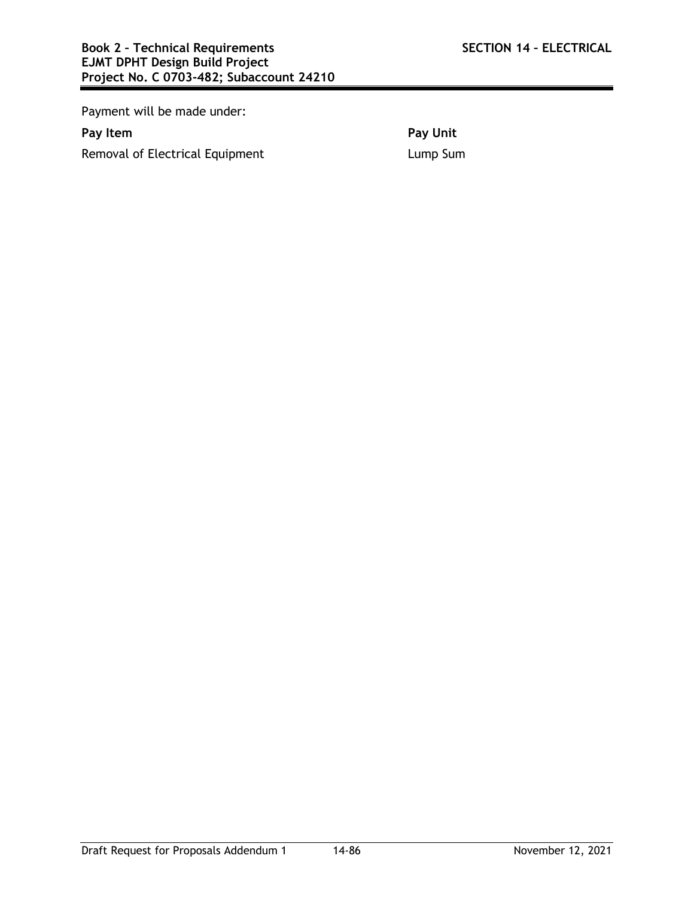Payment will be made under:

| **Pay Item** | **Pay Unit** |
| --- | --- |
| Removal of Electrical Equipment | Lump Sum |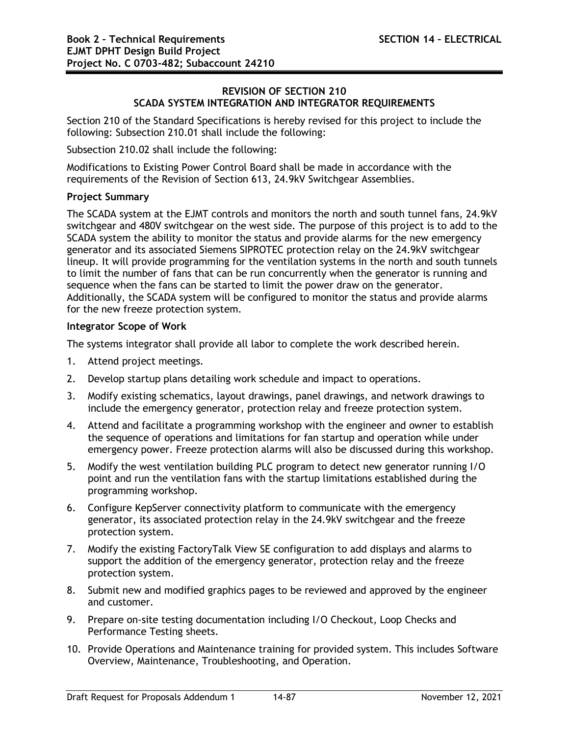## REVISION OF SECTION 210
## SCADA SYSTEM INTEGRATION AND INTEGRATOR REQUIREMENTS

Section 210 of the Standard Specifications is hereby revised for this project to include the following: Subsection 210.01 shall include the following:

Subsection 210.02 shall include the following:

Modifications to Existing Power Control Board shall be made in accordance with the requirements of the Revision of Section 613, 24.9kV Switchgear Assemblies.

**Project Summary**

The SCADA system at the EJMT controls and monitors the north and south tunnel fans, 24.9kV switchgear and 480V switchgear on the west side. The purpose of this project is to add to the SCADA system the ability to monitor the status and provide alarms for the new emergency generator and its associated Siemens SIPROTEC protection relay on the 24.9kV switchgear lineup. It will provide programming for the ventilation systems in the north and south tunnels to limit the number of fans that can be run concurrently when the generator is running and sequence when the fans can be started to limit the power draw on the generator. Additionally, the SCADA system will be configured to monitor the status and provide alarms for the new freeze protection system.

**Integrator Scope of Work**

The systems integrator shall provide all labor to complete the work described herein.

1. Attend project meetings.
2. Develop startup plans detailing work schedule and impact to operations.
3. Modify existing schematics, layout drawings, panel drawings, and network drawings to include the emergency generator, protection relay and freeze protection system.
4. Attend and facilitate a programming workshop with the engineer and owner to establish the sequence of operations and limitations for fan startup and operation while under emergency power. Freeze protection alarms will also be discussed during this workshop.
5. Modify the west ventilation building PLC program to detect new generator running I/O point and run the ventilation fans with the startup limitations established during the programming workshop.
6. Configure KepServer connectivity platform to communicate with the emergency generator, its associated protection relay in the 24.9kV switchgear and the freeze protection system.
7. Modify the existing FactoryTalk View SE configuration to add displays and alarms to support the addition of the emergency generator, protection relay and the freeze protection system.
8. Submit new and modified graphics pages to be reviewed and approved by the engineer and customer.
9. Prepare on-site testing documentation including I/O Checkout, Loop Checks and Performance Testing sheets.
10. Provide Operations and Maintenance training for provided system. This includes Software Overview, Maintenance, Troubleshooting, and Operation.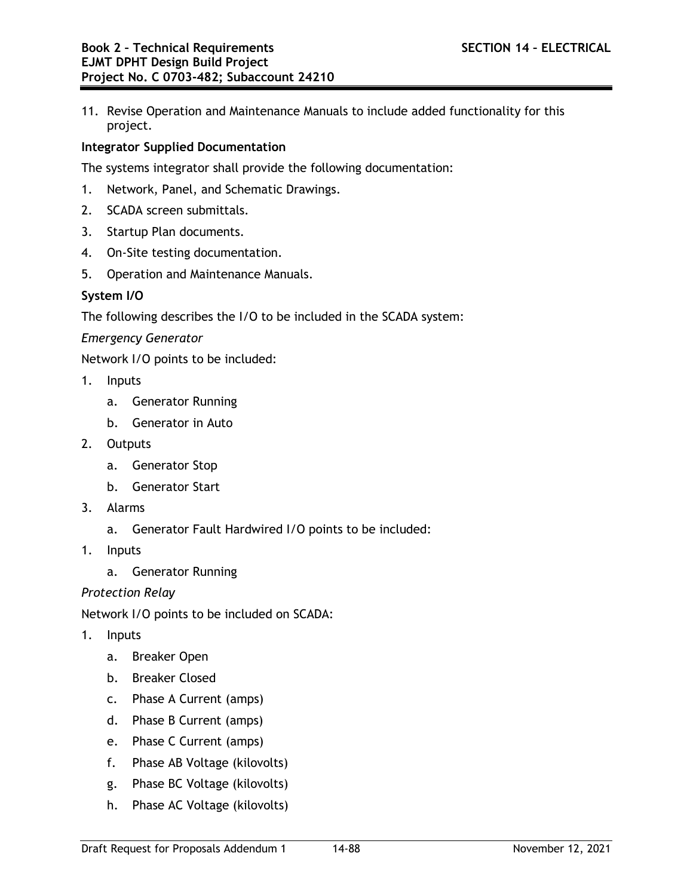11. Revise Operation and Maintenance Manuals to include added functionality for this project.

**Integrator Supplied Documentation**

The systems integrator shall provide the following documentation:

1. Network, Panel, and Schematic Drawings.
2. SCADA screen submittals.
3. Startup Plan documents.
4. On-Site testing documentation.
5. Operation and Maintenance Manuals.

**System I/O**

The following describes the I/O to be included in the SCADA system:

*Emergency Generator*

Network I/O points to be included:

1. Inputs
   a. Generator Running
   b. Generator in Auto
2. Outputs
   a. Generator Stop
   b. Generator Start
3. Alarms
   a. Generator Fault Hardwired I/O points to be included:
1. Inputs
   a. Generator Running

*Protection Relay*

Network I/O points to be included on SCADA:

1. Inputs
   a. Breaker Open
   b. Breaker Closed
   c. Phase A Current (amps)
   d. Phase B Current (amps)
   e. Phase C Current (amps)
   f. Phase AB Voltage (kilovolts)
   g. Phase BC Voltage (kilovolts)
   h. Phase AC Voltage (kilovolts)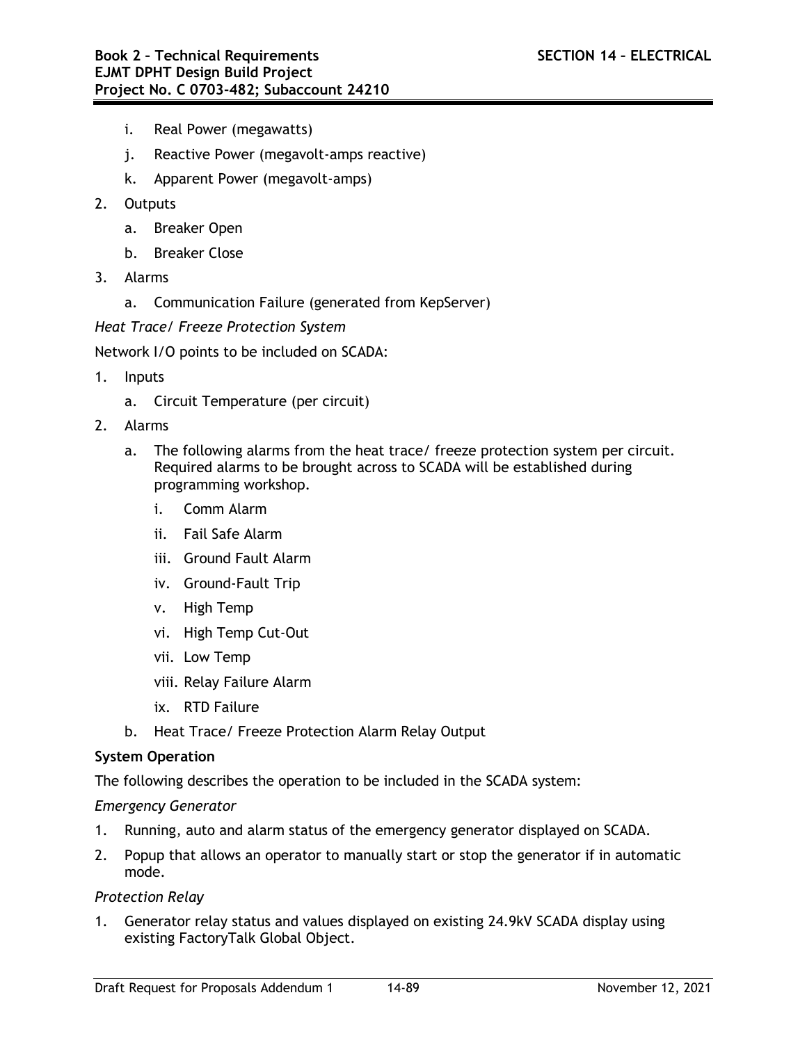i. Real Power (megawatts)

   j. Reactive Power (megavolt-amps reactive)

   k. Apparent Power (megavolt-amps)

2. Outputs

   a. Breaker Open

   b. Breaker Close

3. Alarms

   a. Communication Failure (generated from KepServer)

*Heat Trace/ Freeze Protection System*

Network I/O points to be included on SCADA:

1. Inputs

   a. Circuit Temperature (per circuit)

2. Alarms

   a. The following alarms from the heat trace/ freeze protection system per circuit. Required alarms to be brought across to SCADA will be established during programming workshop.

      i. Comm Alarm

      ii. Fail Safe Alarm

      iii. Ground Fault Alarm

      iv. Ground-Fault Trip

      v. High Temp

      vi. High Temp Cut-Out

      vii. Low Temp

      viii. Relay Failure Alarm

      ix. RTD Failure

   b. Heat Trace/ Freeze Protection Alarm Relay Output

**System Operation**

The following describes the operation to be included in the SCADA system:

*Emergency Generator*

1. Running, auto and alarm status of the emergency generator displayed on SCADA.
2. Popup that allows an operator to manually start or stop the generator if in automatic mode.

*Protection Relay*

1. Generator relay status and values displayed on existing 24.9kV SCADA display using existing FactoryTalk Global Object.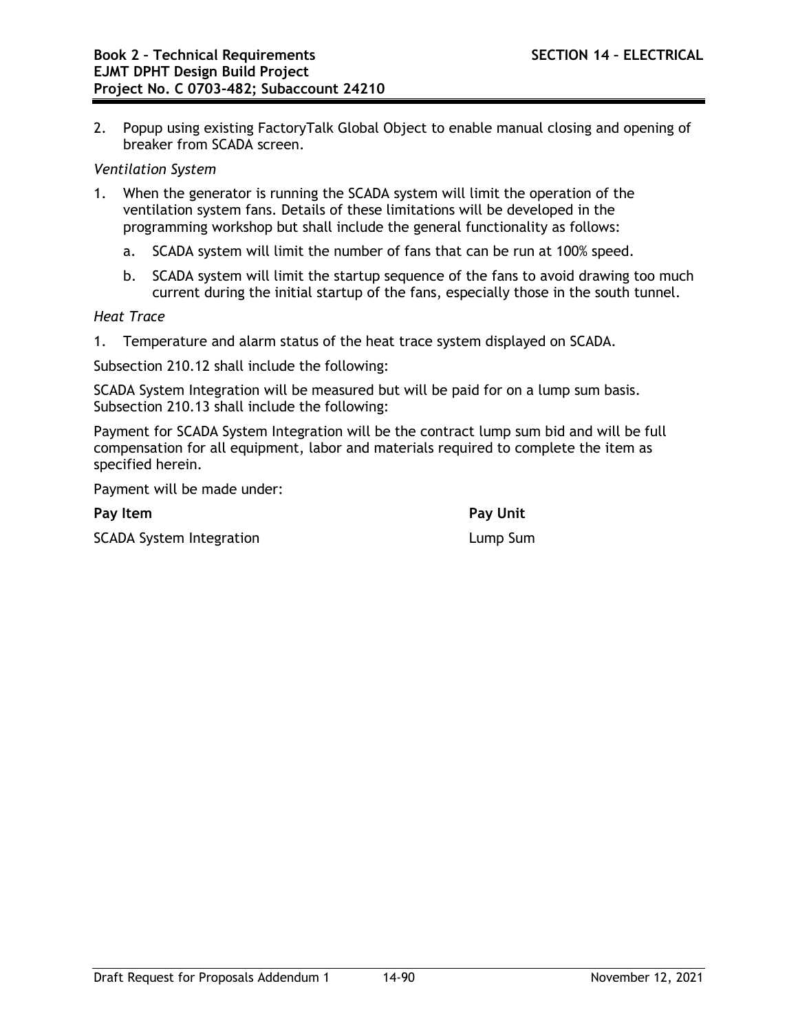2. Popup using existing FactoryTalk Global Object to enable manual closing and opening of breaker from SCADA screen.

*Ventilation System*

1. When the generator is running the SCADA system will limit the operation of the ventilation system fans. Details of these limitations will be developed in the programming workshop but shall include the general functionality as follows:
   a. SCADA system will limit the number of fans that can be run at 100% speed.
   b. SCADA system will limit the startup sequence of the fans to avoid drawing too much current during the initial startup of the fans, especially those in the south tunnel.

*Heat Trace*

1. Temperature and alarm status of the heat trace system displayed on SCADA.

Subsection 210.12 shall include the following:

SCADA System Integration will be measured but will be paid for on a lump sum basis. Subsection 210.13 shall include the following:

Payment for SCADA System Integration will be the contract lump sum bid and will be full compensation for all equipment, labor and materials required to complete the item as specified herein.

Payment will be made under:

| **Pay Item** | **Pay Unit** |
|---|---|
| SCADA System Integration | Lump Sum |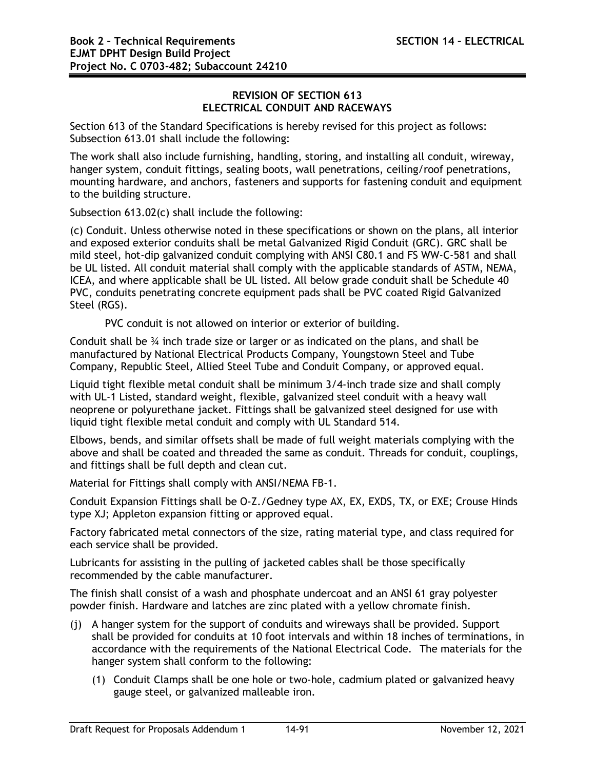## REVISION OF SECTION 613
## ELECTRICAL CONDUIT AND RACEWAYS

Section 613 of the Standard Specifications is hereby revised for this project as follows: Subsection 613.01 shall include the following:

The work shall also include furnishing, handling, storing, and installing all conduit, wireway, hanger system, conduit fittings, sealing boots, wall penetrations, ceiling/roof penetrations, mounting hardware, and anchors, fasteners and supports for fastening conduit and equipment to the building structure.

Subsection 613.02(c) shall include the following:

(c) Conduit. Unless otherwise noted in these specifications or shown on the plans, all interior and exposed exterior conduits shall be metal Galvanized Rigid Conduit (GRC). GRC shall be mild steel, hot-dip galvanized conduit complying with ANSI C80.1 and FS WW-C-581 and shall be UL listed. All conduit material shall comply with the applicable standards of ASTM, NEMA, ICEA, and where applicable shall be UL listed. All below grade conduit shall be Schedule 40 PVC, conduits penetrating concrete equipment pads shall be PVC coated Rigid Galvanized Steel (RGS).

PVC conduit is not allowed on interior or exterior of building.

Conduit shall be ¾ inch trade size or larger or as indicated on the plans, and shall be manufactured by National Electrical Products Company, Youngstown Steel and Tube Company, Republic Steel, Allied Steel Tube and Conduit Company, or approved equal.

Liquid tight flexible metal conduit shall be minimum 3/4-inch trade size and shall comply with UL-1 Listed, standard weight, flexible, galvanized steel conduit with a heavy wall neoprene or polyurethane jacket. Fittings shall be galvanized steel designed for use with liquid tight flexible metal conduit and comply with UL Standard 514.

Elbows, bends, and similar offsets shall be made of full weight materials complying with the above and shall be coated and threaded the same as conduit. Threads for conduit, couplings, and fittings shall be full depth and clean cut.

Material for Fittings shall comply with ANSI/NEMA FB-1.

Conduit Expansion Fittings shall be O-Z./Gedney type AX, EX, EXDS, TX, or EXE; Crouse Hinds type XJ; Appleton expansion fitting or approved equal.

Factory fabricated metal connectors of the size, rating material type, and class required for each service shall be provided.

Lubricants for assisting in the pulling of jacketed cables shall be those specifically recommended by the cable manufacturer.

The finish shall consist of a wash and phosphate undercoat and an ANSI 61 gray polyester powder finish. Hardware and latches are zinc plated with a yellow chromate finish.

(j) A hanger system for the support of conduits and wireways shall be provided. Support shall be provided for conduits at 10 foot intervals and within 18 inches of terminations, in accordance with the requirements of the National Electrical Code. The materials for the hanger system shall conform to the following:

   (1) Conduit Clamps shall be one hole or two-hole, cadmium plated or galvanized heavy gauge steel, or galvanized malleable iron.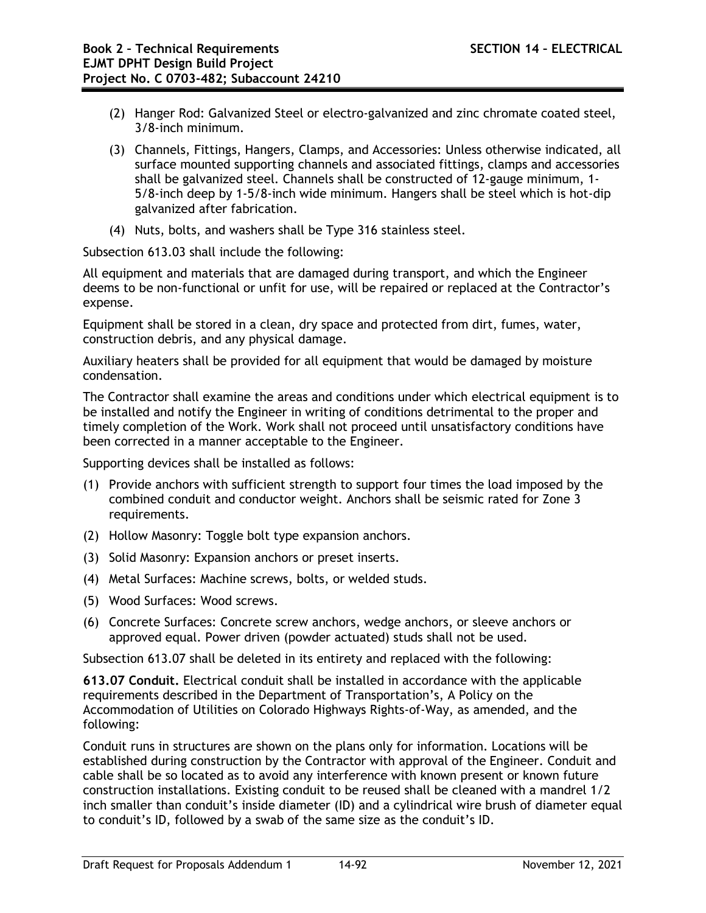(2) Hanger Rod: Galvanized Steel or electro-galvanized and zinc chromate coated steel, 3/8-inch minimum.

(3) Channels, Fittings, Hangers, Clamps, and Accessories: Unless otherwise indicated, all surface mounted supporting channels and associated fittings, clamps and accessories shall be galvanized steel. Channels shall be constructed of 12-gauge minimum, 1-5/8-inch deep by 1-5/8-inch wide minimum. Hangers shall be steel which is hot-dip galvanized after fabrication.

(4) Nuts, bolts, and washers shall be Type 316 stainless steel.

Subsection 613.03 shall include the following:

All equipment and materials that are damaged during transport, and which the Engineer deems to be non-functional or unfit for use, will be repaired or replaced at the Contractor's expense.

Equipment shall be stored in a clean, dry space and protected from dirt, fumes, water, construction debris, and any physical damage.

Auxiliary heaters shall be provided for all equipment that would be damaged by moisture condensation.

The Contractor shall examine the areas and conditions under which electrical equipment is to be installed and notify the Engineer in writing of conditions detrimental to the proper and timely completion of the Work. Work shall not proceed until unsatisfactory conditions have been corrected in a manner acceptable to the Engineer.

Supporting devices shall be installed as follows:

(1) Provide anchors with sufficient strength to support four times the load imposed by the combined conduit and conductor weight. Anchors shall be seismic rated for Zone 3 requirements.

(2) Hollow Masonry: Toggle bolt type expansion anchors.

(3) Solid Masonry: Expansion anchors or preset inserts.

(4) Metal Surfaces: Machine screws, bolts, or welded studs.

(5) Wood Surfaces: Wood screws.

(6) Concrete Surfaces: Concrete screw anchors, wedge anchors, or sleeve anchors or approved equal. Power driven (powder actuated) studs shall not be used.

Subsection 613.07 shall be deleted in its entirety and replaced with the following:

**613.07 Conduit.** Electrical conduit shall be installed in accordance with the applicable requirements described in the Department of Transportation's, A Policy on the Accommodation of Utilities on Colorado Highways Rights-of-Way, as amended, and the following:

Conduit runs in structures are shown on the plans only for information. Locations will be established during construction by the Contractor with approval of the Engineer. Conduit and cable shall be so located as to avoid any interference with known present or known future construction installations. Existing conduit to be reused shall be cleaned with a mandrel 1/2 inch smaller than conduit's inside diameter (ID) and a cylindrical wire brush of diameter equal to conduit's ID, followed by a swab of the same size as the conduit's ID.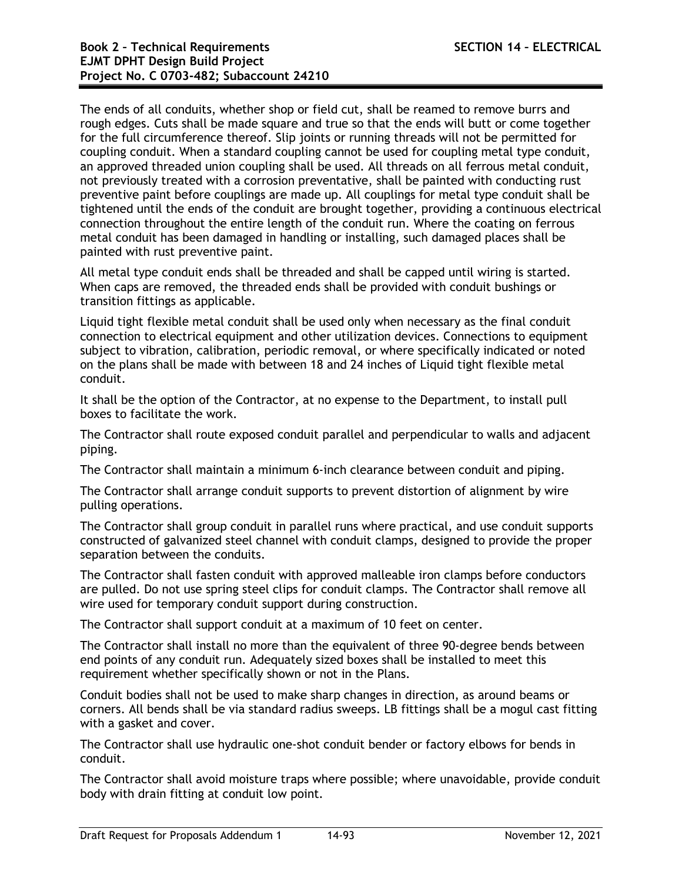The ends of all conduits, whether shop or field cut, shall be reamed to remove burrs and rough edges. Cuts shall be made square and true so that the ends will butt or come together for the full circumference thereof. Slip joints or running threads will not be permitted for coupling conduit. When a standard coupling cannot be used for coupling metal type conduit, an approved threaded union coupling shall be used. All threads on all ferrous metal conduit, not previously treated with a corrosion preventative, shall be painted with conducting rust preventive paint before couplings are made up. All couplings for metal type conduit shall be tightened until the ends of the conduit are brought together, providing a continuous electrical connection throughout the entire length of the conduit run. Where the coating on ferrous metal conduit has been damaged in handling or installing, such damaged places shall be painted with rust preventive paint.

All metal type conduit ends shall be threaded and shall be capped until wiring is started. When caps are removed, the threaded ends shall be provided with conduit bushings or transition fittings as applicable.

Liquid tight flexible metal conduit shall be used only when necessary as the final conduit connection to electrical equipment and other utilization devices. Connections to equipment subject to vibration, calibration, periodic removal, or where specifically indicated or noted on the plans shall be made with between 18 and 24 inches of Liquid tight flexible metal conduit.

It shall be the option of the Contractor, at no expense to the Department, to install pull boxes to facilitate the work.

The Contractor shall route exposed conduit parallel and perpendicular to walls and adjacent piping.

The Contractor shall maintain a minimum 6-inch clearance between conduit and piping.

The Contractor shall arrange conduit supports to prevent distortion of alignment by wire pulling operations.

The Contractor shall group conduit in parallel runs where practical, and use conduit supports constructed of galvanized steel channel with conduit clamps, designed to provide the proper separation between the conduits.

The Contractor shall fasten conduit with approved malleable iron clamps before conductors are pulled. Do not use spring steel clips for conduit clamps. The Contractor shall remove all wire used for temporary conduit support during construction.

The Contractor shall support conduit at a maximum of 10 feet on center.

The Contractor shall install no more than the equivalent of three 90-degree bends between end points of any conduit run. Adequately sized boxes shall be installed to meet this requirement whether specifically shown or not in the Plans.

Conduit bodies shall not be used to make sharp changes in direction, as around beams or corners. All bends shall be via standard radius sweeps. LB fittings shall be a mogul cast fitting with a gasket and cover.

The Contractor shall use hydraulic one-shot conduit bender or factory elbows for bends in conduit.

The Contractor shall avoid moisture traps where possible; where unavoidable, provide conduit body with drain fitting at conduit low point.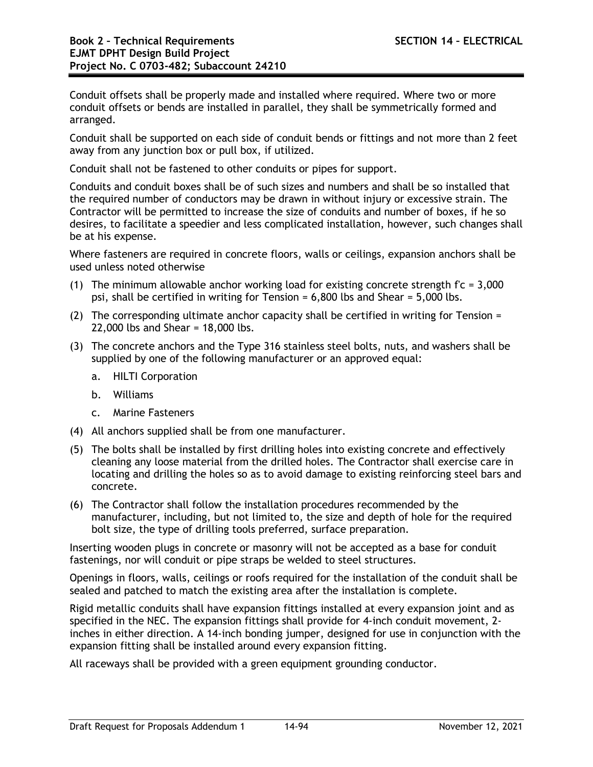Conduit offsets shall be properly made and installed where required. Where two or more conduit offsets or bends are installed in parallel, they shall be symmetrically formed and arranged.

Conduit shall be supported on each side of conduit bends or fittings and not more than 2 feet away from any junction box or pull box, if utilized.

Conduit shall not be fastened to other conduits or pipes for support.

Conduits and conduit boxes shall be of such sizes and numbers and shall be so installed that the required number of conductors may be drawn in without injury or excessive strain. The Contractor will be permitted to increase the size of conduits and number of boxes, if he so desires, to facilitate a speedier and less complicated installation, however, such changes shall be at his expense.

Where fasteners are required in concrete floors, walls or ceilings, expansion anchors shall be used unless noted otherwise

(1) The minimum allowable anchor working load for existing concrete strength f'c = 3,000 psi, shall be certified in writing for Tension = 6,800 lbs and Shear = 5,000 lbs.

(2) The corresponding ultimate anchor capacity shall be certified in writing for Tension = 22,000 lbs and Shear = 18,000 lbs.

(3) The concrete anchors and the Type 316 stainless steel bolts, nuts, and washers shall be supplied by one of the following manufacturer or an approved equal:

   a. HILTI Corporation

   b. Williams

   c. Marine Fasteners

(4) All anchors supplied shall be from one manufacturer.

(5) The bolts shall be installed by first drilling holes into existing concrete and effectively cleaning any loose material from the drilled holes. The Contractor shall exercise care in locating and drilling the holes so as to avoid damage to existing reinforcing steel bars and concrete.

(6) The Contractor shall follow the installation procedures recommended by the manufacturer, including, but not limited to, the size and depth of hole for the required bolt size, the type of drilling tools preferred, surface preparation.

Inserting wooden plugs in concrete or masonry will not be accepted as a base for conduit fastenings, nor will conduit or pipe straps be welded to steel structures.

Openings in floors, walls, ceilings or roofs required for the installation of the conduit shall be sealed and patched to match the existing area after the installation is complete.

Rigid metallic conduits shall have expansion fittings installed at every expansion joint and as specified in the NEC. The expansion fittings shall provide for 4-inch conduit movement, 2-inches in either direction. A 14-inch bonding jumper, designed for use in conjunction with the expansion fitting shall be installed around every expansion fitting.

All raceways shall be provided with a green equipment grounding conductor.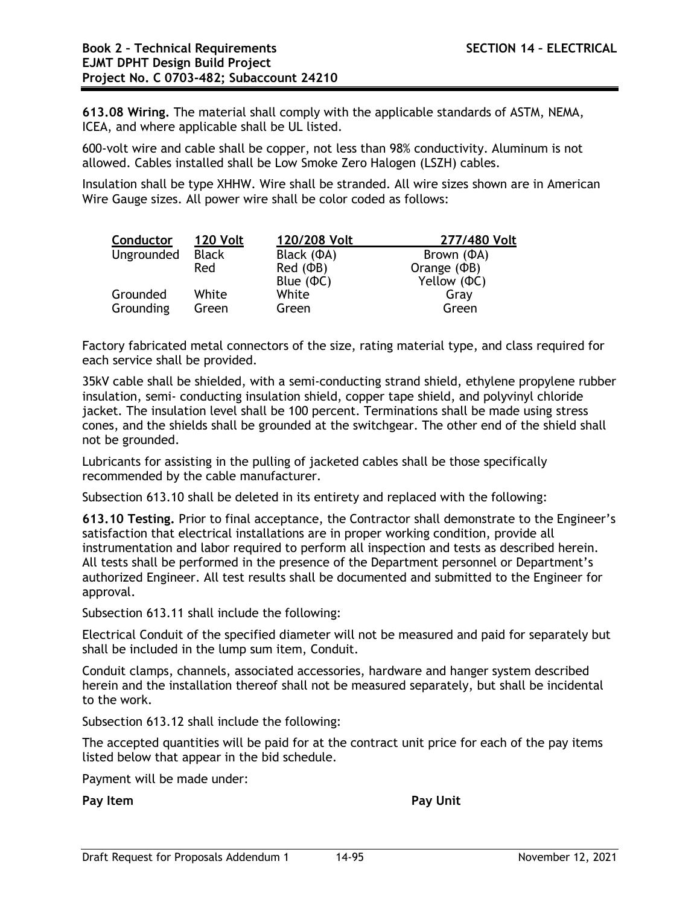**613.08 Wiring.** The material shall comply with the applicable standards of ASTM, NEMA, ICEA, and where applicable shall be UL listed.

600-volt wire and cable shall be copper, not less than 98% conductivity. Aluminum is not allowed. Cables installed shall be Low Smoke Zero Halogen (LSZH) cables.

Insulation shall be type XHHW. Wire shall be stranded. All wire sizes shown are in American Wire Gauge sizes. All power wire shall be color coded as follows:

| Conductor | 120 Volt | 120/208 Volt | 277/480 Volt |
|---|---|---|---|
| Ungrounded | Black | Black (ΦA) | Brown (ΦA) |
| | Red | Red (ΦB) | Orange (ΦB) |
| | | Blue (ΦC) | Yellow (ΦC) |
| Grounded | White | White | Gray |
| Grounding | Green | Green | Green |

Factory fabricated metal connectors of the size, rating material type, and class required for each service shall be provided.

35kV cable shall be shielded, with a semi-conducting strand shield, ethylene propylene rubber insulation, semi- conducting insulation shield, copper tape shield, and polyvinyl chloride jacket. The insulation level shall be 100 percent. Terminations shall be made using stress cones, and the shields shall be grounded at the switchgear. The other end of the shield shall not be grounded.

Lubricants for assisting in the pulling of jacketed cables shall be those specifically recommended by the cable manufacturer.

Subsection 613.10 shall be deleted in its entirety and replaced with the following:

**613.10 Testing.** Prior to final acceptance, the Contractor shall demonstrate to the Engineer's satisfaction that electrical installations are in proper working condition, provide all instrumentation and labor required to perform all inspection and tests as described herein. All tests shall be performed in the presence of the Department personnel or Department's authorized Engineer. All test results shall be documented and submitted to the Engineer for approval.

Subsection 613.11 shall include the following:

Electrical Conduit of the specified diameter will not be measured and paid for separately but shall be included in the lump sum item, Conduit.

Conduit clamps, channels, associated accessories, hardware and hanger system described herein and the installation thereof shall not be measured separately, but shall be incidental to the work.

Subsection 613.12 shall include the following:

The accepted quantities will be paid for at the contract unit price for each of the pay items listed below that appear in the bid schedule.

Payment will be made under:

| **Pay Item** | **Pay Unit** |
|---|---|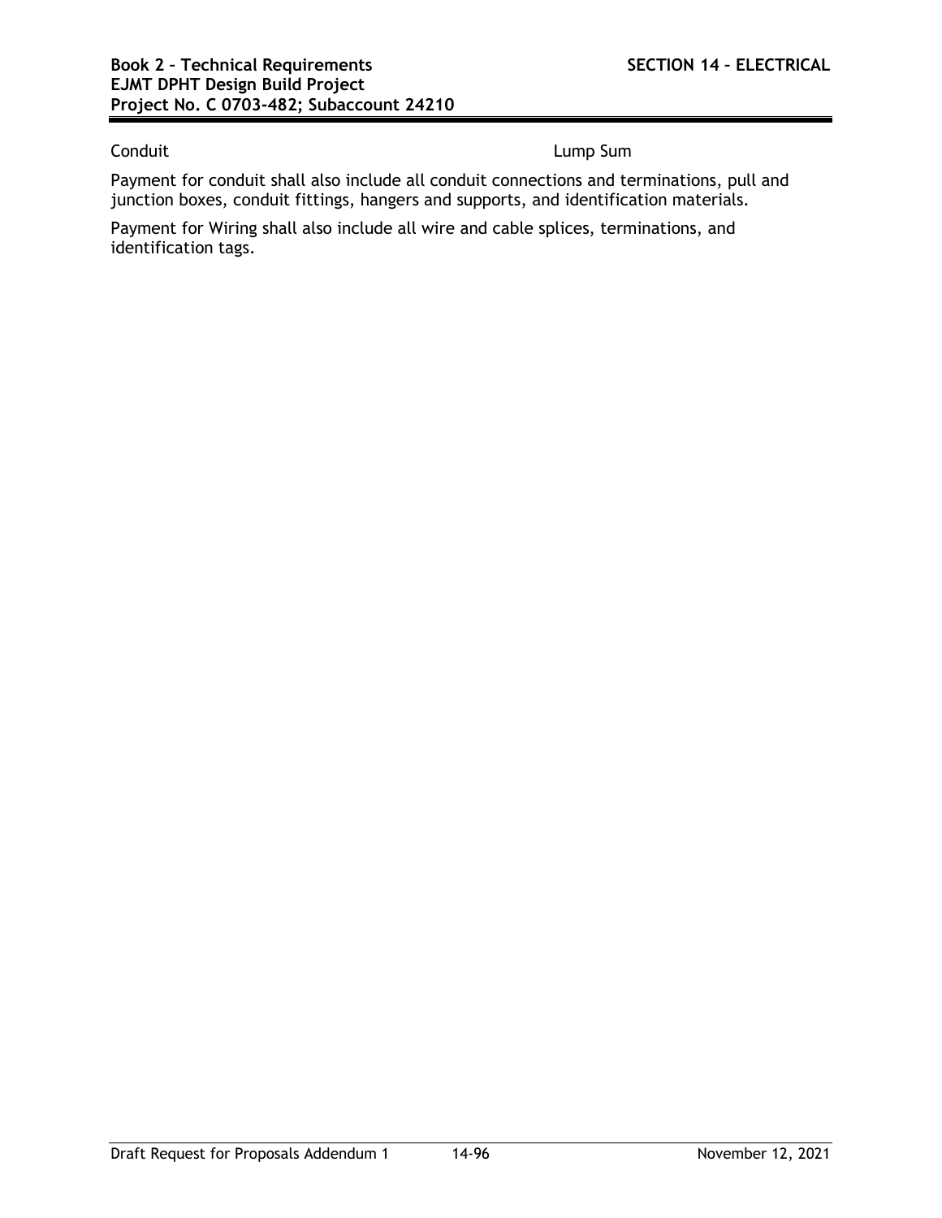| Conduit | Lump Sum |
| --- | --- |

Payment for conduit shall also include all conduit connections and terminations, pull and junction boxes, conduit fittings, hangers and supports, and identification materials.

Payment for Wiring shall also include all wire and cable splices, terminations, and identification tags.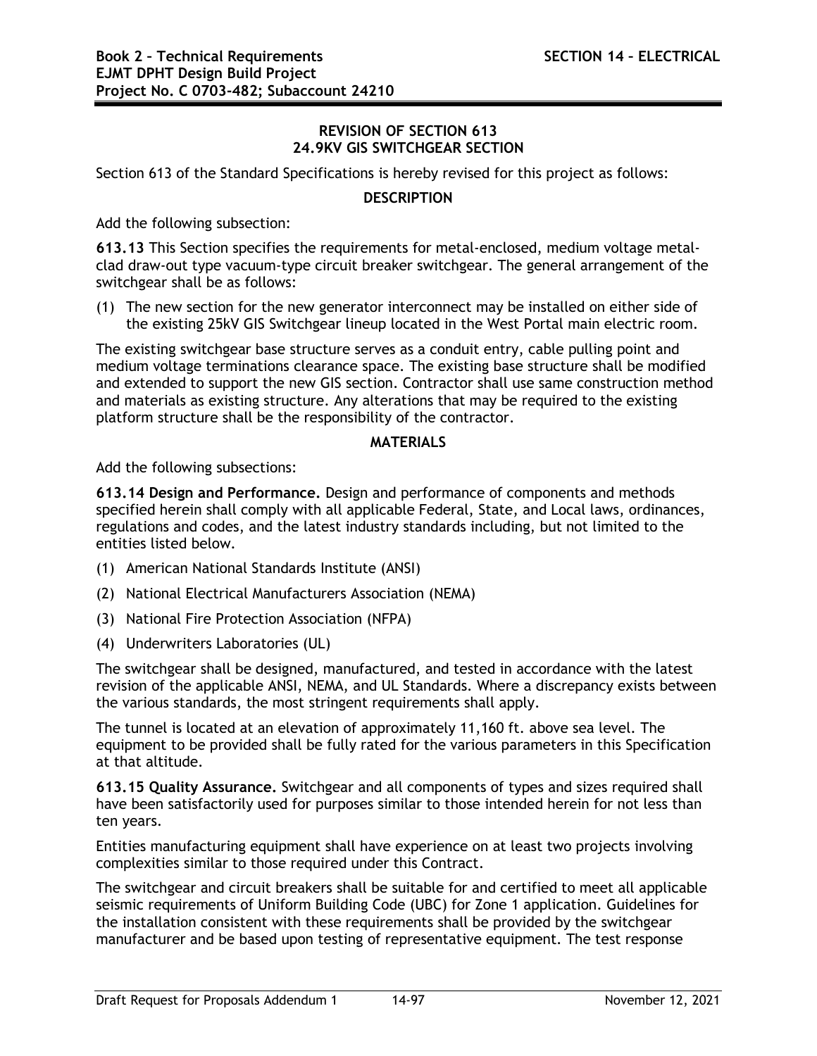## REVISION OF SECTION 613
## 24.9KV GIS SWITCHGEAR SECTION

Section 613 of the Standard Specifications is hereby revised for this project as follows:

### DESCRIPTION

Add the following subsection:

**613.13** This Section specifies the requirements for metal-enclosed, medium voltage metal-clad draw-out type vacuum-type circuit breaker switchgear. The general arrangement of the switchgear shall be as follows:

(1) The new section for the new generator interconnect may be installed on either side of the existing 25kV GIS Switchgear lineup located in the West Portal main electric room.

The existing switchgear base structure serves as a conduit entry, cable pulling point and medium voltage terminations clearance space. The existing base structure shall be modified and extended to support the new GIS section. Contractor shall use same construction method and materials as existing structure. Any alterations that may be required to the existing platform structure shall be the responsibility of the contractor.

### MATERIALS

Add the following subsections:

**613.14 Design and Performance.** Design and performance of components and methods specified herein shall comply with all applicable Federal, State, and Local laws, ordinances, regulations and codes, and the latest industry standards including, but not limited to the entities listed below.

(1) American National Standards Institute (ANSI)

(2) National Electrical Manufacturers Association (NEMA)

(3) National Fire Protection Association (NFPA)

(4) Underwriters Laboratories (UL)

The switchgear shall be designed, manufactured, and tested in accordance with the latest revision of the applicable ANSI, NEMA, and UL Standards. Where a discrepancy exists between the various standards, the most stringent requirements shall apply.

The tunnel is located at an elevation of approximately 11,160 ft. above sea level. The equipment to be provided shall be fully rated for the various parameters in this Specification at that altitude.

**613.15 Quality Assurance.** Switchgear and all components of types and sizes required shall have been satisfactorily used for purposes similar to those intended herein for not less than ten years.

Entities manufacturing equipment shall have experience on at least two projects involving complexities similar to those required under this Contract.

The switchgear and circuit breakers shall be suitable for and certified to meet all applicable seismic requirements of Uniform Building Code (UBC) for Zone 1 application. Guidelines for the installation consistent with these requirements shall be provided by the switchgear manufacturer and be based upon testing of representative equipment. The test response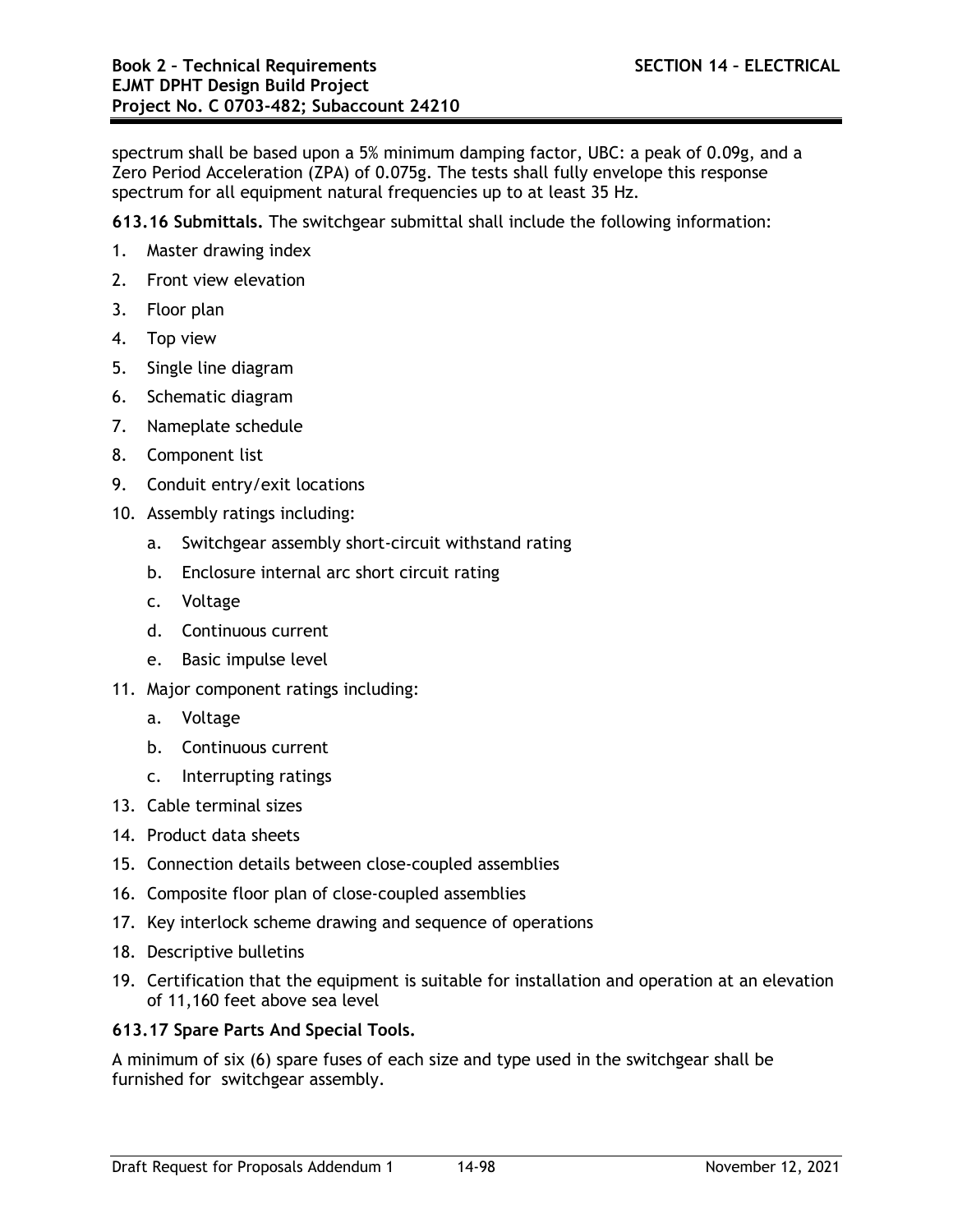spectrum shall be based upon a 5% minimum damping factor, UBC: a peak of 0.09g, and a Zero Period Acceleration (ZPA) of 0.075g. The tests shall fully envelope this response spectrum for all equipment natural frequencies up to at least 35 Hz.

**613.16 Submittals.** The switchgear submittal shall include the following information:

1. Master drawing index
2. Front view elevation
3. Floor plan
4. Top view
5. Single line diagram
6. Schematic diagram
7. Nameplate schedule
8. Component list
9. Conduit entry/exit locations
10. Assembly ratings including:
    a. Switchgear assembly short-circuit withstand rating
    b. Enclosure internal arc short circuit rating
    c. Voltage
    d. Continuous current
    e. Basic impulse level
11. Major component ratings including:
    a. Voltage
    b. Continuous current
    c. Interrupting ratings

13. Cable terminal sizes
14. Product data sheets
15. Connection details between close-coupled assemblies
16. Composite floor plan of close-coupled assemblies
17. Key interlock scheme drawing and sequence of operations
18. Descriptive bulletins
19. Certification that the equipment is suitable for installation and operation at an elevation of 11,160 feet above sea level

**613.17 Spare Parts And Special Tools.**

A minimum of six (6) spare fuses of each size and type used in the switchgear shall be furnished for switchgear assembly.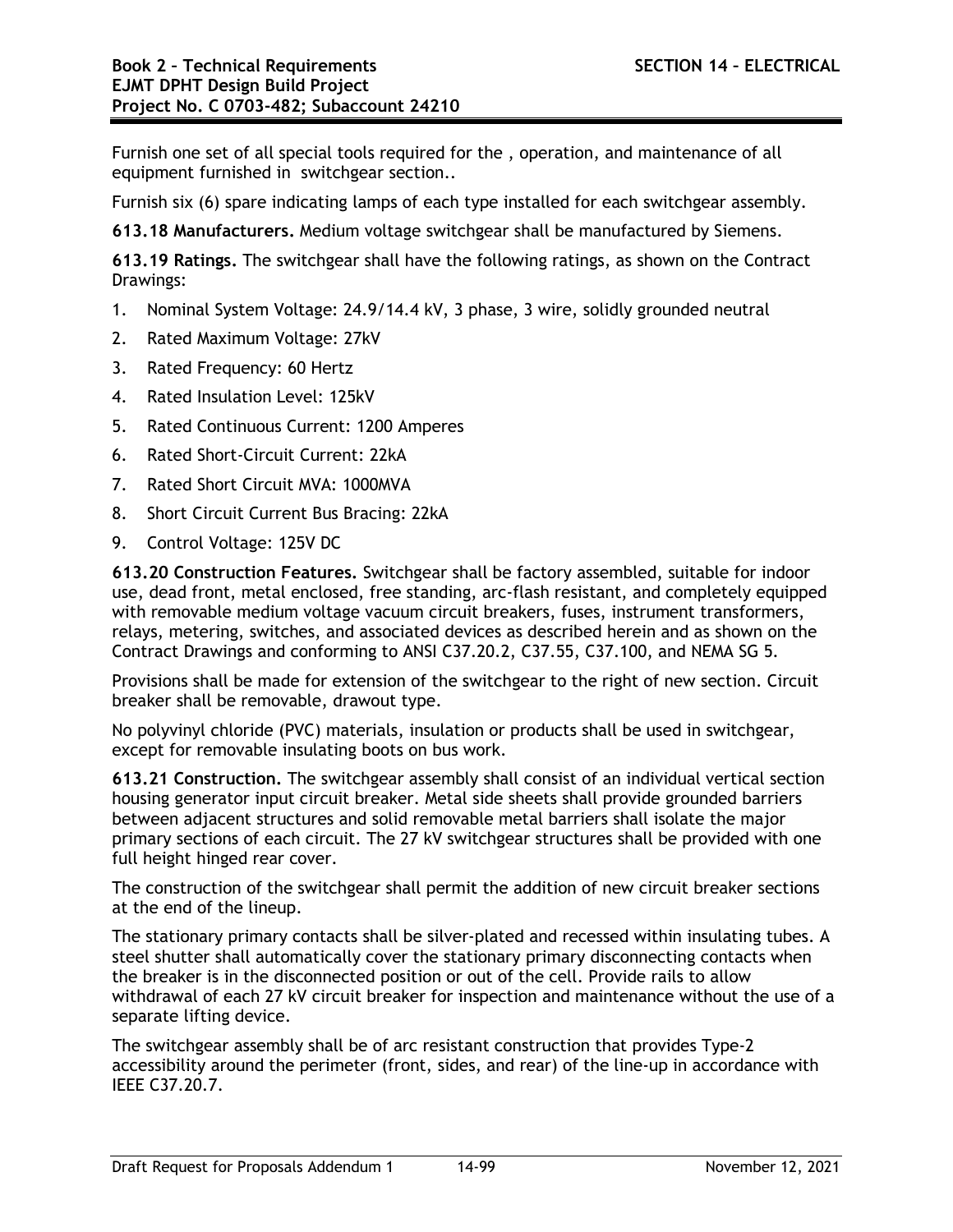Furnish one set of all special tools required for the , operation, and maintenance of all equipment furnished in  switchgear section..

Furnish six (6) spare indicating lamps of each type installed for each switchgear assembly.

**613.18 Manufacturers.** Medium voltage switchgear shall be manufactured by Siemens.

**613.19 Ratings.** The switchgear shall have the following ratings, as shown on the Contract Drawings:

1. Nominal System Voltage: 24.9/14.4 kV, 3 phase, 3 wire, solidly grounded neutral
2. Rated Maximum Voltage: 27kV
3. Rated Frequency: 60 Hertz
4. Rated Insulation Level: 125kV
5. Rated Continuous Current: 1200 Amperes
6. Rated Short-Circuit Current: 22kA
7. Rated Short Circuit MVA: 1000MVA
8. Short Circuit Current Bus Bracing: 22kA
9. Control Voltage: 125V DC

**613.20 Construction Features.** Switchgear shall be factory assembled, suitable for indoor use, dead front, metal enclosed, free standing, arc-flash resistant, and completely equipped with removable medium voltage vacuum circuit breakers, fuses, instrument transformers, relays, metering, switches, and associated devices as described herein and as shown on the Contract Drawings and conforming to ANSI C37.20.2, C37.55, C37.100, and NEMA SG 5.

Provisions shall be made for extension of the switchgear to the right of new section. Circuit breaker shall be removable, drawout type.

No polyvinyl chloride (PVC) materials, insulation or products shall be used in switchgear, except for removable insulating boots on bus work.

**613.21 Construction.** The switchgear assembly shall consist of an individual vertical section housing generator input circuit breaker. Metal side sheets shall provide grounded barriers between adjacent structures and solid removable metal barriers shall isolate the major primary sections of each circuit. The 27 kV switchgear structures shall be provided with one full height hinged rear cover.

The construction of the switchgear shall permit the addition of new circuit breaker sections at the end of the lineup.

The stationary primary contacts shall be silver-plated and recessed within insulating tubes. A steel shutter shall automatically cover the stationary primary disconnecting contacts when the breaker is in the disconnected position or out of the cell. Provide rails to allow withdrawal of each 27 kV circuit breaker for inspection and maintenance without the use of a separate lifting device.

The switchgear assembly shall be of arc resistant construction that provides Type-2 accessibility around the perimeter (front, sides, and rear) of the line-up in accordance with IEEE C37.20.7.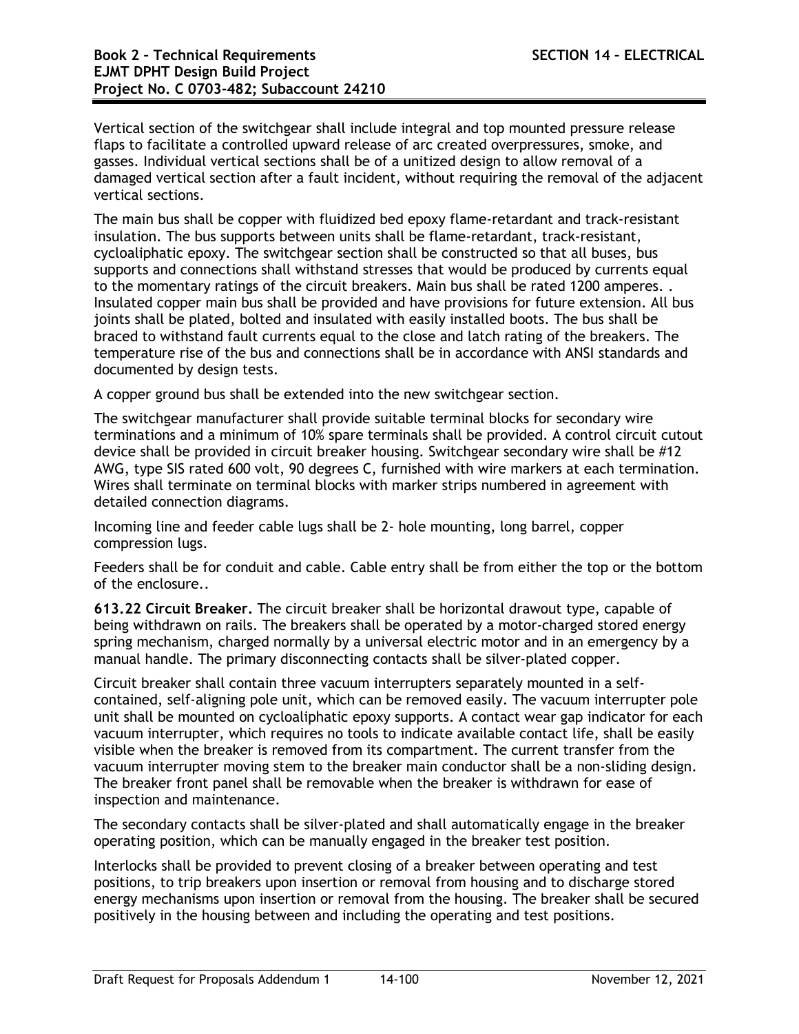Vertical section of the switchgear shall include integral and top mounted pressure release flaps to facilitate a controlled upward release of arc created overpressures, smoke, and gasses. Individual vertical sections shall be of a unitized design to allow removal of a damaged vertical section after a fault incident, without requiring the removal of the adjacent vertical sections.

The main bus shall be copper with fluidized bed epoxy flame-retardant and track-resistant insulation. The bus supports between units shall be flame-retardant, track-resistant, cycloaliphatic epoxy. The switchgear section shall be constructed so that all buses, bus supports and connections shall withstand stresses that would be produced by currents equal to the momentary ratings of the circuit breakers. Main bus shall be rated 1200 amperes. . Insulated copper main bus shall be provided and have provisions for future extension. All bus joints shall be plated, bolted and insulated with easily installed boots. The bus shall be braced to withstand fault currents equal to the close and latch rating of the breakers. The temperature rise of the bus and connections shall be in accordance with ANSI standards and documented by design tests.

A copper ground bus shall be extended into the new switchgear section.

The switchgear manufacturer shall provide suitable terminal blocks for secondary wire terminations and a minimum of 10% spare terminals shall be provided. A control circuit cutout device shall be provided in circuit breaker housing. Switchgear secondary wire shall be #12 AWG, type SIS rated 600 volt, 90 degrees C, furnished with wire markers at each termination. Wires shall terminate on terminal blocks with marker strips numbered in agreement with detailed connection diagrams.

Incoming line and feeder cable lugs shall be 2- hole mounting, long barrel, copper compression lugs.

Feeders shall be for conduit and cable. Cable entry shall be from either the top or the bottom of the enclosure..

**613.22 Circuit Breaker.** The circuit breaker shall be horizontal drawout type, capable of being withdrawn on rails. The breakers shall be operated by a motor-charged stored energy spring mechanism, charged normally by a universal electric motor and in an emergency by a manual handle. The primary disconnecting contacts shall be silver-plated copper.

Circuit breaker shall contain three vacuum interrupters separately mounted in a self-contained, self-aligning pole unit, which can be removed easily. The vacuum interrupter pole unit shall be mounted on cycloaliphatic epoxy supports. A contact wear gap indicator for each vacuum interrupter, which requires no tools to indicate available contact life, shall be easily visible when the breaker is removed from its compartment. The current transfer from the vacuum interrupter moving stem to the breaker main conductor shall be a non-sliding design. The breaker front panel shall be removable when the breaker is withdrawn for ease of inspection and maintenance.

The secondary contacts shall be silver-plated and shall automatically engage in the breaker operating position, which can be manually engaged in the breaker test position.

Interlocks shall be provided to prevent closing of a breaker between operating and test positions, to trip breakers upon insertion or removal from housing and to discharge stored energy mechanisms upon insertion or removal from the housing. The breaker shall be secured positively in the housing between and including the operating and test positions.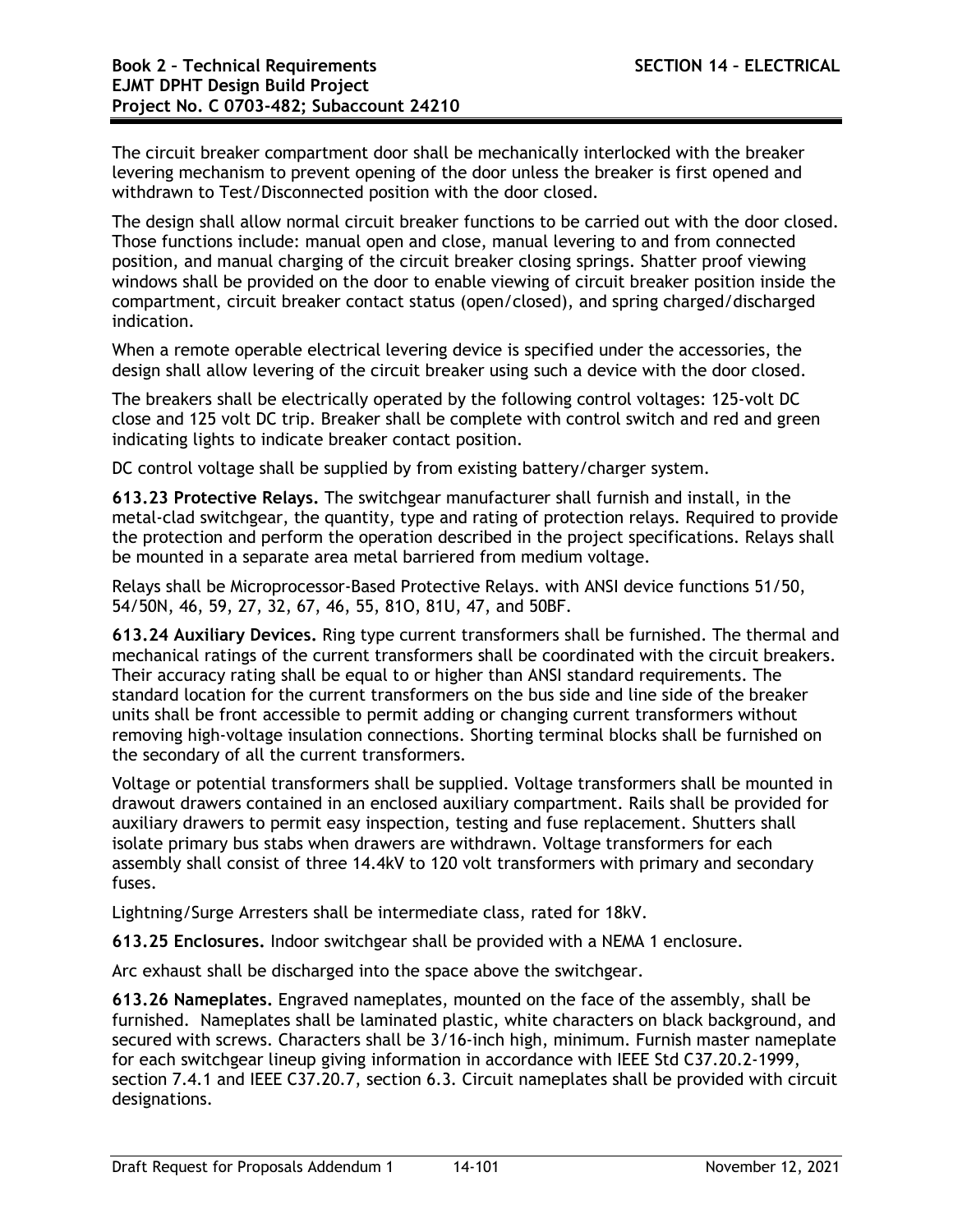The circuit breaker compartment door shall be mechanically interlocked with the breaker levering mechanism to prevent opening of the door unless the breaker is first opened and withdrawn to Test/Disconnected position with the door closed.

The design shall allow normal circuit breaker functions to be carried out with the door closed. Those functions include: manual open and close, manual levering to and from connected position, and manual charging of the circuit breaker closing springs. Shatter proof viewing windows shall be provided on the door to enable viewing of circuit breaker position inside the compartment, circuit breaker contact status (open/closed), and spring charged/discharged indication.

When a remote operable electrical levering device is specified under the accessories, the design shall allow levering of the circuit breaker using such a device with the door closed.

The breakers shall be electrically operated by the following control voltages: 125-volt DC close and 125 volt DC trip. Breaker shall be complete with control switch and red and green indicating lights to indicate breaker contact position.

DC control voltage shall be supplied by from existing battery/charger system.

**613.23 Protective Relays.** The switchgear manufacturer shall furnish and install, in the metal-clad switchgear, the quantity, type and rating of protection relays. Required to provide the protection and perform the operation described in the project specifications. Relays shall be mounted in a separate area metal barriered from medium voltage.

Relays shall be Microprocessor-Based Protective Relays. with ANSI device functions 51/50, 54/50N, 46, 59, 27, 32, 67, 46, 55, 81O, 81U, 47, and 50BF.

**613.24 Auxiliary Devices.** Ring type current transformers shall be furnished. The thermal and mechanical ratings of the current transformers shall be coordinated with the circuit breakers. Their accuracy rating shall be equal to or higher than ANSI standard requirements. The standard location for the current transformers on the bus side and line side of the breaker units shall be front accessible to permit adding or changing current transformers without removing high-voltage insulation connections. Shorting terminal blocks shall be furnished on the secondary of all the current transformers.

Voltage or potential transformers shall be supplied. Voltage transformers shall be mounted in drawout drawers contained in an enclosed auxiliary compartment. Rails shall be provided for auxiliary drawers to permit easy inspection, testing and fuse replacement. Shutters shall isolate primary bus stabs when drawers are withdrawn. Voltage transformers for each assembly shall consist of three 14.4kV to 120 volt transformers with primary and secondary fuses.

Lightning/Surge Arresters shall be intermediate class, rated for 18kV.

**613.25 Enclosures.** Indoor switchgear shall be provided with a NEMA 1 enclosure.

Arc exhaust shall be discharged into the space above the switchgear.

**613.26 Nameplates.** Engraved nameplates, mounted on the face of the assembly, shall be furnished. Nameplates shall be laminated plastic, white characters on black background, and secured with screws. Characters shall be 3/16-inch high, minimum. Furnish master nameplate for each switchgear lineup giving information in accordance with IEEE Std C37.20.2-1999, section 7.4.1 and IEEE C37.20.7, section 6.3. Circuit nameplates shall be provided with circuit designations.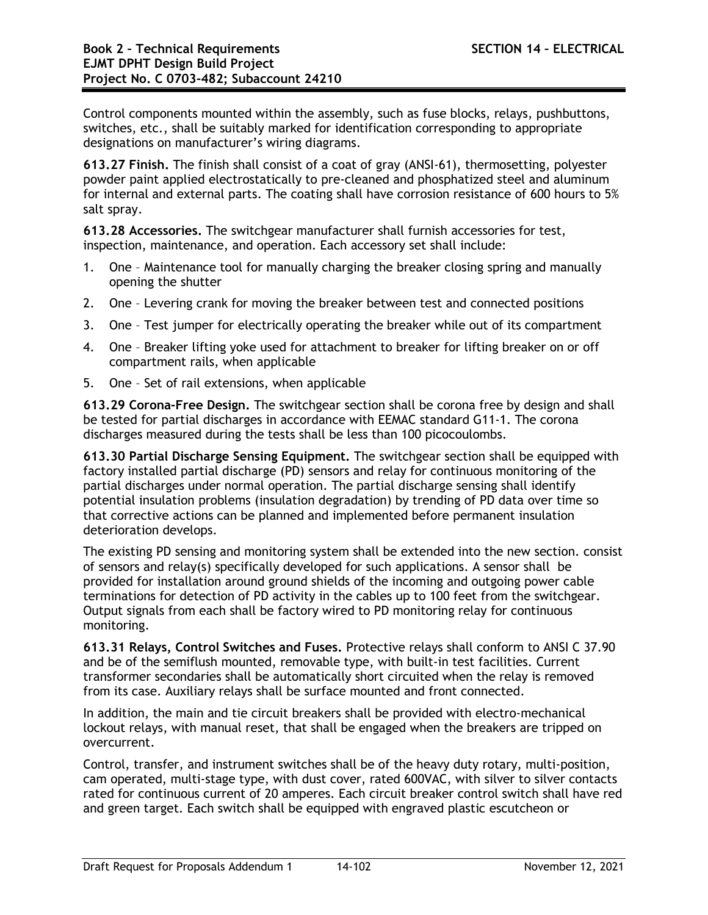Control components mounted within the assembly, such as fuse blocks, relays, pushbuttons, switches, etc., shall be suitably marked for identification corresponding to appropriate designations on manufacturer's wiring diagrams.

**613.27 Finish.** The finish shall consist of a coat of gray (ANSI-61), thermosetting, polyester powder paint applied electrostatically to pre-cleaned and phosphatized steel and aluminum for internal and external parts. The coating shall have corrosion resistance of 600 hours to 5% salt spray.

**613.28 Accessories.** The switchgear manufacturer shall furnish accessories for test, inspection, maintenance, and operation. Each accessory set shall include:

1. One – Maintenance tool for manually charging the breaker closing spring and manually opening the shutter
2. One – Levering crank for moving the breaker between test and connected positions
3. One – Test jumper for electrically operating the breaker while out of its compartment
4. One – Breaker lifting yoke used for attachment to breaker for lifting breaker on or off compartment rails, when applicable
5. One – Set of rail extensions, when applicable

**613.29 Corona-Free Design.** The switchgear section shall be corona free by design and shall be tested for partial discharges in accordance with EEMAC standard G11-1. The corona discharges measured during the tests shall be less than 100 picocoulombs.

**613.30 Partial Discharge Sensing Equipment.** The switchgear section shall be equipped with factory installed partial discharge (PD) sensors and relay for continuous monitoring of the partial discharges under normal operation. The partial discharge sensing shall identify potential insulation problems (insulation degradation) by trending of PD data over time so that corrective actions can be planned and implemented before permanent insulation deterioration develops.

The existing PD sensing and monitoring system shall be extended into the new section. consist of sensors and relay(s) specifically developed for such applications. A sensor shall be provided for installation around ground shields of the incoming and outgoing power cable terminations for detection of PD activity in the cables up to 100 feet from the switchgear. Output signals from each shall be factory wired to PD monitoring relay for continuous monitoring.

**613.31 Relays, Control Switches and Fuses.** Protective relays shall conform to ANSI C 37.90 and be of the semiflush mounted, removable type, with built-in test facilities. Current transformer secondaries shall be automatically short circuited when the relay is removed from its case. Auxiliary relays shall be surface mounted and front connected.

In addition, the main and tie circuit breakers shall be provided with electro-mechanical lockout relays, with manual reset, that shall be engaged when the breakers are tripped on overcurrent.

Control, transfer, and instrument switches shall be of the heavy duty rotary, multi-position, cam operated, multi-stage type, with dust cover, rated 600VAC, with silver to silver contacts rated for continuous current of 20 amperes. Each circuit breaker control switch shall have red and green target. Each switch shall be equipped with engraved plastic escutcheon or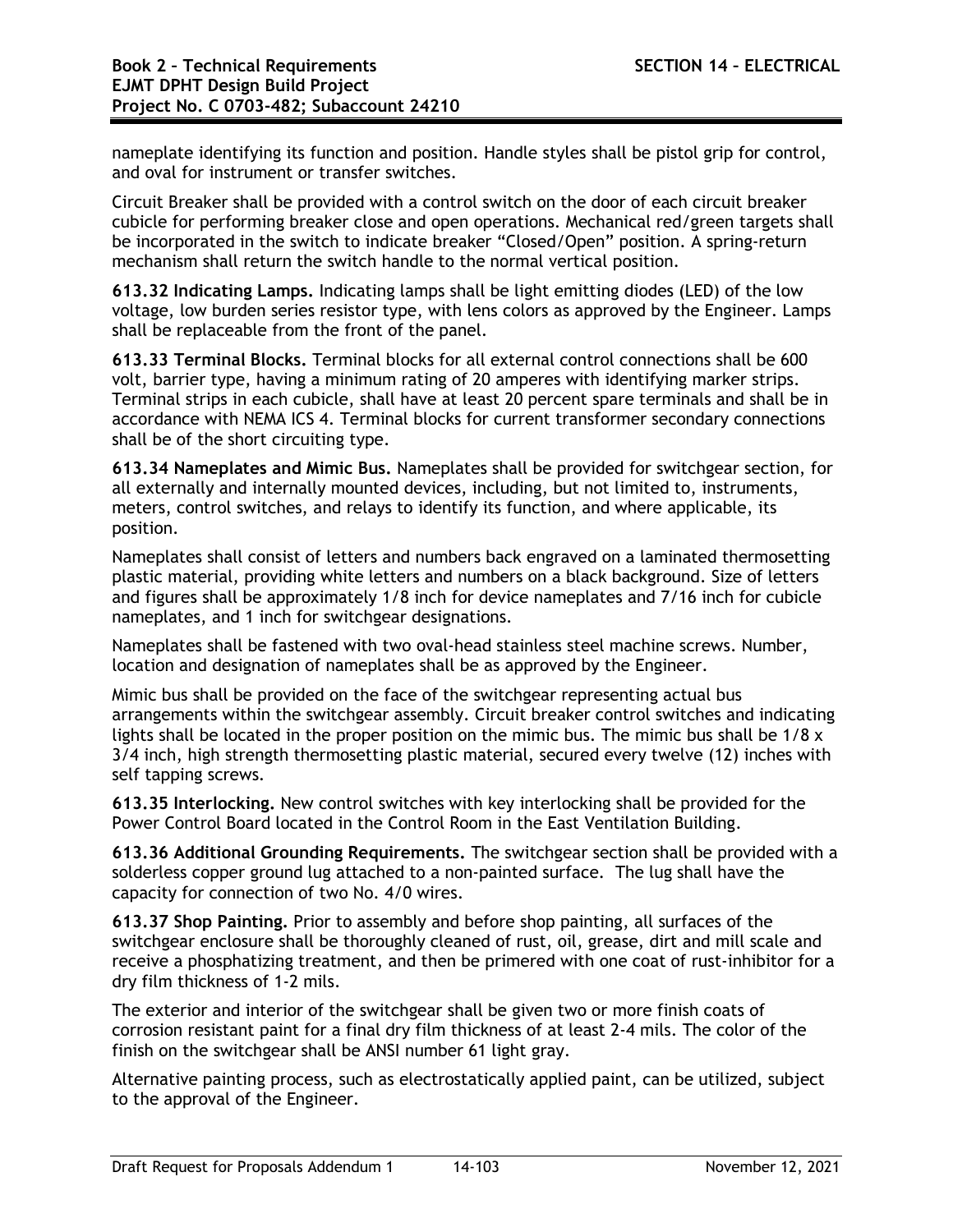nameplate identifying its function and position. Handle styles shall be pistol grip for control, and oval for instrument or transfer switches.

Circuit Breaker shall be provided with a control switch on the door of each circuit breaker cubicle for performing breaker close and open operations. Mechanical red/green targets shall be incorporated in the switch to indicate breaker "Closed/Open" position. A spring-return mechanism shall return the switch handle to the normal vertical position.

**613.32 Indicating Lamps.** Indicating lamps shall be light emitting diodes (LED) of the low voltage, low burden series resistor type, with lens colors as approved by the Engineer. Lamps shall be replaceable from the front of the panel.

**613.33 Terminal Blocks.** Terminal blocks for all external control connections shall be 600 volt, barrier type, having a minimum rating of 20 amperes with identifying marker strips. Terminal strips in each cubicle, shall have at least 20 percent spare terminals and shall be in accordance with NEMA ICS 4. Terminal blocks for current transformer secondary connections shall be of the short circuiting type.

**613.34 Nameplates and Mimic Bus.** Nameplates shall be provided for switchgear section, for all externally and internally mounted devices, including, but not limited to, instruments, meters, control switches, and relays to identify its function, and where applicable, its position.

Nameplates shall consist of letters and numbers back engraved on a laminated thermosetting plastic material, providing white letters and numbers on a black background. Size of letters and figures shall be approximately 1/8 inch for device nameplates and 7/16 inch for cubicle nameplates, and 1 inch for switchgear designations.

Nameplates shall be fastened with two oval-head stainless steel machine screws. Number, location and designation of nameplates shall be as approved by the Engineer.

Mimic bus shall be provided on the face of the switchgear representing actual bus arrangements within the switchgear assembly. Circuit breaker control switches and indicating lights shall be located in the proper position on the mimic bus. The mimic bus shall be 1/8 x 3/4 inch, high strength thermosetting plastic material, secured every twelve (12) inches with self tapping screws.

**613.35 Interlocking.** New control switches with key interlocking shall be provided for the Power Control Board located in the Control Room in the East Ventilation Building.

**613.36 Additional Grounding Requirements.** The switchgear section shall be provided with a solderless copper ground lug attached to a non-painted surface. The lug shall have the capacity for connection of two No. 4/0 wires.

**613.37 Shop Painting.** Prior to assembly and before shop painting, all surfaces of the switchgear enclosure shall be thoroughly cleaned of rust, oil, grease, dirt and mill scale and receive a phosphatizing treatment, and then be primered with one coat of rust-inhibitor for a dry film thickness of 1-2 mils.

The exterior and interior of the switchgear shall be given two or more finish coats of corrosion resistant paint for a final dry film thickness of at least 2-4 mils. The color of the finish on the switchgear shall be ANSI number 61 light gray.

Alternative painting process, such as electrostatically applied paint, can be utilized, subject to the approval of the Engineer.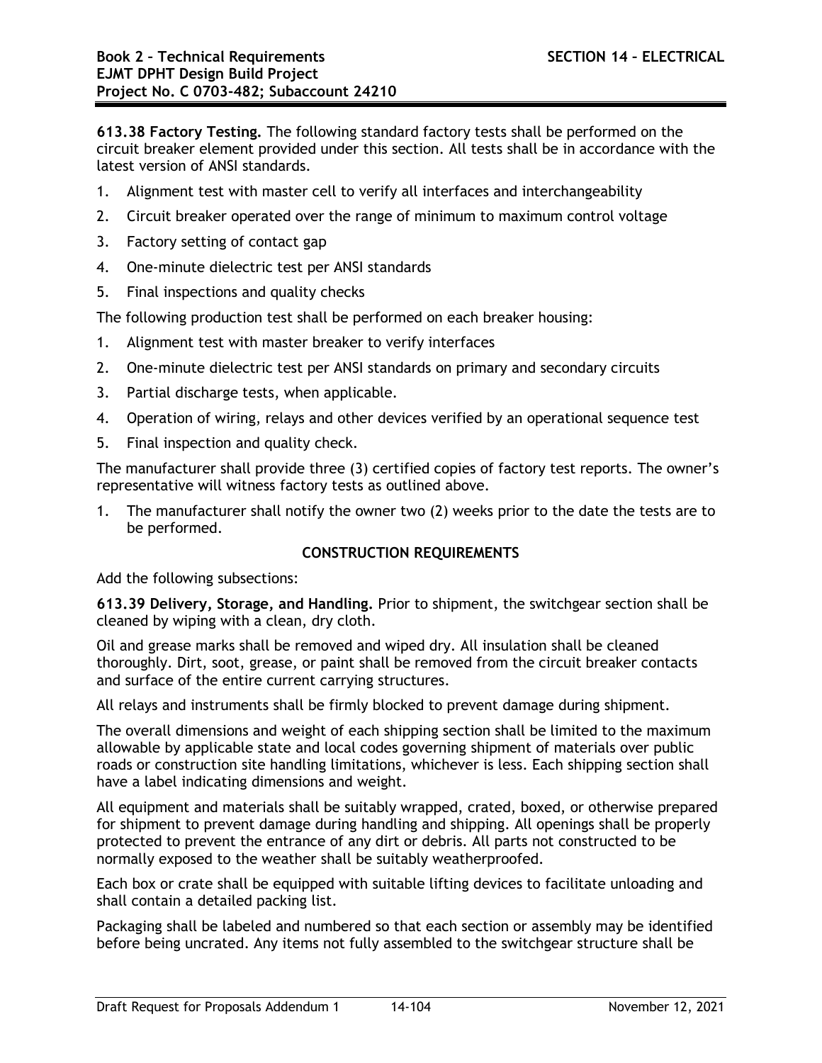**613.38 Factory Testing.** The following standard factory tests shall be performed on the circuit breaker element provided under this section. All tests shall be in accordance with the latest version of ANSI standards.

1. Alignment test with master cell to verify all interfaces and interchangeability
2. Circuit breaker operated over the range of minimum to maximum control voltage
3. Factory setting of contact gap
4. One-minute dielectric test per ANSI standards
5. Final inspections and quality checks

The following production test shall be performed on each breaker housing:

1. Alignment test with master breaker to verify interfaces
2. One-minute dielectric test per ANSI standards on primary and secondary circuits
3. Partial discharge tests, when applicable.
4. Operation of wiring, relays and other devices verified by an operational sequence test
5. Final inspection and quality check.

The manufacturer shall provide three (3) certified copies of factory test reports. The owner's representative will witness factory tests as outlined above.

1. The manufacturer shall notify the owner two (2) weeks prior to the date the tests are to be performed.

## CONSTRUCTION REQUIREMENTS

Add the following subsections:

**613.39 Delivery, Storage, and Handling.** Prior to shipment, the switchgear section shall be cleaned by wiping with a clean, dry cloth.

Oil and grease marks shall be removed and wiped dry. All insulation shall be cleaned thoroughly. Dirt, soot, grease, or paint shall be removed from the circuit breaker contacts and surface of the entire current carrying structures.

All relays and instruments shall be firmly blocked to prevent damage during shipment.

The overall dimensions and weight of each shipping section shall be limited to the maximum allowable by applicable state and local codes governing shipment of materials over public roads or construction site handling limitations, whichever is less. Each shipping section shall have a label indicating dimensions and weight.

All equipment and materials shall be suitably wrapped, crated, boxed, or otherwise prepared for shipment to prevent damage during handling and shipping. All openings shall be properly protected to prevent the entrance of any dirt or debris. All parts not constructed to be normally exposed to the weather shall be suitably weatherproofed.

Each box or crate shall be equipped with suitable lifting devices to facilitate unloading and shall contain a detailed packing list.

Packaging shall be labeled and numbered so that each section or assembly may be identified before being uncrated. Any items not fully assembled to the switchgear structure shall be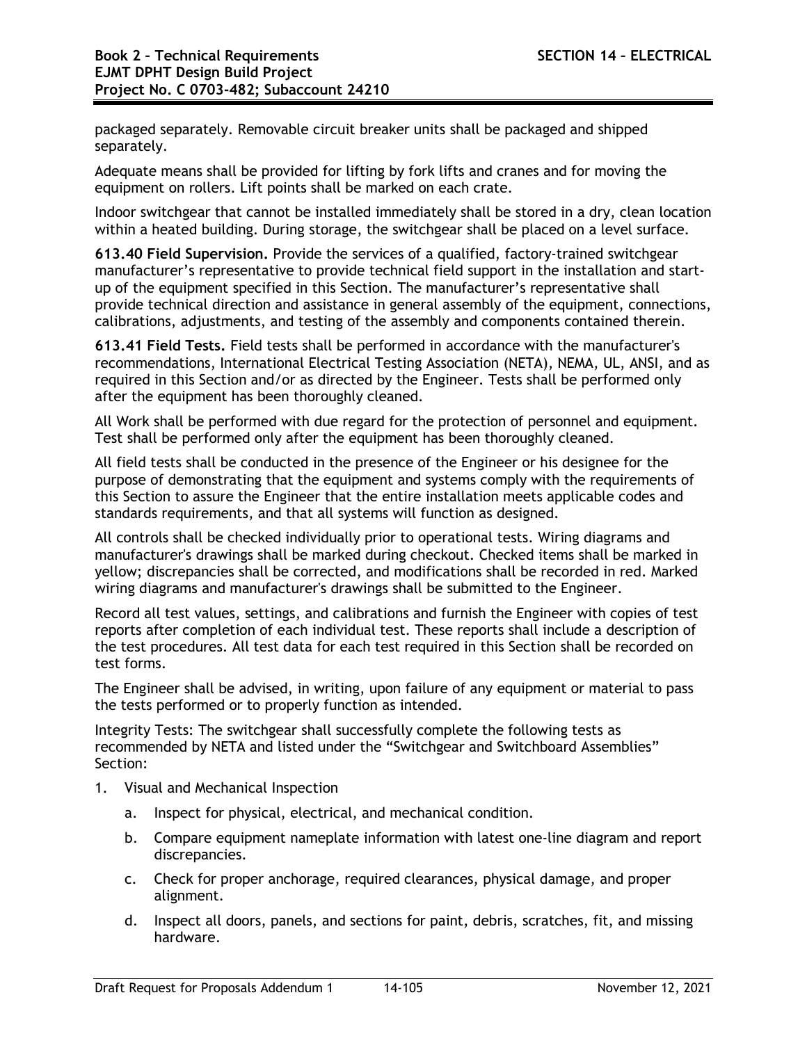packaged separately. Removable circuit breaker units shall be packaged and shipped separately.

Adequate means shall be provided for lifting by fork lifts and cranes and for moving the equipment on rollers. Lift points shall be marked on each crate.

Indoor switchgear that cannot be installed immediately shall be stored in a dry, clean location within a heated building. During storage, the switchgear shall be placed on a level surface.

**613.40 Field Supervision.** Provide the services of a qualified, factory-trained switchgear manufacturer's representative to provide technical field support in the installation and start-up of the equipment specified in this Section. The manufacturer's representative shall provide technical direction and assistance in general assembly of the equipment, connections, calibrations, adjustments, and testing of the assembly and components contained therein.

**613.41 Field Tests.** Field tests shall be performed in accordance with the manufacturer's recommendations, International Electrical Testing Association (NETA), NEMA, UL, ANSI, and as required in this Section and/or as directed by the Engineer. Tests shall be performed only after the equipment has been thoroughly cleaned.

All Work shall be performed with due regard for the protection of personnel and equipment. Test shall be performed only after the equipment has been thoroughly cleaned.

All field tests shall be conducted in the presence of the Engineer or his designee for the purpose of demonstrating that the equipment and systems comply with the requirements of this Section to assure the Engineer that the entire installation meets applicable codes and standards requirements, and that all systems will function as designed.

All controls shall be checked individually prior to operational tests. Wiring diagrams and manufacturer's drawings shall be marked during checkout. Checked items shall be marked in yellow; discrepancies shall be corrected, and modifications shall be recorded in red. Marked wiring diagrams and manufacturer's drawings shall be submitted to the Engineer.

Record all test values, settings, and calibrations and furnish the Engineer with copies of test reports after completion of each individual test. These reports shall include a description of the test procedures. All test data for each test required in this Section shall be recorded on test forms.

The Engineer shall be advised, in writing, upon failure of any equipment or material to pass the tests performed or to properly function as intended.

Integrity Tests: The switchgear shall successfully complete the following tests as recommended by NETA and listed under the "Switchgear and Switchboard Assemblies" Section:

1. Visual and Mechanical Inspection
   a. Inspect for physical, electrical, and mechanical condition.
   b. Compare equipment nameplate information with latest one-line diagram and report discrepancies.
   c. Check for proper anchorage, required clearances, physical damage, and proper alignment.
   d. Inspect all doors, panels, and sections for paint, debris, scratches, fit, and missing hardware.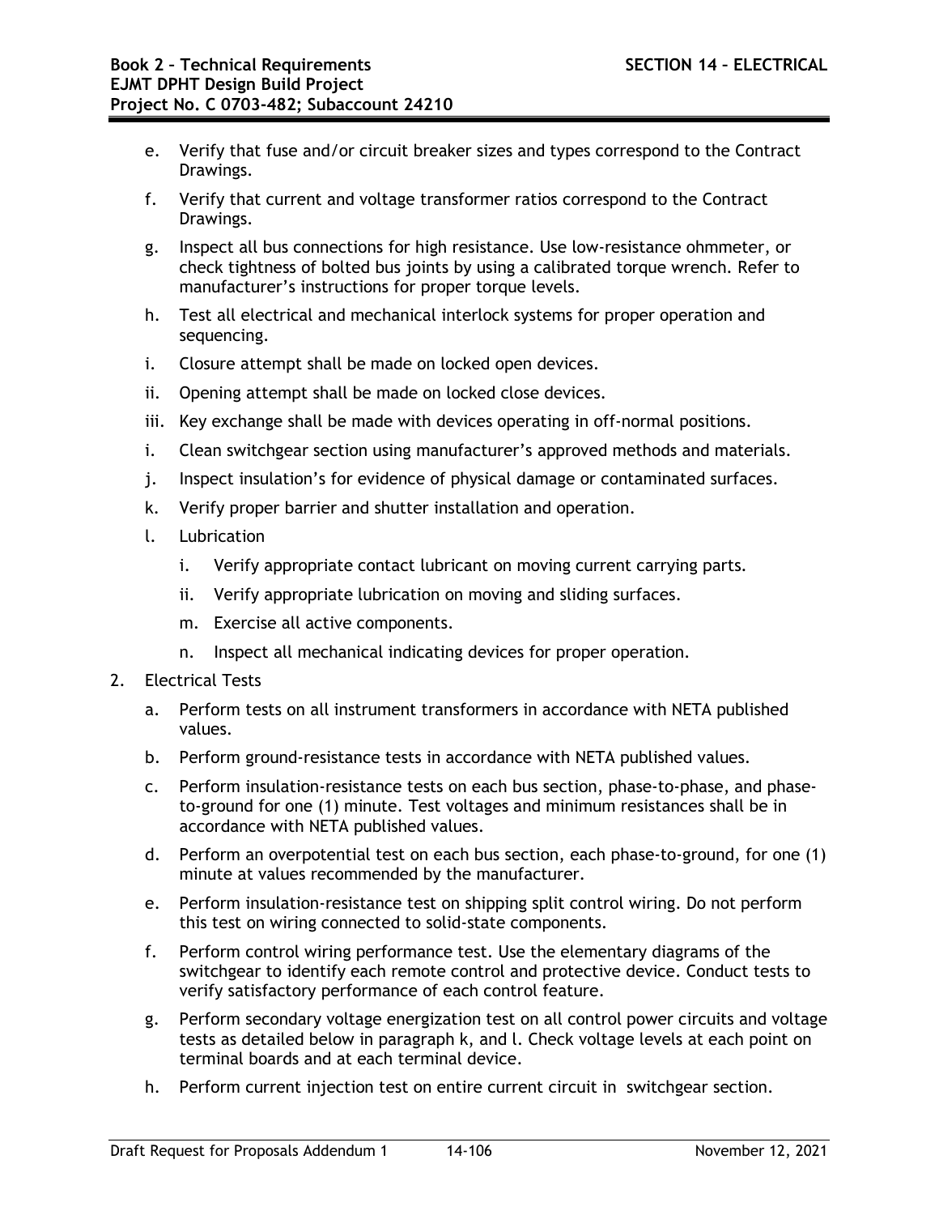e. Verify that fuse and/or circuit breaker sizes and types correspond to the Contract Drawings.

f. Verify that current and voltage transformer ratios correspond to the Contract Drawings.

g. Inspect all bus connections for high resistance. Use low-resistance ohmmeter, or check tightness of bolted bus joints by using a calibrated torque wrench. Refer to manufacturer's instructions for proper torque levels.

h. Test all electrical and mechanical interlock systems for proper operation and sequencing.

i. Closure attempt shall be made on locked open devices.

ii. Opening attempt shall be made on locked close devices.

iii. Key exchange shall be made with devices operating in off-normal positions.

i. Clean switchgear section using manufacturer's approved methods and materials.

j. Inspect insulation's for evidence of physical damage or contaminated surfaces.

k. Verify proper barrier and shutter installation and operation.

l. Lubrication

   i. Verify appropriate contact lubricant on moving current carrying parts.

   ii. Verify appropriate lubrication on moving and sliding surfaces.

   m. Exercise all active components.

   n. Inspect all mechanical indicating devices for proper operation.

2. Electrical Tests

   a. Perform tests on all instrument transformers in accordance with NETA published values.

   b. Perform ground-resistance tests in accordance with NETA published values.

   c. Perform insulation-resistance tests on each bus section, phase-to-phase, and phase-to-ground for one (1) minute. Test voltages and minimum resistances shall be in accordance with NETA published values.

   d. Perform an overpotential test on each bus section, each phase-to-ground, for one (1) minute at values recommended by the manufacturer.

   e. Perform insulation-resistance test on shipping split control wiring. Do not perform this test on wiring connected to solid-state components.

   f. Perform control wiring performance test. Use the elementary diagrams of the switchgear to identify each remote control and protective device. Conduct tests to verify satisfactory performance of each control feature.

   g. Perform secondary voltage energization test on all control power circuits and voltage tests as detailed below in paragraph k, and l. Check voltage levels at each point on terminal boards and at each terminal device.

   h. Perform current injection test on entire current circuit in switchgear section.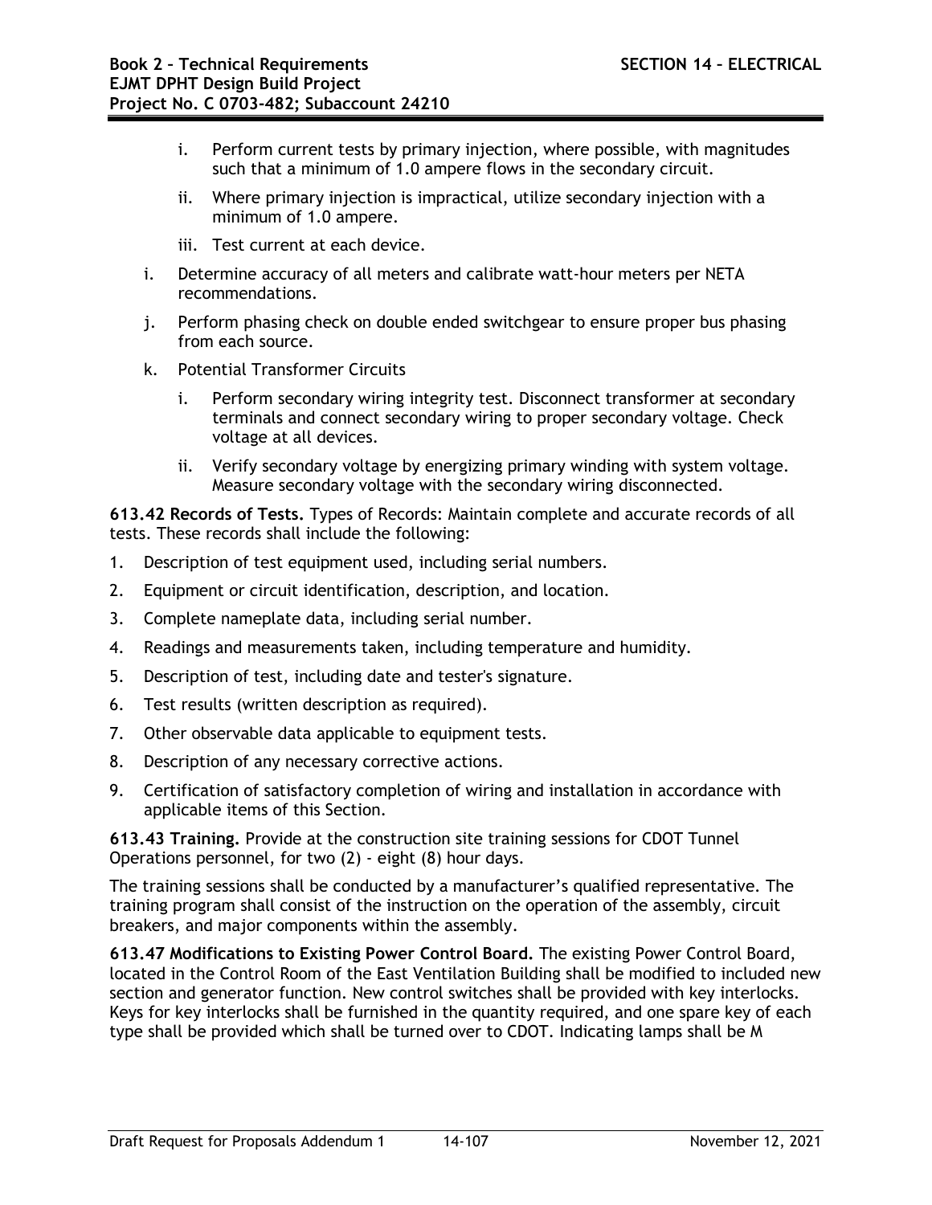- i. Perform current tests by primary injection, where possible, with magnitudes such that a minimum of 1.0 ampere flows in the secondary circuit.
   - ii. Where primary injection is impractical, utilize secondary injection with a minimum of 1.0 ampere.
   - iii. Test current at each device.

i. Determine accuracy of all meters and calibrate watt-hour meters per NETA recommendations.

j. Perform phasing check on double ended switchgear to ensure proper bus phasing from each source.

k. Potential Transformer Circuits

   - i. Perform secondary wiring integrity test. Disconnect transformer at secondary terminals and connect secondary wiring to proper secondary voltage. Check voltage at all devices.
   - ii. Verify secondary voltage by energizing primary winding with system voltage. Measure secondary voltage with the secondary wiring disconnected.

**613.42 Records of Tests.** Types of Records: Maintain complete and accurate records of all tests. These records shall include the following:

1. Description of test equipment used, including serial numbers.
2. Equipment or circuit identification, description, and location.
3. Complete nameplate data, including serial number.
4. Readings and measurements taken, including temperature and humidity.
5. Description of test, including date and tester's signature.
6. Test results (written description as required).
7. Other observable data applicable to equipment tests.
8. Description of any necessary corrective actions.
9. Certification of satisfactory completion of wiring and installation in accordance with applicable items of this Section.

**613.43 Training.** Provide at the construction site training sessions for CDOT Tunnel Operations personnel, for two (2) - eight (8) hour days.

The training sessions shall be conducted by a manufacturer's qualified representative. The training program shall consist of the instruction on the operation of the assembly, circuit breakers, and major components within the assembly.

**613.47 Modifications to Existing Power Control Board.** The existing Power Control Board, located in the Control Room of the East Ventilation Building shall be modified to included new section and generator function. New control switches shall be provided with key interlocks. Keys for key interlocks shall be furnished in the quantity required, and one spare key of each type shall be provided which shall be turned over to CDOT. Indicating lamps shall be M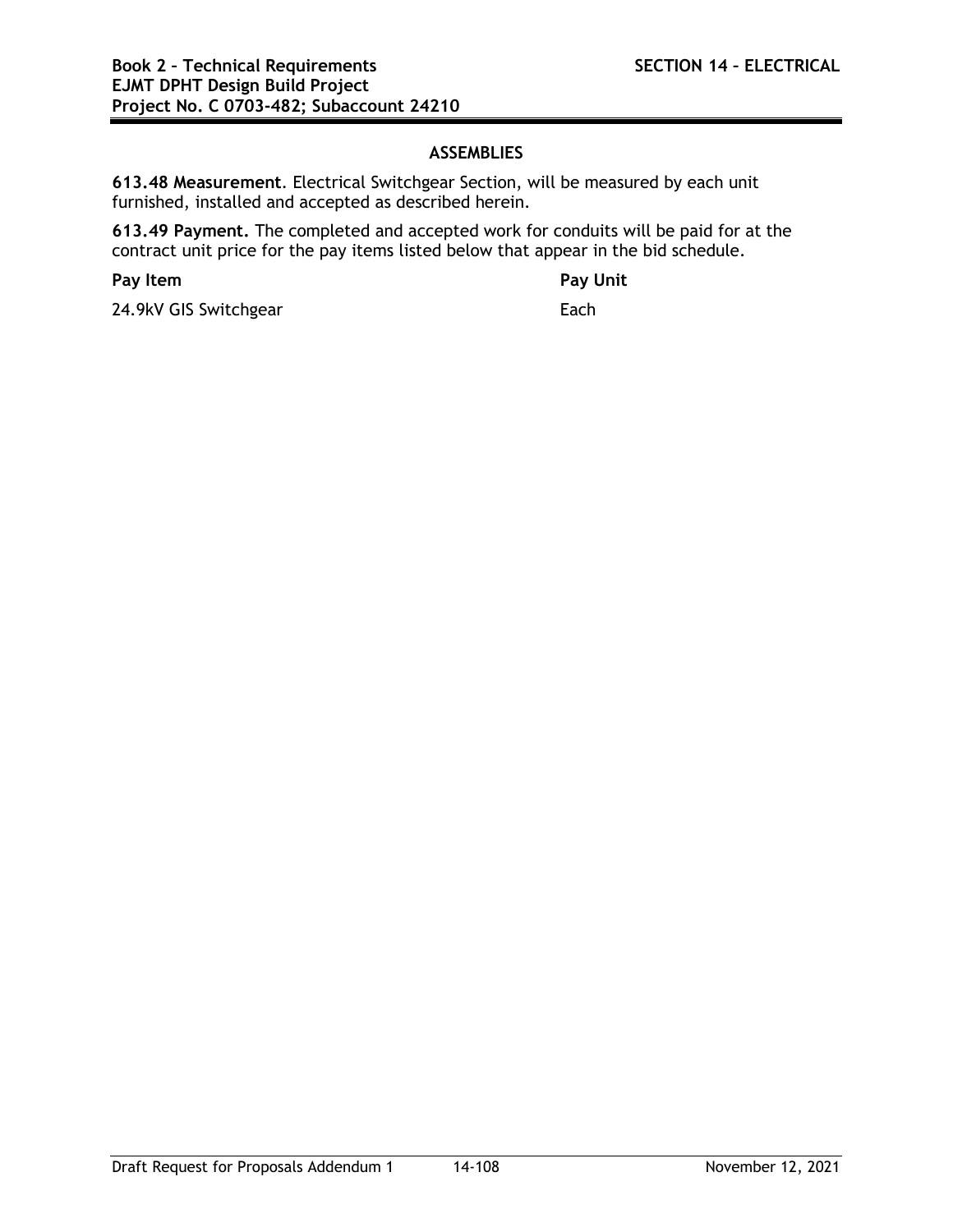### ASSEMBLIES

**613.48 Measurement**. Electrical Switchgear Section, will be measured by each unit furnished, installed and accepted as described herein.

**613.49 Payment.** The completed and accepted work for conduits will be paid for at the contract unit price for the pay items listed below that appear in the bid schedule.

| **Pay Item** | **Pay Unit** |
|---|---|
| 24.9kV GIS Switchgear | Each |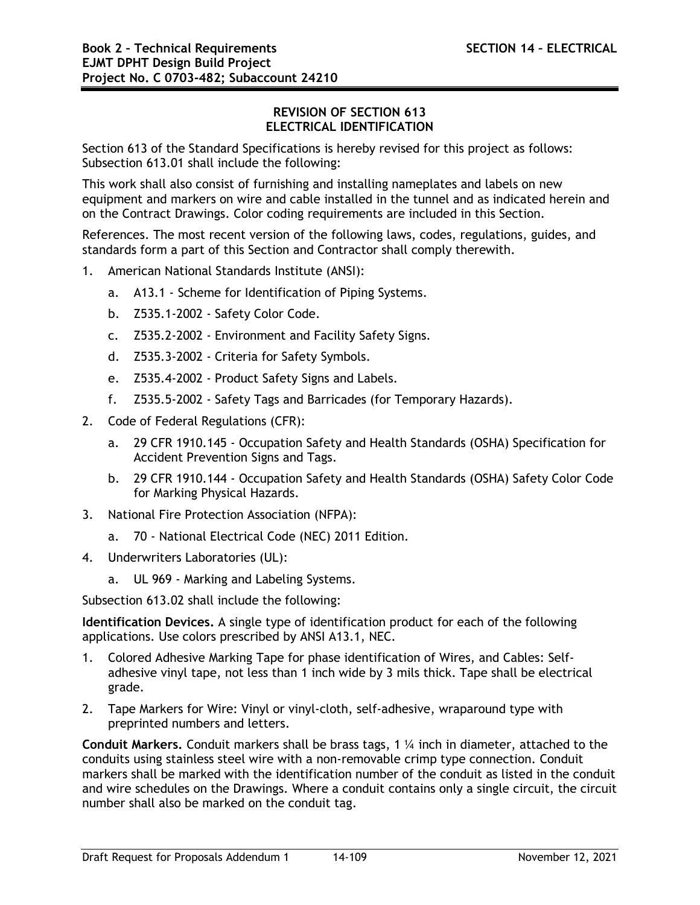## REVISION OF SECTION 613
## ELECTRICAL IDENTIFICATION

Section 613 of the Standard Specifications is hereby revised for this project as follows: Subsection 613.01 shall include the following:

This work shall also consist of furnishing and installing nameplates and labels on new equipment and markers on wire and cable installed in the tunnel and as indicated herein and on the Contract Drawings. Color coding requirements are included in this Section.

References. The most recent version of the following laws, codes, regulations, guides, and standards form a part of this Section and Contractor shall comply therewith.

1. American National Standards Institute (ANSI):
   a. A13.1 - Scheme for Identification of Piping Systems.
   b. Z535.1-2002 - Safety Color Code.
   c. Z535.2-2002 - Environment and Facility Safety Signs.
   d. Z535.3-2002 - Criteria for Safety Symbols.
   e. Z535.4-2002 - Product Safety Signs and Labels.
   f. Z535.5-2002 - Safety Tags and Barricades (for Temporary Hazards).
2. Code of Federal Regulations (CFR):
   a. 29 CFR 1910.145 - Occupation Safety and Health Standards (OSHA) Specification for Accident Prevention Signs and Tags.
   b. 29 CFR 1910.144 - Occupation Safety and Health Standards (OSHA) Safety Color Code for Marking Physical Hazards.
3. National Fire Protection Association (NFPA):
   a. 70 - National Electrical Code (NEC) 2011 Edition.
4. Underwriters Laboratories (UL):
   a. UL 969 - Marking and Labeling Systems.

Subsection 613.02 shall include the following:

**Identification Devices.** A single type of identification product for each of the following applications. Use colors prescribed by ANSI A13.1, NEC.

1. Colored Adhesive Marking Tape for phase identification of Wires, and Cables: Self-adhesive vinyl tape, not less than 1 inch wide by 3 mils thick. Tape shall be electrical grade.
2. Tape Markers for Wire: Vinyl or vinyl-cloth, self-adhesive, wraparound type with preprinted numbers and letters.

**Conduit Markers.** Conduit markers shall be brass tags, 1 ¼ inch in diameter, attached to the conduits using stainless steel wire with a non-removable crimp type connection. Conduit markers shall be marked with the identification number of the conduit as listed in the conduit and wire schedules on the Drawings. Where a conduit contains only a single circuit, the circuit number shall also be marked on the conduit tag.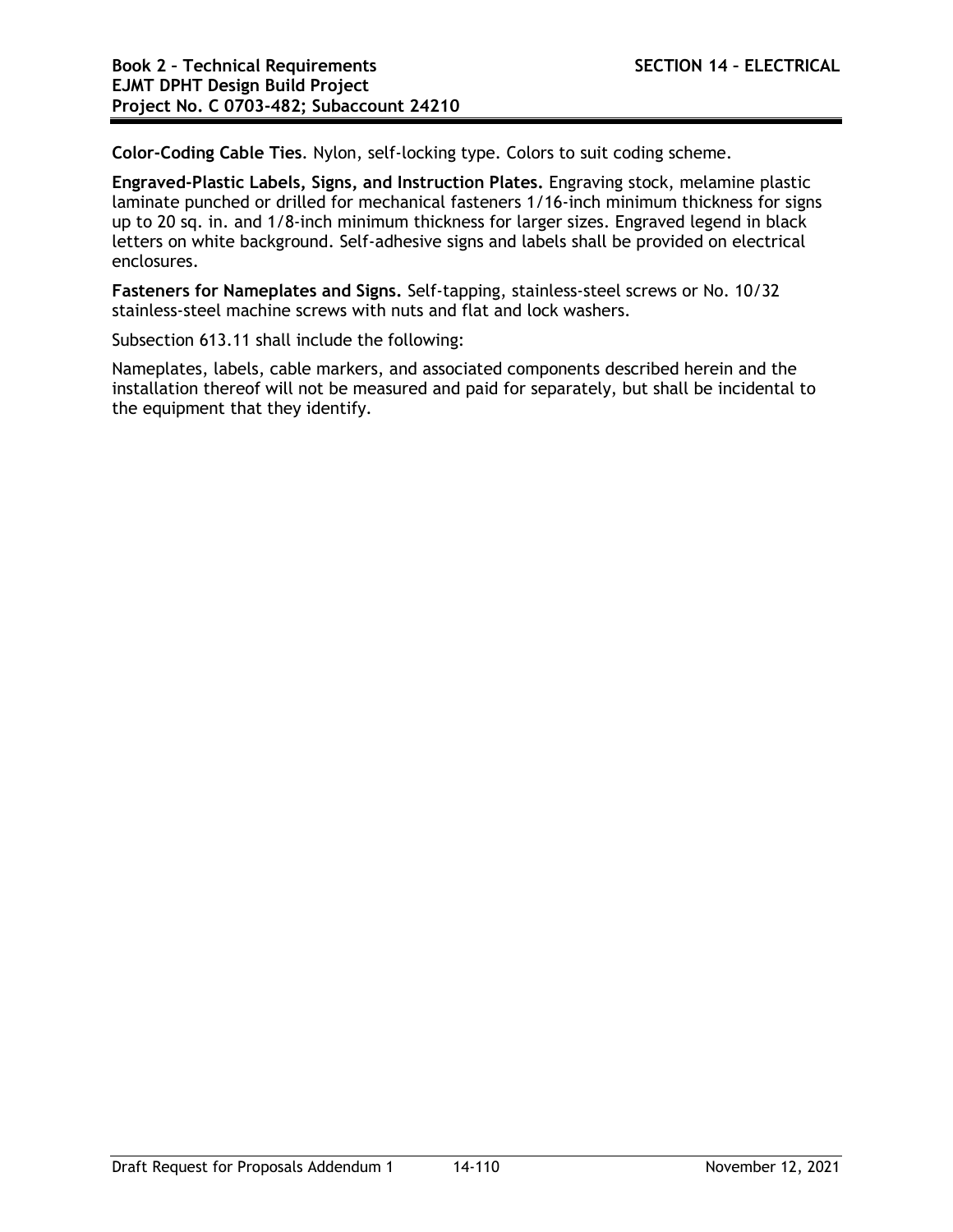**Color-Coding Cable Ties**. Nylon, self-locking type. Colors to suit coding scheme.

**Engraved-Plastic Labels, Signs, and Instruction Plates.** Engraving stock, melamine plastic laminate punched or drilled for mechanical fasteners 1/16-inch minimum thickness for signs up to 20 sq. in. and 1/8-inch minimum thickness for larger sizes. Engraved legend in black letters on white background. Self-adhesive signs and labels shall be provided on electrical enclosures.

**Fasteners for Nameplates and Signs.** Self-tapping, stainless-steel screws or No. 10/32 stainless-steel machine screws with nuts and flat and lock washers.

Subsection 613.11 shall include the following:

Nameplates, labels, cable markers, and associated components described herein and the installation thereof will not be measured and paid for separately, but shall be incidental to the equipment that they identify.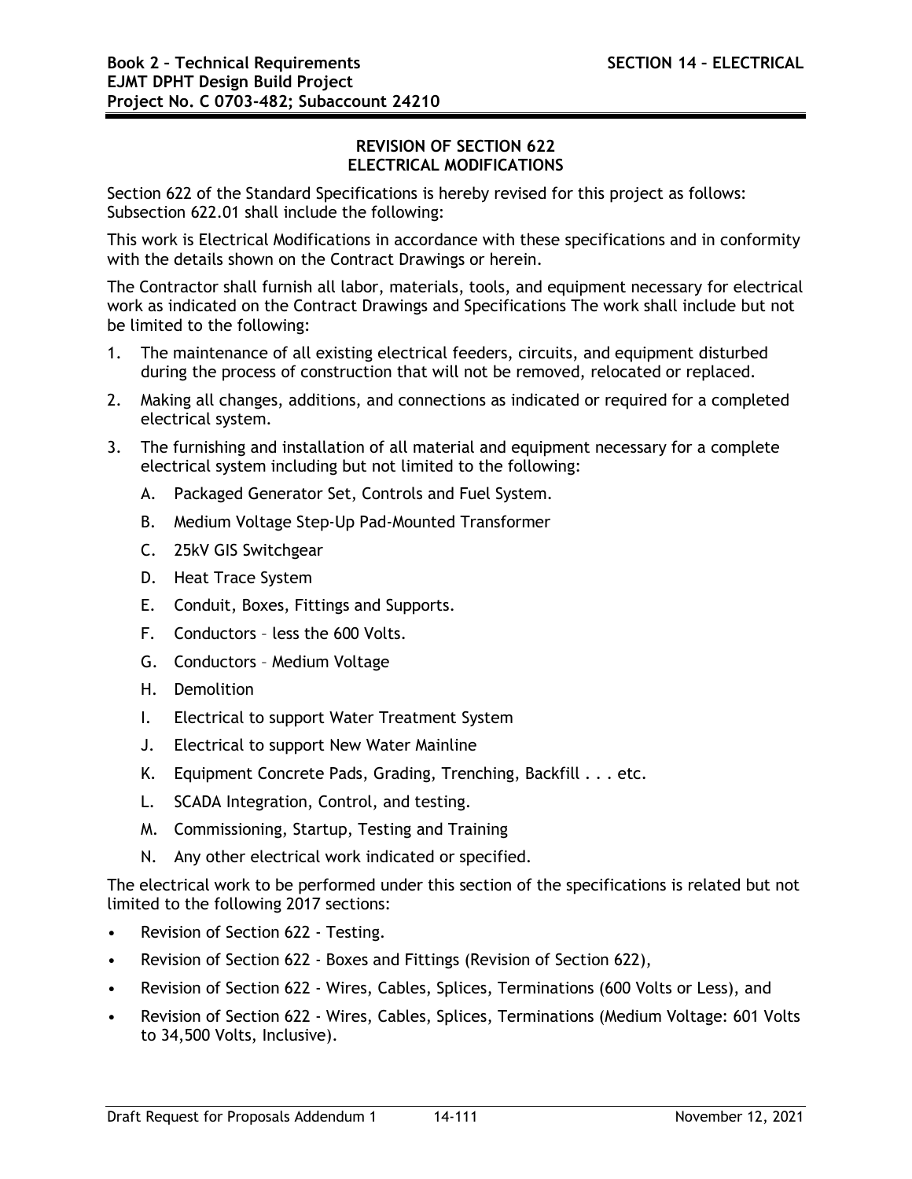## REVISION OF SECTION 622
## ELECTRICAL MODIFICATIONS

Section 622 of the Standard Specifications is hereby revised for this project as follows: Subsection 622.01 shall include the following:

This work is Electrical Modifications in accordance with these specifications and in conformity with the details shown on the Contract Drawings or herein.

The Contractor shall furnish all labor, materials, tools, and equipment necessary for electrical work as indicated on the Contract Drawings and Specifications The work shall include but not be limited to the following:

1. The maintenance of all existing electrical feeders, circuits, and equipment disturbed during the process of construction that will not be removed, relocated or replaced.
2. Making all changes, additions, and connections as indicated or required for a completed electrical system.
3. The furnishing and installation of all material and equipment necessary for a complete electrical system including but not limited to the following:
   A. Packaged Generator Set, Controls and Fuel System.
   B. Medium Voltage Step-Up Pad-Mounted Transformer
   C. 25kV GIS Switchgear
   D. Heat Trace System
   E. Conduit, Boxes, Fittings and Supports.
   F. Conductors – less the 600 Volts.
   G. Conductors – Medium Voltage
   H. Demolition
   I. Electrical to support Water Treatment System
   J. Electrical to support New Water Mainline
   K. Equipment Concrete Pads, Grading, Trenching, Backfill . . . etc.
   L. SCADA Integration, Control, and testing.
   M. Commissioning, Startup, Testing and Training
   N. Any other electrical work indicated or specified.

The electrical work to be performed under this section of the specifications is related but not limited to the following 2017 sections:

- Revision of Section 622 - Testing.
- Revision of Section 622 - Boxes and Fittings (Revision of Section 622),
- Revision of Section 622 - Wires, Cables, Splices, Terminations (600 Volts or Less), and
- Revision of Section 622 - Wires, Cables, Splices, Terminations (Medium Voltage: 601 Volts to 34,500 Volts, Inclusive).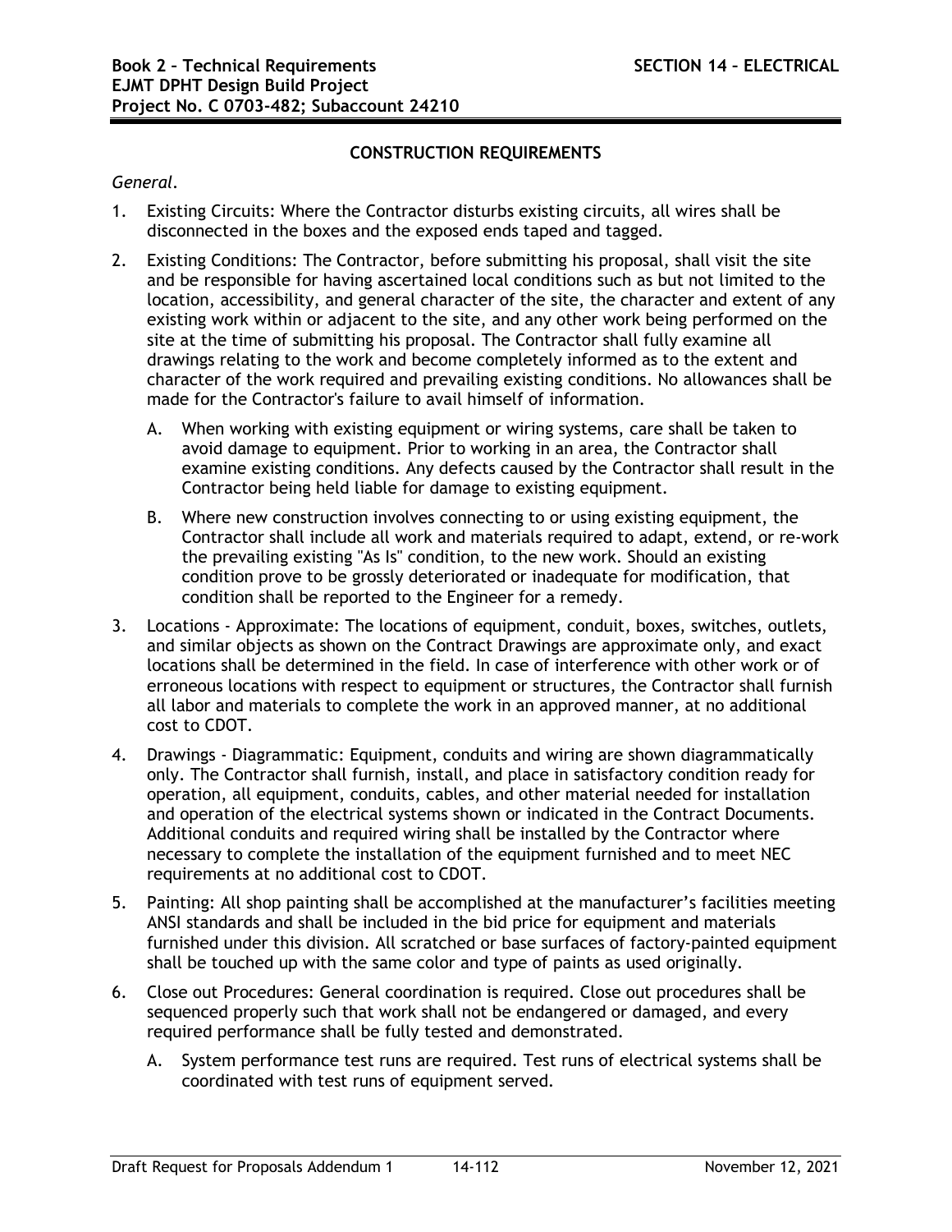## CONSTRUCTION REQUIREMENTS

*General.*

1. Existing Circuits: Where the Contractor disturbs existing circuits, all wires shall be disconnected in the boxes and the exposed ends taped and tagged.
2. Existing Conditions: The Contractor, before submitting his proposal, shall visit the site and be responsible for having ascertained local conditions such as but not limited to the location, accessibility, and general character of the site, the character and extent of any existing work within or adjacent to the site, and any other work being performed on the site at the time of submitting his proposal. The Contractor shall fully examine all drawings relating to the work and become completely informed as to the extent and character of the work required and prevailing existing conditions. No allowances shall be made for the Contractor's failure to avail himself of information.
   A. When working with existing equipment or wiring systems, care shall be taken to avoid damage to equipment. Prior to working in an area, the Contractor shall examine existing conditions. Any defects caused by the Contractor shall result in the Contractor being held liable for damage to existing equipment.
   B. Where new construction involves connecting to or using existing equipment, the Contractor shall include all work and materials required to adapt, extend, or re-work the prevailing existing "As Is" condition, to the new work. Should an existing condition prove to be grossly deteriorated or inadequate for modification, that condition shall be reported to the Engineer for a remedy.
3. Locations - Approximate: The locations of equipment, conduit, boxes, switches, outlets, and similar objects as shown on the Contract Drawings are approximate only, and exact locations shall be determined in the field. In case of interference with other work or of erroneous locations with respect to equipment or structures, the Contractor shall furnish all labor and materials to complete the work in an approved manner, at no additional cost to CDOT.
4. Drawings - Diagrammatic: Equipment, conduits and wiring are shown diagrammatically only. The Contractor shall furnish, install, and place in satisfactory condition ready for operation, all equipment, conduits, cables, and other material needed for installation and operation of the electrical systems shown or indicated in the Contract Documents. Additional conduits and required wiring shall be installed by the Contractor where necessary to complete the installation of the equipment furnished and to meet NEC requirements at no additional cost to CDOT.
5. Painting: All shop painting shall be accomplished at the manufacturer's facilities meeting ANSI standards and shall be included in the bid price for equipment and materials furnished under this division. All scratched or base surfaces of factory-painted equipment shall be touched up with the same color and type of paints as used originally.
6. Close out Procedures: General coordination is required. Close out procedures shall be sequenced properly such that work shall not be endangered or damaged, and every required performance shall be fully tested and demonstrated.
   A. System performance test runs are required. Test runs of electrical systems shall be coordinated with test runs of equipment served.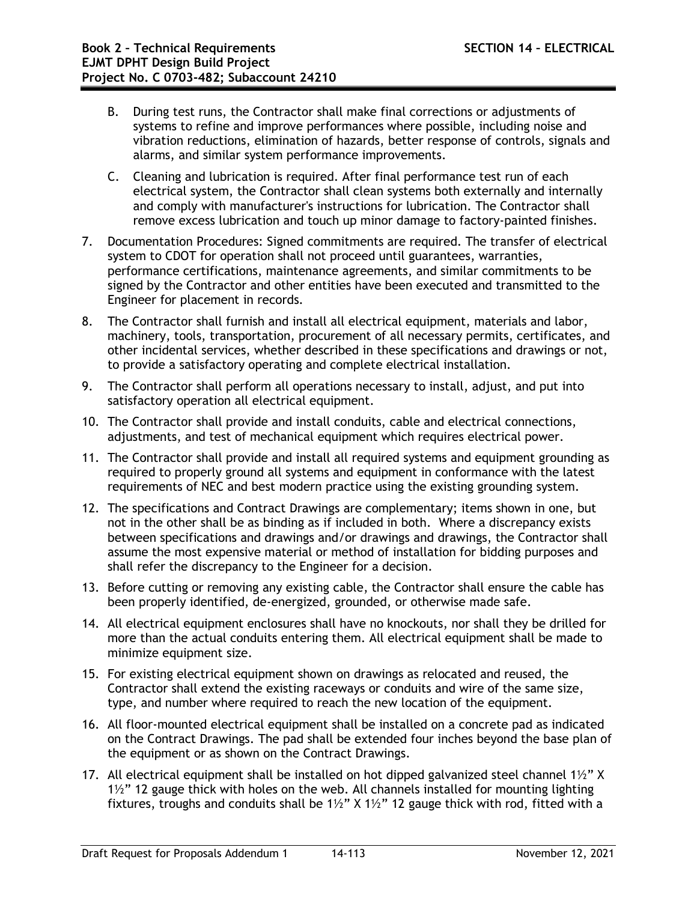B. During test runs, the Contractor shall make final corrections or adjustments of systems to refine and improve performances where possible, including noise and vibration reductions, elimination of hazards, better response of controls, signals and alarms, and similar system performance improvements.

C. Cleaning and lubrication is required. After final performance test run of each electrical system, the Contractor shall clean systems both externally and internally and comply with manufacturer's instructions for lubrication. The Contractor shall remove excess lubrication and touch up minor damage to factory-painted finishes.

7. Documentation Procedures: Signed commitments are required. The transfer of electrical system to CDOT for operation shall not proceed until guarantees, warranties, performance certifications, maintenance agreements, and similar commitments to be signed by the Contractor and other entities have been executed and transmitted to the Engineer for placement in records.

8. The Contractor shall furnish and install all electrical equipment, materials and labor, machinery, tools, transportation, procurement of all necessary permits, certificates, and other incidental services, whether described in these specifications and drawings or not, to provide a satisfactory operating and complete electrical installation.

9. The Contractor shall perform all operations necessary to install, adjust, and put into satisfactory operation all electrical equipment.

10. The Contractor shall provide and install conduits, cable and electrical connections, adjustments, and test of mechanical equipment which requires electrical power.

11. The Contractor shall provide and install all required systems and equipment grounding as required to properly ground all systems and equipment in conformance with the latest requirements of NEC and best modern practice using the existing grounding system.

12. The specifications and Contract Drawings are complementary; items shown in one, but not in the other shall be as binding as if included in both. Where a discrepancy exists between specifications and drawings and/or drawings and drawings, the Contractor shall assume the most expensive material or method of installation for bidding purposes and shall refer the discrepancy to the Engineer for a decision.

13. Before cutting or removing any existing cable, the Contractor shall ensure the cable has been properly identified, de-energized, grounded, or otherwise made safe.

14. All electrical equipment enclosures shall have no knockouts, nor shall they be drilled for more than the actual conduits entering them. All electrical equipment shall be made to minimize equipment size.

15. For existing electrical equipment shown on drawings as relocated and reused, the Contractor shall extend the existing raceways or conduits and wire of the same size, type, and number where required to reach the new location of the equipment.

16. All floor-mounted electrical equipment shall be installed on a concrete pad as indicated on the Contract Drawings. The pad shall be extended four inches beyond the base plan of the equipment or as shown on the Contract Drawings.

17. All electrical equipment shall be installed on hot dipped galvanized steel channel 1½" X 1½" 12 gauge thick with holes on the web. All channels installed for mounting lighting fixtures, troughs and conduits shall be 1½" X 1½" 12 gauge thick with rod, fitted with a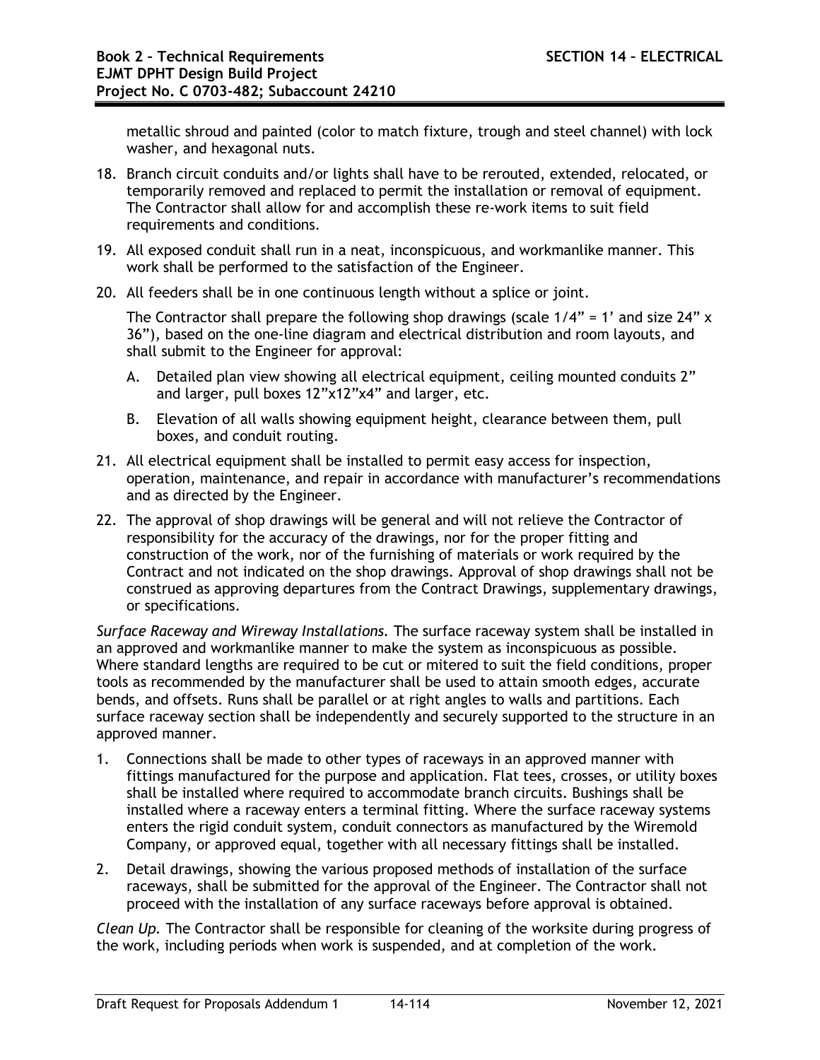metallic shroud and painted (color to match fixture, trough and steel channel) with lock washer, and hexagonal nuts.

18. Branch circuit conduits and/or lights shall have to be rerouted, extended, relocated, or temporarily removed and replaced to permit the installation or removal of equipment. The Contractor shall allow for and accomplish these re-work items to suit field requirements and conditions.
19. All exposed conduit shall run in a neat, inconspicuous, and workmanlike manner. This work shall be performed to the satisfaction of the Engineer.
20. All feeders shall be in one continuous length without a splice or joint.

    The Contractor shall prepare the following shop drawings (scale 1/4" = 1' and size 24" x 36"), based on the one-line diagram and electrical distribution and room layouts, and shall submit to the Engineer for approval:

    A. Detailed plan view showing all electrical equipment, ceiling mounted conduits 2" and larger, pull boxes 12"x12"x4" and larger, etc.
    B. Elevation of all walls showing equipment height, clearance between them, pull boxes, and conduit routing.

21. All electrical equipment shall be installed to permit easy access for inspection, operation, maintenance, and repair in accordance with manufacturer's recommendations and as directed by the Engineer.
22. The approval of shop drawings will be general and will not relieve the Contractor of responsibility for the accuracy of the drawings, nor for the proper fitting and construction of the work, nor of the furnishing of materials or work required by the Contract and not indicated on the shop drawings. Approval of shop drawings shall not be construed as approving departures from the Contract Drawings, supplementary drawings, or specifications.

*Surface Raceway and Wireway Installations.* The surface raceway system shall be installed in an approved and workmanlike manner to make the system as inconspicuous as possible. Where standard lengths are required to be cut or mitered to suit the field conditions, proper tools as recommended by the manufacturer shall be used to attain smooth edges, accurate bends, and offsets. Runs shall be parallel or at right angles to walls and partitions. Each surface raceway section shall be independently and securely supported to the structure in an approved manner.

1. Connections shall be made to other types of raceways in an approved manner with fittings manufactured for the purpose and application. Flat tees, crosses, or utility boxes shall be installed where required to accommodate branch circuits. Bushings shall be installed where a raceway enters a terminal fitting. Where the surface raceway systems enters the rigid conduit system, conduit connectors as manufactured by the Wiremold Company, or approved equal, together with all necessary fittings shall be installed.
2. Detail drawings, showing the various proposed methods of installation of the surface raceways, shall be submitted for the approval of the Engineer. The Contractor shall not proceed with the installation of any surface raceways before approval is obtained.

*Clean Up.* The Contractor shall be responsible for cleaning of the worksite during progress of the work, including periods when work is suspended, and at completion of the work.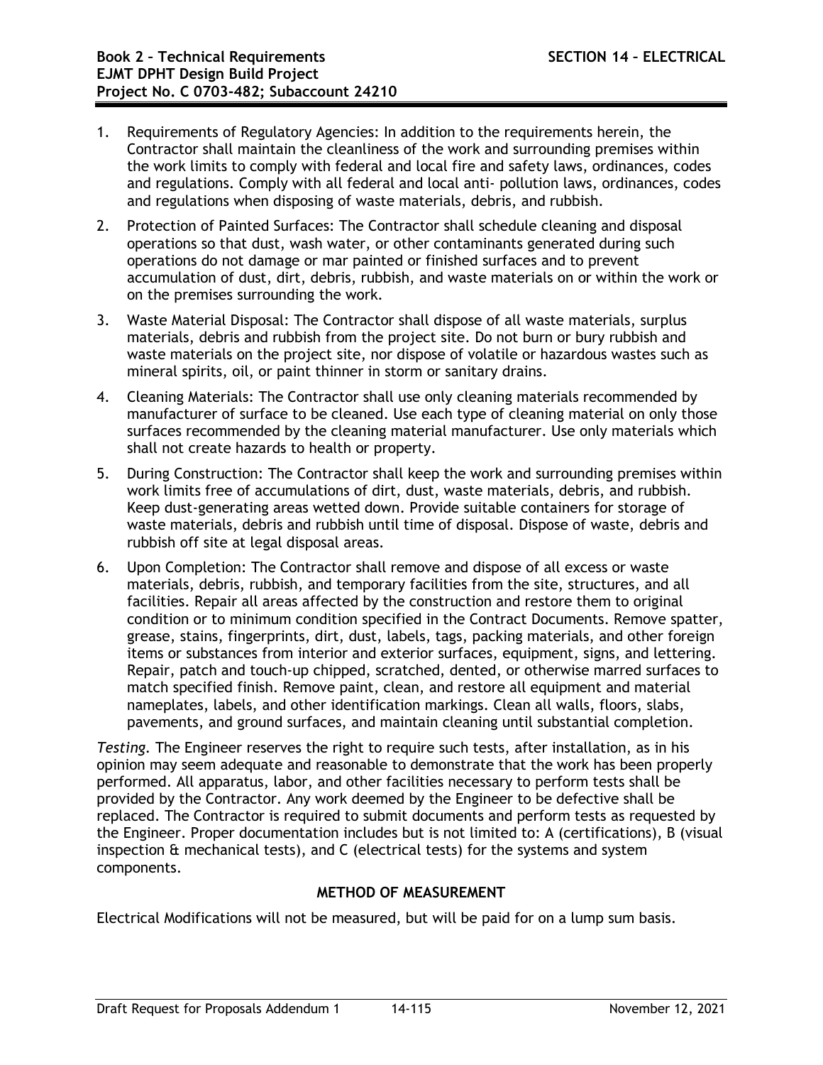1. Requirements of Regulatory Agencies: In addition to the requirements herein, the Contractor shall maintain the cleanliness of the work and surrounding premises within the work limits to comply with federal and local fire and safety laws, ordinances, codes and regulations. Comply with all federal and local anti- pollution laws, ordinances, codes and regulations when disposing of waste materials, debris, and rubbish.
2. Protection of Painted Surfaces: The Contractor shall schedule cleaning and disposal operations so that dust, wash water, or other contaminants generated during such operations do not damage or mar painted or finished surfaces and to prevent accumulation of dust, dirt, debris, rubbish, and waste materials on or within the work or on the premises surrounding the work.
3. Waste Material Disposal: The Contractor shall dispose of all waste materials, surplus materials, debris and rubbish from the project site. Do not burn or bury rubbish and waste materials on the project site, nor dispose of volatile or hazardous wastes such as mineral spirits, oil, or paint thinner in storm or sanitary drains.
4. Cleaning Materials: The Contractor shall use only cleaning materials recommended by manufacturer of surface to be cleaned. Use each type of cleaning material on only those surfaces recommended by the cleaning material manufacturer. Use only materials which shall not create hazards to health or property.
5. During Construction: The Contractor shall keep the work and surrounding premises within work limits free of accumulations of dirt, dust, waste materials, debris, and rubbish. Keep dust-generating areas wetted down. Provide suitable containers for storage of waste materials, debris and rubbish until time of disposal. Dispose of waste, debris and rubbish off site at legal disposal areas.
6. Upon Completion: The Contractor shall remove and dispose of all excess or waste materials, debris, rubbish, and temporary facilities from the site, structures, and all facilities. Repair all areas affected by the construction and restore them to original condition or to minimum condition specified in the Contract Documents. Remove spatter, grease, stains, fingerprints, dirt, dust, labels, tags, packing materials, and other foreign items or substances from interior and exterior surfaces, equipment, signs, and lettering. Repair, patch and touch-up chipped, scratched, dented, or otherwise marred surfaces to match specified finish. Remove paint, clean, and restore all equipment and material nameplates, labels, and other identification markings. Clean all walls, floors, slabs, pavements, and ground surfaces, and maintain cleaning until substantial completion.

*Testing.* The Engineer reserves the right to require such tests, after installation, as in his opinion may seem adequate and reasonable to demonstrate that the work has been properly performed. All apparatus, labor, and other facilities necessary to perform tests shall be provided by the Contractor. Any work deemed by the Engineer to be defective shall be replaced. The Contractor is required to submit documents and perform tests as requested by the Engineer. Proper documentation includes but is not limited to: A (certifications), B (visual inspection & mechanical tests), and C (electrical tests) for the systems and system components.

## METHOD OF MEASUREMENT

Electrical Modifications will not be measured, but will be paid for on a lump sum basis.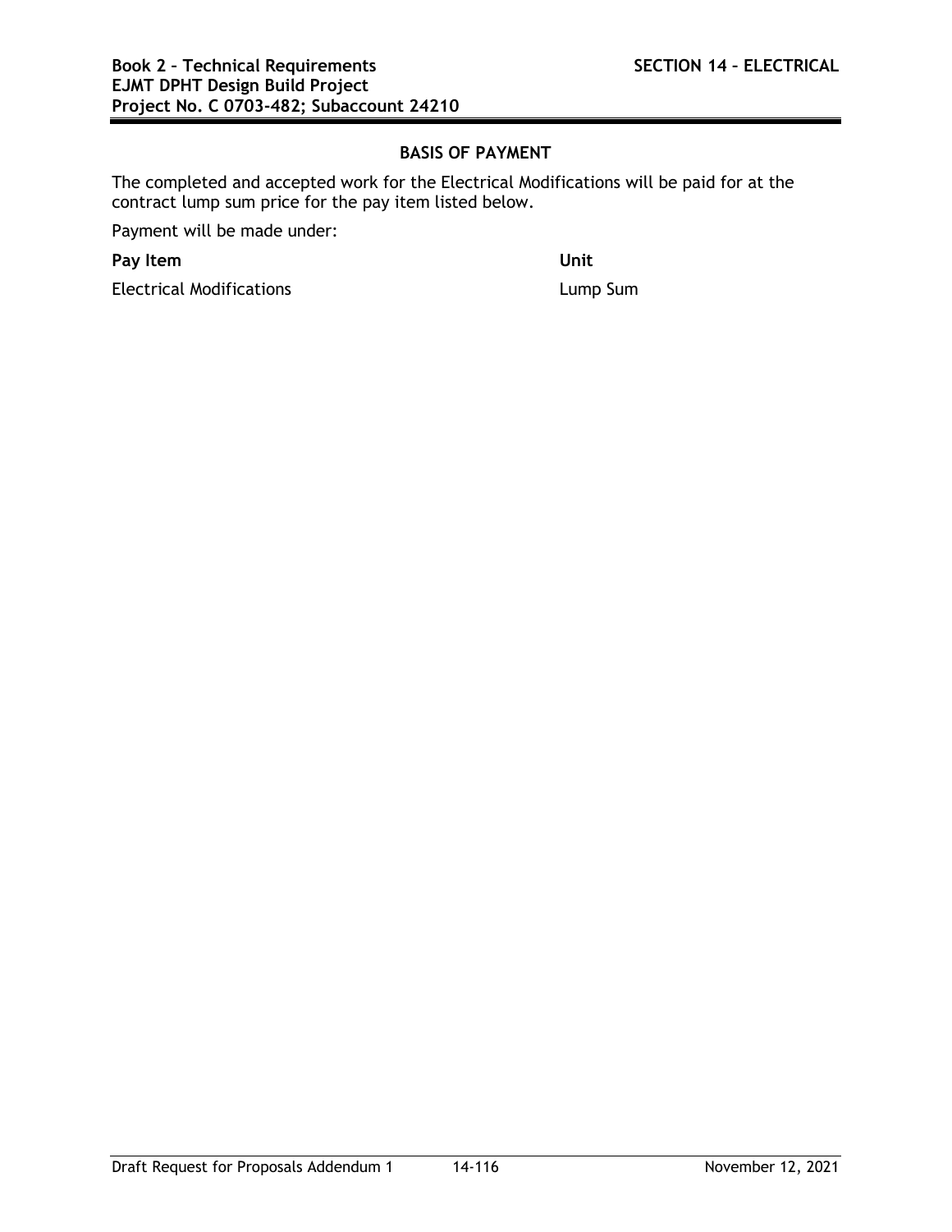## BASIS OF PAYMENT

The completed and accepted work for the Electrical Modifications will be paid for at the contract lump sum price for the pay item listed below.

Payment will be made under:

| **Pay Item** | **Unit** |
|---|---|
| Electrical Modifications | Lump Sum |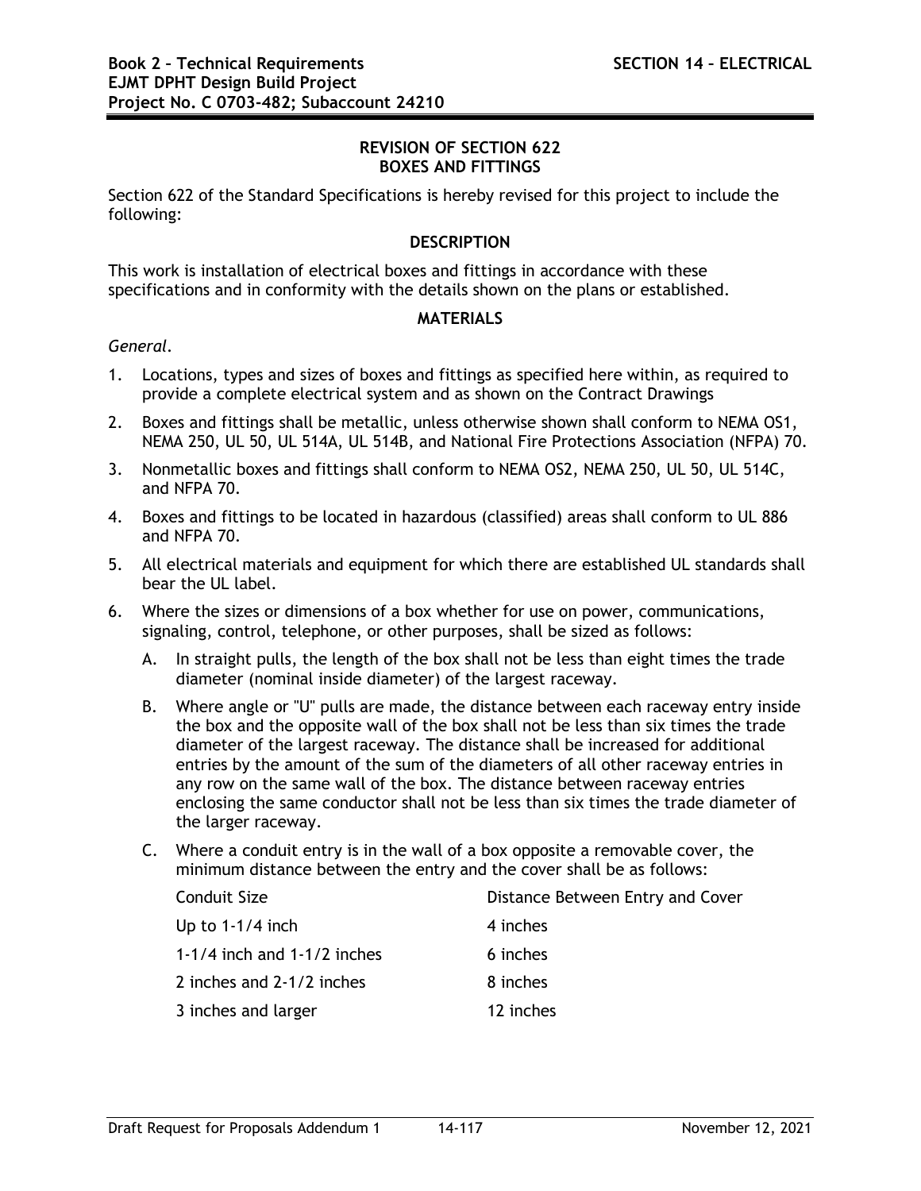## REVISION OF SECTION 622
## BOXES AND FITTINGS

Section 622 of the Standard Specifications is hereby revised for this project to include the following:

### DESCRIPTION

This work is installation of electrical boxes and fittings in accordance with these specifications and in conformity with the details shown on the plans or established.

### MATERIALS

*General.*

1. Locations, types and sizes of boxes and fittings as specified here within, as required to provide a complete electrical system and as shown on the Contract Drawings
2. Boxes and fittings shall be metallic, unless otherwise shown shall conform to NEMA OS1, NEMA 250, UL 50, UL 514A, UL 514B, and National Fire Protections Association (NFPA) 70.
3. Nonmetallic boxes and fittings shall conform to NEMA OS2, NEMA 250, UL 50, UL 514C, and NFPA 70.
4. Boxes and fittings to be located in hazardous (classified) areas shall conform to UL 886 and NFPA 70.
5. All electrical materials and equipment for which there are established UL standards shall bear the UL label.
6. Where the sizes or dimensions of a box whether for use on power, communications, signaling, control, telephone, or other purposes, shall be sized as follows:
   A. In straight pulls, the length of the box shall not be less than eight times the trade diameter (nominal inside diameter) of the largest raceway.
   B. Where angle or "U" pulls are made, the distance between each raceway entry inside the box and the opposite wall of the box shall not be less than six times the trade diameter of the largest raceway. The distance shall be increased for additional entries by the amount of the sum of the diameters of all other raceway entries in any row on the same wall of the box. The distance between raceway entries enclosing the same conductor shall not be less than six times the trade diameter of the larger raceway.
   C. Where a conduit entry is in the wall of a box opposite a removable cover, the minimum distance between the entry and the cover shall be as follows:

| Conduit Size | Distance Between Entry and Cover |
|---|---|
| Up to 1-1/4 inch | 4 inches |
| 1-1/4 inch and 1-1/2 inches | 6 inches |
| 2 inches and 2-1/2 inches | 8 inches |
| 3 inches and larger | 12 inches |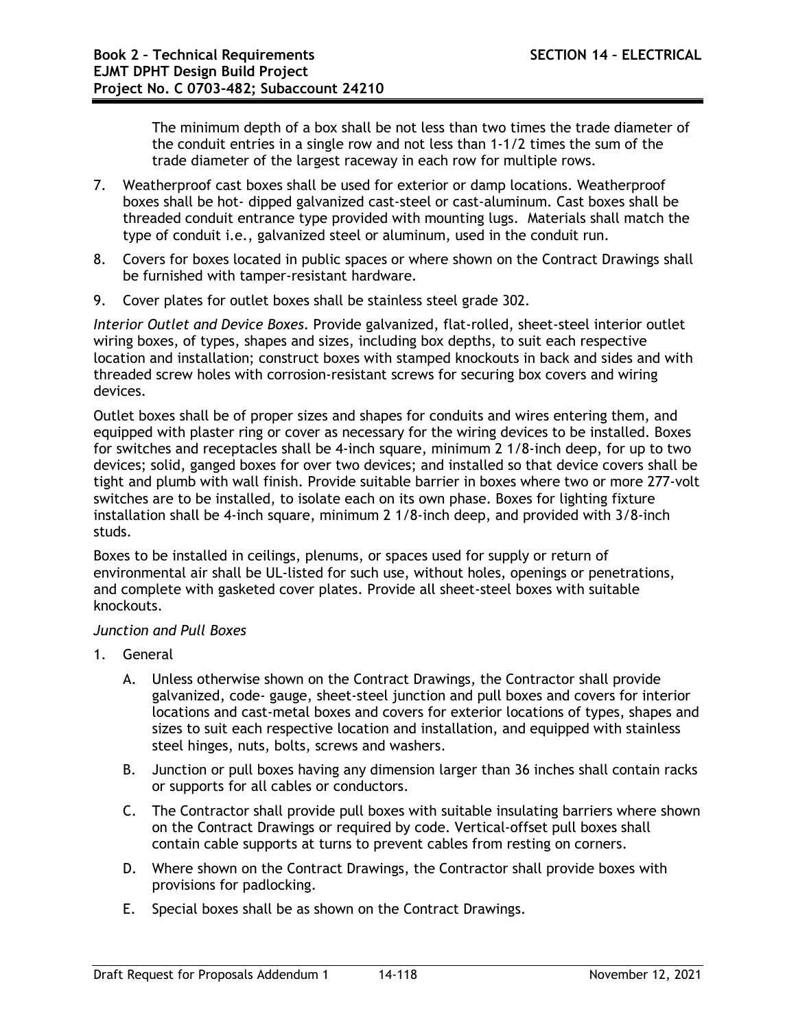The minimum depth of a box shall be not less than two times the trade diameter of the conduit entries in a single row and not less than 1-1/2 times the sum of the trade diameter of the largest raceway in each row for multiple rows.

7. Weatherproof cast boxes shall be used for exterior or damp locations. Weatherproof boxes shall be hot- dipped galvanized cast-steel or cast-aluminum. Cast boxes shall be threaded conduit entrance type provided with mounting lugs. Materials shall match the type of conduit i.e., galvanized steel or aluminum, used in the conduit run.
8. Covers for boxes located in public spaces or where shown on the Contract Drawings shall be furnished with tamper-resistant hardware.
9. Cover plates for outlet boxes shall be stainless steel grade 302.

*Interior Outlet and Device Boxes*. Provide galvanized, flat-rolled, sheet-steel interior outlet wiring boxes, of types, shapes and sizes, including box depths, to suit each respective location and installation; construct boxes with stamped knockouts in back and sides and with threaded screw holes with corrosion-resistant screws for securing box covers and wiring devices.

Outlet boxes shall be of proper sizes and shapes for conduits and wires entering them, and equipped with plaster ring or cover as necessary for the wiring devices to be installed. Boxes for switches and receptacles shall be 4-inch square, minimum 2 1/8-inch deep, for up to two devices; solid, ganged boxes for over two devices; and installed so that device covers shall be tight and plumb with wall finish. Provide suitable barrier in boxes where two or more 277-volt switches are to be installed, to isolate each on its own phase. Boxes for lighting fixture installation shall be 4-inch square, minimum 2 1/8-inch deep, and provided with 3/8-inch studs.

Boxes to be installed in ceilings, plenums, or spaces used for supply or return of environmental air shall be UL-listed for such use, without holes, openings or penetrations, and complete with gasketed cover plates. Provide all sheet-steel boxes with suitable knockouts.

*Junction and Pull Boxes*

1. General
   A. Unless otherwise shown on the Contract Drawings, the Contractor shall provide galvanized, code- gauge, sheet-steel junction and pull boxes and covers for interior locations and cast-metal boxes and covers for exterior locations of types, shapes and sizes to suit each respective location and installation, and equipped with stainless steel hinges, nuts, bolts, screws and washers.
   B. Junction or pull boxes having any dimension larger than 36 inches shall contain racks or supports for all cables or conductors.
   C. The Contractor shall provide pull boxes with suitable insulating barriers where shown on the Contract Drawings or required by code. Vertical-offset pull boxes shall contain cable supports at turns to prevent cables from resting on corners.
   D. Where shown on the Contract Drawings, the Contractor shall provide boxes with provisions for padlocking.
   E. Special boxes shall be as shown on the Contract Drawings.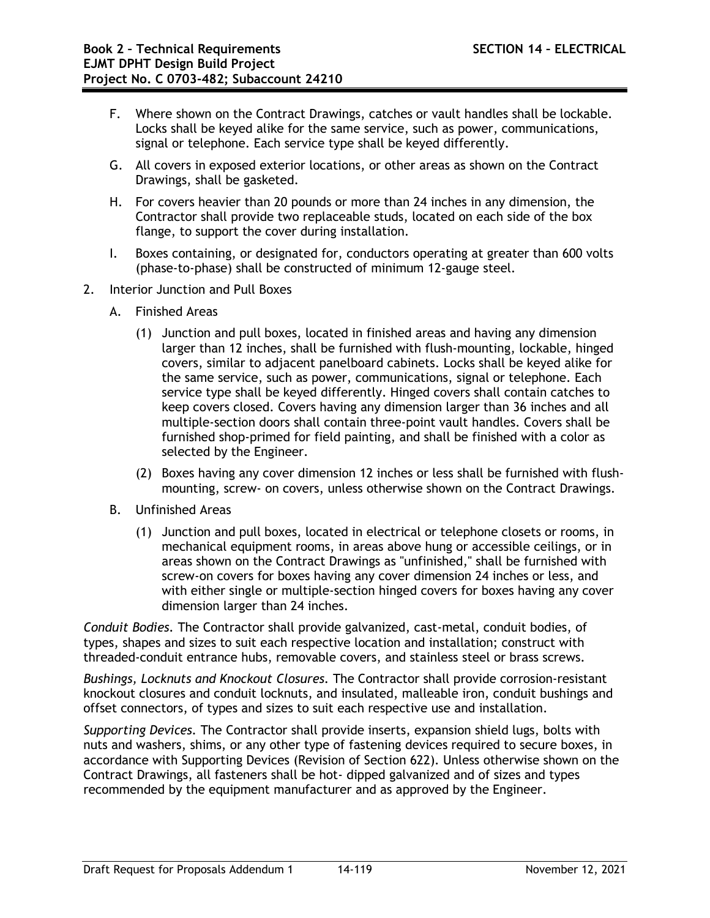F. Where shown on the Contract Drawings, catches or vault handles shall be lockable. Locks shall be keyed alike for the same service, such as power, communications, signal or telephone. Each service type shall be keyed differently.

G. All covers in exposed exterior locations, or other areas as shown on the Contract Drawings, shall be gasketed.

H. For covers heavier than 20 pounds or more than 24 inches in any dimension, the Contractor shall provide two replaceable studs, located on each side of the box flange, to support the cover during installation.

I. Boxes containing, or designated for, conductors operating at greater than 600 volts (phase-to-phase) shall be constructed of minimum 12-gauge steel.

2. Interior Junction and Pull Boxes

   A. Finished Areas

      (1) Junction and pull boxes, located in finished areas and having any dimension larger than 12 inches, shall be furnished with flush-mounting, lockable, hinged covers, similar to adjacent panelboard cabinets. Locks shall be keyed alike for the same service, such as power, communications, signal or telephone. Each service type shall be keyed differently. Hinged covers shall contain catches to keep covers closed. Covers having any dimension larger than 36 inches and all multiple-section doors shall contain three-point vault handles. Covers shall be furnished shop-primed for field painting, and shall be finished with a color as selected by the Engineer.

      (2) Boxes having any cover dimension 12 inches or less shall be furnished with flush-mounting, screw- on covers, unless otherwise shown on the Contract Drawings.

   B. Unfinished Areas

      (1) Junction and pull boxes, located in electrical or telephone closets or rooms, in mechanical equipment rooms, in areas above hung or accessible ceilings, or in areas shown on the Contract Drawings as "unfinished," shall be furnished with screw-on covers for boxes having any cover dimension 24 inches or less, and with either single or multiple-section hinged covers for boxes having any cover dimension larger than 24 inches.

*Conduit Bodies.* The Contractor shall provide galvanized, cast-metal, conduit bodies, of types, shapes and sizes to suit each respective location and installation; construct with threaded-conduit entrance hubs, removable covers, and stainless steel or brass screws.

*Bushings, Locknuts and Knockout Closures.* The Contractor shall provide corrosion-resistant knockout closures and conduit locknuts, and insulated, malleable iron, conduit bushings and offset connectors, of types and sizes to suit each respective use and installation.

*Supporting Devices.* The Contractor shall provide inserts, expansion shield lugs, bolts with nuts and washers, shims, or any other type of fastening devices required to secure boxes, in accordance with Supporting Devices (Revision of Section 622). Unless otherwise shown on the Contract Drawings, all fasteners shall be hot- dipped galvanized and of sizes and types recommended by the equipment manufacturer and as approved by the Engineer.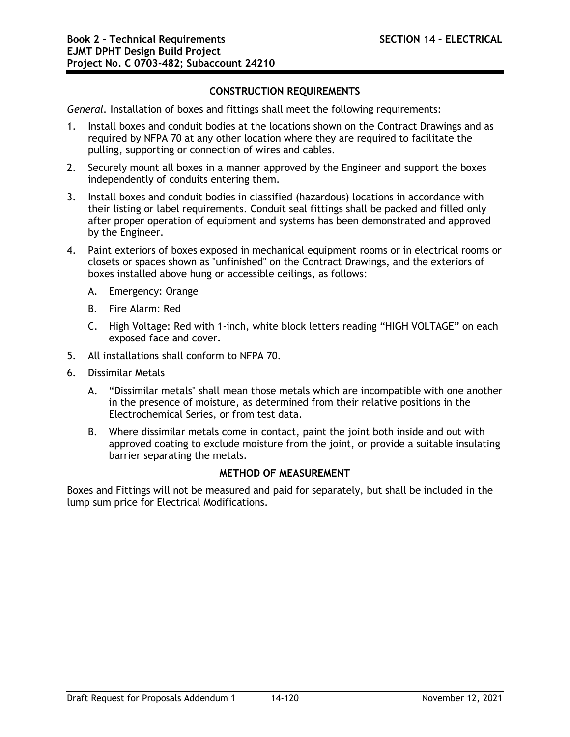## CONSTRUCTION REQUIREMENTS

*General*. Installation of boxes and fittings shall meet the following requirements:

1. Install boxes and conduit bodies at the locations shown on the Contract Drawings and as required by NFPA 70 at any other location where they are required to facilitate the pulling, supporting or connection of wires and cables.
2. Securely mount all boxes in a manner approved by the Engineer and support the boxes independently of conduits entering them.
3. Install boxes and conduit bodies in classified (hazardous) locations in accordance with their listing or label requirements. Conduit seal fittings shall be packed and filled only after proper operation of equipment and systems has been demonstrated and approved by the Engineer.
4. Paint exteriors of boxes exposed in mechanical equipment rooms or in electrical rooms or closets or spaces shown as "unfinished" on the Contract Drawings, and the exteriors of boxes installed above hung or accessible ceilings, as follows:
   A. Emergency: Orange
   B. Fire Alarm: Red
   C. High Voltage: Red with 1-inch, white block letters reading "HIGH VOLTAGE" on each exposed face and cover.
5. All installations shall conform to NFPA 70.
6. Dissimilar Metals
   A. "Dissimilar metals" shall mean those metals which are incompatible with one another in the presence of moisture, as determined from their relative positions in the Electrochemical Series, or from test data.
   B. Where dissimilar metals come in contact, paint the joint both inside and out with approved coating to exclude moisture from the joint, or provide a suitable insulating barrier separating the metals.

## METHOD OF MEASUREMENT

Boxes and Fittings will not be measured and paid for separately, but shall be included in the lump sum price for Electrical Modifications.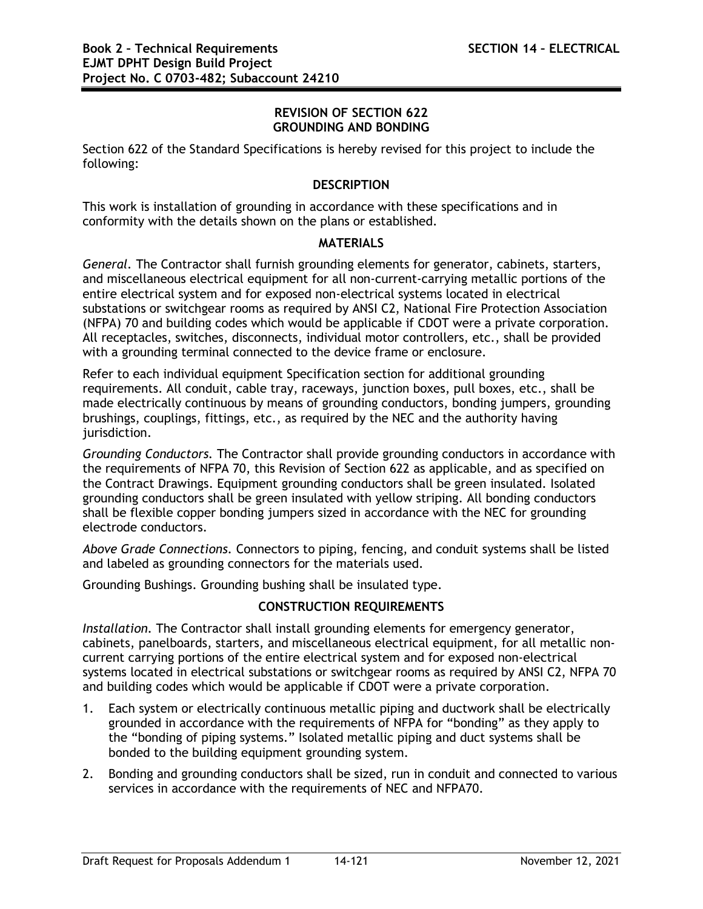## REVISION OF SECTION 622
## GROUNDING AND BONDING

Section 622 of the Standard Specifications is hereby revised for this project to include the following:

### DESCRIPTION

This work is installation of grounding in accordance with these specifications and in conformity with the details shown on the plans or established.

### MATERIALS

*General.* The Contractor shall furnish grounding elements for generator, cabinets, starters, and miscellaneous electrical equipment for all non-current-carrying metallic portions of the entire electrical system and for exposed non-electrical systems located in electrical substations or switchgear rooms as required by ANSI C2, National Fire Protection Association (NFPA) 70 and building codes which would be applicable if CDOT were a private corporation. All receptacles, switches, disconnects, individual motor controllers, etc., shall be provided with a grounding terminal connected to the device frame or enclosure.

Refer to each individual equipment Specification section for additional grounding requirements. All conduit, cable tray, raceways, junction boxes, pull boxes, etc., shall be made electrically continuous by means of grounding conductors, bonding jumpers, grounding brushings, couplings, fittings, etc., as required by the NEC and the authority having jurisdiction.

*Grounding Conductors.* The Contractor shall provide grounding conductors in accordance with the requirements of NFPA 70, this Revision of Section 622 as applicable, and as specified on the Contract Drawings. Equipment grounding conductors shall be green insulated. Isolated grounding conductors shall be green insulated with yellow striping. All bonding conductors shall be flexible copper bonding jumpers sized in accordance with the NEC for grounding electrode conductors.

*Above Grade Connections.* Connectors to piping, fencing, and conduit systems shall be listed and labeled as grounding connectors for the materials used.

Grounding Bushings. Grounding bushing shall be insulated type.

### CONSTRUCTION REQUIREMENTS

*Installation.* The Contractor shall install grounding elements for emergency generator, cabinets, panelboards, starters, and miscellaneous electrical equipment, for all metallic non-current carrying portions of the entire electrical system and for exposed non-electrical systems located in electrical substations or switchgear rooms as required by ANSI C2, NFPA 70 and building codes which would be applicable if CDOT were a private corporation.

1. Each system or electrically continuous metallic piping and ductwork shall be electrically grounded in accordance with the requirements of NFPA for "bonding" as they apply to the "bonding of piping systems." Isolated metallic piping and duct systems shall be bonded to the building equipment grounding system.
2. Bonding and grounding conductors shall be sized, run in conduit and connected to various services in accordance with the requirements of NEC and NFPA70.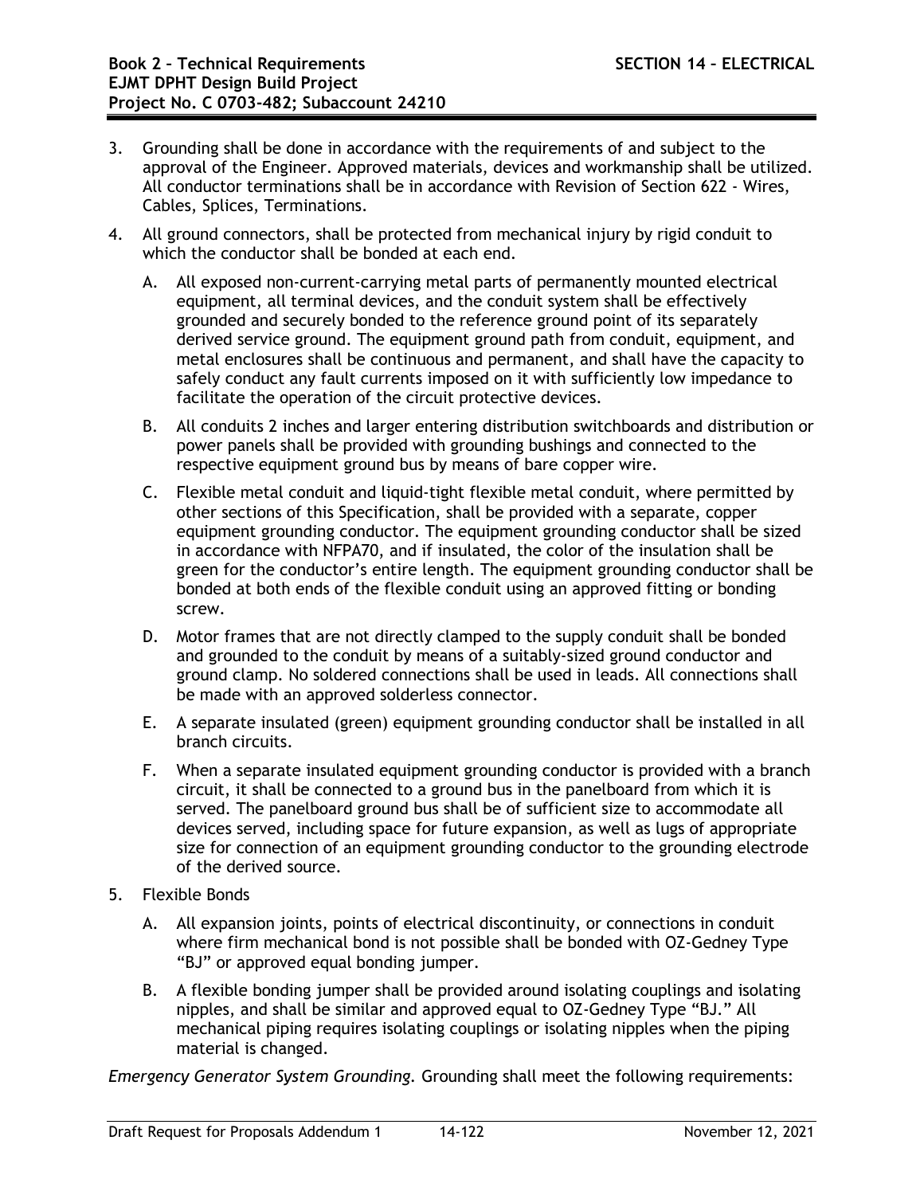3. Grounding shall be done in accordance with the requirements of and subject to the approval of the Engineer. Approved materials, devices and workmanship shall be utilized. All conductor terminations shall be in accordance with Revision of Section 622 - Wires, Cables, Splices, Terminations.

4. All ground connectors, shall be protected from mechanical injury by rigid conduit to which the conductor shall be bonded at each end.

   A. All exposed non-current-carrying metal parts of permanently mounted electrical equipment, all terminal devices, and the conduit system shall be effectively grounded and securely bonded to the reference ground point of its separately derived service ground. The equipment ground path from conduit, equipment, and metal enclosures shall be continuous and permanent, and shall have the capacity to safely conduct any fault currents imposed on it with sufficiently low impedance to facilitate the operation of the circuit protective devices.

   B. All conduits 2 inches and larger entering distribution switchboards and distribution or power panels shall be provided with grounding bushings and connected to the respective equipment ground bus by means of bare copper wire.

   C. Flexible metal conduit and liquid-tight flexible metal conduit, where permitted by other sections of this Specification, shall be provided with a separate, copper equipment grounding conductor. The equipment grounding conductor shall be sized in accordance with NFPA70, and if insulated, the color of the insulation shall be green for the conductor's entire length. The equipment grounding conductor shall be bonded at both ends of the flexible conduit using an approved fitting or bonding screw.

   D. Motor frames that are not directly clamped to the supply conduit shall be bonded and grounded to the conduit by means of a suitably-sized ground conductor and ground clamp. No soldered connections shall be used in leads. All connections shall be made with an approved solderless connector.

   E. A separate insulated (green) equipment grounding conductor shall be installed in all branch circuits.

   F. When a separate insulated equipment grounding conductor is provided with a branch circuit, it shall be connected to a ground bus in the panelboard from which it is served. The panelboard ground bus shall be of sufficient size to accommodate all devices served, including space for future expansion, as well as lugs of appropriate size for connection of an equipment grounding conductor to the grounding electrode of the derived source.

5. Flexible Bonds

   A. All expansion joints, points of electrical discontinuity, or connections in conduit where firm mechanical bond is not possible shall be bonded with OZ-Gedney Type "BJ" or approved equal bonding jumper.

   B. A flexible bonding jumper shall be provided around isolating couplings and isolating nipples, and shall be similar and approved equal to OZ-Gedney Type "BJ." All mechanical piping requires isolating couplings or isolating nipples when the piping material is changed.

*Emergency Generator System Grounding.* Grounding shall meet the following requirements: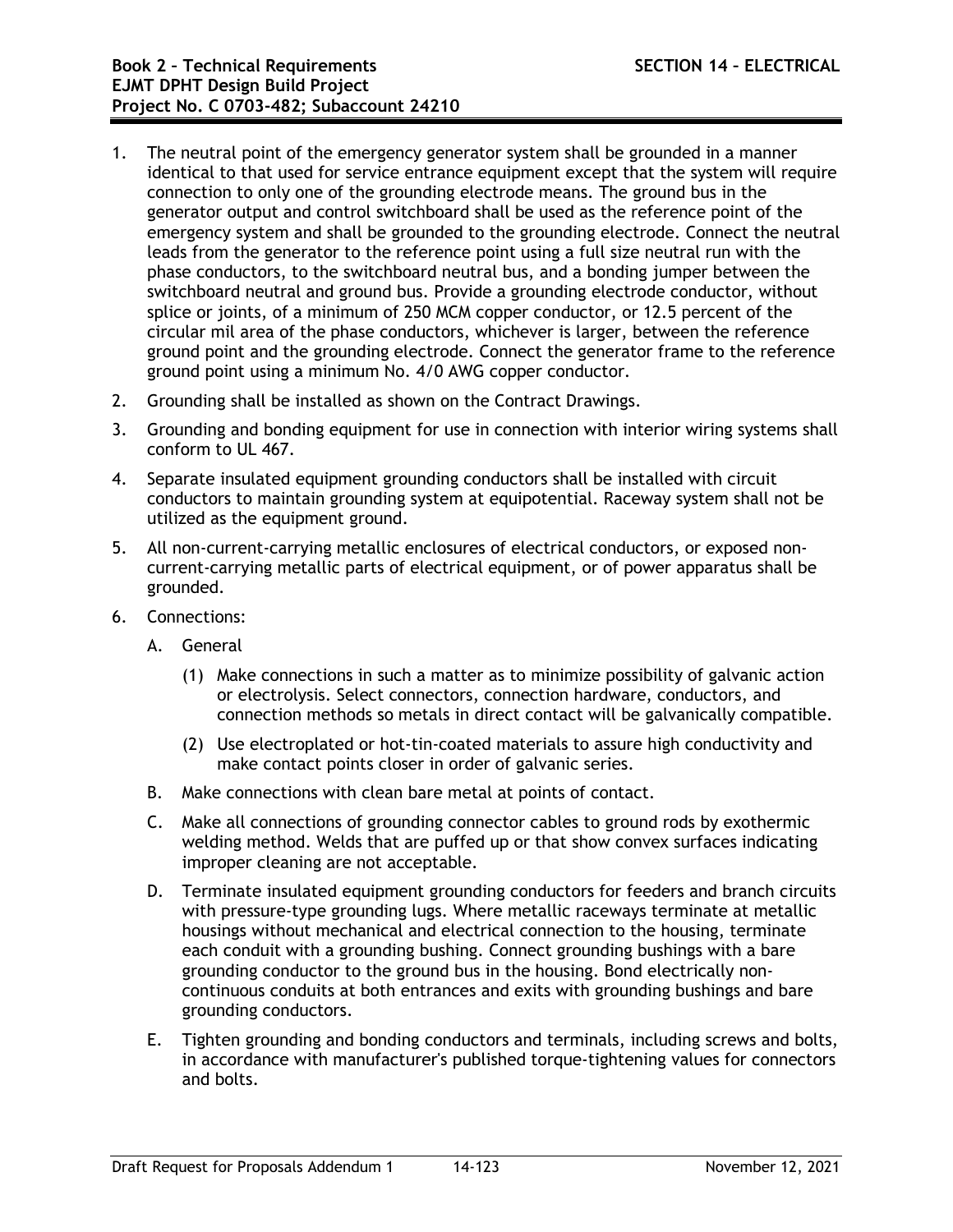1. The neutral point of the emergency generator system shall be grounded in a manner identical to that used for service entrance equipment except that the system will require connection to only one of the grounding electrode means. The ground bus in the generator output and control switchboard shall be used as the reference point of the emergency system and shall be grounded to the grounding electrode. Connect the neutral leads from the generator to the reference point using a full size neutral run with the phase conductors, to the switchboard neutral bus, and a bonding jumper between the switchboard neutral and ground bus. Provide a grounding electrode conductor, without splice or joints, of a minimum of 250 MCM copper conductor, or 12.5 percent of the circular mil area of the phase conductors, whichever is larger, between the reference ground point and the grounding electrode. Connect the generator frame to the reference ground point using a minimum No. 4/0 AWG copper conductor.
2. Grounding shall be installed as shown on the Contract Drawings.
3. Grounding and bonding equipment for use in connection with interior wiring systems shall conform to UL 467.
4. Separate insulated equipment grounding conductors shall be installed with circuit conductors to maintain grounding system at equipotential. Raceway system shall not be utilized as the equipment ground.
5. All non-current-carrying metallic enclosures of electrical conductors, or exposed non-current-carrying metallic parts of electrical equipment, or of power apparatus shall be grounded.
6. Connections:
   A. General
      (1) Make connections in such a matter as to minimize possibility of galvanic action or electrolysis. Select connectors, connection hardware, conductors, and connection methods so metals in direct contact will be galvanically compatible.
      (2) Use electroplated or hot-tin-coated materials to assure high conductivity and make contact points closer in order of galvanic series.
   B. Make connections with clean bare metal at points of contact.
   C. Make all connections of grounding connector cables to ground rods by exothermic welding method. Welds that are puffed up or that show convex surfaces indicating improper cleaning are not acceptable.
   D. Terminate insulated equipment grounding conductors for feeders and branch circuits with pressure-type grounding lugs. Where metallic raceways terminate at metallic housings without mechanical and electrical connection to the housing, terminate each conduit with a grounding bushing. Connect grounding bushings with a bare grounding conductor to the ground bus in the housing. Bond electrically non-continuous conduits at both entrances and exits with grounding bushings and bare grounding conductors.
   E. Tighten grounding and bonding conductors and terminals, including screws and bolts, in accordance with manufacturer's published torque-tightening values for connectors and bolts.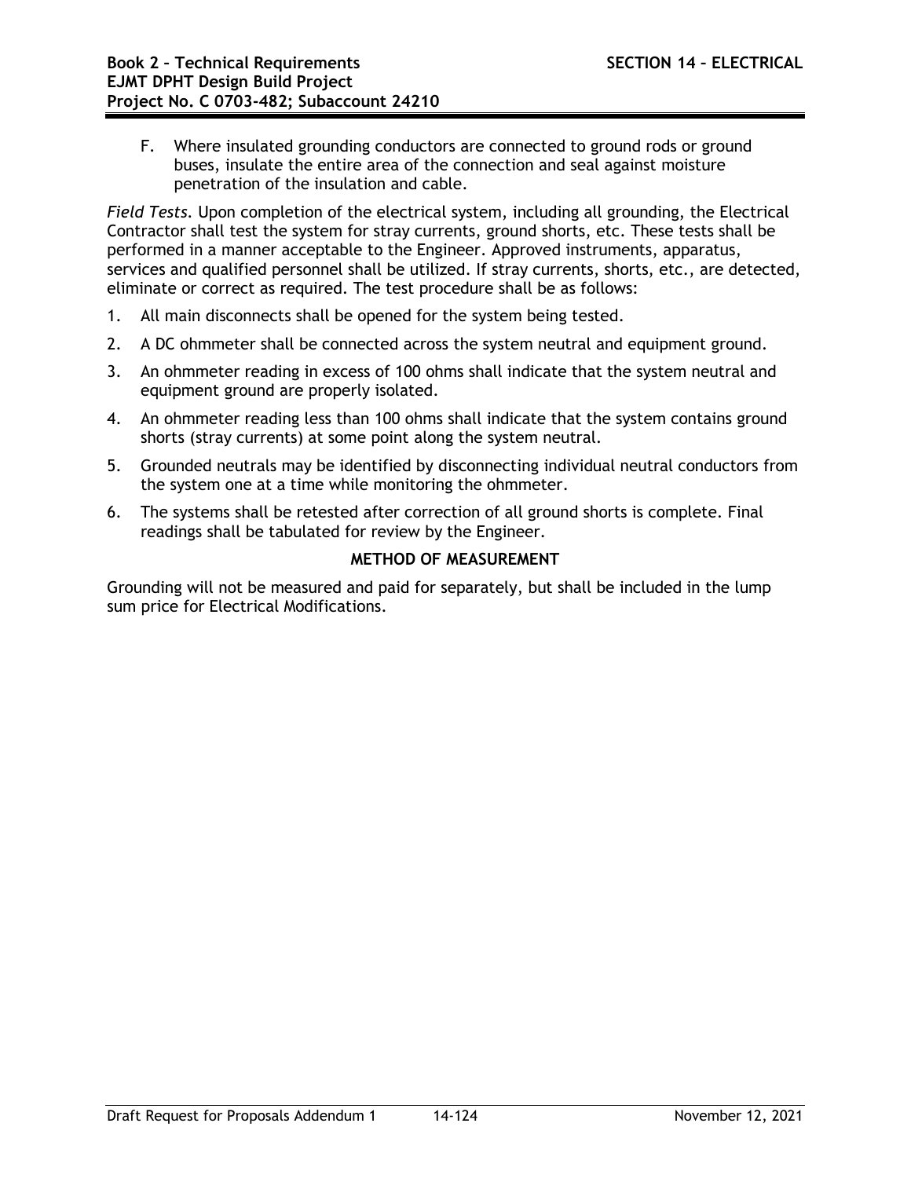F. Where insulated grounding conductors are connected to ground rods or ground buses, insulate the entire area of the connection and seal against moisture penetration of the insulation and cable.

*Field Tests.* Upon completion of the electrical system, including all grounding, the Electrical Contractor shall test the system for stray currents, ground shorts, etc. These tests shall be performed in a manner acceptable to the Engineer. Approved instruments, apparatus, services and qualified personnel shall be utilized. If stray currents, shorts, etc., are detected, eliminate or correct as required. The test procedure shall be as follows:

1. All main disconnects shall be opened for the system being tested.
2. A DC ohmmeter shall be connected across the system neutral and equipment ground.
3. An ohmmeter reading in excess of 100 ohms shall indicate that the system neutral and equipment ground are properly isolated.
4. An ohmmeter reading less than 100 ohms shall indicate that the system contains ground shorts (stray currents) at some point along the system neutral.
5. Grounded neutrals may be identified by disconnecting individual neutral conductors from the system one at a time while monitoring the ohmmeter.
6. The systems shall be retested after correction of all ground shorts is complete. Final readings shall be tabulated for review by the Engineer.

**METHOD OF MEASUREMENT**

Grounding will not be measured and paid for separately, but shall be included in the lump sum price for Electrical Modifications.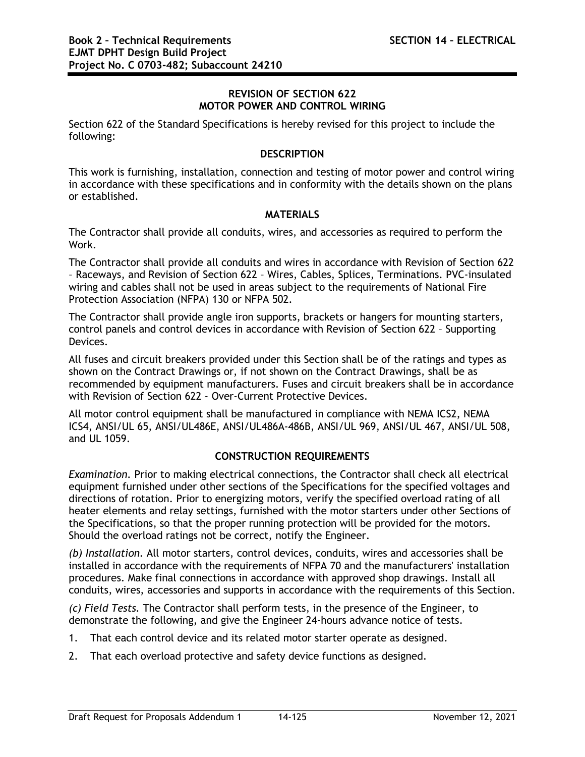## REVISION OF SECTION 622
## MOTOR POWER AND CONTROL WIRING

Section 622 of the Standard Specifications is hereby revised for this project to include the following:

### DESCRIPTION

This work is furnishing, installation, connection and testing of motor power and control wiring in accordance with these specifications and in conformity with the details shown on the plans or established.

### MATERIALS

The Contractor shall provide all conduits, wires, and accessories as required to perform the Work.

The Contractor shall provide all conduits and wires in accordance with Revision of Section 622 – Raceways, and Revision of Section 622 – Wires, Cables, Splices, Terminations. PVC-insulated wiring and cables shall not be used in areas subject to the requirements of National Fire Protection Association (NFPA) 130 or NFPA 502.

The Contractor shall provide angle iron supports, brackets or hangers for mounting starters, control panels and control devices in accordance with Revision of Section 622 – Supporting Devices.

All fuses and circuit breakers provided under this Section shall be of the ratings and types as shown on the Contract Drawings or, if not shown on the Contract Drawings, shall be as recommended by equipment manufacturers. Fuses and circuit breakers shall be in accordance with Revision of Section 622 - Over-Current Protective Devices.

All motor control equipment shall be manufactured in compliance with NEMA ICS2, NEMA ICS4, ANSI/UL 65, ANSI/UL486E, ANSI/UL486A-486B, ANSI/UL 969, ANSI/UL 467, ANSI/UL 508, and UL 1059.

### CONSTRUCTION REQUIREMENTS

*Examination.* Prior to making electrical connections, the Contractor shall check all electrical equipment furnished under other sections of the Specifications for the specified voltages and directions of rotation. Prior to energizing motors, verify the specified overload rating of all heater elements and relay settings, furnished with the motor starters under other Sections of the Specifications, so that the proper running protection will be provided for the motors. Should the overload ratings not be correct, notify the Engineer.

*(b) Installation.* All motor starters, control devices, conduits, wires and accessories shall be installed in accordance with the requirements of NFPA 70 and the manufacturers' installation procedures. Make final connections in accordance with approved shop drawings. Install all conduits, wires, accessories and supports in accordance with the requirements of this Section.

*(c) Field Tests.* The Contractor shall perform tests, in the presence of the Engineer, to demonstrate the following, and give the Engineer 24-hours advance notice of tests.

1. That each control device and its related motor starter operate as designed.
2. That each overload protective and safety device functions as designed.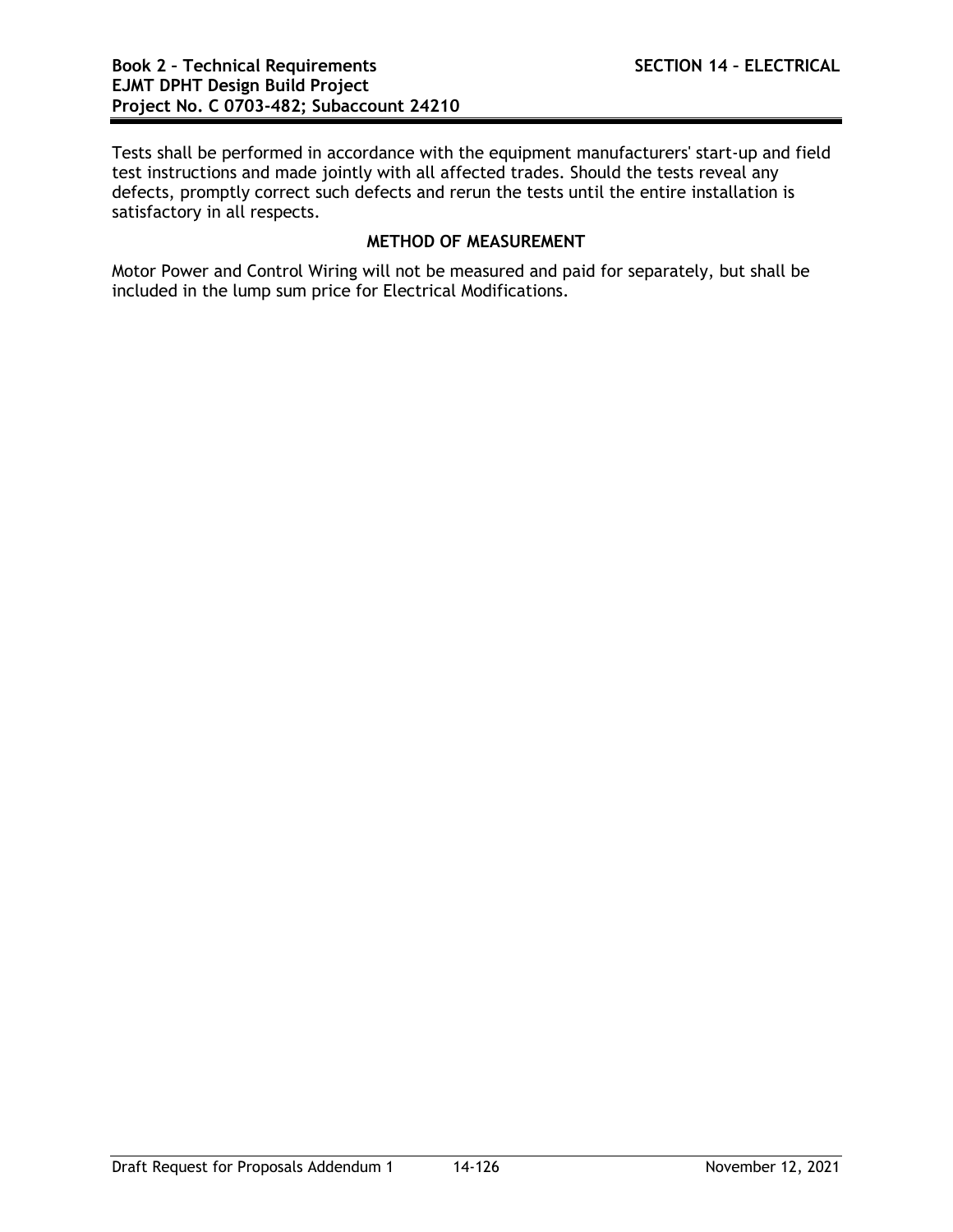Tests shall be performed in accordance with the equipment manufacturers' start-up and field test instructions and made jointly with all affected trades. Should the tests reveal any defects, promptly correct such defects and rerun the tests until the entire installation is satisfactory in all respects.

### METHOD OF MEASUREMENT

Motor Power and Control Wiring will not be measured and paid for separately, but shall be included in the lump sum price for Electrical Modifications.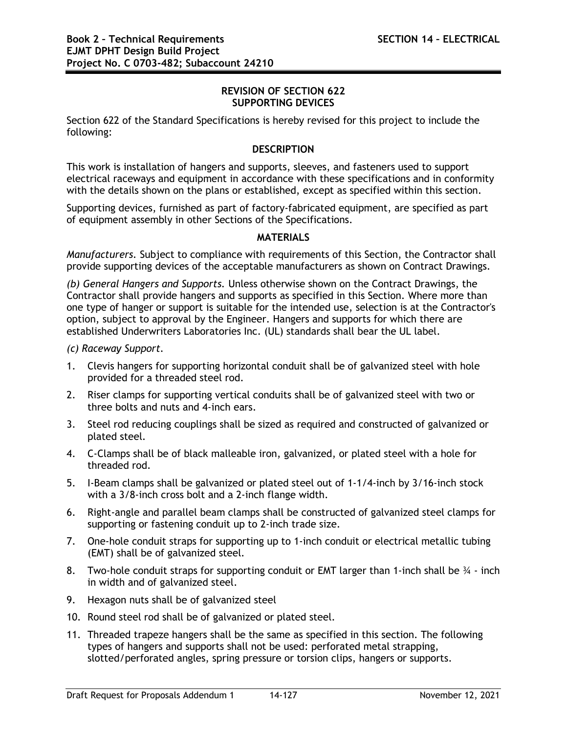## REVISION OF SECTION 622
## SUPPORTING DEVICES

Section 622 of the Standard Specifications is hereby revised for this project to include the following:

### DESCRIPTION

This work is installation of hangers and supports, sleeves, and fasteners used to support electrical raceways and equipment in accordance with these specifications and in conformity with the details shown on the plans or established, except as specified within this section.

Supporting devices, furnished as part of factory-fabricated equipment, are specified as part of equipment assembly in other Sections of the Specifications.

### MATERIALS

*Manufacturers.* Subject to compliance with requirements of this Section, the Contractor shall provide supporting devices of the acceptable manufacturers as shown on Contract Drawings.

*(b) General Hangers and Supports.* Unless otherwise shown on the Contract Drawings, the Contractor shall provide hangers and supports as specified in this Section. Where more than one type of hanger or support is suitable for the intended use, selection is at the Contractor's option, subject to approval by the Engineer. Hangers and supports for which there are established Underwriters Laboratories Inc. (UL) standards shall bear the UL label.

*(c) Raceway Support.*

1. Clevis hangers for supporting horizontal conduit shall be of galvanized steel with hole provided for a threaded steel rod.
2. Riser clamps for supporting vertical conduits shall be of galvanized steel with two or three bolts and nuts and 4-inch ears.
3. Steel rod reducing couplings shall be sized as required and constructed of galvanized or plated steel.
4. C-Clamps shall be of black malleable iron, galvanized, or plated steel with a hole for threaded rod.
5. I-Beam clamps shall be galvanized or plated steel out of 1-1/4-inch by 3/16-inch stock with a 3/8-inch cross bolt and a 2-inch flange width.
6. Right-angle and parallel beam clamps shall be constructed of galvanized steel clamps for supporting or fastening conduit up to 2-inch trade size.
7. One-hole conduit straps for supporting up to 1-inch conduit or electrical metallic tubing (EMT) shall be of galvanized steel.
8. Two-hole conduit straps for supporting conduit or EMT larger than 1-inch shall be ¾ - inch in width and of galvanized steel.
9. Hexagon nuts shall be of galvanized steel
10. Round steel rod shall be of galvanized or plated steel.
11. Threaded trapeze hangers shall be the same as specified in this section. The following types of hangers and supports shall not be used: perforated metal strapping, slotted/perforated angles, spring pressure or torsion clips, hangers or supports.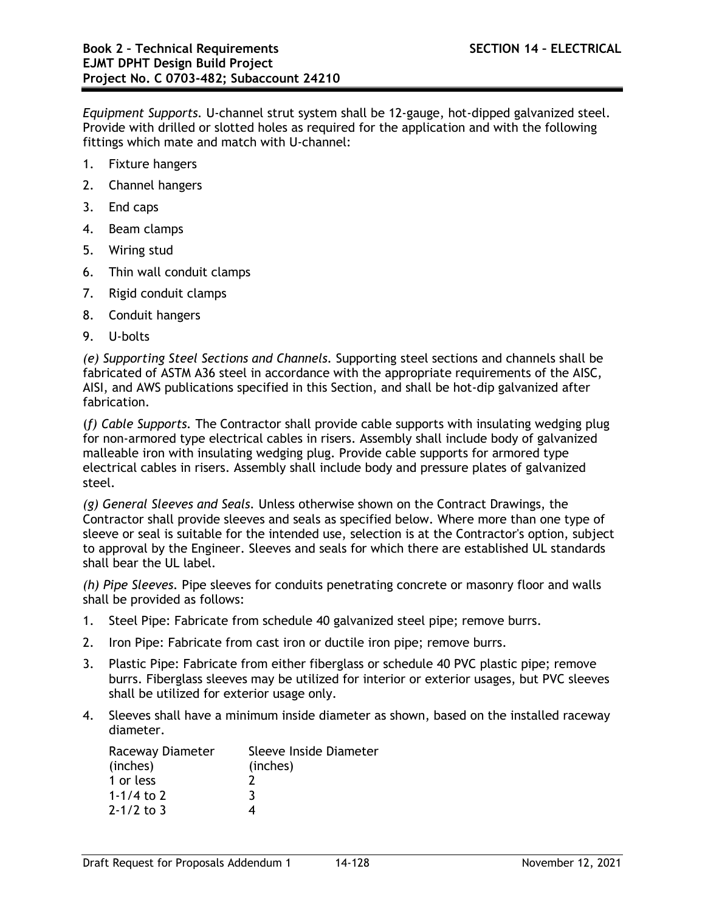*Equipment Supports.* U-channel strut system shall be 12-gauge, hot-dipped galvanized steel. Provide with drilled or slotted holes as required for the application and with the following fittings which mate and match with U-channel:

1. Fixture hangers
2. Channel hangers
3. End caps
4. Beam clamps
5. Wiring stud
6. Thin wall conduit clamps
7. Rigid conduit clamps
8. Conduit hangers
9. U-bolts

*(e) Supporting Steel Sections and Channels.* Supporting steel sections and channels shall be fabricated of ASTM A36 steel in accordance with the appropriate requirements of the AISC, AISI, and AWS publications specified in this Section, and shall be hot-dip galvanized after fabrication.

(*f) Cable Supports.* The Contractor shall provide cable supports with insulating wedging plug for non-armored type electrical cables in risers. Assembly shall include body of galvanized malleable iron with insulating wedging plug. Provide cable supports for armored type electrical cables in risers. Assembly shall include body and pressure plates of galvanized steel.

*(g) General Sleeves and Seals.* Unless otherwise shown on the Contract Drawings, the Contractor shall provide sleeves and seals as specified below. Where more than one type of sleeve or seal is suitable for the intended use, selection is at the Contractor's option, subject to approval by the Engineer. Sleeves and seals for which there are established UL standards shall bear the UL label.

*(h) Pipe Sleeves.* Pipe sleeves for conduits penetrating concrete or masonry floor and walls shall be provided as follows:

1. Steel Pipe: Fabricate from schedule 40 galvanized steel pipe; remove burrs.
2. Iron Pipe: Fabricate from cast iron or ductile iron pipe; remove burrs.
3. Plastic Pipe: Fabricate from either fiberglass or schedule 40 PVC plastic pipe; remove burrs. Fiberglass sleeves may be utilized for interior or exterior usages, but PVC sleeves shall be utilized for exterior usage only.
4. Sleeves shall have a minimum inside diameter as shown, based on the installed raceway diameter.

| Raceway Diameter (inches) | Sleeve Inside Diameter (inches) |
|---|---|
| 1 or less | 2 |
| 1-1/4 to 2 | 3 |
| 2-1/2 to 3 | 4 |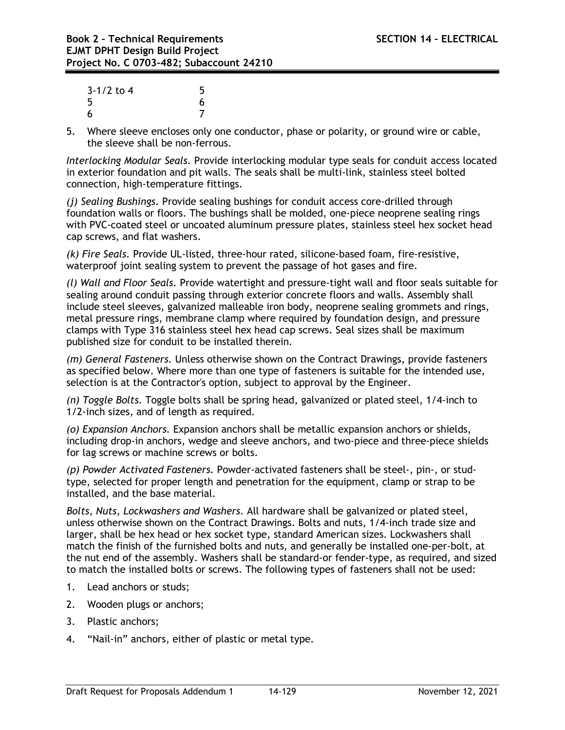| | |
|---|---|
| 3-1/2 to 4 | 5 |
| 5 | 6 |
| 6 | 7 |

5. Where sleeve encloses only one conductor, phase or polarity, or ground wire or cable, the sleeve shall be non-ferrous.

*Interlocking Modular Seals.* Provide interlocking modular type seals for conduit access located in exterior foundation and pit walls. The seals shall be multi-link, stainless steel bolted connection, high-temperature fittings.

*(j) Sealing Bushings.* Provide sealing bushings for conduit access core-drilled through foundation walls or floors. The bushings shall be molded, one-piece neoprene sealing rings with PVC-coated steel or uncoated aluminum pressure plates, stainless steel hex socket head cap screws, and flat washers.

*(k) Fire Seals.* Provide UL-listed, three-hour rated, silicone-based foam, fire-resistive, waterproof joint sealing system to prevent the passage of hot gases and fire.

*(l) Wall and Floor Seals.* Provide watertight and pressure-tight wall and floor seals suitable for sealing around conduit passing through exterior concrete floors and walls. Assembly shall include steel sleeves, galvanized malleable iron body, neoprene sealing grommets and rings, metal pressure rings, membrane clamp where required by foundation design, and pressure clamps with Type 316 stainless steel hex head cap screws. Seal sizes shall be maximum published size for conduit to be installed therein.

*(m) General Fasteners.* Unless otherwise shown on the Contract Drawings, provide fasteners as specified below. Where more than one type of fasteners is suitable for the intended use, selection is at the Contractor's option, subject to approval by the Engineer.

*(n) Toggle Bolts.* Toggle bolts shall be spring head, galvanized or plated steel, 1/4-inch to 1/2-inch sizes, and of length as required.

*(o) Expansion Anchors.* Expansion anchors shall be metallic expansion anchors or shields, including drop-in anchors, wedge and sleeve anchors, and two-piece and three-piece shields for lag screws or machine screws or bolts.

*(p) Powder Activated Fasteners.* Powder-activated fasteners shall be steel-, pin-, or stud-type, selected for proper length and penetration for the equipment, clamp or strap to be installed, and the base material.

*Bolts, Nuts, Lockwashers and Washers.* All hardware shall be galvanized or plated steel, unless otherwise shown on the Contract Drawings. Bolts and nuts, 1/4-inch trade size and larger, shall be hex head or hex socket type, standard American sizes. Lockwashers shall match the finish of the furnished bolts and nuts, and generally be installed one-per-bolt, at the nut end of the assembly. Washers shall be standard-or fender-type, as required, and sized to match the installed bolts or screws. The following types of fasteners shall not be used:

1. Lead anchors or studs;
2. Wooden plugs or anchors;
3. Plastic anchors;
4. "Nail-in" anchors, either of plastic or metal type.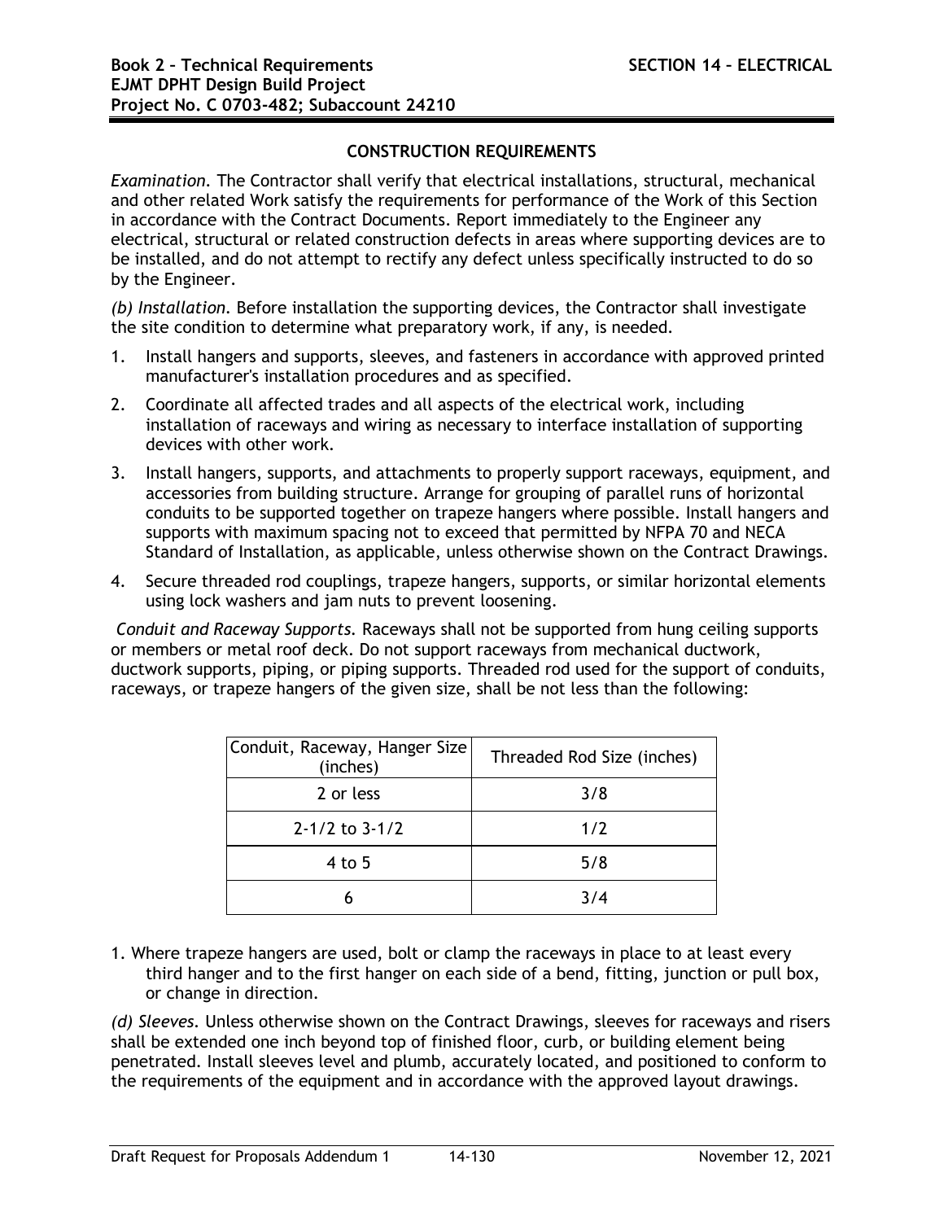## CONSTRUCTION REQUIREMENTS

*Examination.* The Contractor shall verify that electrical installations, structural, mechanical and other related Work satisfy the requirements for performance of the Work of this Section in accordance with the Contract Documents. Report immediately to the Engineer any electrical, structural or related construction defects in areas where supporting devices are to be installed, and do not attempt to rectify any defect unless specifically instructed to do so by the Engineer.

*(b) Installation.* Before installation the supporting devices, the Contractor shall investigate the site condition to determine what preparatory work, if any, is needed.

1. Install hangers and supports, sleeves, and fasteners in accordance with approved printed manufacturer's installation procedures and as specified.
2. Coordinate all affected trades and all aspects of the electrical work, including installation of raceways and wiring as necessary to interface installation of supporting devices with other work.
3. Install hangers, supports, and attachments to properly support raceways, equipment, and accessories from building structure. Arrange for grouping of parallel runs of horizontal conduits to be supported together on trapeze hangers where possible. Install hangers and supports with maximum spacing not to exceed that permitted by NFPA 70 and NECA Standard of Installation, as applicable, unless otherwise shown on the Contract Drawings.
4. Secure threaded rod couplings, trapeze hangers, supports, or similar horizontal elements using lock washers and jam nuts to prevent loosening.

*Conduit and Raceway Supports.* Raceways shall not be supported from hung ceiling supports or members or metal roof deck. Do not support raceways from mechanical ductwork, ductwork supports, piping, or piping supports. Threaded rod used for the support of conduits, raceways, or trapeze hangers of the given size, shall be not less than the following:

| Conduit, Raceway, Hanger Size (inches) | Threaded Rod Size (inches) |
|---|---|
| 2 or less | 3/8 |
| 2-1/2 to 3-1/2 | 1/2 |
| 4 to 5 | 5/8 |
| 6 | 3/4 |

1. Where trapeze hangers are used, bolt or clamp the raceways in place to at least every third hanger and to the first hanger on each side of a bend, fitting, junction or pull box, or change in direction.

*(d) Sleeves.* Unless otherwise shown on the Contract Drawings, sleeves for raceways and risers shall be extended one inch beyond top of finished floor, curb, or building element being penetrated. Install sleeves level and plumb, accurately located, and positioned to conform to the requirements of the equipment and in accordance with the approved layout drawings.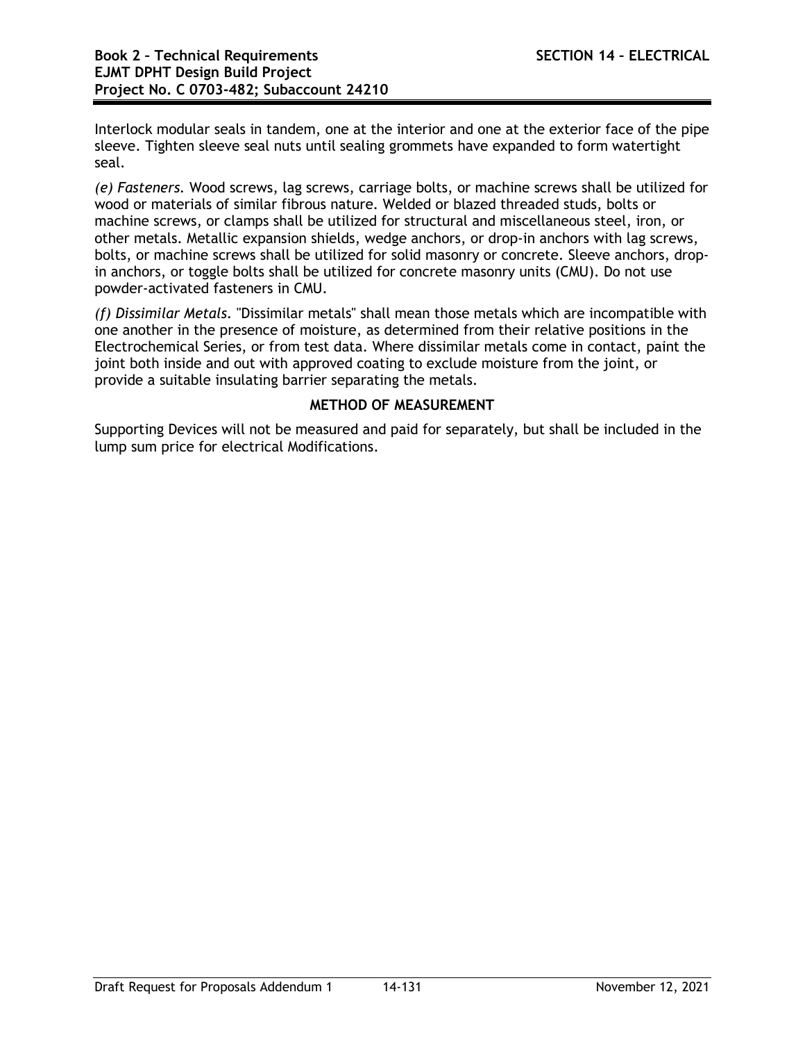Interlock modular seals in tandem, one at the interior and one at the exterior face of the pipe sleeve. Tighten sleeve seal nuts until sealing grommets have expanded to form watertight seal.

*(e) Fasteners.* Wood screws, lag screws, carriage bolts, or machine screws shall be utilized for wood or materials of similar fibrous nature. Welded or blazed threaded studs, bolts or machine screws, or clamps shall be utilized for structural and miscellaneous steel, iron, or other metals. Metallic expansion shields, wedge anchors, or drop-in anchors with lag screws, bolts, or machine screws shall be utilized for solid masonry or concrete. Sleeve anchors, drop-in anchors, or toggle bolts shall be utilized for concrete masonry units (CMU). Do not use powder-activated fasteners in CMU.

*(f) Dissimilar Metals.* "Dissimilar metals" shall mean those metals which are incompatible with one another in the presence of moisture, as determined from their relative positions in the Electrochemical Series, or from test data. Where dissimilar metals come in contact, paint the joint both inside and out with approved coating to exclude moisture from the joint, or provide a suitable insulating barrier separating the metals.

**METHOD OF MEASUREMENT**

Supporting Devices will not be measured and paid for separately, but shall be included in the lump sum price for electrical Modifications.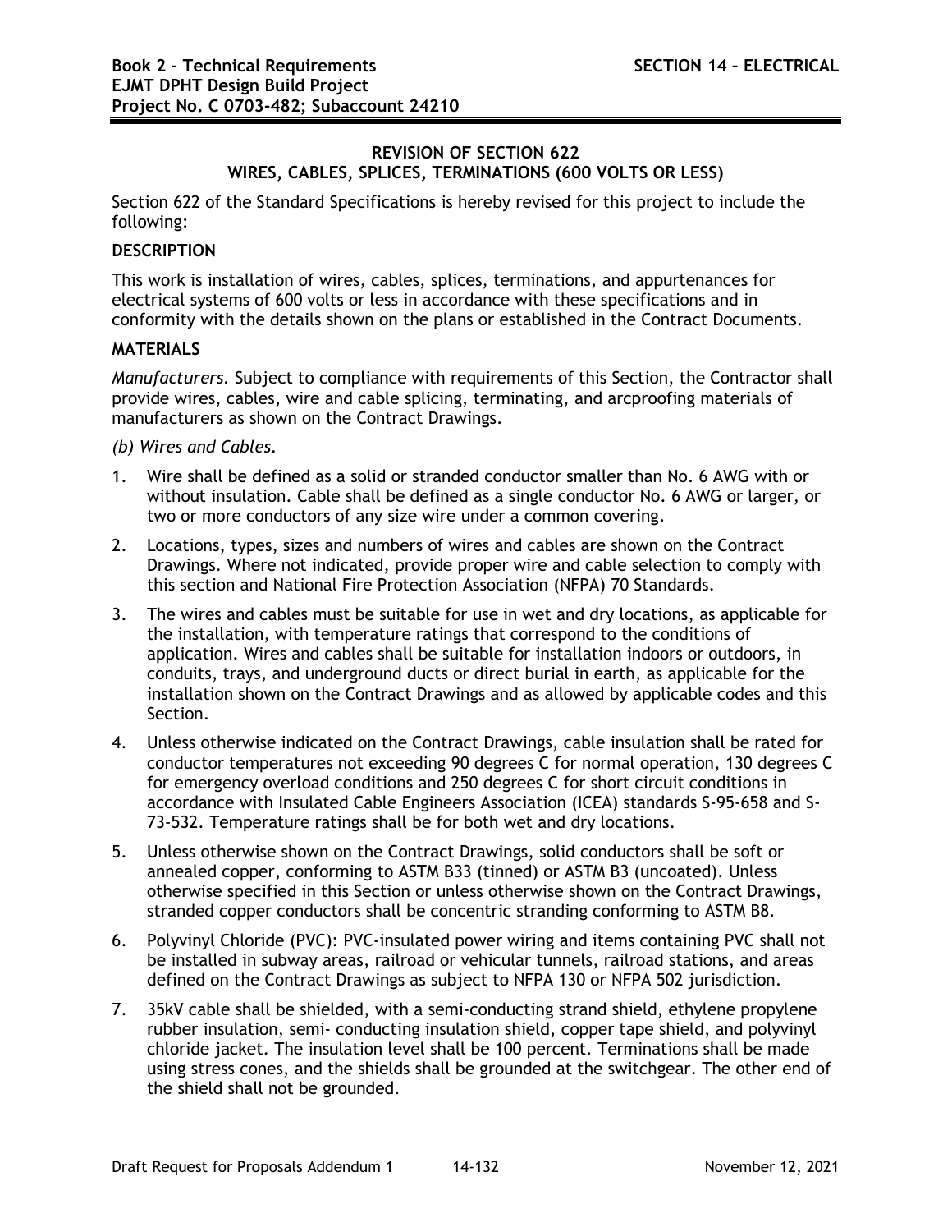## REVISION OF SECTION 622
## WIRES, CABLES, SPLICES, TERMINATIONS (600 VOLTS OR LESS)

Section 622 of the Standard Specifications is hereby revised for this project to include the following:

**DESCRIPTION**

This work is installation of wires, cables, splices, terminations, and appurtenances for electrical systems of 600 volts or less in accordance with these specifications and in conformity with the details shown on the plans or established in the Contract Documents.

**MATERIALS**

*Manufacturers.* Subject to compliance with requirements of this Section, the Contractor shall provide wires, cables, wire and cable splicing, terminating, and arcproofing materials of manufacturers as shown on the Contract Drawings.

*(b) Wires and Cables.*

1. Wire shall be defined as a solid or stranded conductor smaller than No. 6 AWG with or without insulation. Cable shall be defined as a single conductor No. 6 AWG or larger, or two or more conductors of any size wire under a common covering.
2. Locations, types, sizes and numbers of wires and cables are shown on the Contract Drawings. Where not indicated, provide proper wire and cable selection to comply with this section and National Fire Protection Association (NFPA) 70 Standards.
3. The wires and cables must be suitable for use in wet and dry locations, as applicable for the installation, with temperature ratings that correspond to the conditions of application. Wires and cables shall be suitable for installation indoors or outdoors, in conduits, trays, and underground ducts or direct burial in earth, as applicable for the installation shown on the Contract Drawings and as allowed by applicable codes and this Section.
4. Unless otherwise indicated on the Contract Drawings, cable insulation shall be rated for conductor temperatures not exceeding 90 degrees C for normal operation, 130 degrees C for emergency overload conditions and 250 degrees C for short circuit conditions in accordance with Insulated Cable Engineers Association (ICEA) standards S-95-658 and S-73-532. Temperature ratings shall be for both wet and dry locations.
5. Unless otherwise shown on the Contract Drawings, solid conductors shall be soft or annealed copper, conforming to ASTM B33 (tinned) or ASTM B3 (uncoated). Unless otherwise specified in this Section or unless otherwise shown on the Contract Drawings, stranded copper conductors shall be concentric stranding conforming to ASTM B8.
6. Polyvinyl Chloride (PVC): PVC-insulated power wiring and items containing PVC shall not be installed in subway areas, railroad or vehicular tunnels, railroad stations, and areas defined on the Contract Drawings as subject to NFPA 130 or NFPA 502 jurisdiction.
7. 35kV cable shall be shielded, with a semi-conducting strand shield, ethylene propylene rubber insulation, semi- conducting insulation shield, copper tape shield, and polyvinyl chloride jacket. The insulation level shall be 100 percent. Terminations shall be made using stress cones, and the shields shall be grounded at the switchgear. The other end of the shield shall not be grounded.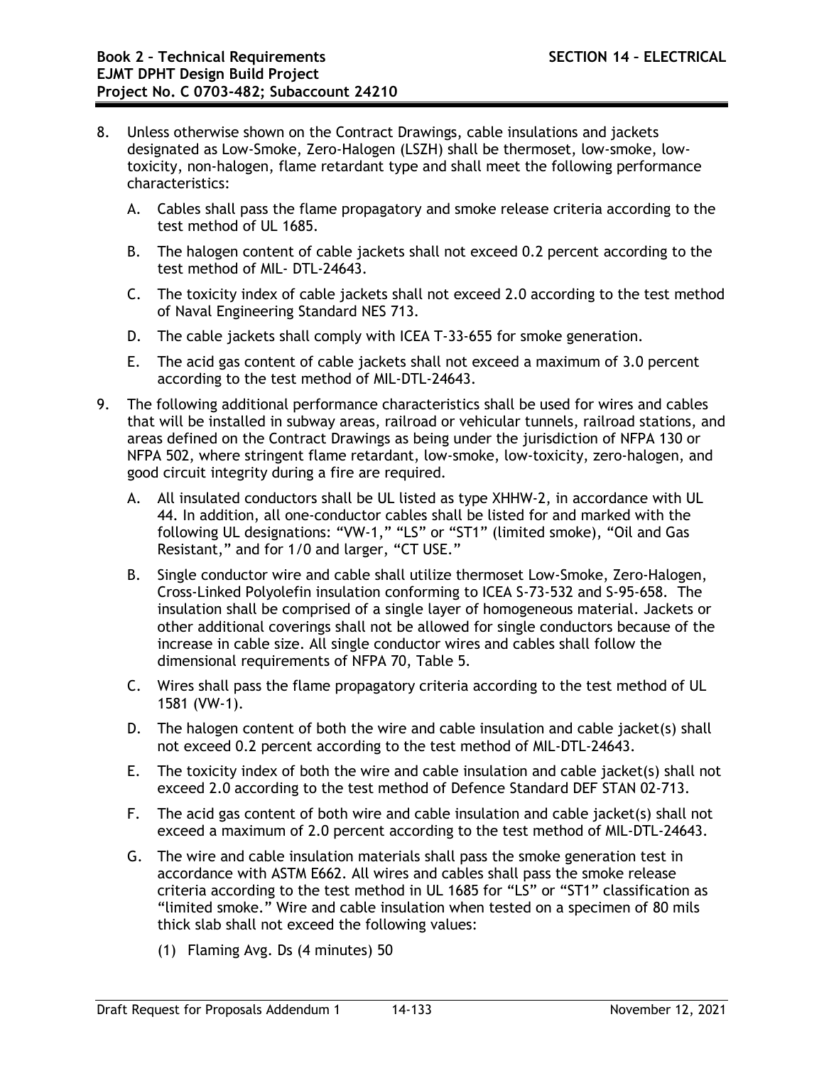8. Unless otherwise shown on the Contract Drawings, cable insulations and jackets designated as Low-Smoke, Zero-Halogen (LSZH) shall be thermoset, low-smoke, low-toxicity, non-halogen, flame retardant type and shall meet the following performance characteristics:

   A. Cables shall pass the flame propagatory and smoke release criteria according to the test method of UL 1685.

   B. The halogen content of cable jackets shall not exceed 0.2 percent according to the test method of MIL- DTL-24643.

   C. The toxicity index of cable jackets shall not exceed 2.0 according to the test method of Naval Engineering Standard NES 713.

   D. The cable jackets shall comply with ICEA T-33-655 for smoke generation.

   E. The acid gas content of cable jackets shall not exceed a maximum of 3.0 percent according to the test method of MIL-DTL-24643.

9. The following additional performance characteristics shall be used for wires and cables that will be installed in subway areas, railroad or vehicular tunnels, railroad stations, and areas defined on the Contract Drawings as being under the jurisdiction of NFPA 130 or NFPA 502, where stringent flame retardant, low-smoke, low-toxicity, zero-halogen, and good circuit integrity during a fire are required.

   A. All insulated conductors shall be UL listed as type XHHW-2, in accordance with UL 44. In addition, all one-conductor cables shall be listed for and marked with the following UL designations: "VW-1," "LS" or "ST1" (limited smoke), "Oil and Gas Resistant," and for 1/0 and larger, "CT USE."

   B. Single conductor wire and cable shall utilize thermoset Low-Smoke, Zero-Halogen, Cross-Linked Polyolefin insulation conforming to ICEA S-73-532 and S-95-658. The insulation shall be comprised of a single layer of homogeneous material. Jackets or other additional coverings shall not be allowed for single conductors because of the increase in cable size. All single conductor wires and cables shall follow the dimensional requirements of NFPA 70, Table 5.

   C. Wires shall pass the flame propagatory criteria according to the test method of UL 1581 (VW-1).

   D. The halogen content of both the wire and cable insulation and cable jacket(s) shall not exceed 0.2 percent according to the test method of MIL-DTL-24643.

   E. The toxicity index of both the wire and cable insulation and cable jacket(s) shall not exceed 2.0 according to the test method of Defence Standard DEF STAN 02-713.

   F. The acid gas content of both wire and cable insulation and cable jacket(s) shall not exceed a maximum of 2.0 percent according to the test method of MIL-DTL-24643.

   G. The wire and cable insulation materials shall pass the smoke generation test in accordance with ASTM E662. All wires and cables shall pass the smoke release criteria according to the test method in UL 1685 for "LS" or "ST1" classification as "limited smoke." Wire and cable insulation when tested on a specimen of 80 mils thick slab shall not exceed the following values:

      (1) Flaming Avg. Ds (4 minutes) 50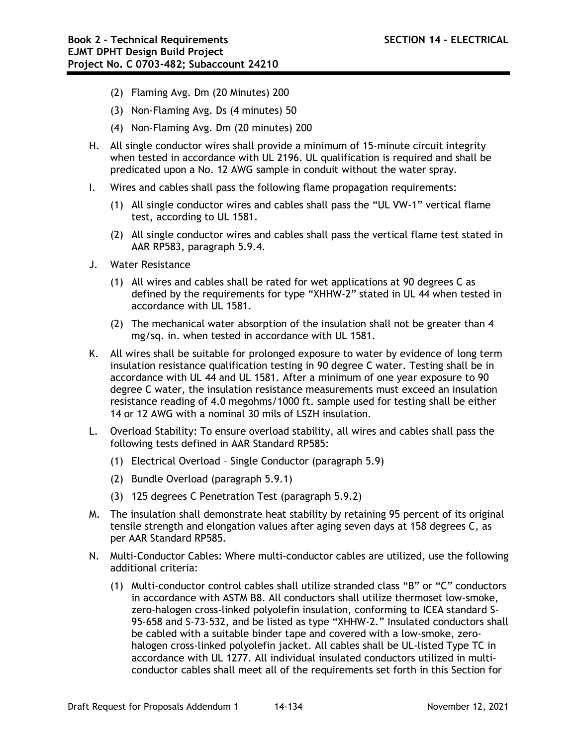(2) Flaming Avg. Dm (20 Minutes) 200

(3) Non-Flaming Avg. Ds (4 minutes) 50

(4) Non-Flaming Avg. Dm (20 minutes) 200

H. All single conductor wires shall provide a minimum of 15-minute circuit integrity when tested in accordance with UL 2196. UL qualification is required and shall be predicated upon a No. 12 AWG sample in conduit without the water spray.

I. Wires and cables shall pass the following flame propagation requirements:

   (1) All single conductor wires and cables shall pass the "UL VW-1" vertical flame test, according to UL 1581.

   (2) All single conductor wires and cables shall pass the vertical flame test stated in AAR RP583, paragraph 5.9.4.

J. Water Resistance

   (1) All wires and cables shall be rated for wet applications at 90 degrees C as defined by the requirements for type "XHHW-2" stated in UL 44 when tested in accordance with UL 1581.

   (2) The mechanical water absorption of the insulation shall not be greater than 4 mg/sq. in. when tested in accordance with UL 1581.

K. All wires shall be suitable for prolonged exposure to water by evidence of long term insulation resistance qualification testing in 90 degree C water. Testing shall be in accordance with UL 44 and UL 1581. After a minimum of one year exposure to 90 degree C water, the insulation resistance measurements must exceed an insulation resistance reading of 4.0 megohms/1000 ft. sample used for testing shall be either 14 or 12 AWG with a nominal 30 mils of LSZH insulation.

L. Overload Stability: To ensure overload stability, all wires and cables shall pass the following tests defined in AAR Standard RP585:

   (1) Electrical Overload – Single Conductor (paragraph 5.9)

   (2) Bundle Overload (paragraph 5.9.1)

   (3) 125 degrees C Penetration Test (paragraph 5.9.2)

M. The insulation shall demonstrate heat stability by retaining 95 percent of its original tensile strength and elongation values after aging seven days at 158 degrees C, as per AAR Standard RP585.

N. Multi-Conductor Cables: Where multi-conductor cables are utilized, use the following additional criteria:

   (1) Multi-conductor control cables shall utilize stranded class "B" or "C" conductors in accordance with ASTM B8. All conductors shall utilize thermoset low-smoke, zero-halogen cross-linked polyolefin insulation, conforming to ICEA standard S-95-658 and S-73-532, and be listed as type "XHHW-2." Insulated conductors shall be cabled with a suitable binder tape and covered with a low-smoke, zero-halogen cross-linked polyolefin jacket. All cables shall be UL-listed Type TC in accordance with UL 1277. All individual insulated conductors utilized in multi-conductor cables shall meet all of the requirements set forth in this Section for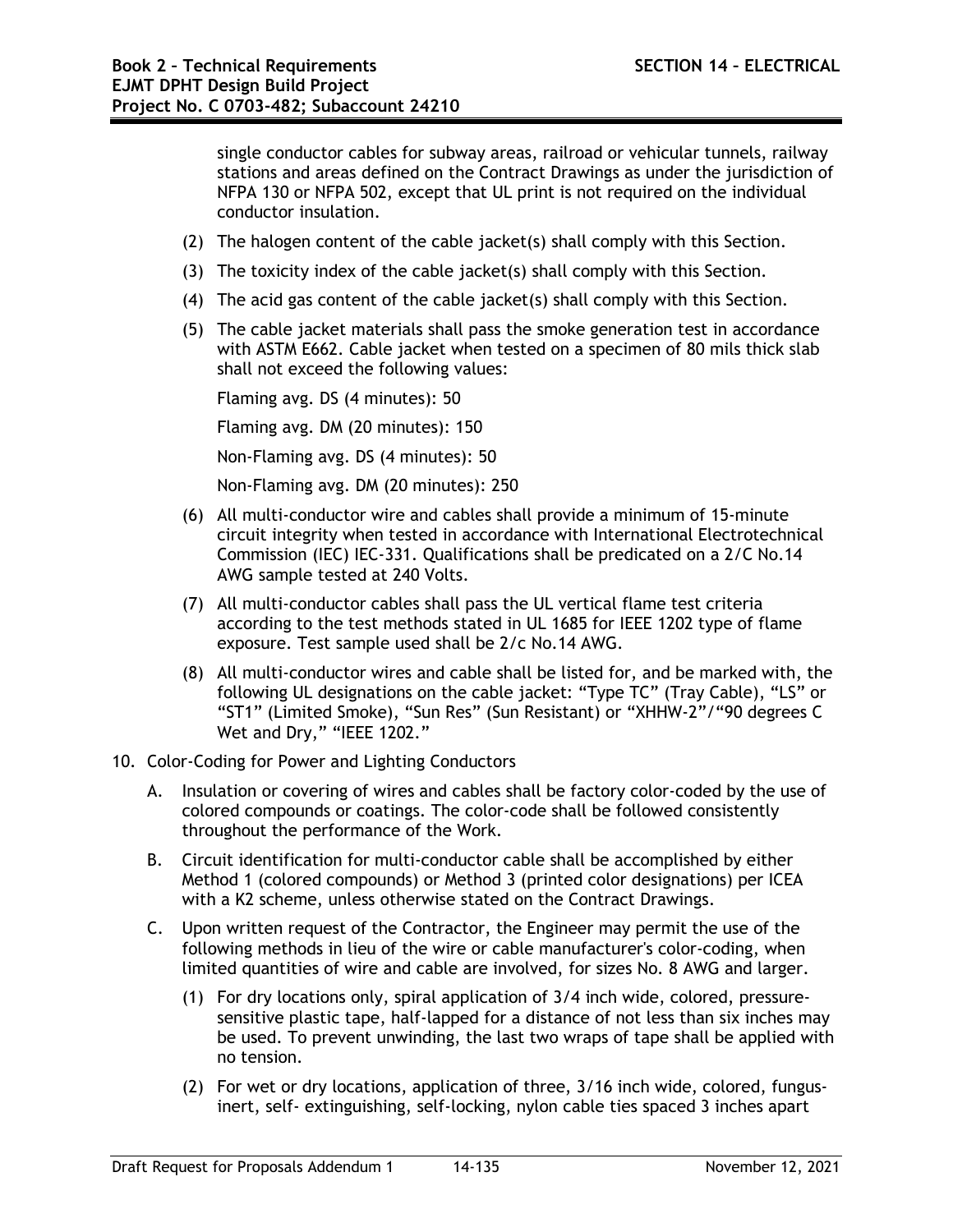single conductor cables for subway areas, railroad or vehicular tunnels, railway stations and areas defined on the Contract Drawings as under the jurisdiction of NFPA 130 or NFPA 502, except that UL print is not required on the individual conductor insulation.

(2) The halogen content of the cable jacket(s) shall comply with this Section.

(3) The toxicity index of the cable jacket(s) shall comply with this Section.

(4) The acid gas content of the cable jacket(s) shall comply with this Section.

(5) The cable jacket materials shall pass the smoke generation test in accordance with ASTM E662. Cable jacket when tested on a specimen of 80 mils thick slab shall not exceed the following values:

Flaming avg. DS (4 minutes): 50

Flaming avg. DM (20 minutes): 150

Non-Flaming avg. DS (4 minutes): 50

Non-Flaming avg. DM (20 minutes): 250

(6) All multi-conductor wire and cables shall provide a minimum of 15-minute circuit integrity when tested in accordance with International Electrotechnical Commission (IEC) IEC-331. Qualifications shall be predicated on a 2/C No.14 AWG sample tested at 240 Volts.

(7) All multi-conductor cables shall pass the UL vertical flame test criteria according to the test methods stated in UL 1685 for IEEE 1202 type of flame exposure. Test sample used shall be 2/c No.14 AWG.

(8) All multi-conductor wires and cable shall be listed for, and be marked with, the following UL designations on the cable jacket: "Type TC" (Tray Cable), "LS" or "ST1" (Limited Smoke), "Sun Res" (Sun Resistant) or "XHHW-2"/"90 degrees C Wet and Dry," "IEEE 1202."

10. Color-Coding for Power and Lighting Conductors

A. Insulation or covering of wires and cables shall be factory color-coded by the use of colored compounds or coatings. The color-code shall be followed consistently throughout the performance of the Work.

B. Circuit identification for multi-conductor cable shall be accomplished by either Method 1 (colored compounds) or Method 3 (printed color designations) per ICEA with a K2 scheme, unless otherwise stated on the Contract Drawings.

C. Upon written request of the Contractor, the Engineer may permit the use of the following methods in lieu of the wire or cable manufacturer's color-coding, when limited quantities of wire and cable are involved, for sizes No. 8 AWG and larger.

(1) For dry locations only, spiral application of 3/4 inch wide, colored, pressure-sensitive plastic tape, half-lapped for a distance of not less than six inches may be used. To prevent unwinding, the last two wraps of tape shall be applied with no tension.

(2) For wet or dry locations, application of three, 3/16 inch wide, colored, fungus-inert, self- extinguishing, self-locking, nylon cable ties spaced 3 inches apart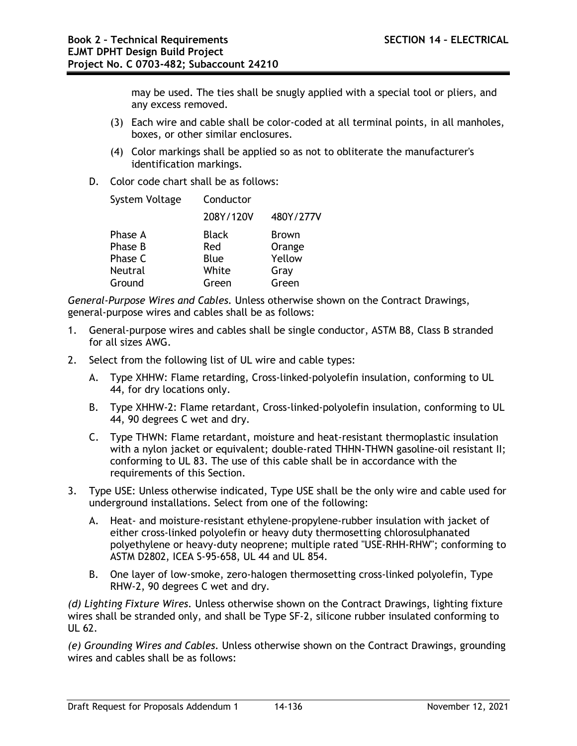may be used. The ties shall be snugly applied with a special tool or pliers, and any excess removed.

(3) Each wire and cable shall be color-coded at all terminal points, in all manholes, boxes, or other similar enclosures.

(4) Color markings shall be applied so as not to obliterate the manufacturer's identification markings.

D. Color code chart shall be as follows:

| System Voltage | Conductor | |
|---|---|---|
| | 208Y/120V | 480Y/277V |
| Phase A | Black | Brown |
| Phase B | Red | Orange |
| Phase C | Blue | Yellow |
| Neutral | White | Gray |
| Ground | Green | Green |

*General-Purpose Wires and Cables.* Unless otherwise shown on the Contract Drawings, general-purpose wires and cables shall be as follows:

1. General-purpose wires and cables shall be single conductor, ASTM B8, Class B stranded for all sizes AWG.
2. Select from the following list of UL wire and cable types:
   A. Type XHHW: Flame retarding, Cross-linked-polyolefin insulation, conforming to UL 44, for dry locations only.
   B. Type XHHW-2: Flame retardant, Cross-linked-polyolefin insulation, conforming to UL 44, 90 degrees C wet and dry.
   C. Type THWN: Flame retardant, moisture and heat-resistant thermoplastic insulation with a nylon jacket or equivalent; double-rated THHN-THWN gasoline-oil resistant II; conforming to UL 83. The use of this cable shall be in accordance with the requirements of this Section.
3. Type USE: Unless otherwise indicated, Type USE shall be the only wire and cable used for underground installations. Select from one of the following:
   A. Heat- and moisture-resistant ethylene-propylene-rubber insulation with jacket of either cross-linked polyolefin or heavy duty thermosetting chlorosulphanated polyethylene or heavy-duty neoprene; multiple rated "USE-RHH-RHW"; conforming to ASTM D2802, ICEA S-95-658, UL 44 and UL 854.
   B. One layer of low-smoke, zero-halogen thermosetting cross-linked polyolefin, Type RHW-2, 90 degrees C wet and dry.

*(d) Lighting Fixture Wires.* Unless otherwise shown on the Contract Drawings, lighting fixture wires shall be stranded only, and shall be Type SF-2, silicone rubber insulated conforming to UL 62.

*(e) Grounding Wires and Cables.* Unless otherwise shown on the Contract Drawings, grounding wires and cables shall be as follows: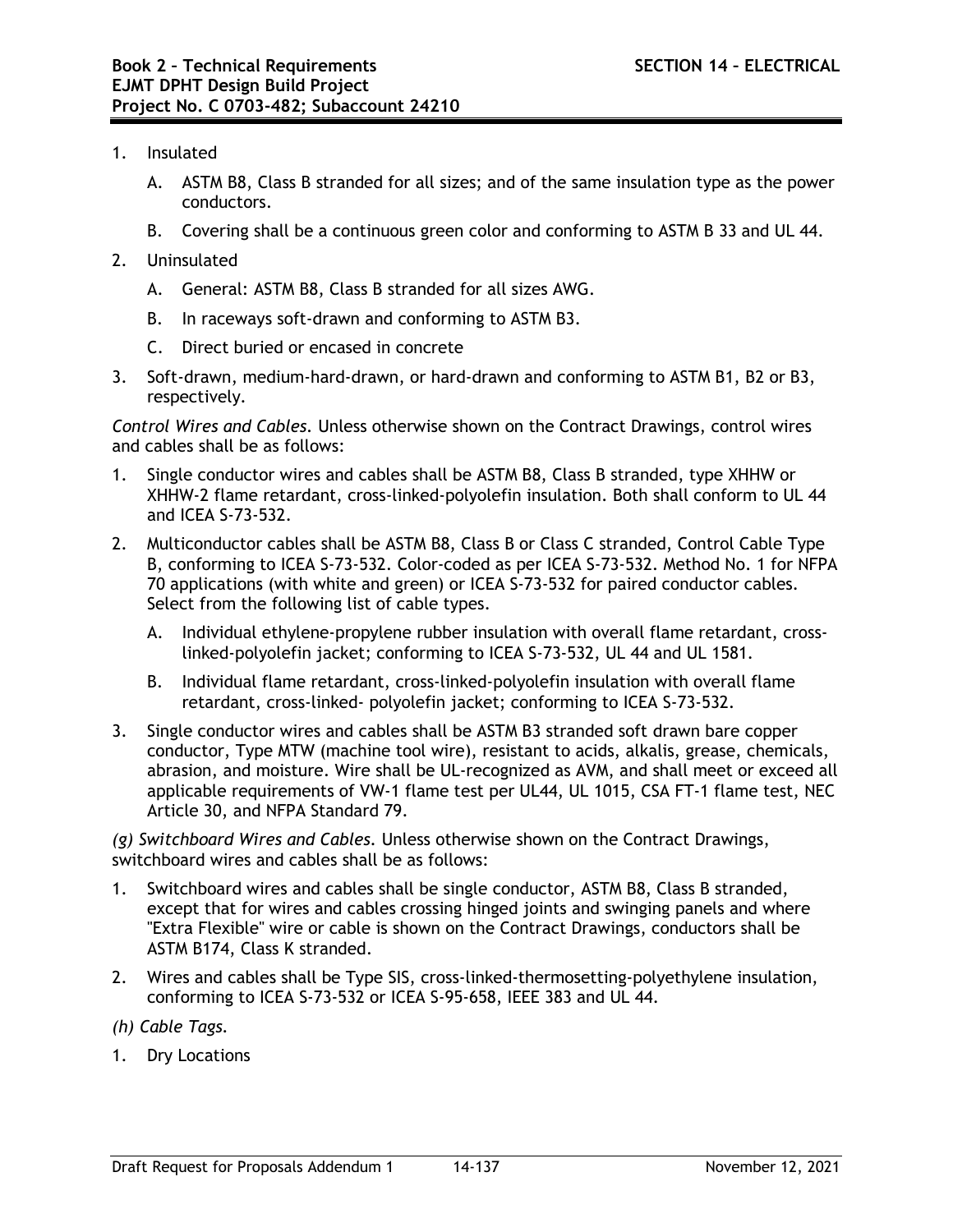1. Insulated

   A. ASTM B8, Class B stranded for all sizes; and of the same insulation type as the power conductors.

   B. Covering shall be a continuous green color and conforming to ASTM B 33 and UL 44.

2. Uninsulated

   A. General: ASTM B8, Class B stranded for all sizes AWG.

   B. In raceways soft-drawn and conforming to ASTM B3.

   C. Direct buried or encased in concrete

3. Soft-drawn, medium-hard-drawn, or hard-drawn and conforming to ASTM B1, B2 or B3, respectively.

*Control Wires and Cables.* Unless otherwise shown on the Contract Drawings, control wires and cables shall be as follows:

1. Single conductor wires and cables shall be ASTM B8, Class B stranded, type XHHW or XHHW-2 flame retardant, cross-linked-polyolefin insulation. Both shall conform to UL 44 and ICEA S-73-532.

2. Multiconductor cables shall be ASTM B8, Class B or Class C stranded, Control Cable Type B, conforming to ICEA S-73-532. Color-coded as per ICEA S-73-532. Method No. 1 for NFPA 70 applications (with white and green) or ICEA S-73-532 for paired conductor cables. Select from the following list of cable types.

   A. Individual ethylene-propylene rubber insulation with overall flame retardant, cross-linked-polyolefin jacket; conforming to ICEA S-73-532, UL 44 and UL 1581.

   B. Individual flame retardant, cross-linked-polyolefin insulation with overall flame retardant, cross-linked- polyolefin jacket; conforming to ICEA S-73-532.

3. Single conductor wires and cables shall be ASTM B3 stranded soft drawn bare copper conductor, Type MTW (machine tool wire), resistant to acids, alkalis, grease, chemicals, abrasion, and moisture. Wire shall be UL-recognized as AVM, and shall meet or exceed all applicable requirements of VW-1 flame test per UL44, UL 1015, CSA FT-1 flame test, NEC Article 30, and NFPA Standard 79.

*(g) Switchboard Wires and Cables.* Unless otherwise shown on the Contract Drawings, switchboard wires and cables shall be as follows:

1. Switchboard wires and cables shall be single conductor, ASTM B8, Class B stranded, except that for wires and cables crossing hinged joints and swinging panels and where "Extra Flexible" wire or cable is shown on the Contract Drawings, conductors shall be ASTM B174, Class K stranded.

2. Wires and cables shall be Type SIS, cross-linked-thermosetting-polyethylene insulation, conforming to ICEA S-73-532 or ICEA S-95-658, IEEE 383 and UL 44.

*(h) Cable Tags.*

1. Dry Locations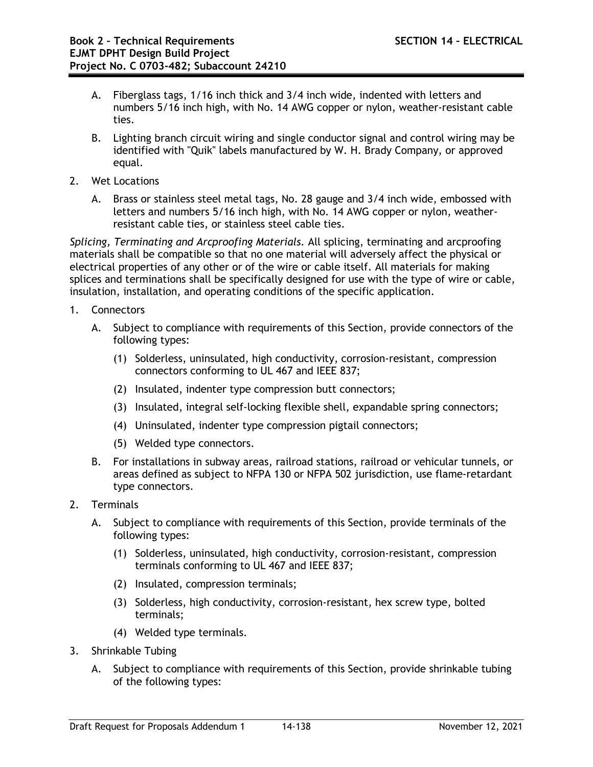A. Fiberglass tags, 1/16 inch thick and 3/4 inch wide, indented with letters and numbers 5/16 inch high, with No. 14 AWG copper or nylon, weather-resistant cable ties.

   B. Lighting branch circuit wiring and single conductor signal and control wiring may be identified with "Quik" labels manufactured by W. H. Brady Company, or approved equal.

2. Wet Locations

   A. Brass or stainless steel metal tags, No. 28 gauge and 3/4 inch wide, embossed with letters and numbers 5/16 inch high, with No. 14 AWG copper or nylon, weather-resistant cable ties, or stainless steel cable ties.

*Splicing, Terminating and Arcproofing Materials.* All splicing, terminating and arcproofing materials shall be compatible so that no one material will adversely affect the physical or electrical properties of any other or of the wire or cable itself. All materials for making splices and terminations shall be specifically designed for use with the type of wire or cable, insulation, installation, and operating conditions of the specific application.

1. Connectors

   A. Subject to compliance with requirements of this Section, provide connectors of the following types:

      (1) Solderless, uninsulated, high conductivity, corrosion-resistant, compression connectors conforming to UL 467 and IEEE 837;

      (2) Insulated, indenter type compression butt connectors;

      (3) Insulated, integral self-locking flexible shell, expandable spring connectors;

      (4) Uninsulated, indenter type compression pigtail connectors;

      (5) Welded type connectors.

   B. For installations in subway areas, railroad stations, railroad or vehicular tunnels, or areas defined as subject to NFPA 130 or NFPA 502 jurisdiction, use flame-retardant type connectors.

2. Terminals

   A. Subject to compliance with requirements of this Section, provide terminals of the following types:

      (1) Solderless, uninsulated, high conductivity, corrosion-resistant, compression terminals conforming to UL 467 and IEEE 837;

      (2) Insulated, compression terminals;

      (3) Solderless, high conductivity, corrosion-resistant, hex screw type, bolted terminals;

      (4) Welded type terminals.

3. Shrinkable Tubing

   A. Subject to compliance with requirements of this Section, provide shrinkable tubing of the following types: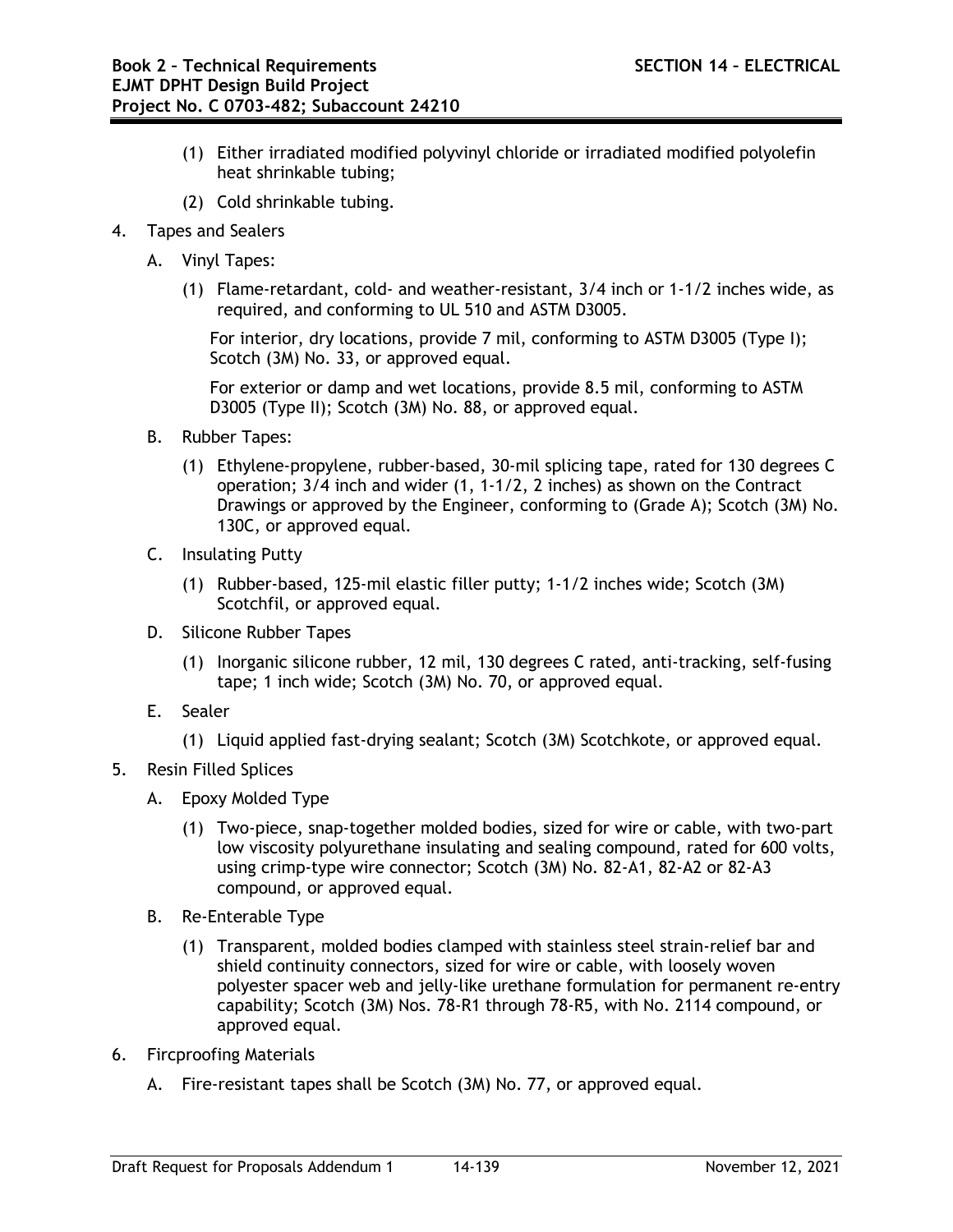(1) Either irradiated modified polyvinyl chloride or irradiated modified polyolefin heat shrinkable tubing;

(2) Cold shrinkable tubing.

4. Tapes and Sealers

   A. Vinyl Tapes:

      (1) Flame-retardant, cold- and weather-resistant, 3/4 inch or 1-1/2 inches wide, as required, and conforming to UL 510 and ASTM D3005.

      For interior, dry locations, provide 7 mil, conforming to ASTM D3005 (Type I); Scotch (3M) No. 33, or approved equal.

      For exterior or damp and wet locations, provide 8.5 mil, conforming to ASTM D3005 (Type II); Scotch (3M) No. 88, or approved equal.

   B. Rubber Tapes:

      (1) Ethylene-propylene, rubber-based, 30-mil splicing tape, rated for 130 degrees C operation; 3/4 inch and wider (1, 1-1/2, 2 inches) as shown on the Contract Drawings or approved by the Engineer, conforming to (Grade A); Scotch (3M) No. 130C, or approved equal.

   C. Insulating Putty

      (1) Rubber-based, 125-mil elastic filler putty; 1-1/2 inches wide; Scotch (3M) Scotchfil, or approved equal.

   D. Silicone Rubber Tapes

      (1) Inorganic silicone rubber, 12 mil, 130 degrees C rated, anti-tracking, self-fusing tape; 1 inch wide; Scotch (3M) No. 70, or approved equal.

   E. Sealer

      (1) Liquid applied fast-drying sealant; Scotch (3M) Scotchkote, or approved equal.

5. Resin Filled Splices

   A. Epoxy Molded Type

      (1) Two-piece, snap-together molded bodies, sized for wire or cable, with two-part low viscosity polyurethane insulating and sealing compound, rated for 600 volts, using crimp-type wire connector; Scotch (3M) No. 82-A1, 82-A2 or 82-A3 compound, or approved equal.

   B. Re-Enterable Type

      (1) Transparent, molded bodies clamped with stainless steel strain-relief bar and shield continuity connectors, sized for wire or cable, with loosely woven polyester spacer web and jelly-like urethane formulation for permanent re-entry capability; Scotch (3M) Nos. 78-R1 through 78-R5, with No. 2114 compound, or approved equal.

6. Fircproofing Materials

   A. Fire-resistant tapes shall be Scotch (3M) No. 77, or approved equal.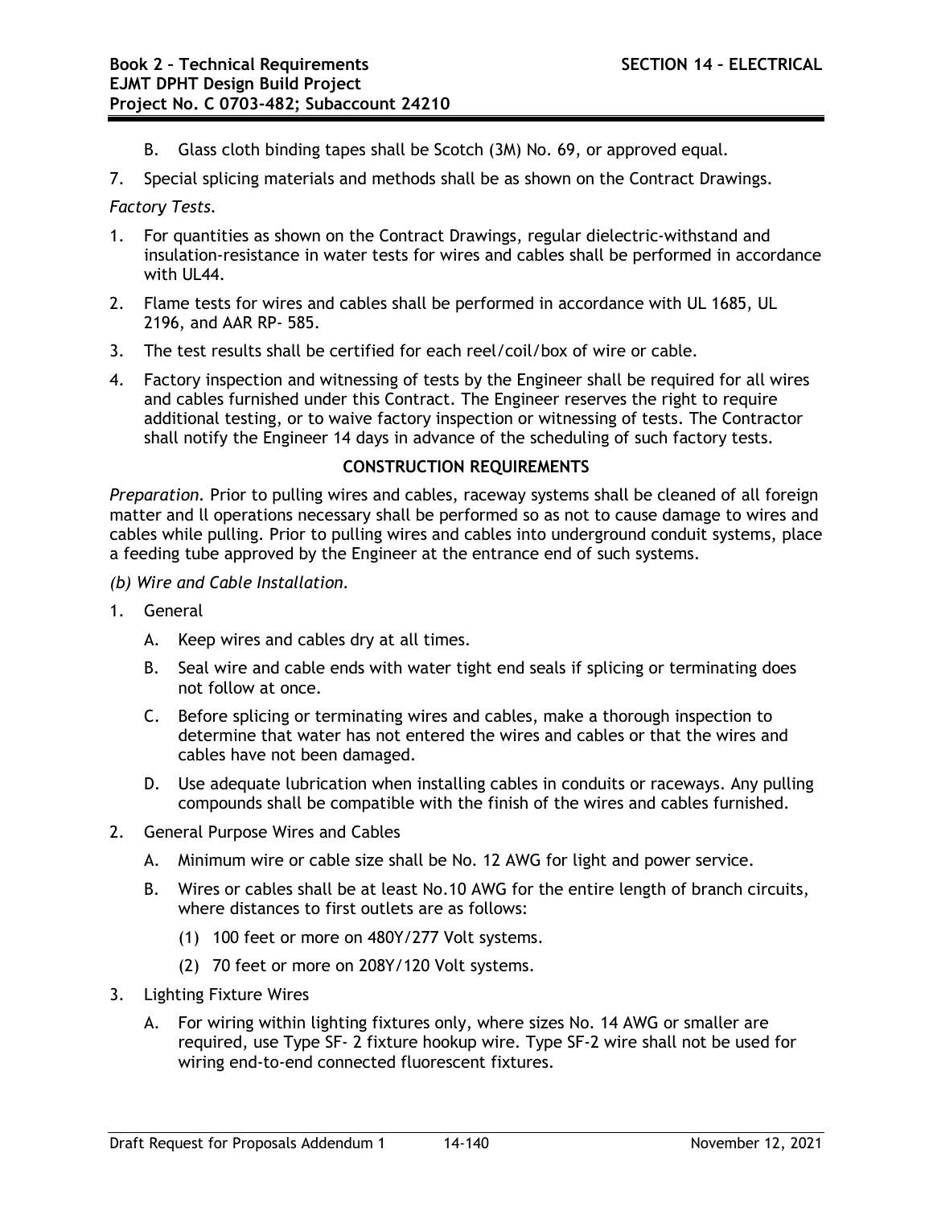B. Glass cloth binding tapes shall be Scotch (3M) No. 69, or approved equal.

7. Special splicing materials and methods shall be as shown on the Contract Drawings.

*Factory Tests.*

1. For quantities as shown on the Contract Drawings, regular dielectric-withstand and insulation-resistance in water tests for wires and cables shall be performed in accordance with UL44.
2. Flame tests for wires and cables shall be performed in accordance with UL 1685, UL 2196, and AAR RP- 585.
3. The test results shall be certified for each reel/coil/box of wire or cable.
4. Factory inspection and witnessing of tests by the Engineer shall be required for all wires and cables furnished under this Contract. The Engineer reserves the right to require additional testing, or to waive factory inspection or witnessing of tests. The Contractor shall notify the Engineer 14 days in advance of the scheduling of such factory tests.

**CONSTRUCTION REQUIREMENTS**

*Preparation.* Prior to pulling wires and cables, raceway systems shall be cleaned of all foreign matter and ll operations necessary shall be performed so as not to cause damage to wires and cables while pulling. Prior to pulling wires and cables into underground conduit systems, place a feeding tube approved by the Engineer at the entrance end of such systems.

*(b) Wire and Cable Installation.*

1. General
   - A. Keep wires and cables dry at all times.
   - B. Seal wire and cable ends with water tight end seals if splicing or terminating does not follow at once.
   - C. Before splicing or terminating wires and cables, make a thorough inspection to determine that water has not entered the wires and cables or that the wires and cables have not been damaged.
   - D. Use adequate lubrication when installing cables in conduits or raceways. Any pulling compounds shall be compatible with the finish of the wires and cables furnished.
2. General Purpose Wires and Cables
   - A. Minimum wire or cable size shall be No. 12 AWG for light and power service.
   - B. Wires or cables shall be at least No.10 AWG for the entire length of branch circuits, where distances to first outlets are as follows:
     - (1) 100 feet or more on 480Y/277 Volt systems.
     - (2) 70 feet or more on 208Y/120 Volt systems.
3. Lighting Fixture Wires
   - A. For wiring within lighting fixtures only, where sizes No. 14 AWG or smaller are required, use Type SF- 2 fixture hookup wire. Type SF-2 wire shall not be used for wiring end-to-end connected fluorescent fixtures.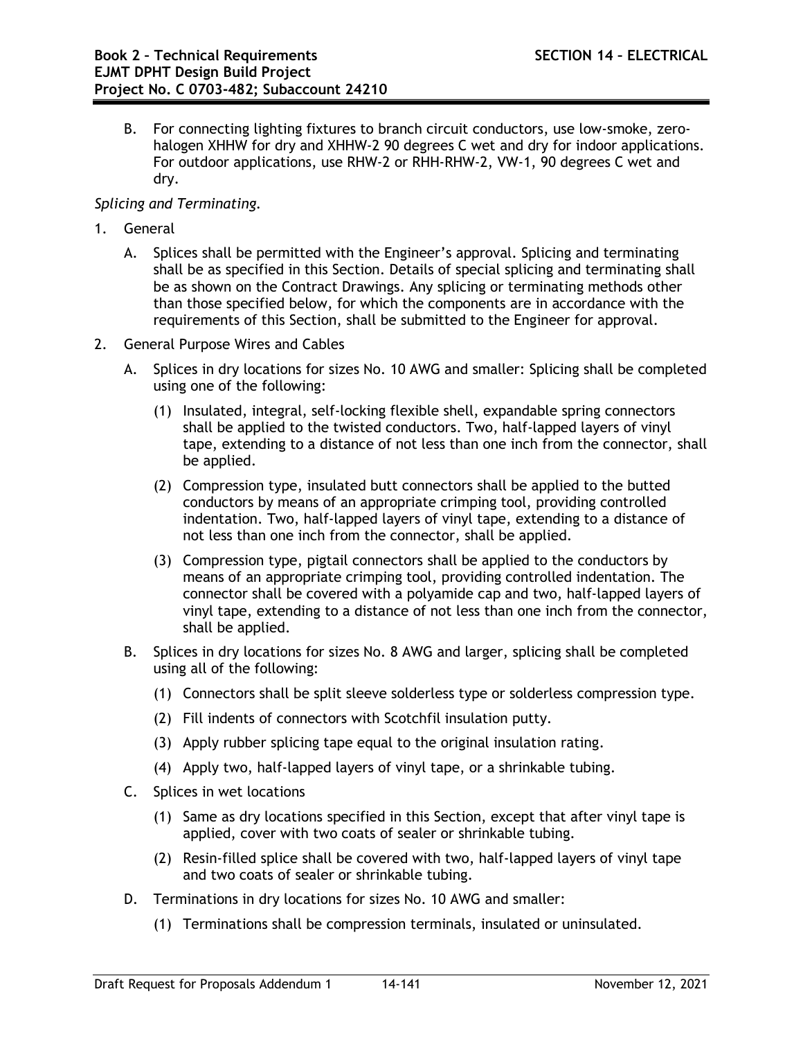B. For connecting lighting fixtures to branch circuit conductors, use low-smoke, zero-halogen XHHW for dry and XHHW-2 90 degrees C wet and dry for indoor applications. For outdoor applications, use RHW-2 or RHH-RHW-2, VW-1, 90 degrees C wet and dry.

*Splicing and Terminating.*

1. General

   A. Splices shall be permitted with the Engineer's approval. Splicing and terminating shall be as specified in this Section. Details of special splicing and terminating shall be as shown on the Contract Drawings. Any splicing or terminating methods other than those specified below, for which the components are in accordance with the requirements of this Section, shall be submitted to the Engineer for approval.

2. General Purpose Wires and Cables

   A. Splices in dry locations for sizes No. 10 AWG and smaller: Splicing shall be completed using one of the following:

      (1) Insulated, integral, self-locking flexible shell, expandable spring connectors shall be applied to the twisted conductors. Two, half-lapped layers of vinyl tape, extending to a distance of not less than one inch from the connector, shall be applied.

      (2) Compression type, insulated butt connectors shall be applied to the butted conductors by means of an appropriate crimping tool, providing controlled indentation. Two, half-lapped layers of vinyl tape, extending to a distance of not less than one inch from the connector, shall be applied.

      (3) Compression type, pigtail connectors shall be applied to the conductors by means of an appropriate crimping tool, providing controlled indentation. The connector shall be covered with a polyamide cap and two, half-lapped layers of vinyl tape, extending to a distance of not less than one inch from the connector, shall be applied.

   B. Splices in dry locations for sizes No. 8 AWG and larger, splicing shall be completed using all of the following:

      (1) Connectors shall be split sleeve solderless type or solderless compression type.

      (2) Fill indents of connectors with Scotchfil insulation putty.

      (3) Apply rubber splicing tape equal to the original insulation rating.

      (4) Apply two, half-lapped layers of vinyl tape, or a shrinkable tubing.

   C. Splices in wet locations

      (1) Same as dry locations specified in this Section, except that after vinyl tape is applied, cover with two coats of sealer or shrinkable tubing.

      (2) Resin-filled splice shall be covered with two, half-lapped layers of vinyl tape and two coats of sealer or shrinkable tubing.

   D. Terminations in dry locations for sizes No. 10 AWG and smaller:

      (1) Terminations shall be compression terminals, insulated or uninsulated.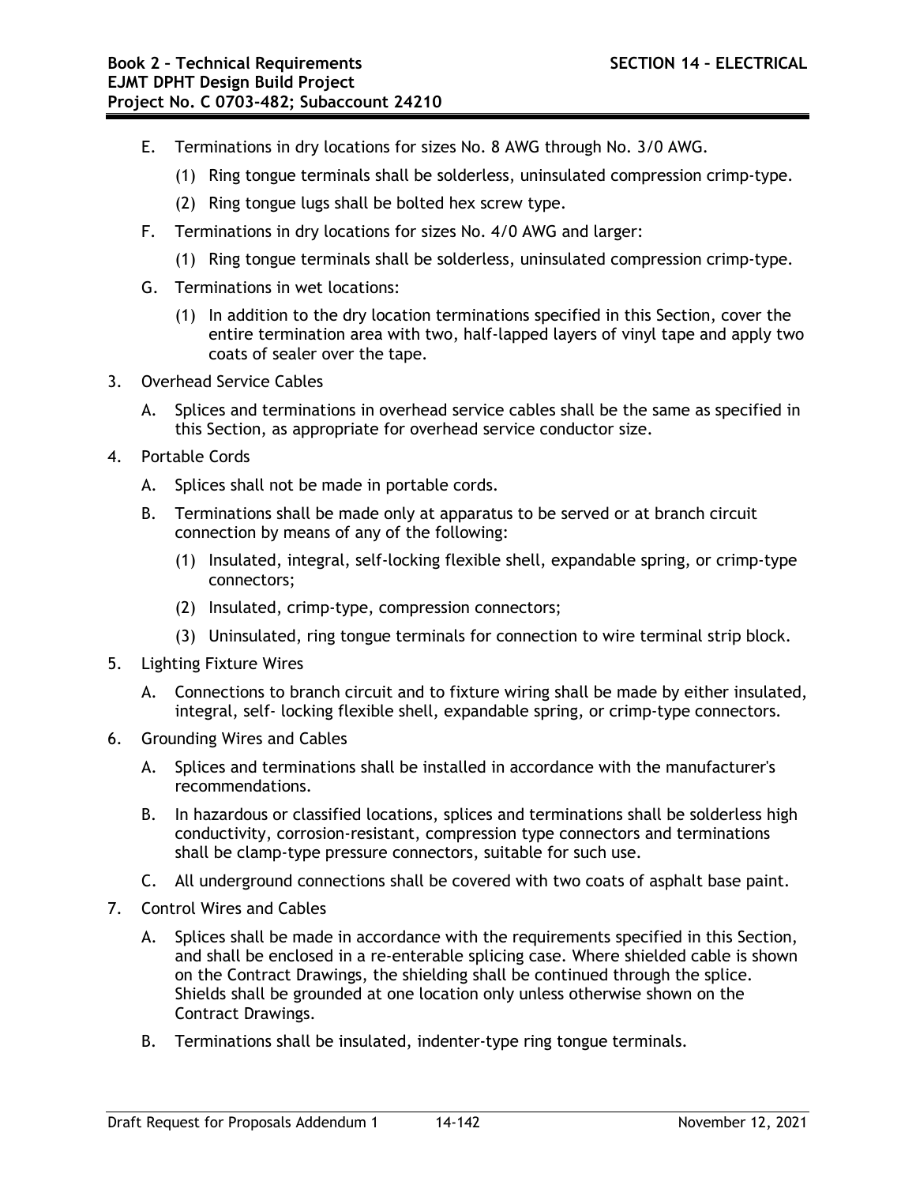E. Terminations in dry locations for sizes No. 8 AWG through No. 3/0 AWG.

   (1) Ring tongue terminals shall be solderless, uninsulated compression crimp-type.

   (2) Ring tongue lugs shall be bolted hex screw type.

F. Terminations in dry locations for sizes No. 4/0 AWG and larger:

   (1) Ring tongue terminals shall be solderless, uninsulated compression crimp-type.

G. Terminations in wet locations:

   (1) In addition to the dry location terminations specified in this Section, cover the entire termination area with two, half-lapped layers of vinyl tape and apply two coats of sealer over the tape.

3. Overhead Service Cables

   A. Splices and terminations in overhead service cables shall be the same as specified in this Section, as appropriate for overhead service conductor size.

4. Portable Cords

   A. Splices shall not be made in portable cords.

   B. Terminations shall be made only at apparatus to be served or at branch circuit connection by means of any of the following:

      (1) Insulated, integral, self-locking flexible shell, expandable spring, or crimp-type connectors;

      (2) Insulated, crimp-type, compression connectors;

      (3) Uninsulated, ring tongue terminals for connection to wire terminal strip block.

5. Lighting Fixture Wires

   A. Connections to branch circuit and to fixture wiring shall be made by either insulated, integral, self- locking flexible shell, expandable spring, or crimp-type connectors.

6. Grounding Wires and Cables

   A. Splices and terminations shall be installed in accordance with the manufacturer's recommendations.

   B. In hazardous or classified locations, splices and terminations shall be solderless high conductivity, corrosion-resistant, compression type connectors and terminations shall be clamp-type pressure connectors, suitable for such use.

   C. All underground connections shall be covered with two coats of asphalt base paint.

7. Control Wires and Cables

   A. Splices shall be made in accordance with the requirements specified in this Section, and shall be enclosed in a re-enterable splicing case. Where shielded cable is shown on the Contract Drawings, the shielding shall be continued through the splice. Shields shall be grounded at one location only unless otherwise shown on the Contract Drawings.

   B. Terminations shall be insulated, indenter-type ring tongue terminals.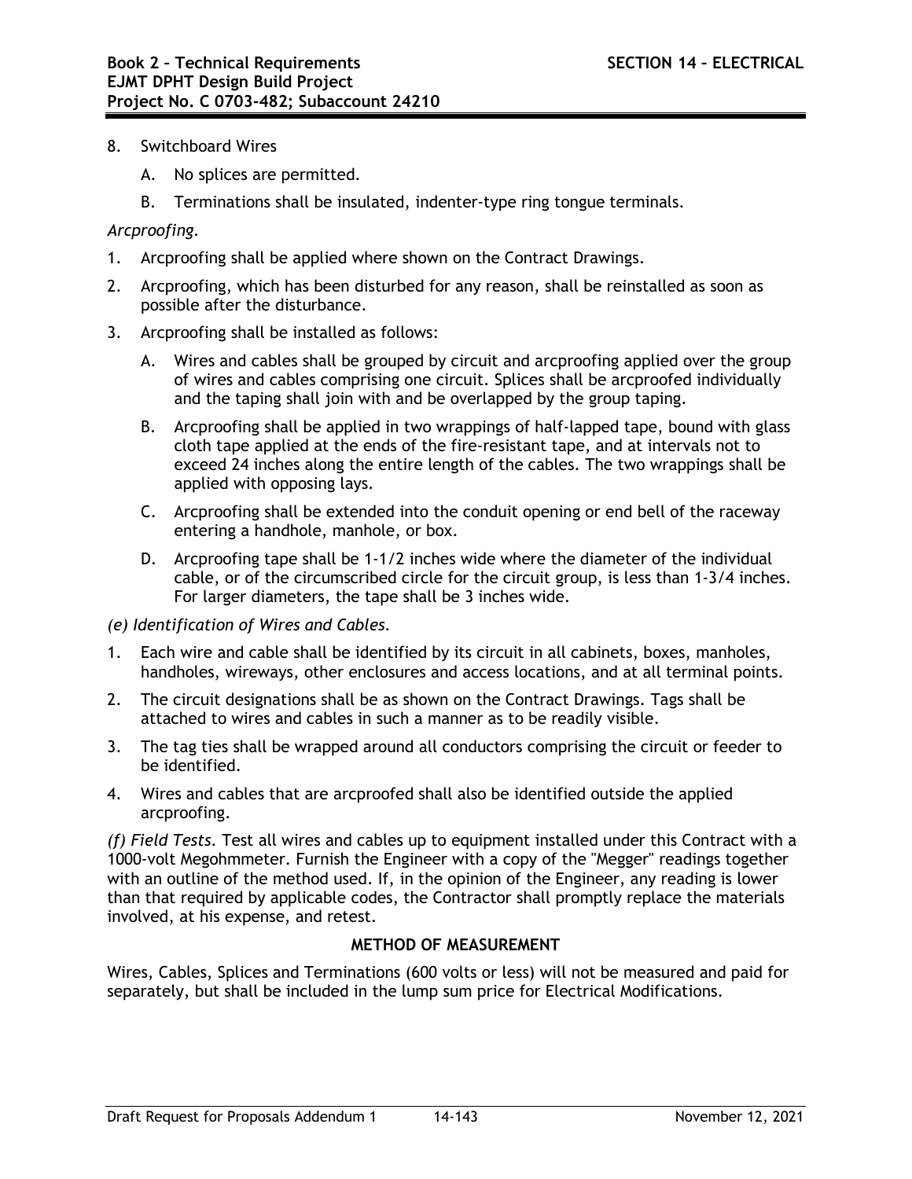8. Switchboard Wires

   A. No splices are permitted.

   B. Terminations shall be insulated, indenter-type ring tongue terminals.

*Arcproofing.*

1. Arcproofing shall be applied where shown on the Contract Drawings.
2. Arcproofing, which has been disturbed for any reason, shall be reinstalled as soon as possible after the disturbance.
3. Arcproofing shall be installed as follows:

   A. Wires and cables shall be grouped by circuit and arcproofing applied over the group of wires and cables comprising one circuit. Splices shall be arcproofed individually and the taping shall join with and be overlapped by the group taping.

   B. Arcproofing shall be applied in two wrappings of half-lapped tape, bound with glass cloth tape applied at the ends of the fire-resistant tape, and at intervals not to exceed 24 inches along the entire length of the cables. The two wrappings shall be applied with opposing lays.

   C. Arcproofing shall be extended into the conduit opening or end bell of the raceway entering a handhole, manhole, or box.

   D. Arcproofing tape shall be 1-1/2 inches wide where the diameter of the individual cable, or of the circumscribed circle for the circuit group, is less than 1-3/4 inches. For larger diameters, the tape shall be 3 inches wide.

*(e) Identification of Wires and Cables.*

1. Each wire and cable shall be identified by its circuit in all cabinets, boxes, manholes, handholes, wireways, other enclosures and access locations, and at all terminal points.
2. The circuit designations shall be as shown on the Contract Drawings. Tags shall be attached to wires and cables in such a manner as to be readily visible.
3. The tag ties shall be wrapped around all conductors comprising the circuit or feeder to be identified.
4. Wires and cables that are arcproofed shall also be identified outside the applied arcproofing.

*(f) Field Tests.* Test all wires and cables up to equipment installed under this Contract with a 1000-volt Megohmmeter. Furnish the Engineer with a copy of the "Megger" readings together with an outline of the method used. If, in the opinion of the Engineer, any reading is lower than that required by applicable codes, the Contractor shall promptly replace the materials involved, at his expense, and retest.

**METHOD OF MEASUREMENT**

Wires, Cables, Splices and Terminations (600 volts or less) will not be measured and paid for separately, but shall be included in the lump sum price for Electrical Modifications.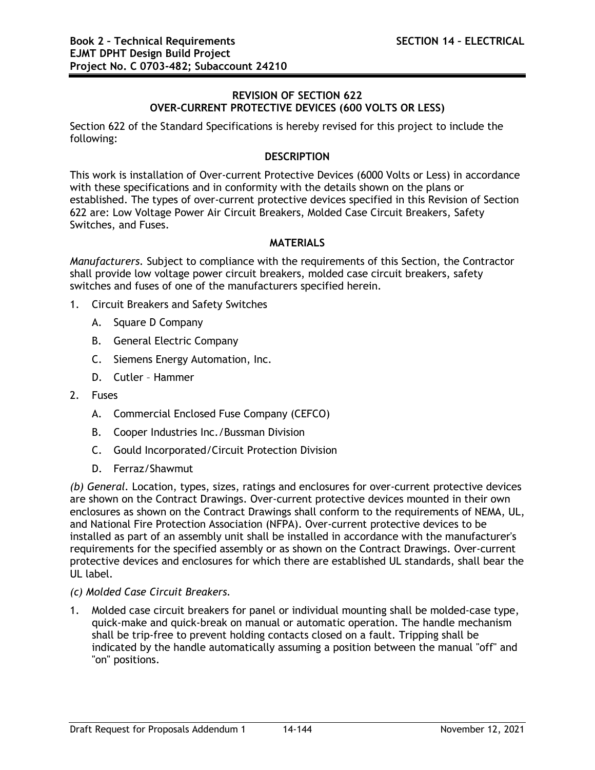## REVISION OF SECTION 622
## OVER-CURRENT PROTECTIVE DEVICES (600 VOLTS OR LESS)

Section 622 of the Standard Specifications is hereby revised for this project to include the following:

### DESCRIPTION

This work is installation of Over-current Protective Devices (6000 Volts or Less) in accordance with these specifications and in conformity with the details shown on the plans or established. The types of over-current protective devices specified in this Revision of Section 622 are: Low Voltage Power Air Circuit Breakers, Molded Case Circuit Breakers, Safety Switches, and Fuses.

### MATERIALS

*Manufacturers.* Subject to compliance with the requirements of this Section, the Contractor shall provide low voltage power circuit breakers, molded case circuit breakers, safety switches and fuses of one of the manufacturers specified herein.

1. Circuit Breakers and Safety Switches
   - A. Square D Company
   - B. General Electric Company
   - C. Siemens Energy Automation, Inc.
   - D. Cutler – Hammer
2. Fuses
   - A. Commercial Enclosed Fuse Company (CEFCO)
   - B. Cooper Industries Inc./Bussman Division
   - C. Gould Incorporated/Circuit Protection Division
   - D. Ferraz/Shawmut

*(b) General.* Location, types, sizes, ratings and enclosures for over-current protective devices are shown on the Contract Drawings. Over-current protective devices mounted in their own enclosures as shown on the Contract Drawings shall conform to the requirements of NEMA, UL, and National Fire Protection Association (NFPA). Over-current protective devices to be installed as part of an assembly unit shall be installed in accordance with the manufacturer's requirements for the specified assembly or as shown on the Contract Drawings. Over-current protective devices and enclosures for which there are established UL standards, shall bear the UL label.

*(c) Molded Case Circuit Breakers.*

1. Molded case circuit breakers for panel or individual mounting shall be molded-case type, quick-make and quick-break on manual or automatic operation. The handle mechanism shall be trip-free to prevent holding contacts closed on a fault. Tripping shall be indicated by the handle automatically assuming a position between the manual "off" and "on" positions.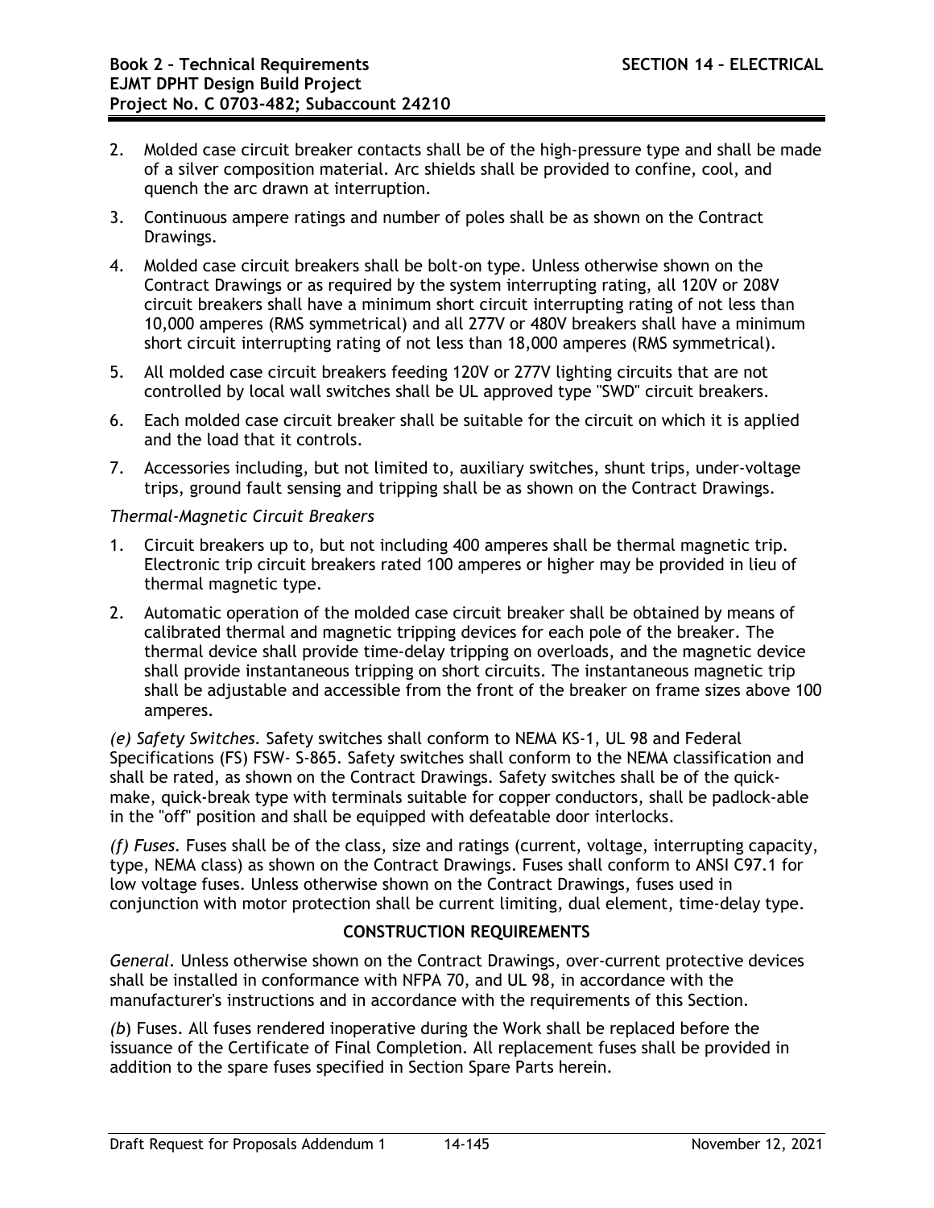2. Molded case circuit breaker contacts shall be of the high-pressure type and shall be made of a silver composition material. Arc shields shall be provided to confine, cool, and quench the arc drawn at interruption.
3. Continuous ampere ratings and number of poles shall be as shown on the Contract Drawings.
4. Molded case circuit breakers shall be bolt-on type. Unless otherwise shown on the Contract Drawings or as required by the system interrupting rating, all 120V or 208V circuit breakers shall have a minimum short circuit interrupting rating of not less than 10,000 amperes (RMS symmetrical) and all 277V or 480V breakers shall have a minimum short circuit interrupting rating of not less than 18,000 amperes (RMS symmetrical).
5. All molded case circuit breakers feeding 120V or 277V lighting circuits that are not controlled by local wall switches shall be UL approved type "SWD" circuit breakers.
6. Each molded case circuit breaker shall be suitable for the circuit on which it is applied and the load that it controls.
7. Accessories including, but not limited to, auxiliary switches, shunt trips, under-voltage trips, ground fault sensing and tripping shall be as shown on the Contract Drawings.

*Thermal-Magnetic Circuit Breakers*

1. Circuit breakers up to, but not including 400 amperes shall be thermal magnetic trip. Electronic trip circuit breakers rated 100 amperes or higher may be provided in lieu of thermal magnetic type.
2. Automatic operation of the molded case circuit breaker shall be obtained by means of calibrated thermal and magnetic tripping devices for each pole of the breaker. The thermal device shall provide time-delay tripping on overloads, and the magnetic device shall provide instantaneous tripping on short circuits. The instantaneous magnetic trip shall be adjustable and accessible from the front of the breaker on frame sizes above 100 amperes.

*(e) Safety Switches.* Safety switches shall conform to NEMA KS-1, UL 98 and Federal Specifications (FS) FSW- S-865. Safety switches shall conform to the NEMA classification and shall be rated, as shown on the Contract Drawings. Safety switches shall be of the quick-make, quick-break type with terminals suitable for copper conductors, shall be padlock-able in the "off" position and shall be equipped with defeatable door interlocks.

*(f) Fuses.* Fuses shall be of the class, size and ratings (current, voltage, interrupting capacity, type, NEMA class) as shown on the Contract Drawings. Fuses shall conform to ANSI C97.1 for low voltage fuses. Unless otherwise shown on the Contract Drawings, fuses used in conjunction with motor protection shall be current limiting, dual element, time-delay type.

**CONSTRUCTION REQUIREMENTS**

*General.* Unless otherwise shown on the Contract Drawings, over-current protective devices shall be installed in conformance with NFPA 70, and UL 98, in accordance with the manufacturer's instructions and in accordance with the requirements of this Section.

*(b)* Fuses. All fuses rendered inoperative during the Work shall be replaced before the issuance of the Certificate of Final Completion. All replacement fuses shall be provided in addition to the spare fuses specified in Section Spare Parts herein.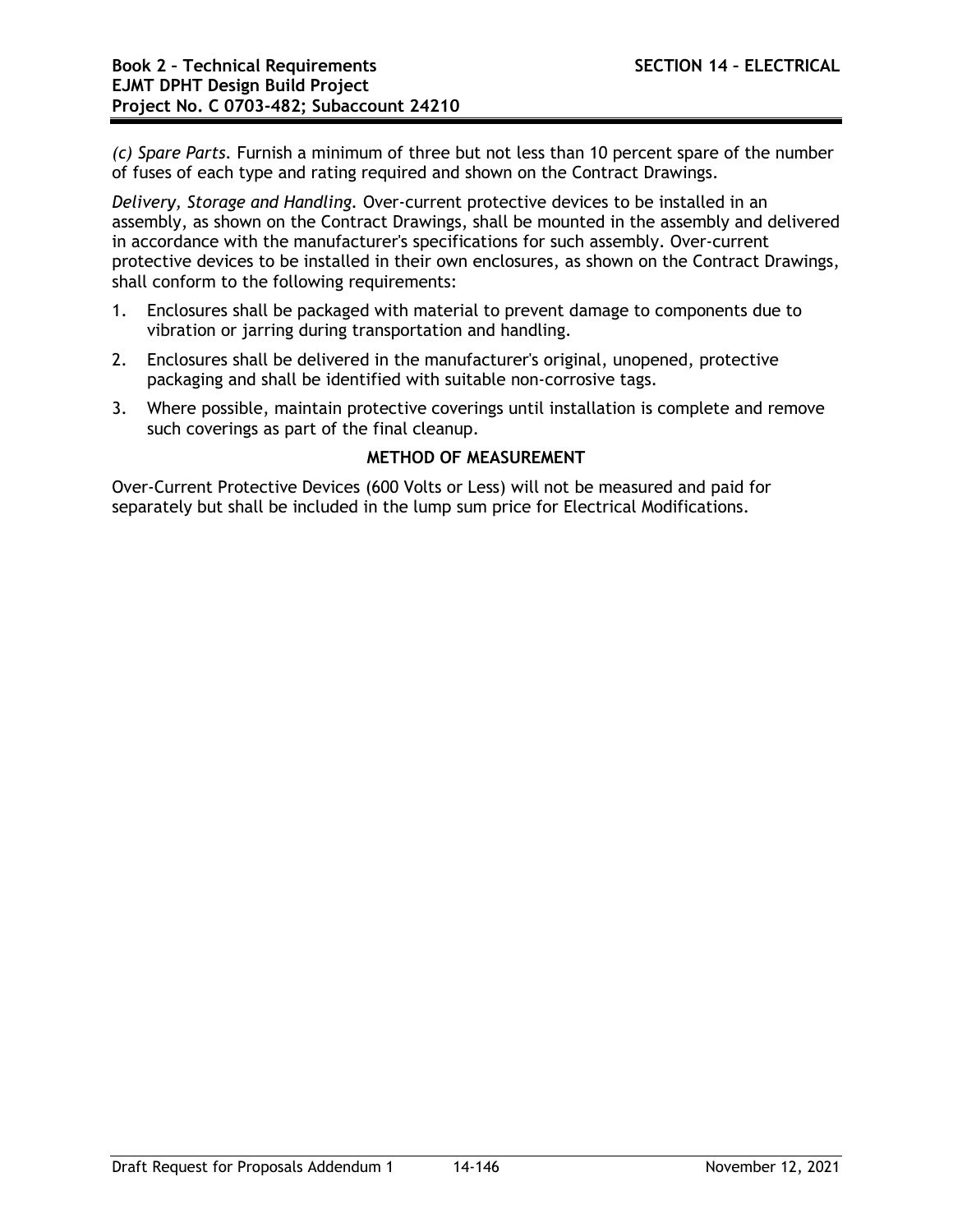*(c) Spare Parts*. Furnish a minimum of three but not less than 10 percent spare of the number of fuses of each type and rating required and shown on the Contract Drawings.

*Delivery, Storage and Handling*. Over-current protective devices to be installed in an assembly, as shown on the Contract Drawings, shall be mounted in the assembly and delivered in accordance with the manufacturer's specifications for such assembly. Over-current protective devices to be installed in their own enclosures, as shown on the Contract Drawings, shall conform to the following requirements:

1. Enclosures shall be packaged with material to prevent damage to components due to vibration or jarring during transportation and handling.
2. Enclosures shall be delivered in the manufacturer's original, unopened, protective packaging and shall be identified with suitable non-corrosive tags.
3. Where possible, maintain protective coverings until installation is complete and remove such coverings as part of the final cleanup.

### METHOD OF MEASUREMENT

Over-Current Protective Devices (600 Volts or Less) will not be measured and paid for separately but shall be included in the lump sum price for Electrical Modifications.